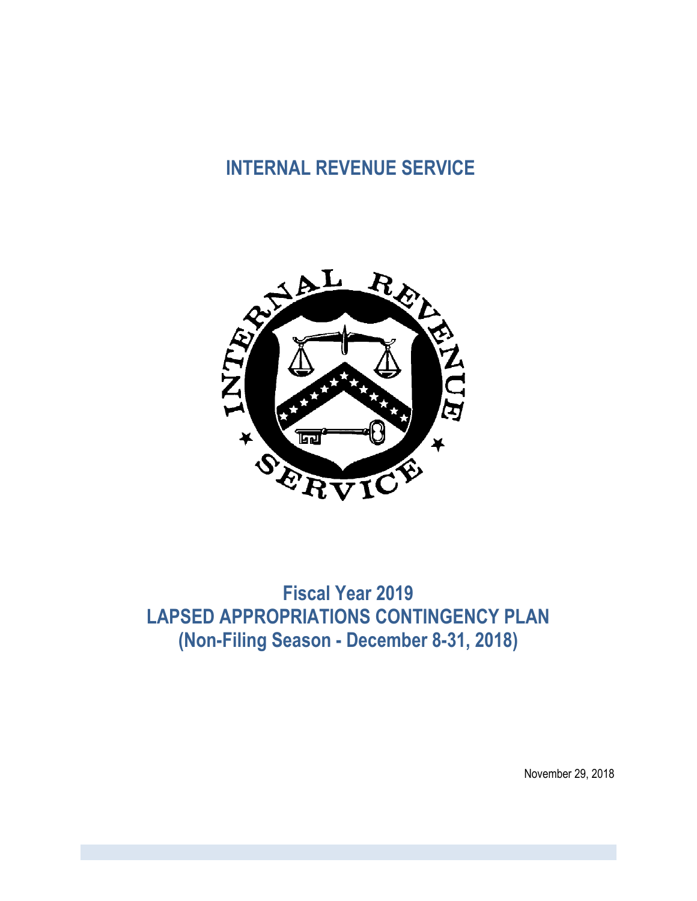# INTERNAL REVENUE SERVICE

## Fiscal Year 2019
## LAPSED APPROPRIATIONS CONTINGENCY PLAN
## (Non-Filing Season - December 8-31, 2018)

November 29, 2018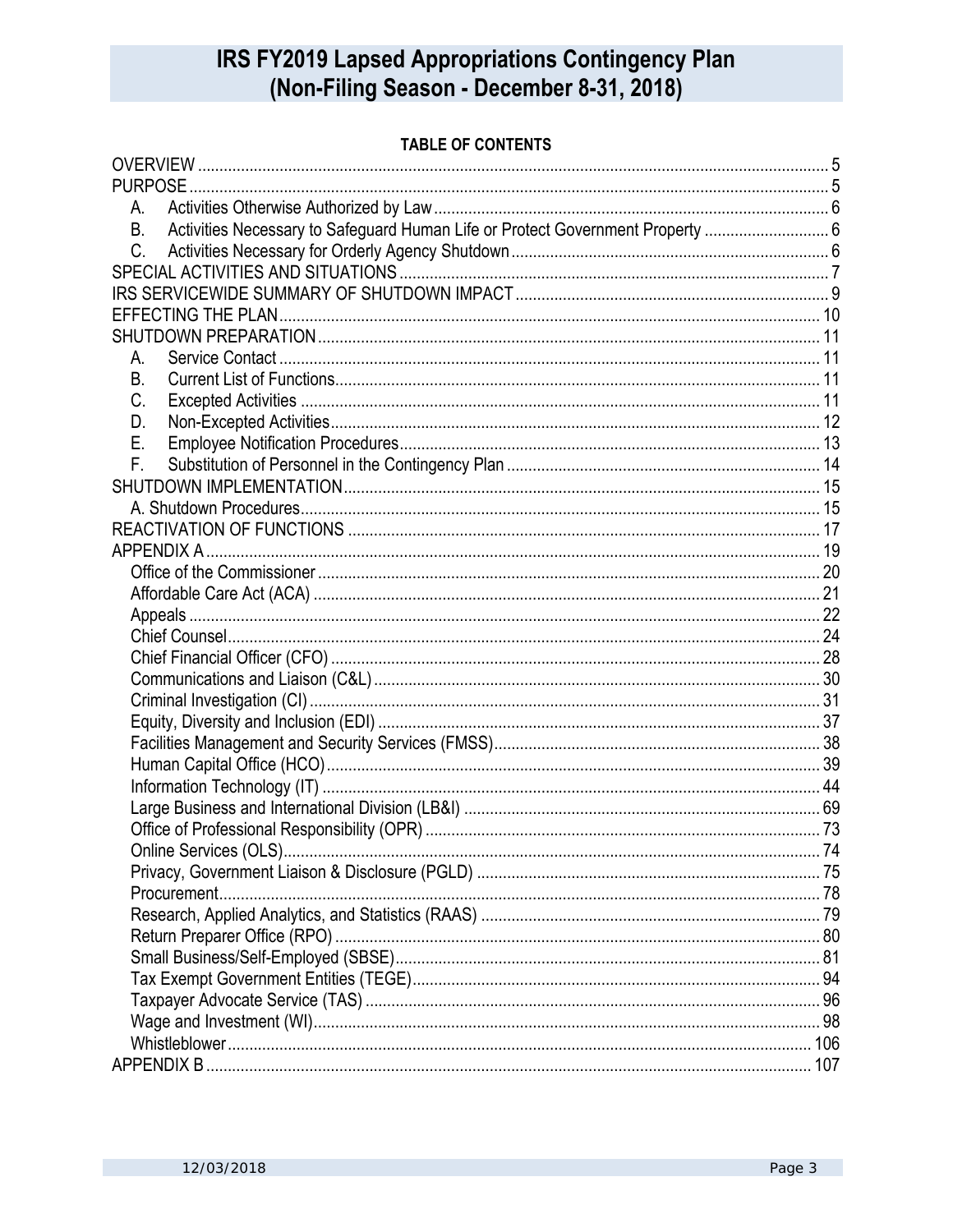# IRS FY2019 Lapsed Appropriations Contingency Plan (Non-Filing Season - December 8-31, 2018)

**TABLE OF CONTENTS**

OVERVIEW ..... 5
PURPOSE ..... 5
- A. Activities Otherwise Authorized by Law ..... 6
- B. Activities Necessary to Safeguard Human Life or Protect Government Property ..... 6
- C. Activities Necessary for Orderly Agency Shutdown ..... 6

SPECIAL ACTIVITIES AND SITUATIONS ..... 7
IRS SERVICEWIDE SUMMARY OF SHUTDOWN IMPACT ..... 9
EFFECTING THE PLAN ..... 10
SHUTDOWN PREPARATION ..... 11
- A. Service Contact ..... 11
- B. Current List of Functions ..... 11
- C. Excepted Activities ..... 11
- D. Non-Excepted Activities ..... 12
- E. Employee Notification Procedures ..... 13
- F. Substitution of Personnel in the Contingency Plan ..... 14

SHUTDOWN IMPLEMENTATION ..... 15
- A. Shutdown Procedures ..... 15

REACTIVATION OF FUNCTIONS ..... 17
APPENDIX A ..... 19
- Office of the Commissioner ..... 20
- Affordable Care Act (ACA) ..... 21
- Appeals ..... 22
- Chief Counsel ..... 24
- Chief Financial Officer (CFO) ..... 28
- Communications and Liaison (C&L) ..... 30
- Criminal Investigation (CI) ..... 31
- Equity, Diversity and Inclusion (EDI) ..... 37
- Facilities Management and Security Services (FMSS) ..... 38
- Human Capital Office (HCO) ..... 39
- Information Technology (IT) ..... 44
- Large Business and International Division (LB&I) ..... 69
- Office of Professional Responsibility (OPR) ..... 73
- Online Services (OLS) ..... 74
- Privacy, Government Liaison & Disclosure (PGLD) ..... 75
- Procurement ..... 78
- Research, Applied Analytics, and Statistics (RAAS) ..... 79
- Return Preparer Office (RPO) ..... 80
- Small Business/Self-Employed (SBSE) ..... 81
- Tax Exempt Government Entities (TEGE) ..... 94
- Taxpayer Advocate Service (TAS) ..... 96
- Wage and Investment (WI) ..... 98
- Whistleblower ..... 106

APPENDIX B ..... 107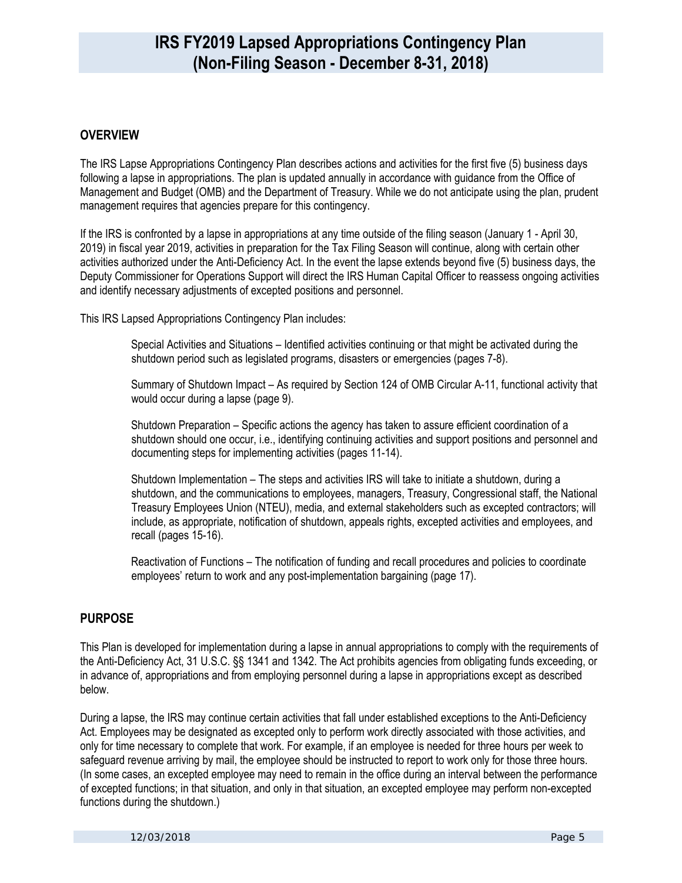# IRS FY2019 Lapsed Appropriations Contingency Plan (Non-Filing Season - December 8-31, 2018)

## OVERVIEW

The IRS Lapse Appropriations Contingency Plan describes actions and activities for the first five (5) business days following a lapse in appropriations. The plan is updated annually in accordance with guidance from the Office of Management and Budget (OMB) and the Department of Treasury. While we do not anticipate using the plan, prudent management requires that agencies prepare for this contingency.

If the IRS is confronted by a lapse in appropriations at any time outside of the filing season (January 1 - April 30, 2019) in fiscal year 2019, activities in preparation for the Tax Filing Season will continue, along with certain other activities authorized under the Anti-Deficiency Act. In the event the lapse extends beyond five (5) business days, the Deputy Commissioner for Operations Support will direct the IRS Human Capital Officer to reassess ongoing activities and identify necessary adjustments of excepted positions and personnel.

This IRS Lapsed Appropriations Contingency Plan includes:

Special Activities and Situations – Identified activities continuing or that might be activated during the shutdown period such as legislated programs, disasters or emergencies (pages 7-8).

Summary of Shutdown Impact – As required by Section 124 of OMB Circular A-11, functional activity that would occur during a lapse (page 9).

Shutdown Preparation – Specific actions the agency has taken to assure efficient coordination of a shutdown should one occur, i.e., identifying continuing activities and support positions and personnel and documenting steps for implementing activities (pages 11-14).

Shutdown Implementation – The steps and activities IRS will take to initiate a shutdown, during a shutdown, and the communications to employees, managers, Treasury, Congressional staff, the National Treasury Employees Union (NTEU), media, and external stakeholders such as excepted contractors; will include, as appropriate, notification of shutdown, appeals rights, excepted activities and employees, and recall (pages 15-16).

Reactivation of Functions – The notification of funding and recall procedures and policies to coordinate employees' return to work and any post-implementation bargaining (page 17).

## PURPOSE

This Plan is developed for implementation during a lapse in annual appropriations to comply with the requirements of the Anti-Deficiency Act, 31 U.S.C. §§ 1341 and 1342. The Act prohibits agencies from obligating funds exceeding, or in advance of, appropriations and from employing personnel during a lapse in appropriations except as described below.

During a lapse, the IRS may continue certain activities that fall under established exceptions to the Anti-Deficiency Act. Employees may be designated as excepted only to perform work directly associated with those activities, and only for time necessary to complete that work. For example, if an employee is needed for three hours per week to safeguard revenue arriving by mail, the employee should be instructed to report to work only for those three hours. (In some cases, an excepted employee may need to remain in the office during an interval between the performance of excepted functions; in that situation, and only in that situation, an excepted employee may perform non-excepted functions during the shutdown.)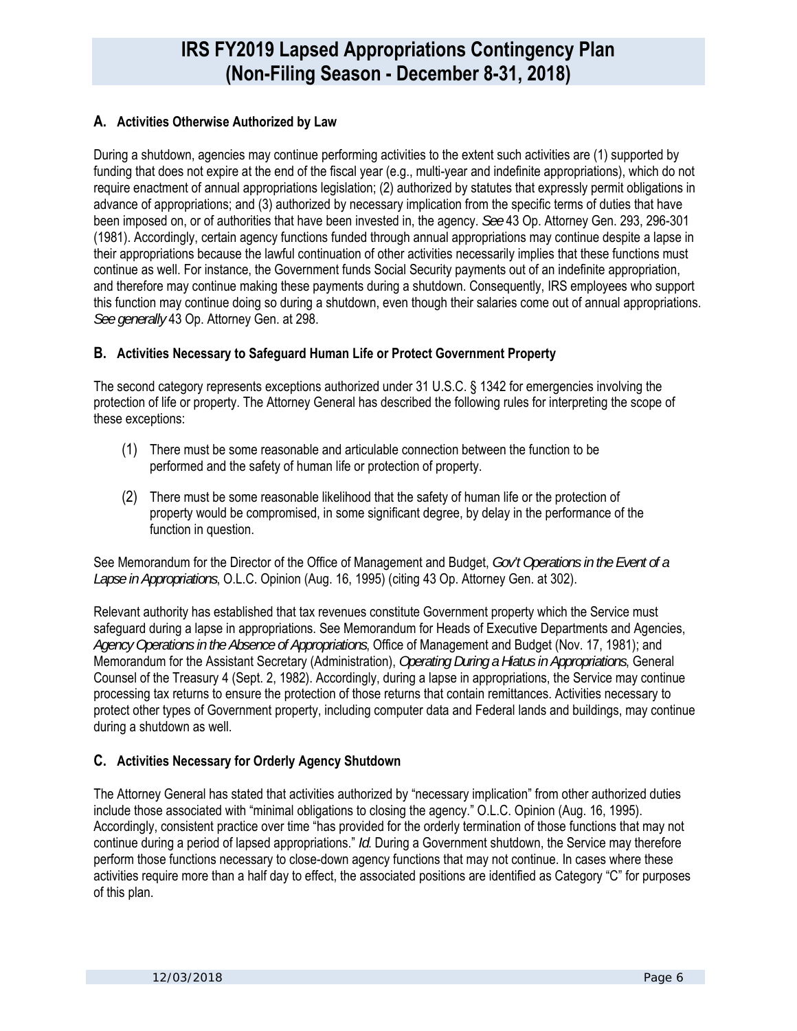### A. Activities Otherwise Authorized by Law

During a shutdown, agencies may continue performing activities to the extent such activities are (1) supported by funding that does not expire at the end of the fiscal year (e.g., multi-year and indefinite appropriations), which do not require enactment of annual appropriations legislation; (2) authorized by statutes that expressly permit obligations in advance of appropriations; and (3) authorized by necessary implication from the specific terms of duties that have been imposed on, or of authorities that have been invested in, the agency. *See* 43 Op. Attorney Gen. 293, 296-301 (1981). Accordingly, certain agency functions funded through annual appropriations may continue despite a lapse in their appropriations because the lawful continuation of other activities necessarily implies that these functions must continue as well. For instance, the Government funds Social Security payments out of an indefinite appropriation, and therefore may continue making these payments during a shutdown. Consequently, IRS employees who support this function may continue doing so during a shutdown, even though their salaries come out of annual appropriations. *See generally* 43 Op. Attorney Gen. at 298.

### B. Activities Necessary to Safeguard Human Life or Protect Government Property

The second category represents exceptions authorized under 31 U.S.C. § 1342 for emergencies involving the protection of life or property. The Attorney General has described the following rules for interpreting the scope of these exceptions:

(1) There must be some reasonable and articulable connection between the function to be performed and the safety of human life or protection of property.

(2) There must be some reasonable likelihood that the safety of human life or the protection of property would be compromised, in some significant degree, by delay in the performance of the function in question.

See Memorandum for the Director of the Office of Management and Budget, *Gov't Operations in the Event of a Lapse in Appropriations*, O.L.C. Opinion (Aug. 16, 1995) (citing 43 Op. Attorney Gen. at 302).

Relevant authority has established that tax revenues constitute Government property which the Service must safeguard during a lapse in appropriations. See Memorandum for Heads of Executive Departments and Agencies, *Agency Operations in the Absence of Appropriations*, Office of Management and Budget (Nov. 17, 1981); and Memorandum for the Assistant Secretary (Administration), *Operating During a Hiatus in Appropriations*, General Counsel of the Treasury 4 (Sept. 2, 1982). Accordingly, during a lapse in appropriations, the Service may continue processing tax returns to ensure the protection of those returns that contain remittances. Activities necessary to protect other types of Government property, including computer data and Federal lands and buildings, may continue during a shutdown as well.

### C. Activities Necessary for Orderly Agency Shutdown

The Attorney General has stated that activities authorized by "necessary implication" from other authorized duties include those associated with "minimal obligations to closing the agency." O.L.C. Opinion (Aug. 16, 1995). Accordingly, consistent practice over time "has provided for the orderly termination of those functions that may not continue during a period of lapsed appropriations." *Id*. During a Government shutdown, the Service may therefore perform those functions necessary to close-down agency functions that may not continue. In cases where these activities require more than a half day to effect, the associated positions are identified as Category "C" for purposes of this plan.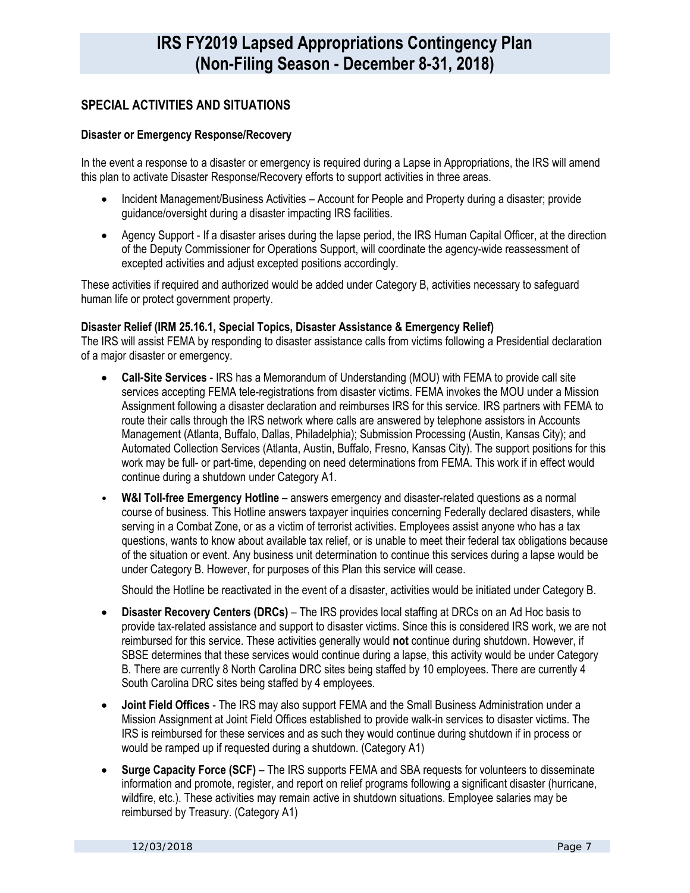## SPECIAL ACTIVITIES AND SITUATIONS

### Disaster or Emergency Response/Recovery

In the event a response to a disaster or emergency is required during a Lapse in Appropriations, the IRS will amend this plan to activate Disaster Response/Recovery efforts to support activities in three areas.

- Incident Management/Business Activities – Account for People and Property during a disaster; provide guidance/oversight during a disaster impacting IRS facilities.
- Agency Support - If a disaster arises during the lapse period, the IRS Human Capital Officer, at the direction of the Deputy Commissioner for Operations Support, will coordinate the agency-wide reassessment of excepted activities and adjust excepted positions accordingly.

These activities if required and authorized would be added under Category B, activities necessary to safeguard human life or protect government property.

### Disaster Relief (IRM 25.16.1, Special Topics, Disaster Assistance & Emergency Relief)

The IRS will assist FEMA by responding to disaster assistance calls from victims following a Presidential declaration of a major disaster or emergency.

- **Call-Site Services** - IRS has a Memorandum of Understanding (MOU) with FEMA to provide call site services accepting FEMA tele-registrations from disaster victims. FEMA invokes the MOU under a Mission Assignment following a disaster declaration and reimburses IRS for this service. IRS partners with FEMA to route their calls through the IRS network where calls are answered by telephone assistors in Accounts Management (Atlanta, Buffalo, Dallas, Philadelphia); Submission Processing (Austin, Kansas City); and Automated Collection Services (Atlanta, Austin, Buffalo, Fresno, Kansas City). The support positions for this work may be full- or part-time, depending on need determinations from FEMA. This work if in effect would continue during a shutdown under Category A1.
- **W&I Toll-free Emergency Hotline** – answers emergency and disaster-related questions as a normal course of business. This Hotline answers taxpayer inquiries concerning Federally declared disasters, while serving in a Combat Zone, or as a victim of terrorist activities. Employees assist anyone who has a tax questions, wants to know about available tax relief, or is unable to meet their federal tax obligations because of the situation or event. Any business unit determination to continue this services during a lapse would be under Category B. However, for purposes of this Plan this service will cease.

  Should the Hotline be reactivated in the event of a disaster, activities would be initiated under Category B.
- **Disaster Recovery Centers (DRCs)** – The IRS provides local staffing at DRCs on an Ad Hoc basis to provide tax-related assistance and support to disaster victims. Since this is considered IRS work, we are not reimbursed for this service. These activities generally would **not** continue during shutdown. However, if SBSE determines that these services would continue during a lapse, this activity would be under Category B. There are currently 8 North Carolina DRC sites being staffed by 10 employees. There are currently 4 South Carolina DRC sites being staffed by 4 employees.
- **Joint Field Offices** - The IRS may also support FEMA and the Small Business Administration under a Mission Assignment at Joint Field Offices established to provide walk-in services to disaster victims. The IRS is reimbursed for these services and as such they would continue during shutdown if in process or would be ramped up if requested during a shutdown. (Category A1)
- **Surge Capacity Force (SCF)** – The IRS supports FEMA and SBA requests for volunteers to disseminate information and promote, register, and report on relief programs following a significant disaster (hurricane, wildfire, etc.). These activities may remain active in shutdown situations. Employee salaries may be reimbursed by Treasury. (Category A1)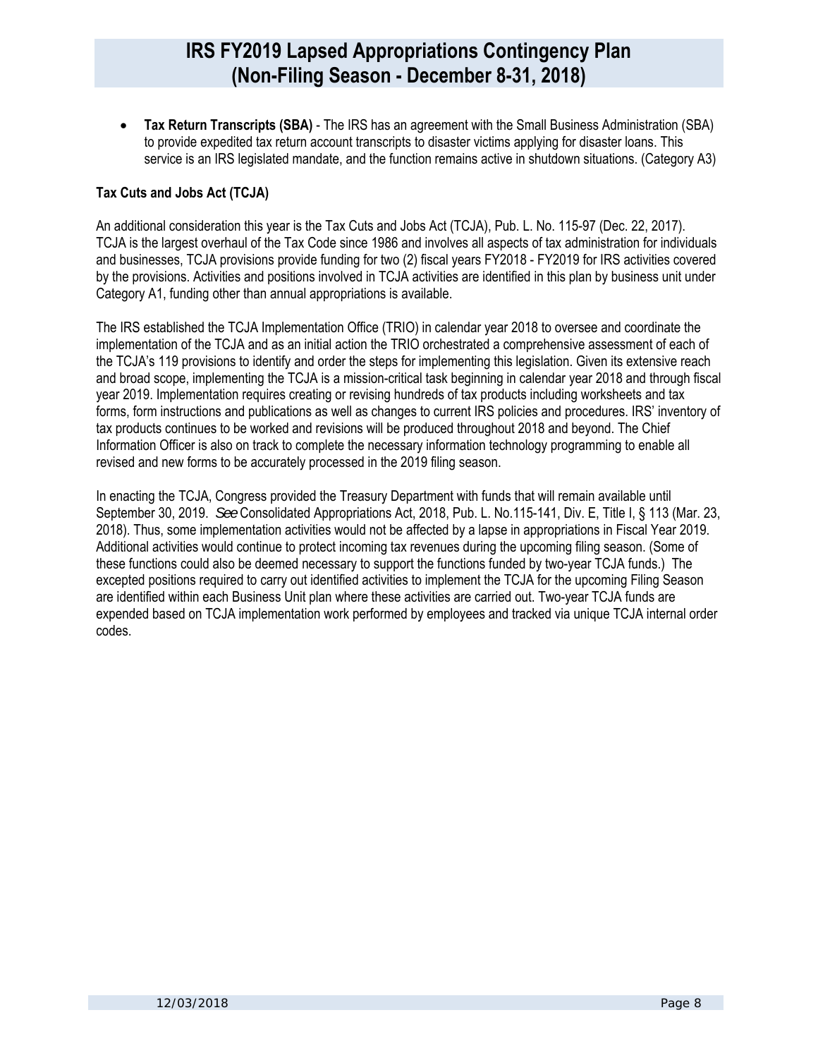- **Tax Return Transcripts (SBA)** - The IRS has an agreement with the Small Business Administration (SBA) to provide expedited tax return account transcripts to disaster victims applying for disaster loans. This service is an IRS legislated mandate, and the function remains active in shutdown situations. (Category A3)

**Tax Cuts and Jobs Act (TCJA)**

An additional consideration this year is the Tax Cuts and Jobs Act (TCJA), Pub. L. No. 115-97 (Dec. 22, 2017). TCJA is the largest overhaul of the Tax Code since 1986 and involves all aspects of tax administration for individuals and businesses, TCJA provisions provide funding for two (2) fiscal years FY2018 - FY2019 for IRS activities covered by the provisions. Activities and positions involved in TCJA activities are identified in this plan by business unit under Category A1, funding other than annual appropriations is available.

The IRS established the TCJA Implementation Office (TRIO) in calendar year 2018 to oversee and coordinate the implementation of the TCJA and as an initial action the TRIO orchestrated a comprehensive assessment of each of the TCJA's 119 provisions to identify and order the steps for implementing this legislation. Given its extensive reach and broad scope, implementing the TCJA is a mission-critical task beginning in calendar year 2018 and through fiscal year 2019. Implementation requires creating or revising hundreds of tax products including worksheets and tax forms, form instructions and publications as well as changes to current IRS policies and procedures. IRS' inventory of tax products continues to be worked and revisions will be produced throughout 2018 and beyond. The Chief Information Officer is also on track to complete the necessary information technology programming to enable all revised and new forms to be accurately processed in the 2019 filing season.

In enacting the TCJA, Congress provided the Treasury Department with funds that will remain available until September 30, 2019. *See* Consolidated Appropriations Act, 2018, Pub. L. No.115-141, Div. E, Title I, § 113 (Mar. 23, 2018). Thus, some implementation activities would not be affected by a lapse in appropriations in Fiscal Year 2019. Additional activities would continue to protect incoming tax revenues during the upcoming filing season. (Some of these functions could also be deemed necessary to support the functions funded by two-year TCJA funds.) The excepted positions required to carry out identified activities to implement the TCJA for the upcoming Filing Season are identified within each Business Unit plan where these activities are carried out. Two-year TCJA funds are expended based on TCJA implementation work performed by employees and tracked via unique TCJA internal order codes.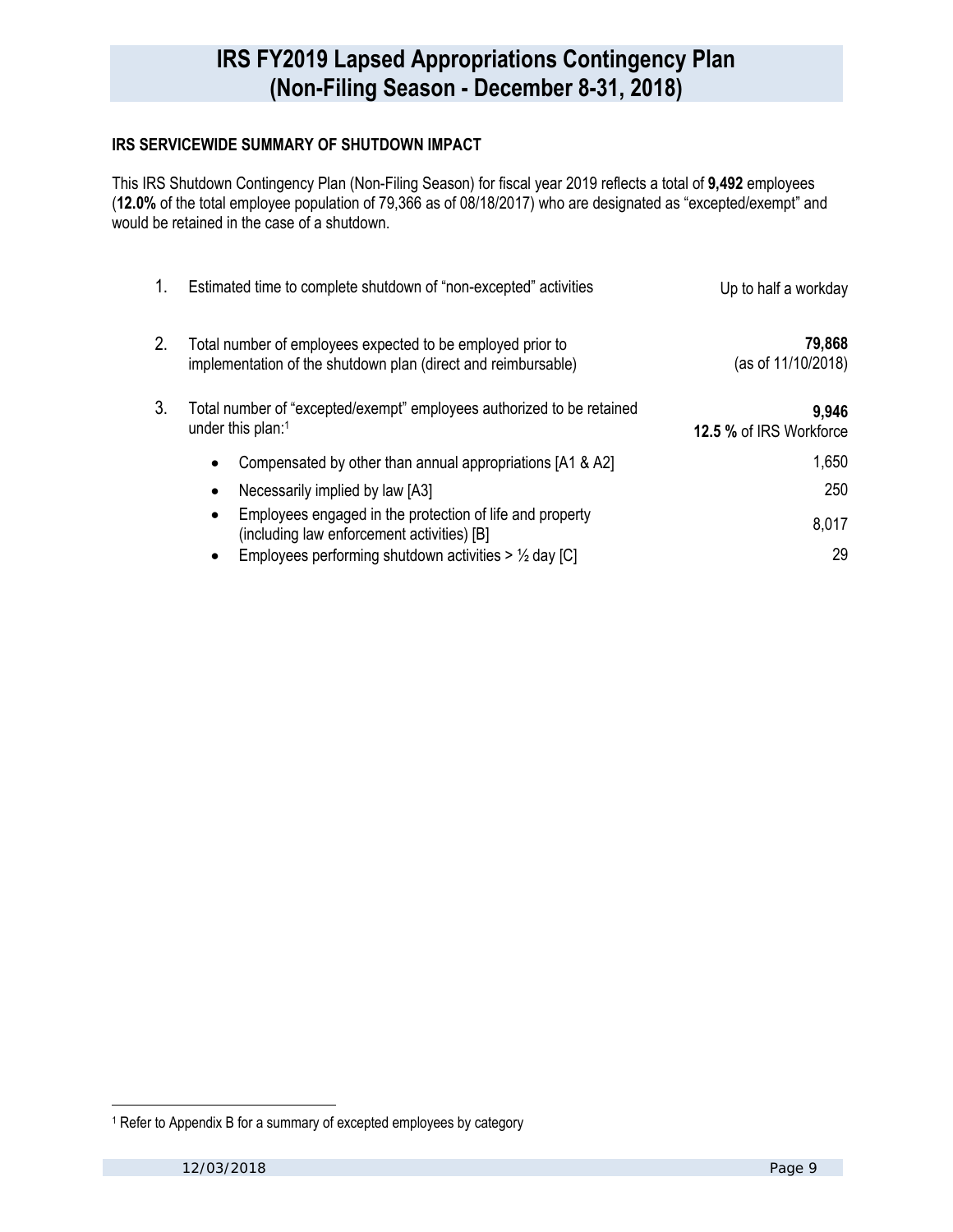# IRS FY2019 Lapsed Appropriations Contingency Plan (Non-Filing Season - December 8-31, 2018)

### IRS SERVICEWIDE SUMMARY OF SHUTDOWN IMPACT

This IRS Shutdown Contingency Plan (Non-Filing Season) for fiscal year 2019 reflects a total of **9,492** employees (**12.0%** of the total employee population of 79,366 as of 08/18/2017) who are designated as "excepted/exempt" and would be retained in the case of a shutdown.

| | | |
|---|---|---|
| 1. | Estimated time to complete shutdown of "non-excepted" activities | Up to half a workday |
| 2. | Total number of employees expected to be employed prior to implementation of the shutdown plan (direct and reimbursable) | **79,868** (as of 11/10/2018) |
| 3. | Total number of "excepted/exempt" employees authorized to be retained under this plan:[1] | **9,946** **12.5 %** of IRS Workforce |
| | • Compensated by other than annual appropriations [A1 & A2] | 1,650 |
| | • Necessarily implied by law [A3] | 250 |
| | • Employees engaged in the protection of life and property (including law enforcement activities) [B] | 8,017 |
| | • Employees performing shutdown activities > ½ day [C] | 29 |

[1] Refer to Appendix B for a summary of excepted employees by category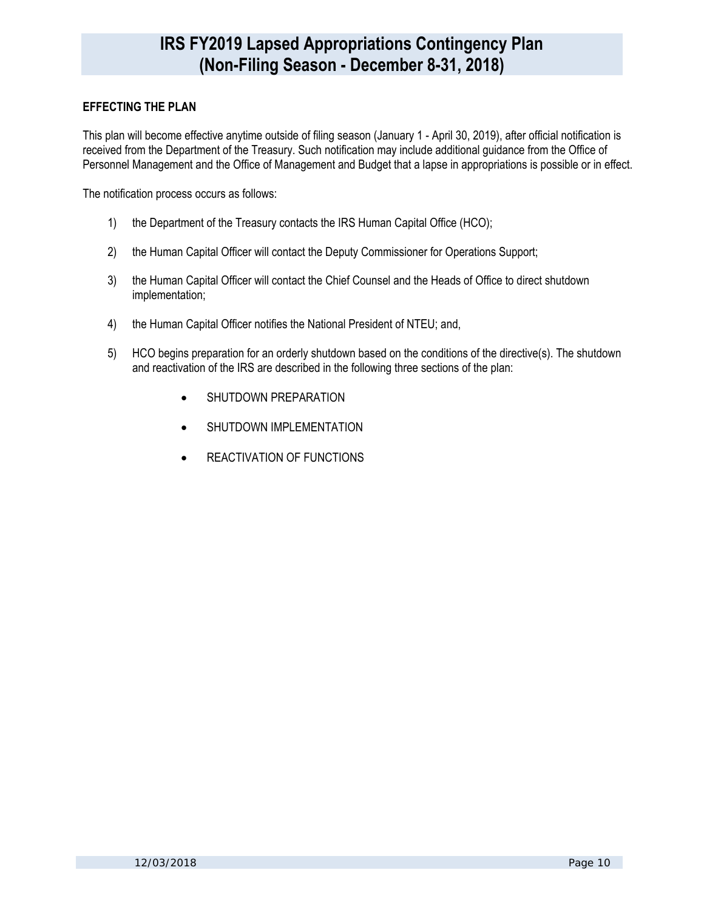## EFFECTING THE PLAN

This plan will become effective anytime outside of filing season (January 1 - April 30, 2019), after official notification is received from the Department of the Treasury. Such notification may include additional guidance from the Office of Personnel Management and the Office of Management and Budget that a lapse in appropriations is possible or in effect.

The notification process occurs as follows:

1) the Department of the Treasury contacts the IRS Human Capital Office (HCO);

2) the Human Capital Officer will contact the Deputy Commissioner for Operations Support;

3) the Human Capital Officer will contact the Chief Counsel and the Heads of Office to direct shutdown implementation;

4) the Human Capital Officer notifies the National President of NTEU; and,

5) HCO begins preparation for an orderly shutdown based on the conditions of the directive(s). The shutdown and reactivation of the IRS are described in the following three sections of the plan:

   - SHUTDOWN PREPARATION
   - SHUTDOWN IMPLEMENTATION
   - REACTIVATION OF FUNCTIONS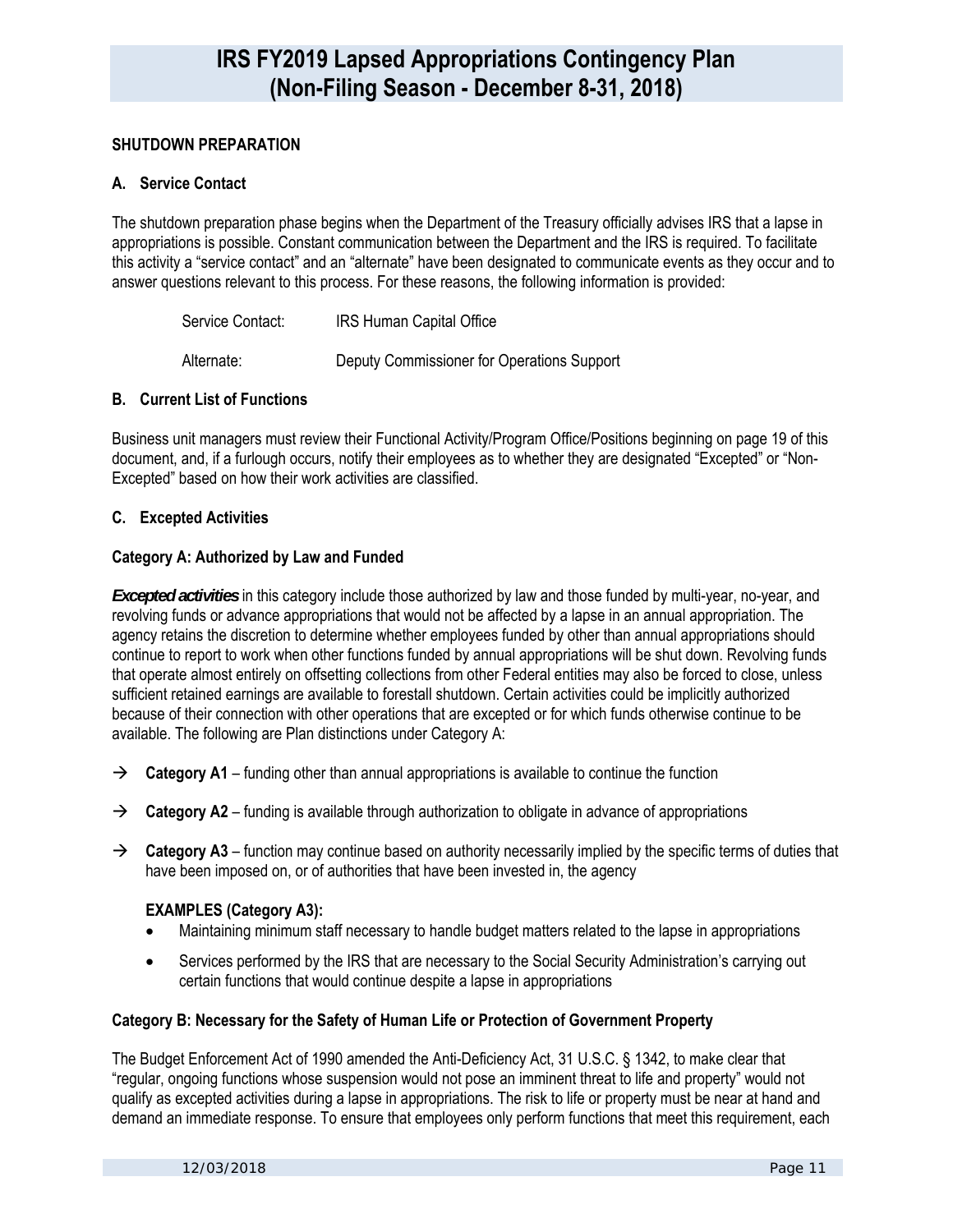## SHUTDOWN PREPARATION

### A. Service Contact

The shutdown preparation phase begins when the Department of the Treasury officially advises IRS that a lapse in appropriations is possible. Constant communication between the Department and the IRS is required. To facilitate this activity a "service contact" and an "alternate" have been designated to communicate events as they occur and to answer questions relevant to this process. For these reasons, the following information is provided:

| | |
|---|---|
| Service Contact: | IRS Human Capital Office |
| Alternate: | Deputy Commissioner for Operations Support |

### B. Current List of Functions

Business unit managers must review their Functional Activity/Program Office/Positions beginning on page 19 of this document, and, if a furlough occurs, notify their employees as to whether they are designated "Excepted" or "Non-Excepted" based on how their work activities are classified.

### C. Excepted Activities

#### Category A: Authorized by Law and Funded

***Excepted activities*** in this category include those authorized by law and those funded by multi-year, no-year, and revolving funds or advance appropriations that would not be affected by a lapse in an annual appropriation. The agency retains the discretion to determine whether employees funded by other than annual appropriations should continue to report to work when other functions funded by annual appropriations will be shut down. Revolving funds that operate almost entirely on offsetting collections from other Federal entities may also be forced to close, unless sufficient retained earnings are available to forestall shutdown. Certain activities could be implicitly authorized because of their connection with other operations that are excepted or for which funds otherwise continue to be available. The following are Plan distinctions under Category A:

→ **Category A1** – funding other than annual appropriations is available to continue the function

→ **Category A2** – funding is available through authorization to obligate in advance of appropriations

→ **Category A3** – function may continue based on authority necessarily implied by the specific terms of duties that have been imposed on, or of authorities that have been invested in, the agency

**EXAMPLES (Category A3):**

- Maintaining minimum staff necessary to handle budget matters related to the lapse in appropriations
- Services performed by the IRS that are necessary to the Social Security Administration's carrying out certain functions that would continue despite a lapse in appropriations

#### Category B: Necessary for the Safety of Human Life or Protection of Government Property

The Budget Enforcement Act of 1990 amended the Anti-Deficiency Act, 31 U.S.C. § 1342, to make clear that "regular, ongoing functions whose suspension would not pose an imminent threat to life and property" would not qualify as excepted activities during a lapse in appropriations. The risk to life or property must be near at hand and demand an immediate response. To ensure that employees only perform functions that meet this requirement, each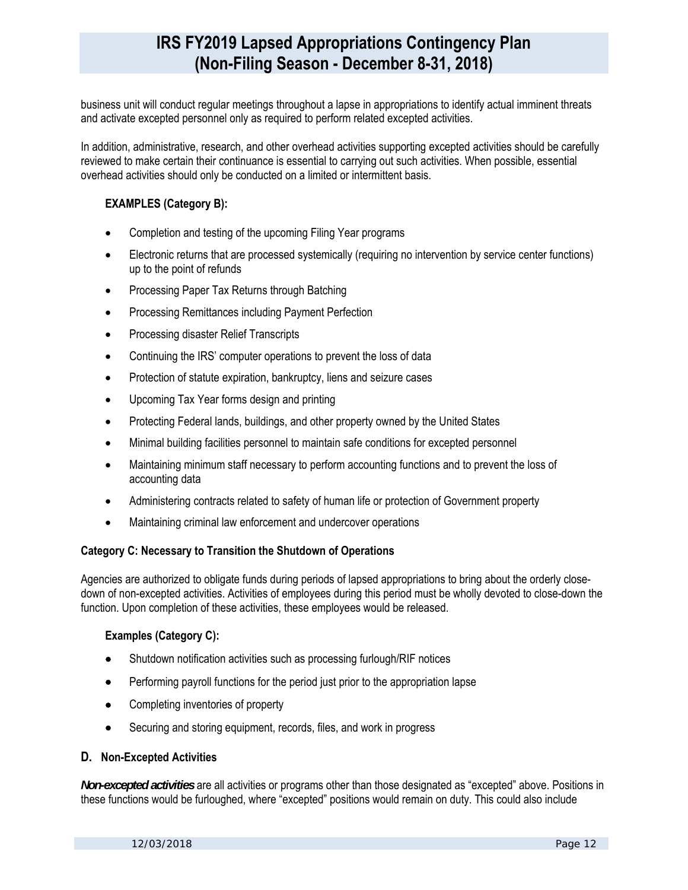business unit will conduct regular meetings throughout a lapse in appropriations to identify actual imminent threats and activate excepted personnel only as required to perform related excepted activities.

In addition, administrative, research, and other overhead activities supporting excepted activities should be carefully reviewed to make certain their continuance is essential to carrying out such activities. When possible, essential overhead activities should only be conducted on a limited or intermittent basis.

**EXAMPLES (Category B):**

- Completion and testing of the upcoming Filing Year programs
- Electronic returns that are processed systemically (requiring no intervention by service center functions) up to the point of refunds
- Processing Paper Tax Returns through Batching
- Processing Remittances including Payment Perfection
- Processing disaster Relief Transcripts
- Continuing the IRS' computer operations to prevent the loss of data
- Protection of statute expiration, bankruptcy, liens and seizure cases
- Upcoming Tax Year forms design and printing
- Protecting Federal lands, buildings, and other property owned by the United States
- Minimal building facilities personnel to maintain safe conditions for excepted personnel
- Maintaining minimum staff necessary to perform accounting functions and to prevent the loss of accounting data
- Administering contracts related to safety of human life or protection of Government property
- Maintaining criminal law enforcement and undercover operations

**Category C: Necessary to Transition the Shutdown of Operations**

Agencies are authorized to obligate funds during periods of lapsed appropriations to bring about the orderly close-down of non-excepted activities. Activities of employees during this period must be wholly devoted to close-down the function. Upon completion of these activities, these employees would be released.

**Examples (Category C):**

- Shutdown notification activities such as processing furlough/RIF notices
- Performing payroll functions for the period just prior to the appropriation lapse
- Completing inventories of property
- Securing and storing equipment, records, files, and work in progress

### D. Non-Excepted Activities

***Non-excepted activities*** are all activities or programs other than those designated as "excepted" above. Positions in these functions would be furloughed, where "excepted" positions would remain on duty. This could also include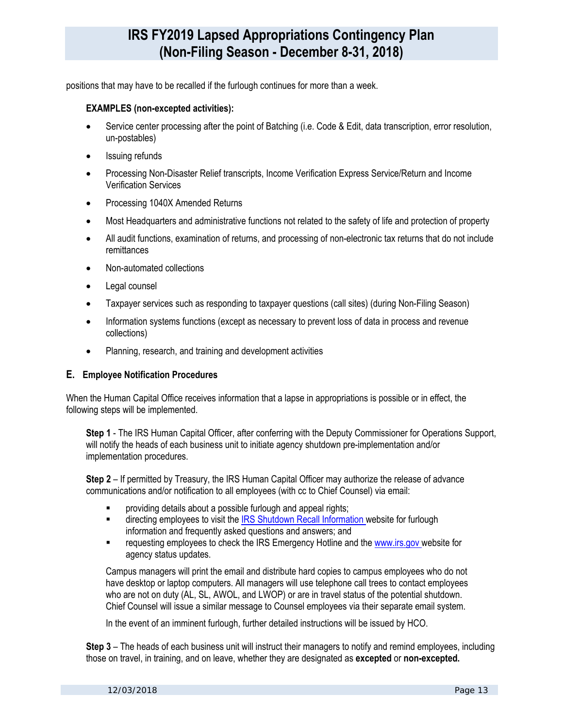positions that may have to be recalled if the furlough continues for more than a week.

**EXAMPLES (non-excepted activities):**

- Service center processing after the point of Batching (i.e. Code & Edit, data transcription, error resolution, un-postables)
- Issuing refunds
- Processing Non-Disaster Relief transcripts, Income Verification Express Service/Return and Income Verification Services
- Processing 1040X Amended Returns
- Most Headquarters and administrative functions not related to the safety of life and protection of property
- All audit functions, examination of returns, and processing of non-electronic tax returns that do not include remittances
- Non-automated collections
- Legal counsel
- Taxpayer services such as responding to taxpayer questions (call sites) (during Non-Filing Season)
- Information systems functions (except as necessary to prevent loss of data in process and revenue collections)
- Planning, research, and training and development activities

## E. Employee Notification Procedures

When the Human Capital Office receives information that a lapse in appropriations is possible or in effect, the following steps will be implemented.

**Step 1** - The IRS Human Capital Officer, after conferring with the Deputy Commissioner for Operations Support, will notify the heads of each business unit to initiate agency shutdown pre-implementation and/or implementation procedures.

**Step 2** – If permitted by Treasury, the IRS Human Capital Officer may authorize the release of advance communications and/or notification to all employees (with cc to Chief Counsel) via email:

- providing details about a possible furlough and appeal rights;
- directing employees to visit the IRS Shutdown Recall Information website for furlough information and frequently asked questions and answers; and
- requesting employees to check the IRS Emergency Hotline and the www.irs.gov website for agency status updates.

Campus managers will print the email and distribute hard copies to campus employees who do not have desktop or laptop computers. All managers will use telephone call trees to contact employees who are not on duty (AL, SL, AWOL, and LWOP) or are in travel status of the potential shutdown. Chief Counsel will issue a similar message to Counsel employees via their separate email system.

In the event of an imminent furlough, further detailed instructions will be issued by HCO.

**Step 3** – The heads of each business unit will instruct their managers to notify and remind employees, including those on travel, in training, and on leave, whether they are designated as **excepted** or **non-excepted.**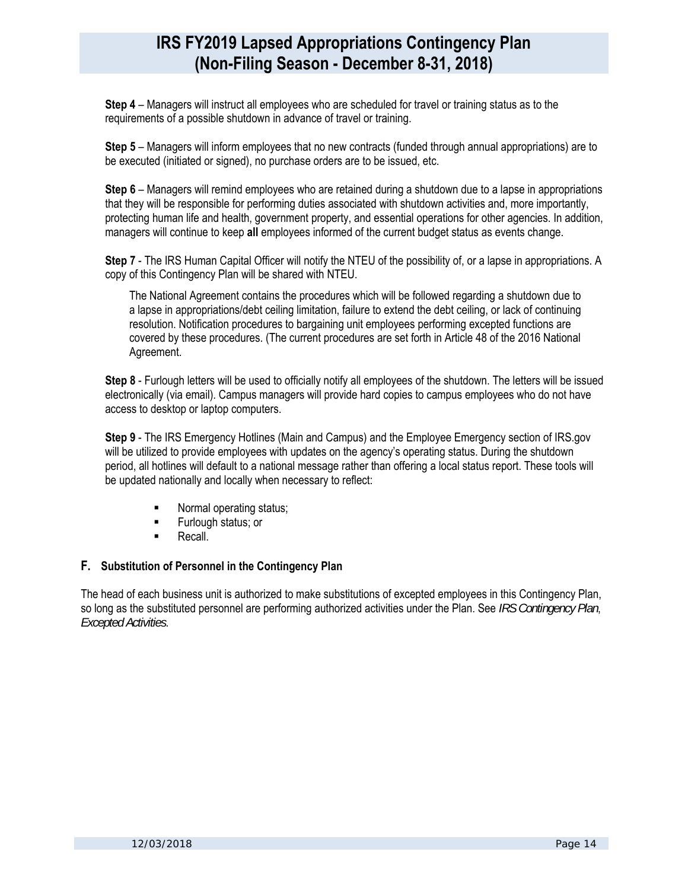**Step 4** – Managers will instruct all employees who are scheduled for travel or training status as to the requirements of a possible shutdown in advance of travel or training.

**Step 5** – Managers will inform employees that no new contracts (funded through annual appropriations) are to be executed (initiated or signed), no purchase orders are to be issued, etc.

**Step 6** – Managers will remind employees who are retained during a shutdown due to a lapse in appropriations that they will be responsible for performing duties associated with shutdown activities and, more importantly, protecting human life and health, government property, and essential operations for other agencies. In addition, managers will continue to keep **all** employees informed of the current budget status as events change.

**Step 7** - The IRS Human Capital Officer will notify the NTEU of the possibility of, or a lapse in appropriations. A copy of this Contingency Plan will be shared with NTEU.

The National Agreement contains the procedures which will be followed regarding a shutdown due to a lapse in appropriations/debt ceiling limitation, failure to extend the debt ceiling, or lack of continuing resolution. Notification procedures to bargaining unit employees performing excepted functions are covered by these procedures. (The current procedures are set forth in Article 48 of the 2016 National Agreement.

**Step 8** - Furlough letters will be used to officially notify all employees of the shutdown. The letters will be issued electronically (via email). Campus managers will provide hard copies to campus employees who do not have access to desktop or laptop computers.

**Step 9** - The IRS Emergency Hotlines (Main and Campus) and the Employee Emergency section of IRS.gov will be utilized to provide employees with updates on the agency's operating status. During the shutdown period, all hotlines will default to a national message rather than offering a local status report. These tools will be updated nationally and locally when necessary to reflect:

- Normal operating status;
- Furlough status; or
- Recall.

### F. Substitution of Personnel in the Contingency Plan

The head of each business unit is authorized to make substitutions of excepted employees in this Contingency Plan, so long as the substituted personnel are performing authorized activities under the Plan. See *IRS Contingency Plan*, *Excepted Activities*.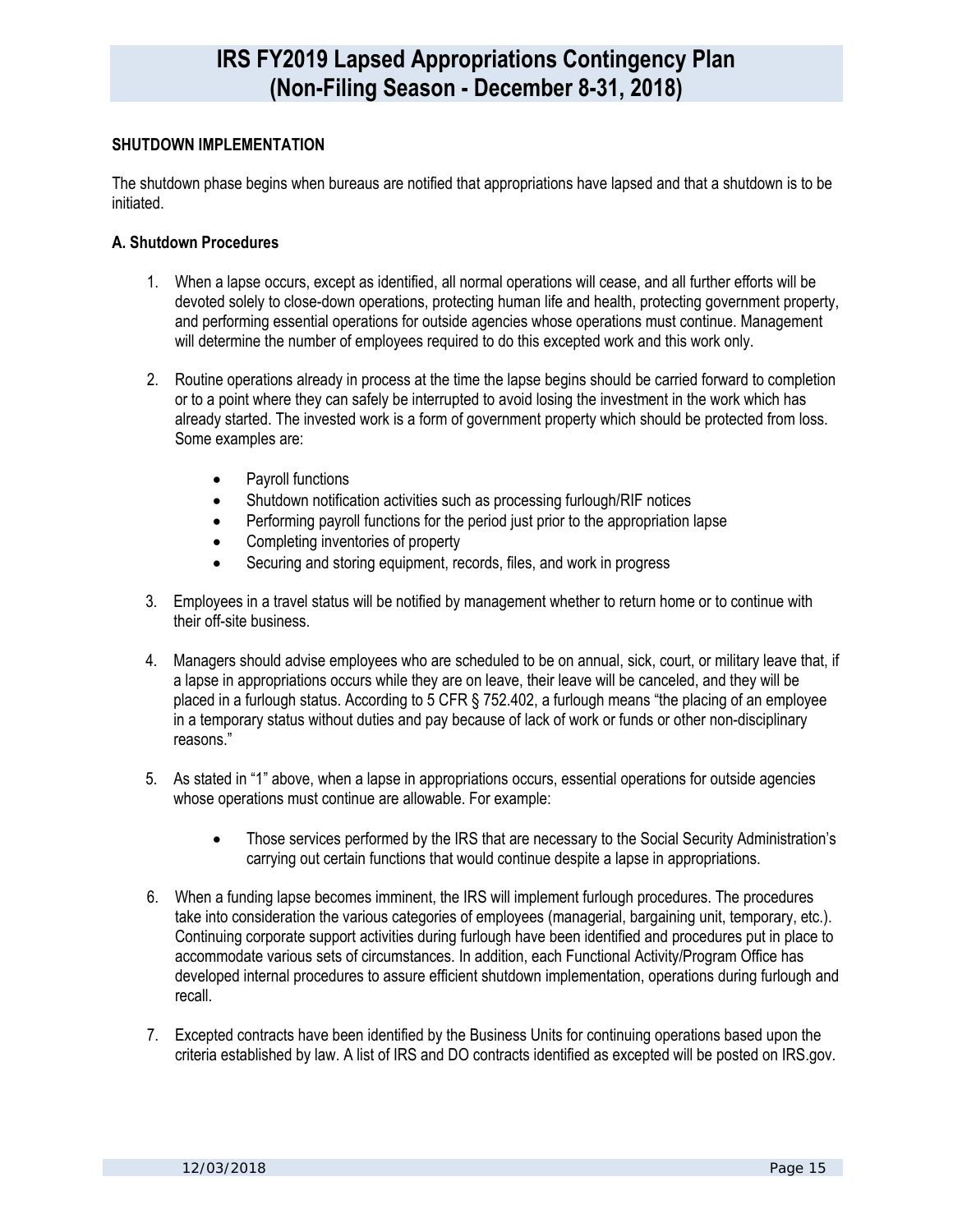### SHUTDOWN IMPLEMENTATION

The shutdown phase begins when bureaus are notified that appropriations have lapsed and that a shutdown is to be initiated.

#### A. Shutdown Procedures

1. When a lapse occurs, except as identified, all normal operations will cease, and all further efforts will be devoted solely to close-down operations, protecting human life and health, protecting government property, and performing essential operations for outside agencies whose operations must continue. Management will determine the number of employees required to do this excepted work and this work only.

2. Routine operations already in process at the time the lapse begins should be carried forward to completion or to a point where they can safely be interrupted to avoid losing the investment in the work which has already started. The invested work is a form of government property which should be protected from loss. Some examples are:

   - Payroll functions
   - Shutdown notification activities such as processing furlough/RIF notices
   - Performing payroll functions for the period just prior to the appropriation lapse
   - Completing inventories of property
   - Securing and storing equipment, records, files, and work in progress

3. Employees in a travel status will be notified by management whether to return home or to continue with their off-site business.

4. Managers should advise employees who are scheduled to be on annual, sick, court, or military leave that, if a lapse in appropriations occurs while they are on leave, their leave will be canceled, and they will be placed in a furlough status. According to 5 CFR § 752.402, a furlough means "the placing of an employee in a temporary status without duties and pay because of lack of work or funds or other non-disciplinary reasons."

5. As stated in "1" above, when a lapse in appropriations occurs, essential operations for outside agencies whose operations must continue are allowable. For example:

   - Those services performed by the IRS that are necessary to the Social Security Administration's carrying out certain functions that would continue despite a lapse in appropriations.

6. When a funding lapse becomes imminent, the IRS will implement furlough procedures. The procedures take into consideration the various categories of employees (managerial, bargaining unit, temporary, etc.). Continuing corporate support activities during furlough have been identified and procedures put in place to accommodate various sets of circumstances. In addition, each Functional Activity/Program Office has developed internal procedures to assure efficient shutdown implementation, operations during furlough and recall.

7. Excepted contracts have been identified by the Business Units for continuing operations based upon the criteria established by law. A list of IRS and DO contracts identified as excepted will be posted on IRS.gov.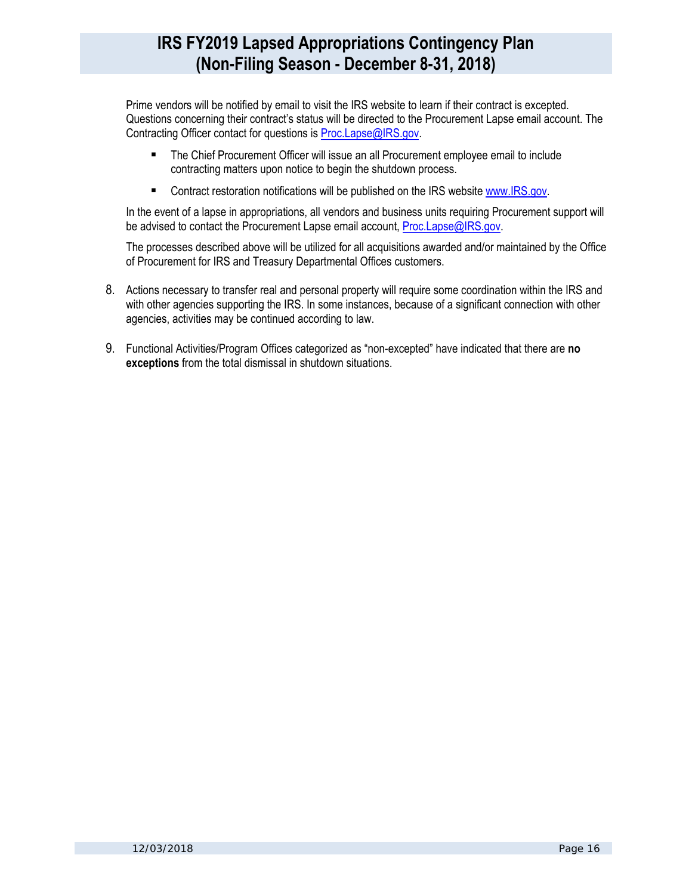Prime vendors will be notified by email to visit the IRS website to learn if their contract is excepted. Questions concerning their contract's status will be directed to the Procurement Lapse email account. The Contracting Officer contact for questions is Proc.Lapse@IRS.gov.

- The Chief Procurement Officer will issue an all Procurement employee email to include contracting matters upon notice to begin the shutdown process.
- Contract restoration notifications will be published on the IRS website www.IRS.gov.

In the event of a lapse in appropriations, all vendors and business units requiring Procurement support will be advised to contact the Procurement Lapse email account, Proc.Lapse@IRS.gov.

The processes described above will be utilized for all acquisitions awarded and/or maintained by the Office of Procurement for IRS and Treasury Departmental Offices customers.

8. Actions necessary to transfer real and personal property will require some coordination within the IRS and with other agencies supporting the IRS. In some instances, because of a significant connection with other agencies, activities may be continued according to law.

9. Functional Activities/Program Offices categorized as "non-excepted" have indicated that there are **no exceptions** from the total dismissal in shutdown situations.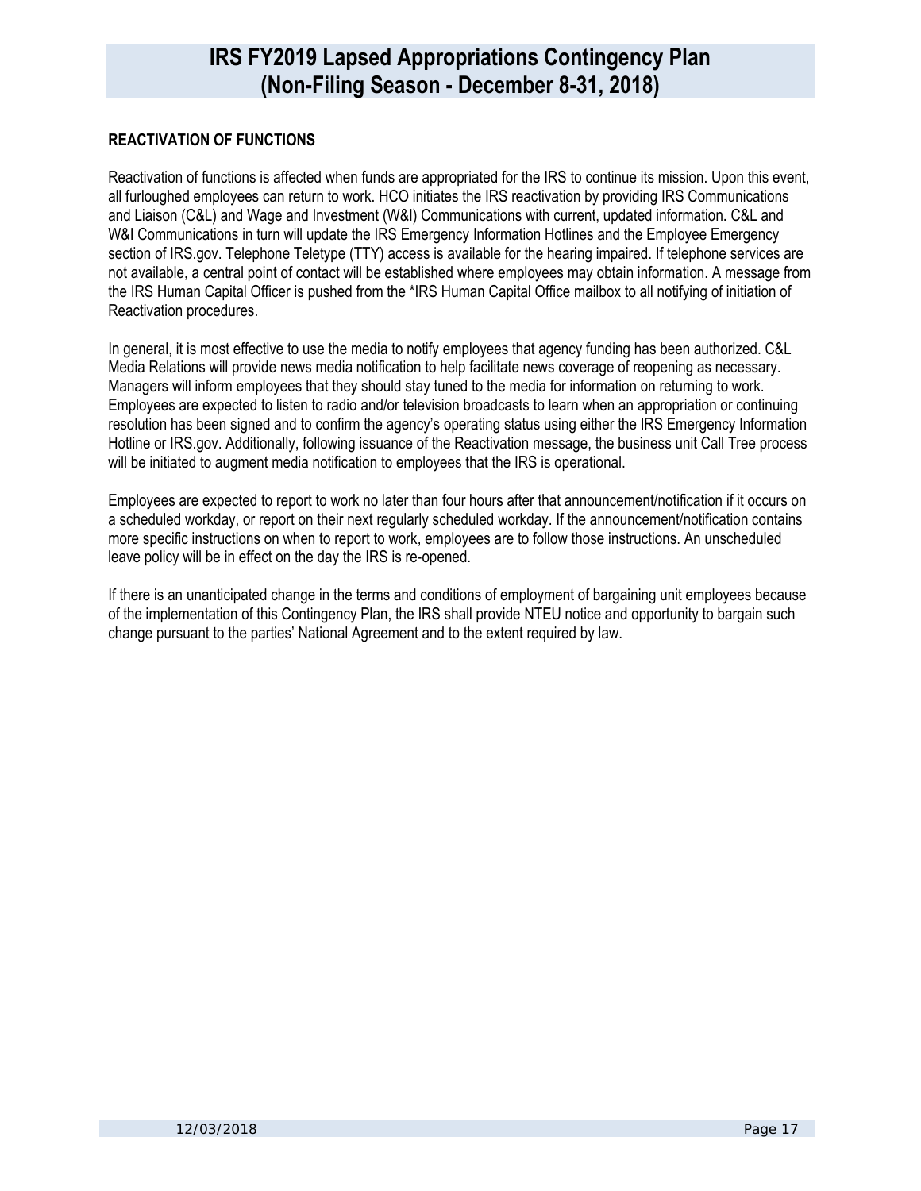## REACTIVATION OF FUNCTIONS

Reactivation of functions is affected when funds are appropriated for the IRS to continue its mission. Upon this event, all furloughed employees can return to work. HCO initiates the IRS reactivation by providing IRS Communications and Liaison (C&L) and Wage and Investment (W&I) Communications with current, updated information. C&L and W&I Communications in turn will update the IRS Emergency Information Hotlines and the Employee Emergency section of IRS.gov. Telephone Teletype (TTY) access is available for the hearing impaired. If telephone services are not available, a central point of contact will be established where employees may obtain information. A message from the IRS Human Capital Officer is pushed from the *IRS Human Capital Office mailbox to all notifying of initiation of Reactivation procedures.

In general, it is most effective to use the media to notify employees that agency funding has been authorized. C&L Media Relations will provide news media notification to help facilitate news coverage of reopening as necessary. Managers will inform employees that they should stay tuned to the media for information on returning to work. Employees are expected to listen to radio and/or television broadcasts to learn when an appropriation or continuing resolution has been signed and to confirm the agency's operating status using either the IRS Emergency Information Hotline or IRS.gov. Additionally, following issuance of the Reactivation message, the business unit Call Tree process will be initiated to augment media notification to employees that the IRS is operational.

Employees are expected to report to work no later than four hours after that announcement/notification if it occurs on a scheduled workday, or report on their next regularly scheduled workday. If the announcement/notification contains more specific instructions on when to report to work, employees are to follow those instructions. An unscheduled leave policy will be in effect on the day the IRS is re-opened.

If there is an unanticipated change in the terms and conditions of employment of bargaining unit employees because of the implementation of this Contingency Plan, the IRS shall provide NTEU notice and opportunity to bargain such change pursuant to the parties' National Agreement and to the extent required by law.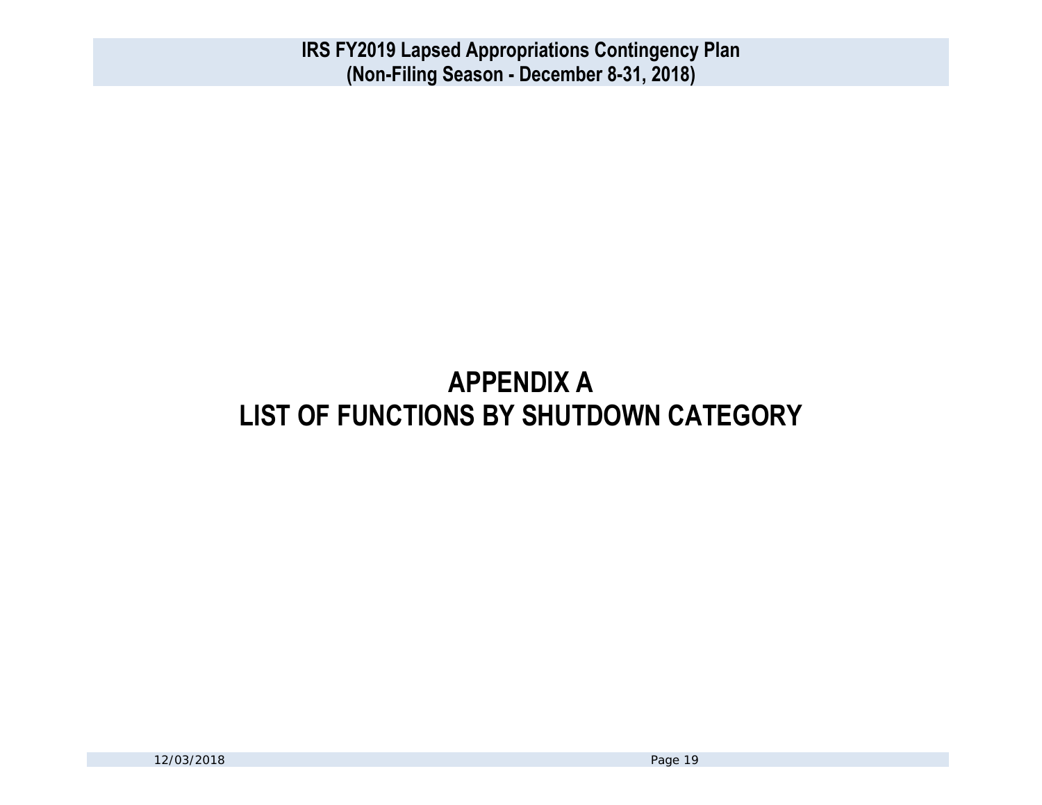# APPENDIX A
# LIST OF FUNCTIONS BY SHUTDOWN CATEGORY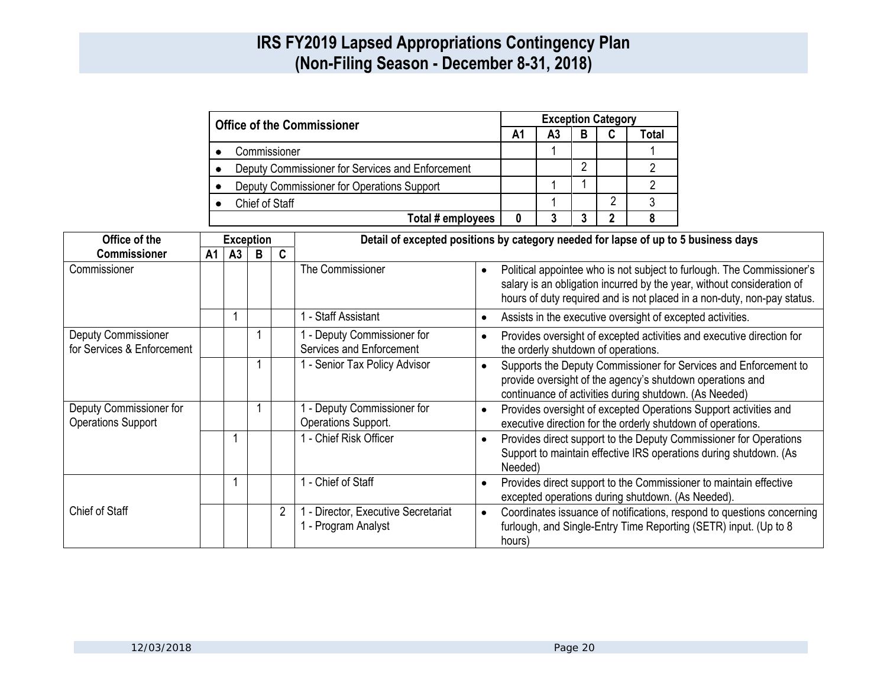# IRS FY2019 Lapsed Appropriations Contingency Plan
# (Non-Filing Season - December 8-31, 2018)

| Office of the Commissioner | Exception Category | | | | |
|---|---|---|---|---|---|
| | A1 | A3 | B | C | Total |
| • Commissioner | | 1 | | | 1 |
| • Deputy Commissioner for Services and Enforcement | | | 2 | | 2 |
| • Deputy Commissioner for Operations Support | | 1 | 1 | | 2 |
| • Chief of Staff | | 1 | | 2 | 3 |
| Total # employees | 0 | 3 | 3 | 2 | 8 |

| Office of the Commissioner | Exception | | | | Detail of excepted positions by category needed for lapse of up to 5 business days | |
|---|---|---|---|---|---|---|
| | A1 | A3 | B | C | | |
| Commissioner | | | | | The Commissioner | • Political appointee who is not subject to furlough. The Commissioner's salary is an obligation incurred by the year, without consideration of hours of duty required and is not placed in a non-duty, non-pay status. |
| | | 1 | | | 1 - Staff Assistant | • Assists in the executive oversight of excepted activities. |
| Deputy Commissioner for Services & Enforcement | | | 1 | | 1 - Deputy Commissioner for Services and Enforcement | • Provides oversight of excepted activities and executive direction for the orderly shutdown of operations. |
| | | | 1 | | 1 - Senior Tax Policy Advisor | • Supports the Deputy Commissioner for Services and Enforcement to provide oversight of the agency's shutdown operations and continuance of activities during shutdown. (As Needed) |
| Deputy Commissioner for Operations Support | | | 1 | | 1 - Deputy Commissioner for Operations Support. | • Provides oversight of excepted Operations Support activities and executive direction for the orderly shutdown of operations. |
| | | 1 | | | 1 - Chief Risk Officer | • Provides direct support to the Deputy Commissioner for Operations Support to maintain effective IRS operations during shutdown. (As Needed) |
| Chief of Staff | | 1 | | | 1 - Chief of Staff | • Provides direct support to the Commissioner to maintain effective excepted operations during shutdown. (As Needed). |
| | | | | 2 | 1 - Director, Executive Secretariat<br>1 - Program Analyst | • Coordinates issuance of notifications, respond to questions concerning furlough, and Single-Entry Time Reporting (SETR) input. (Up to 8 hours) |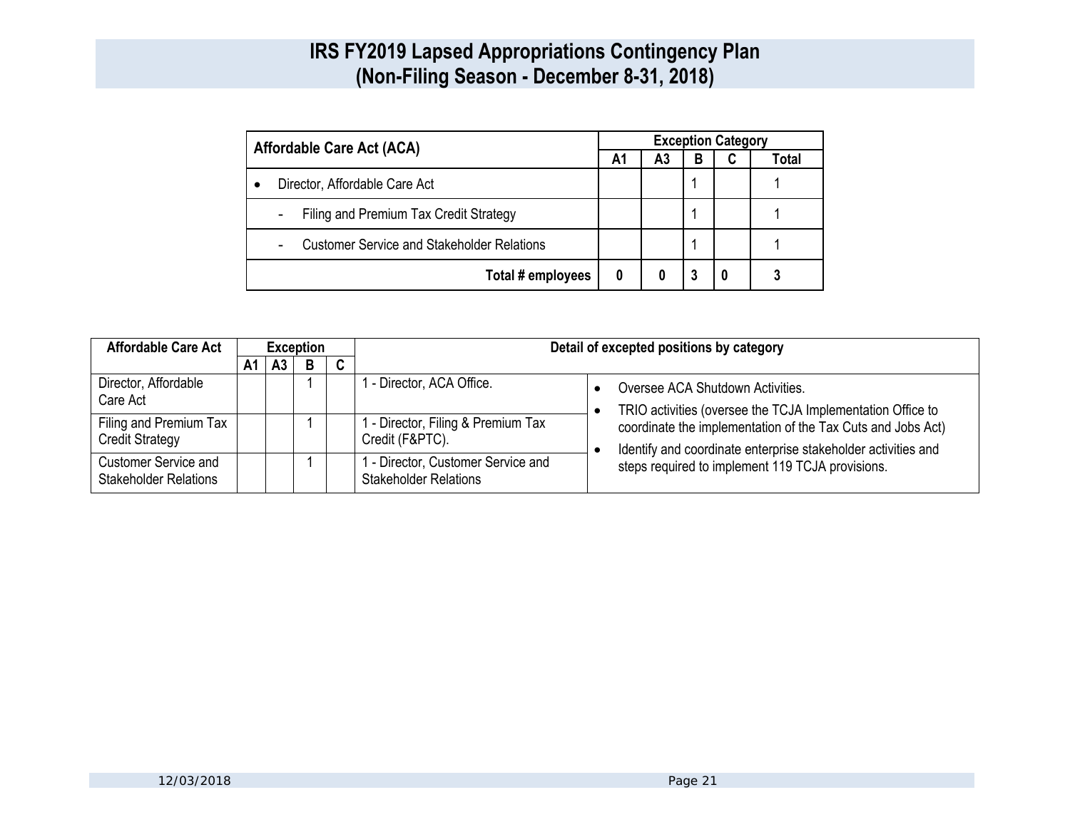# IRS FY2019 Lapsed Appropriations Contingency Plan
# (Non-Filing Season - December 8-31, 2018)

| Affordable Care Act (ACA) | Exception Category | | | | |
|---|---|---|---|---|---|
| | A1 | A3 | B | C | Total |
| • Director, Affordable Care Act | | | 1 | | 1 |
| - Filing and Premium Tax Credit Strategy | | | 1 | | 1 |
| - Customer Service and Stakeholder Relations | | | 1 | | 1 |
| **Total # employees** | **0** | **0** | **3** | **0** | **3** |

| Affordable Care Act | Exception | | | | Detail of excepted positions by category | |
|---|---|---|---|---|---|---|
| | A1 | A3 | B | C | | |
| Director, Affordable Care Act | | | 1 | | 1 - Director, ACA Office. | • Oversee ACA Shutdown Activities.<br>• TRIO activities (oversee the TCJA Implementation Office to coordinate the implementation of the Tax Cuts and Jobs Act)<br>• Identify and coordinate enterprise stakeholder activities and steps required to implement 119 TCJA provisions. |
| Filing and Premium Tax Credit Strategy | | | 1 | | 1 - Director, Filing & Premium Tax Credit (F&PTC). | |
| Customer Service and Stakeholder Relations | | | 1 | | 1 - Director, Customer Service and Stakeholder Relations | |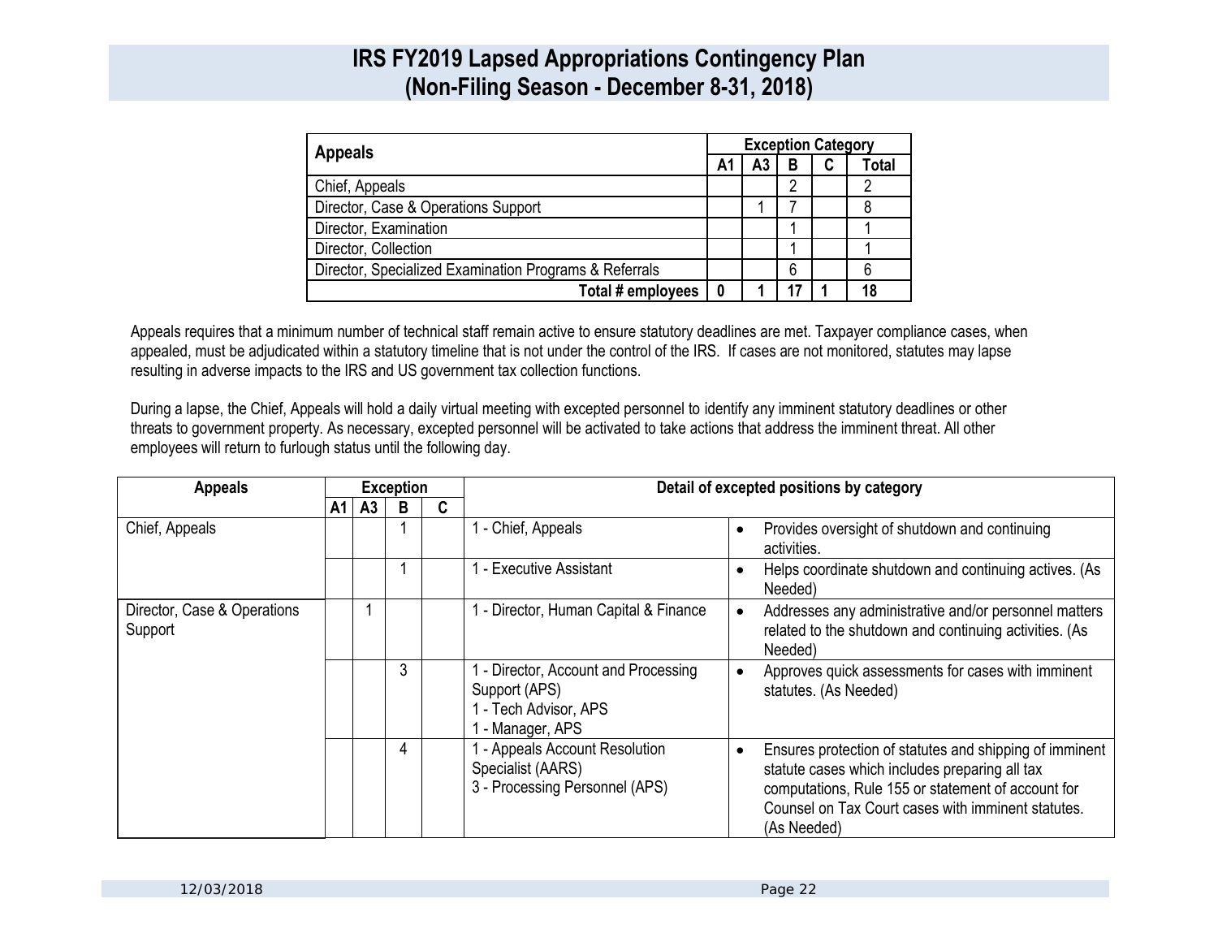# IRS FY2019 Lapsed Appropriations Contingency Plan
## (Non-Filing Season - December 8-31, 2018)

| Appeals | Exception Category | | | | |
|---|---|---|---|---|---|
| | A1 | A3 | B | C | Total |
| Chief, Appeals | | | 2 | | 2 |
| Director, Case & Operations Support | | 1 | 7 | | 8 |
| Director, Examination | | | 1 | | 1 |
| Director, Collection | | | 1 | | 1 |
| Director, Specialized Examination Programs & Referrals | | | 6 | | 6 |
| **Total # employees** | **0** | **1** | **17** | **1** | **18** |

Appeals requires that a minimum number of technical staff remain active to ensure statutory deadlines are met. Taxpayer compliance cases, when appealed, must be adjudicated within a statutory timeline that is not under the control of the IRS. If cases are not monitored, statutes may lapse resulting in adverse impacts to the IRS and US government tax collection functions.

During a lapse, the Chief, Appeals will hold a daily virtual meeting with excepted personnel to identify any imminent statutory deadlines or other threats to government property. As necessary, excepted personnel will be activated to take actions that address the imminent threat. All other employees will return to furlough status until the following day.

| Appeals | Exception | | | | Detail of excepted positions by category | |
|---|---|---|---|---|---|---|
| | A1 | A3 | B | C | | |
| Chief, Appeals | | | 1 | | 1 - Chief, Appeals | • Provides oversight of shutdown and continuing activities. |
| | | | 1 | | 1 - Executive Assistant | • Helps coordinate shutdown and continuing actives. (As Needed) |
| Director, Case & Operations Support | | 1 | | | 1 - Director, Human Capital & Finance | • Addresses any administrative and/or personnel matters related to the shutdown and continuing activities. (As Needed) |
| | | | 3 | | 1 - Director, Account and Processing Support (APS)<br>1 - Tech Advisor, APS<br>1 - Manager, APS | • Approves quick assessments for cases with imminent statutes. (As Needed) |
| | | | 4 | | 1 - Appeals Account Resolution Specialist (AARS)<br>3 - Processing Personnel (APS) | • Ensures protection of statutes and shipping of imminent statute cases which includes preparing all tax computations, Rule 155 or statement of account for Counsel on Tax Court cases with imminent statutes. (As Needed) |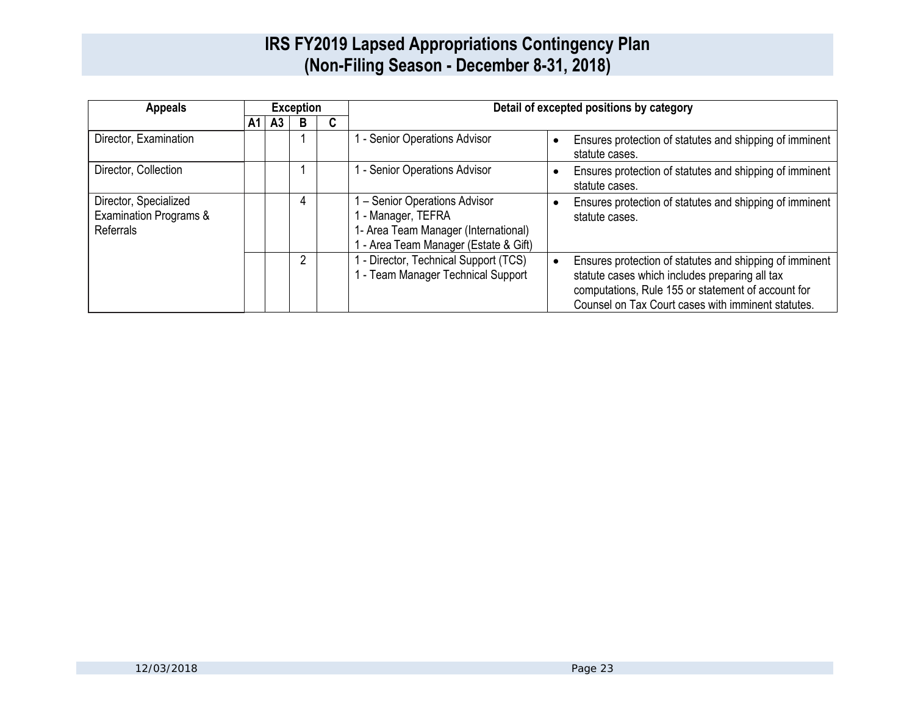# IRS FY2019 Lapsed Appropriations Contingency Plan
## (Non-Filing Season - December 8-31, 2018)

| Appeals | Exception | | | | Detail of excepted positions by category | |
|---|---|---|---|---|---|---|
| | A1 | A3 | B | C | | |
| Director, Examination | | | 1 | | 1 - Senior Operations Advisor | • Ensures protection of statutes and shipping of imminent statute cases. |
| Director, Collection | | | 1 | | 1 - Senior Operations Advisor | • Ensures protection of statutes and shipping of imminent statute cases. |
| Director, Specialized Examination Programs & Referrals | | | 4 | | 1 – Senior Operations Advisor<br>1 - Manager, TEFRA<br>1- Area Team Manager (International)<br>1 - Area Team Manager (Estate & Gift) | • Ensures protection of statutes and shipping of imminent statute cases. |
| | | | 2 | | 1 - Director, Technical Support (TCS)<br>1 - Team Manager Technical Support | • Ensures protection of statutes and shipping of imminent statute cases which includes preparing all tax computations, Rule 155 or statement of account for Counsel on Tax Court cases with imminent statutes. |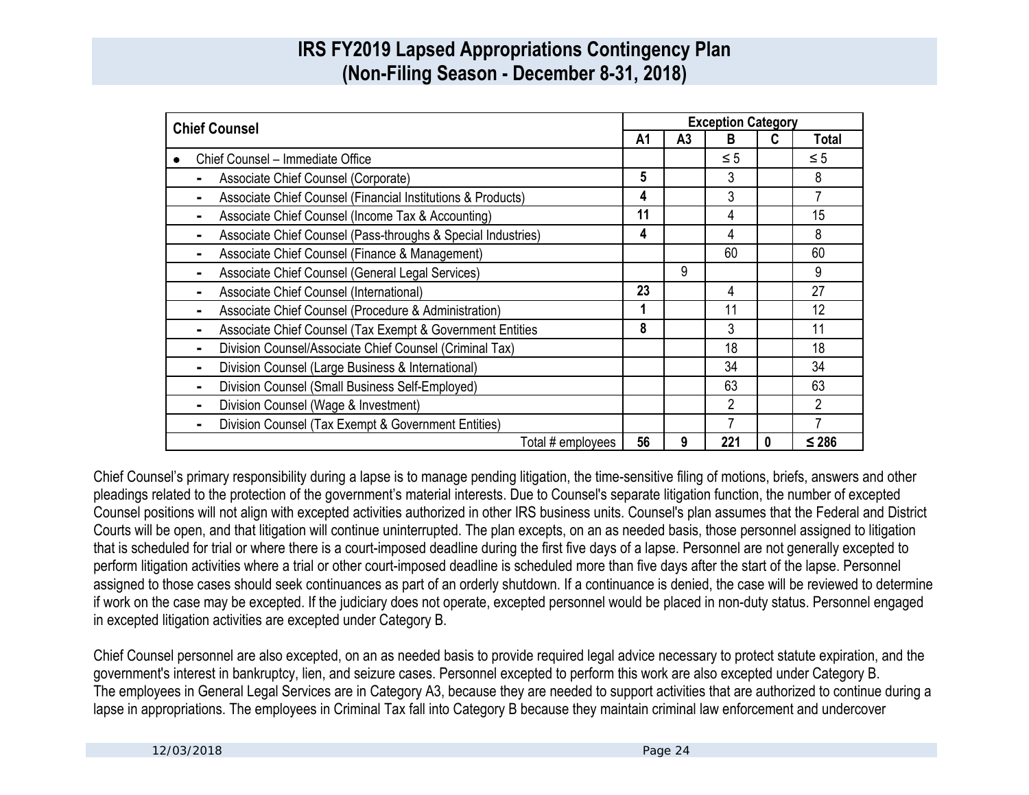# IRS FY2019 Lapsed Appropriations Contingency Plan (Non-Filing Season - December 8-31, 2018)

| Chief Counsel | Exception Category | | | | |
|---|---|---|---|---|---|
| | **A1** | **A3** | **B** | **C** | **Total** |
| • Chief Counsel – Immediate Office | | | ≤ 5 | | ≤ 5 |
| - Associate Chief Counsel (Corporate) | **5** | | 3 | | 8 |
| - Associate Chief Counsel (Financial Institutions & Products) | **4** | | 3 | | 7 |
| - Associate Chief Counsel (Income Tax & Accounting) | **11** | | 4 | | 15 |
| - Associate Chief Counsel (Pass-throughs & Special Industries) | **4** | | 4 | | 8 |
| - Associate Chief Counsel (Finance & Management) | | | 60 | | 60 |
| - Associate Chief Counsel (General Legal Services) | | 9 | | | 9 |
| - Associate Chief Counsel (International) | **23** | | 4 | | 27 |
| - Associate Chief Counsel (Procedure & Administration) | **1** | | 11 | | 12 |
| - Associate Chief Counsel (Tax Exempt & Government Entities | **8** | | 3 | | 11 |
| - Division Counsel/Associate Chief Counsel (Criminal Tax) | | | 18 | | 18 |
| - Division Counsel (Large Business & International) | | | 34 | | 34 |
| - Division Counsel (Small Business Self-Employed) | | | 63 | | 63 |
| - Division Counsel (Wage & Investment) | | | 2 | | 2 |
| - Division Counsel (Tax Exempt & Government Entities) | | | 7 | | 7 |
| Total # employees | **56** | **9** | **221** | **0** | **≤ 286** |

Chief Counsel's primary responsibility during a lapse is to manage pending litigation, the time-sensitive filing of motions, briefs, answers and other pleadings related to the protection of the government's material interests. Due to Counsel's separate litigation function, the number of excepted Counsel positions will not align with excepted activities authorized in other IRS business units. Counsel's plan assumes that the Federal and District Courts will be open, and that litigation will continue uninterrupted. The plan excepts, on an as needed basis, those personnel assigned to litigation that is scheduled for trial or where there is a court-imposed deadline during the first five days of a lapse. Personnel are not generally excepted to perform litigation activities where a trial or other court-imposed deadline is scheduled more than five days after the start of the lapse. Personnel assigned to those cases should seek continuances as part of an orderly shutdown. If a continuance is denied, the case will be reviewed to determine if work on the case may be excepted. If the judiciary does not operate, excepted personnel would be placed in non-duty status. Personnel engaged in excepted litigation activities are excepted under Category B.

Chief Counsel personnel are also excepted, on an as needed basis to provide required legal advice necessary to protect statute expiration, and the government's interest in bankruptcy, lien, and seizure cases. Personnel excepted to perform this work are also excepted under Category B. The employees in General Legal Services are in Category A3, because they are needed to support activities that are authorized to continue during a lapse in appropriations. The employees in Criminal Tax fall into Category B because they maintain criminal law enforcement and undercover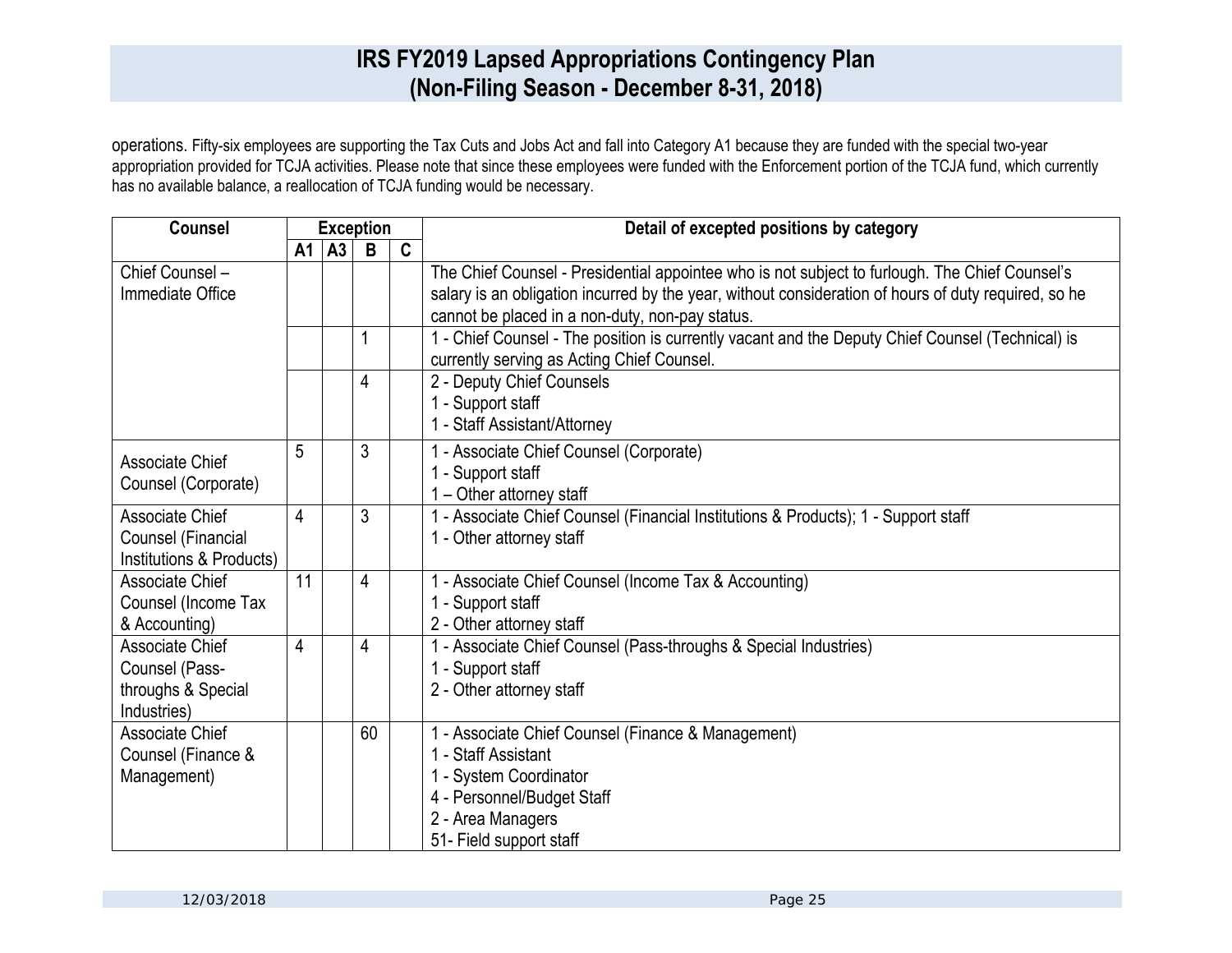operations. Fifty-six employees are supporting the Tax Cuts and Jobs Act and fall into Category A1 because they are funded with the special two-year appropriation provided for TCJA activities. Please note that since these employees were funded with the Enforcement portion of the TCJA fund, which currently has no available balance, a reallocation of TCJA funding would be necessary.

| Counsel | Exception | | | | Detail of excepted positions by category |
|---|---|---|---|---|---|
| | A1 | A3 | B | C | |
| Chief Counsel – Immediate Office | | | | | The Chief Counsel - Presidential appointee who is not subject to furlough. The Chief Counsel's salary is an obligation incurred by the year, without consideration of hours of duty required, so he cannot be placed in a non-duty, non-pay status. |
| | | | 1 | | 1 - Chief Counsel - The position is currently vacant and the Deputy Chief Counsel (Technical) is currently serving as Acting Chief Counsel. |
| | | | 4 | | 2 - Deputy Chief Counsels<br>1 - Support staff<br>1 - Staff Assistant/Attorney |
| Associate Chief Counsel (Corporate) | 5 | | 3 | | 1 - Associate Chief Counsel (Corporate)<br>1 - Support staff<br>1 – Other attorney staff |
| Associate Chief Counsel (Financial Institutions & Products) | 4 | | 3 | | 1 - Associate Chief Counsel (Financial Institutions & Products); 1 - Support staff<br>1 - Other attorney staff |
| Associate Chief Counsel (Income Tax & Accounting) | 11 | | 4 | | 1 - Associate Chief Counsel (Income Tax & Accounting)<br>1 - Support staff<br>2 - Other attorney staff |
| Associate Chief Counsel (Pass-throughs & Special Industries) | 4 | | 4 | | 1 - Associate Chief Counsel (Pass-throughs & Special Industries)<br>1 - Support staff<br>2 - Other attorney staff |
| Associate Chief Counsel (Finance & Management) | | | 60 | | 1 - Associate Chief Counsel (Finance & Management)<br>1 - Staff Assistant<br>1 - System Coordinator<br>4 - Personnel/Budget Staff<br>2 - Area Managers<br>51- Field support staff |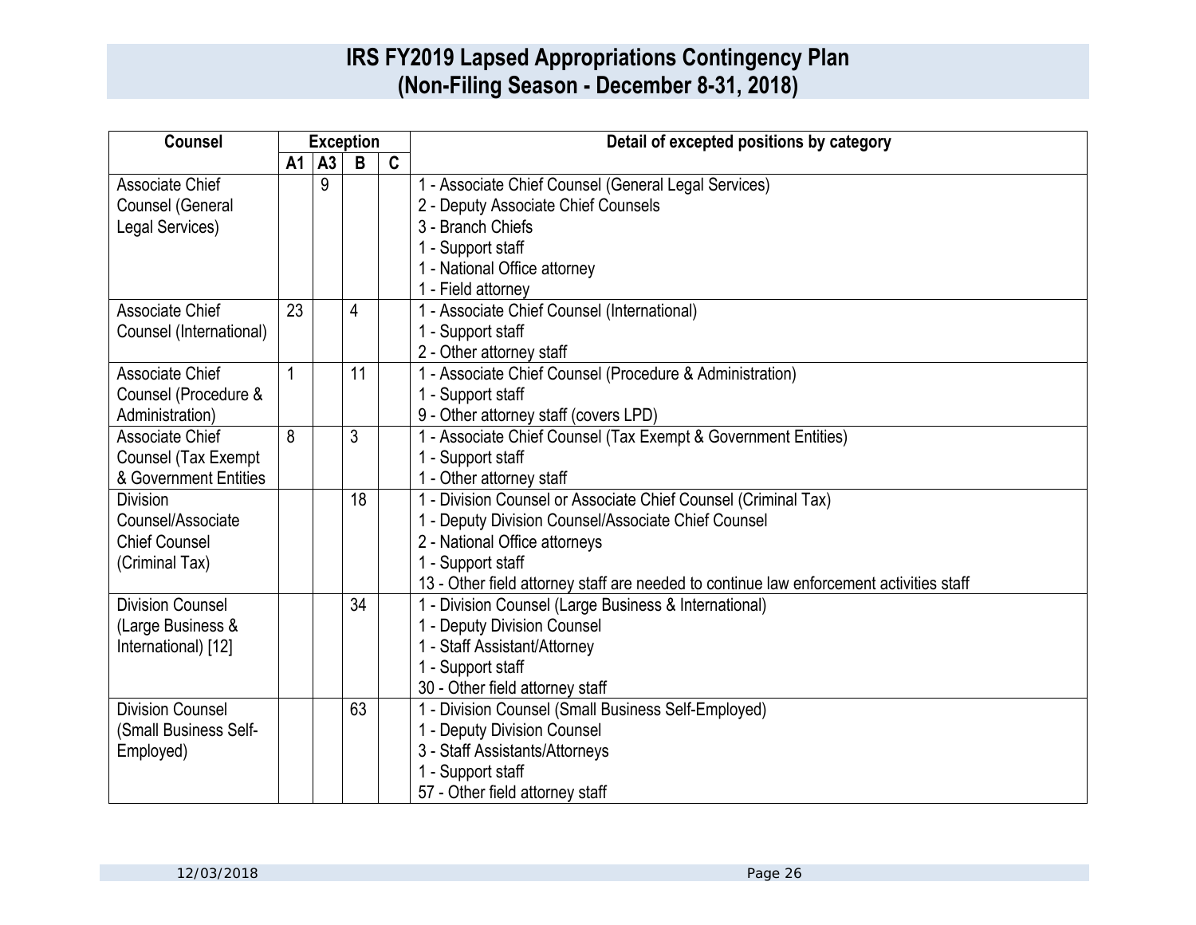# IRS FY2019 Lapsed Appropriations Contingency Plan
## (Non-Filing Season - December 8-31, 2018)

| Counsel | Exception | | | | Detail of excepted positions by category |
|---|---|---|---|---|---|
| | A1 | A3 | B | C | |
| Associate Chief Counsel (General Legal Services) | | 9 | | | 1 - Associate Chief Counsel (General Legal Services)<br>2 - Deputy Associate Chief Counsels<br>3 - Branch Chiefs<br>1 - Support staff<br>1 - National Office attorney<br>1 - Field attorney |
| Associate Chief Counsel (International) | 23 | | 4 | | 1 - Associate Chief Counsel (International)<br>1 - Support staff<br>2 - Other attorney staff |
| Associate Chief Counsel (Procedure & Administration) | 1 | | 11 | | 1 - Associate Chief Counsel (Procedure & Administration)<br>1 - Support staff<br>9 - Other attorney staff (covers LPD) |
| Associate Chief Counsel (Tax Exempt & Government Entities | 8 | | 3 | | 1 - Associate Chief Counsel (Tax Exempt & Government Entities)<br>1 - Support staff<br>1 - Other attorney staff |
| Division Counsel/Associate Chief Counsel (Criminal Tax) | | | 18 | | 1 - Division Counsel or Associate Chief Counsel (Criminal Tax)<br>1 - Deputy Division Counsel/Associate Chief Counsel<br>2 - National Office attorneys<br>1 - Support staff<br>13 - Other field attorney staff are needed to continue law enforcement activities staff |
| Division Counsel (Large Business & International) [12] | | | 34 | | 1 - Division Counsel (Large Business & International)<br>1 - Deputy Division Counsel<br>1 - Staff Assistant/Attorney<br>1 - Support staff<br>30 - Other field attorney staff |
| Division Counsel (Small Business Self-Employed) | | | 63 | | 1 - Division Counsel (Small Business Self-Employed)<br>1 - Deputy Division Counsel<br>3 - Staff Assistants/Attorneys<br>1 - Support staff<br>57 - Other field attorney staff |

12/03/2018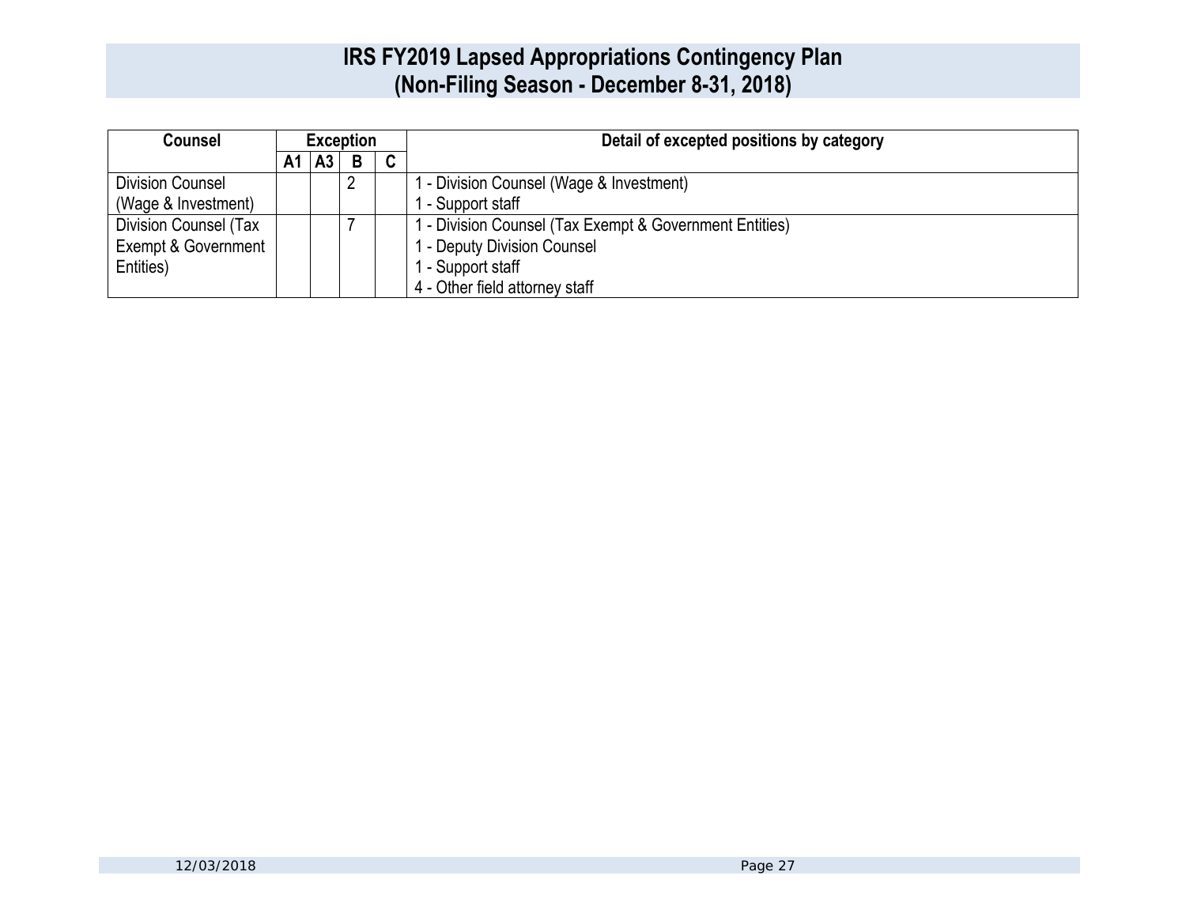# IRS FY2019 Lapsed Appropriations Contingency Plan
## (Non-Filing Season - December 8-31, 2018)

| Counsel | Exception | | | | Detail of excepted positions by category |
|---|---|---|---|---|---|
| | A1 | A3 | B | C | |
| Division Counsel (Wage & Investment) | | | 2 | | 1 - Division Counsel (Wage & Investment)<br>1 - Support staff |
| Division Counsel (Tax Exempt & Government Entities) | | | 7 | | 1 - Division Counsel (Tax Exempt & Government Entities)<br>1 - Deputy Division Counsel<br>1 - Support staff<br>4 - Other field attorney staff |

12/03/2018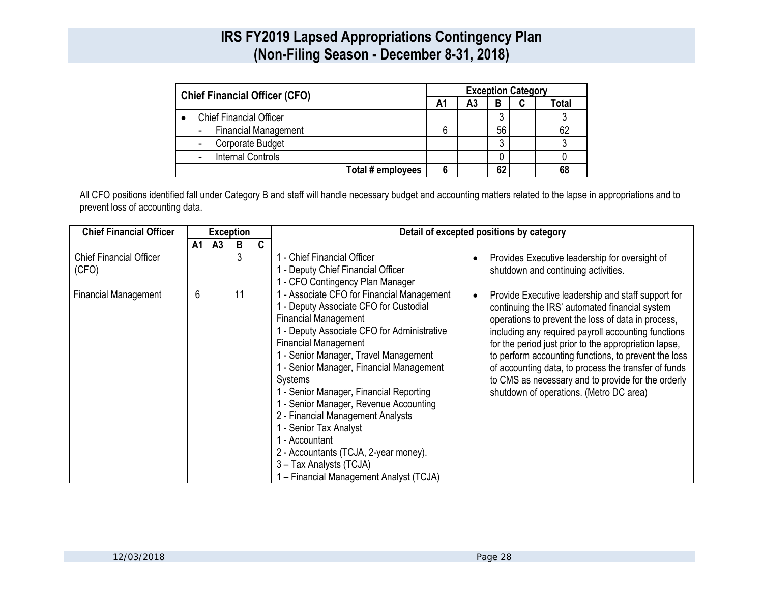# IRS FY2019 Lapsed Appropriations Contingency Plan
## (Non-Filing Season - December 8-31, 2018)

| Chief Financial Officer (CFO) | Exception Category | | | | |
|---|---|---|---|---|---|
| | A1 | A3 | B | C | Total |
| • Chief Financial Officer | | | 3 | | 3 |
| - Financial Management | 6 | | 56 | | 62 |
| - Corporate Budget | | | 3 | | 3 |
| - Internal Controls | | | 0 | | 0 |
| **Total # employees** | **6** | | **62** | | **68** |

All CFO positions identified fall under Category B and staff will handle necessary budget and accounting matters related to the lapse in appropriations and to prevent loss of accounting data.

| Chief Financial Officer | Exception | | | | Detail of excepted positions by category | |
|---|---|---|---|---|---|---|
| | A1 | A3 | B | C | | |
| Chief Financial Officer (CFO) | | | 3 | | 1 - Chief Financial Officer<br>1 - Deputy Chief Financial Officer<br>1 - CFO Contingency Plan Manager | • Provides Executive leadership for oversight of shutdown and continuing activities. |
| Financial Management | 6 | | 11 | | 1 - Associate CFO for Financial Management<br>1 - Deputy Associate CFO for Custodial Financial Management<br>1 - Deputy Associate CFO for Administrative Financial Management<br>1 - Senior Manager, Travel Management<br>1 - Senior Manager, Financial Management Systems<br>1 - Senior Manager, Financial Reporting<br>1 - Senior Manager, Revenue Accounting<br>2 - Financial Management Analysts<br>1 - Senior Tax Analyst<br>1 - Accountant<br>2 - Accountants (TCJA, 2-year money).<br>3 – Tax Analysts (TCJA)<br>1 – Financial Management Analyst (TCJA) | • Provide Executive leadership and staff support for continuing the IRS' automated financial system operations to prevent the loss of data in process, including any required payroll accounting functions for the period just prior to the appropriation lapse, to perform accounting functions, to prevent the loss of accounting data, to process the transfer of funds to CMS as necessary and to provide for the orderly shutdown of operations. (Metro DC area) |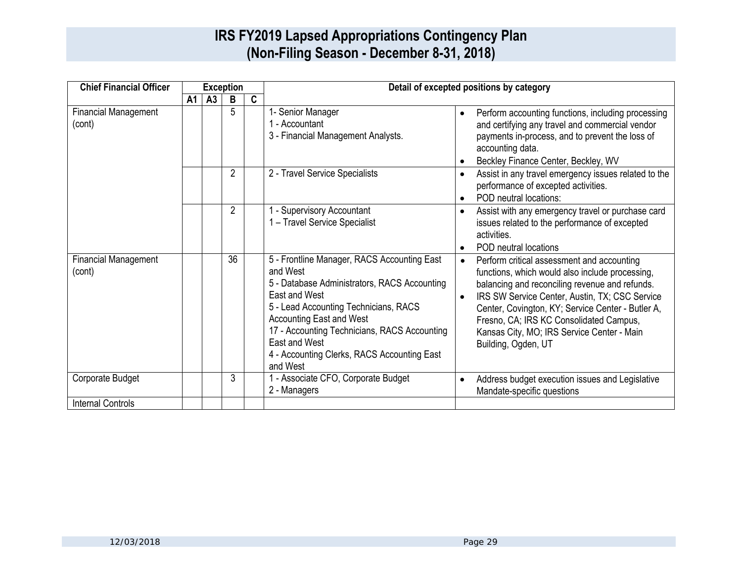# IRS FY2019 Lapsed Appropriations Contingency Plan
## (Non-Filing Season - December 8-31, 2018)

| Chief Financial Officer | Exception | | | | Detail of excepted positions by category | |
|---|---|---|---|---|---|---|
| | A1 | A3 | B | C | | |
| Financial Management (cont) | | | 5 | | 1- Senior Manager<br>1 - Accountant<br>3 - Financial Management Analysts. | • Perform accounting functions, including processing and certifying any travel and commercial vendor payments in-process, and to prevent the loss of accounting data.<br>• Beckley Finance Center, Beckley, WV |
| | | | 2 | | 2 - Travel Service Specialists | • Assist in any travel emergency issues related to the performance of excepted activities.<br>• POD neutral locations: |
| | | | 2 | | 1 - Supervisory Accountant<br>1 – Travel Service Specialist | • Assist with any emergency travel or purchase card issues related to the performance of excepted activities.<br>• POD neutral locations |
| Financial Management (cont) | | | 36 | | 5 - Frontline Manager, RACS Accounting East and West<br>5 - Database Administrators, RACS Accounting East and West<br>5 - Lead Accounting Technicians, RACS Accounting East and West<br>17 - Accounting Technicians, RACS Accounting East and West<br>4 - Accounting Clerks, RACS Accounting East and West | • Perform critical assessment and accounting functions, which would also include processing, balancing and reconciling revenue and refunds.<br>• IRS SW Service Center, Austin, TX; CSC Service Center, Covington, KY; Service Center - Butler A, Fresno, CA; IRS KC Consolidated Campus, Kansas City, MO; IRS Service Center - Main Building, Ogden, UT |
| Corporate Budget | | | 3 | | 1 - Associate CFO, Corporate Budget<br>2 - Managers | • Address budget execution issues and Legislative Mandate-specific questions |
| Internal Controls | | | | | | |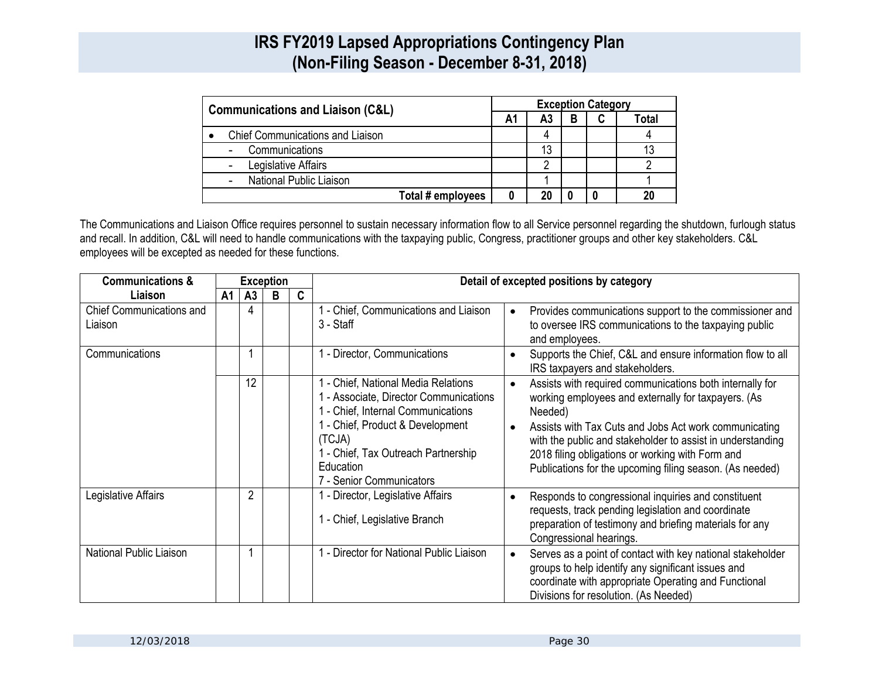# IRS FY2019 Lapsed Appropriations Contingency Plan
## (Non-Filing Season - December 8-31, 2018)

| Communications and Liaison (C&L) | Exception Category | | | | |
|---|---|---|---|---|---|
| | A1 | A3 | B | C | Total |
| • Chief Communications and Liaison | | 4 | | | 4 |
| - Communications | | 13 | | | 13 |
| - Legislative Affairs | | 2 | | | 2 |
| - National Public Liaison | | 1 | | | 1 |
| **Total # employees** | **0** | **20** | **0** | **0** | **20** |

The Communications and Liaison Office requires personnel to sustain necessary information flow to all Service personnel regarding the shutdown, furlough status and recall. In addition, C&L will need to handle communications with the taxpaying public, Congress, practitioner groups and other key stakeholders. C&L employees will be excepted as needed for these functions.

| Communications & Liaison | Exception | | | | Detail of excepted positions by category | |
|---|---|---|---|---|---|---|
| | A1 | A3 | B | C | | |
| Chief Communications and Liaison | | 4 | | | 1 - Chief, Communications and Liaison<br>3 - Staff | • Provides communications support to the commissioner and to oversee IRS communications to the taxpaying public and employees. |
| Communications | | 1 | | | 1 - Director, Communications | • Supports the Chief, C&L and ensure information flow to all IRS taxpayers and stakeholders. |
| | | 12 | | | 1 - Chief, National Media Relations<br>1 - Associate, Director Communications<br>1 - Chief, Internal Communications<br>1 - Chief, Product & Development (TCJA)<br>1 - Chief, Tax Outreach Partnership Education<br>7 - Senior Communicators | • Assists with required communications both internally for working employees and externally for taxpayers. (As Needed)<br>• Assists with Tax Cuts and Jobs Act work communicating with the public and stakeholder to assist in understanding 2018 filing obligations or working with Form and Publications for the upcoming filing season. (As needed) |
| Legislative Affairs | | 2 | | | 1 - Director, Legislative Affairs<br>1 - Chief, Legislative Branch | • Responds to congressional inquiries and constituent requests, track pending legislation and coordinate preparation of testimony and briefing materials for any Congressional hearings. |
| National Public Liaison | | 1 | | | 1 - Director for National Public Liaison | • Serves as a point of contact with key national stakeholder groups to help identify any significant issues and coordinate with appropriate Operating and Functional Divisions for resolution. (As Needed) |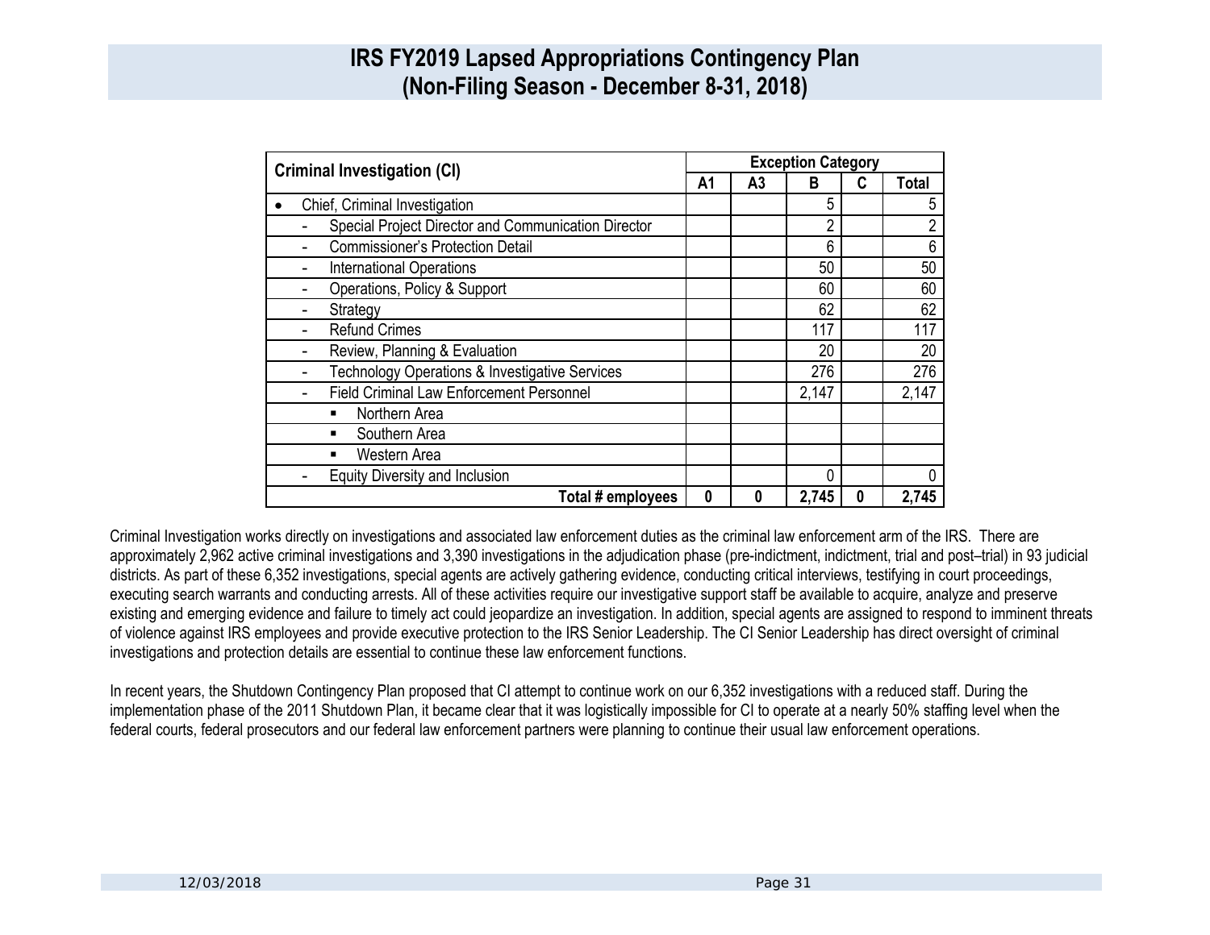# IRS FY2019 Lapsed Appropriations Contingency Plan
## (Non-Filing Season - December 8-31, 2018)

| Criminal Investigation (CI) | Exception Category | | | | |
|---|---|---|---|---|---|
| | A1 | A3 | B | C | Total |
| • Chief, Criminal Investigation | | | 5 | | 5 |
| - Special Project Director and Communication Director | | | 2 | | 2 |
| - Commissioner's Protection Detail | | | 6 | | 6 |
| - International Operations | | | 50 | | 50 |
| - Operations, Policy & Support | | | 60 | | 60 |
| - Strategy | | | 62 | | 62 |
| - Refund Crimes | | | 117 | | 117 |
| - Review, Planning & Evaluation | | | 20 | | 20 |
| - Technology Operations & Investigative Services | | | 276 | | 276 |
| - Field Criminal Law Enforcement Personnel | | | 2,147 | | 2,147 |
| ▪ Northern Area | | | | | |
| ▪ Southern Area | | | | | |
| ▪ Western Area | | | | | |
| - Equity Diversity and Inclusion | | | 0 | | 0 |
| **Total # employees** | **0** | **0** | **2,745** | **0** | **2,745** |

Criminal Investigation works directly on investigations and associated law enforcement duties as the criminal law enforcement arm of the IRS. There are approximately 2,962 active criminal investigations and 3,390 investigations in the adjudication phase (pre-indictment, indictment, trial and post–trial) in 93 judicial districts. As part of these 6,352 investigations, special agents are actively gathering evidence, conducting critical interviews, testifying in court proceedings, executing search warrants and conducting arrests. All of these activities require our investigative support staff be available to acquire, analyze and preserve existing and emerging evidence and failure to timely act could jeopardize an investigation. In addition, special agents are assigned to respond to imminent threats of violence against IRS employees and provide executive protection to the IRS Senior Leadership. The CI Senior Leadership has direct oversight of criminal investigations and protection details are essential to continue these law enforcement functions.

In recent years, the Shutdown Contingency Plan proposed that CI attempt to continue work on our 6,352 investigations with a reduced staff. During the implementation phase of the 2011 Shutdown Plan, it became clear that it was logistically impossible for CI to operate at a nearly 50% staffing level when the federal courts, federal prosecutors and our federal law enforcement partners were planning to continue their usual law enforcement operations.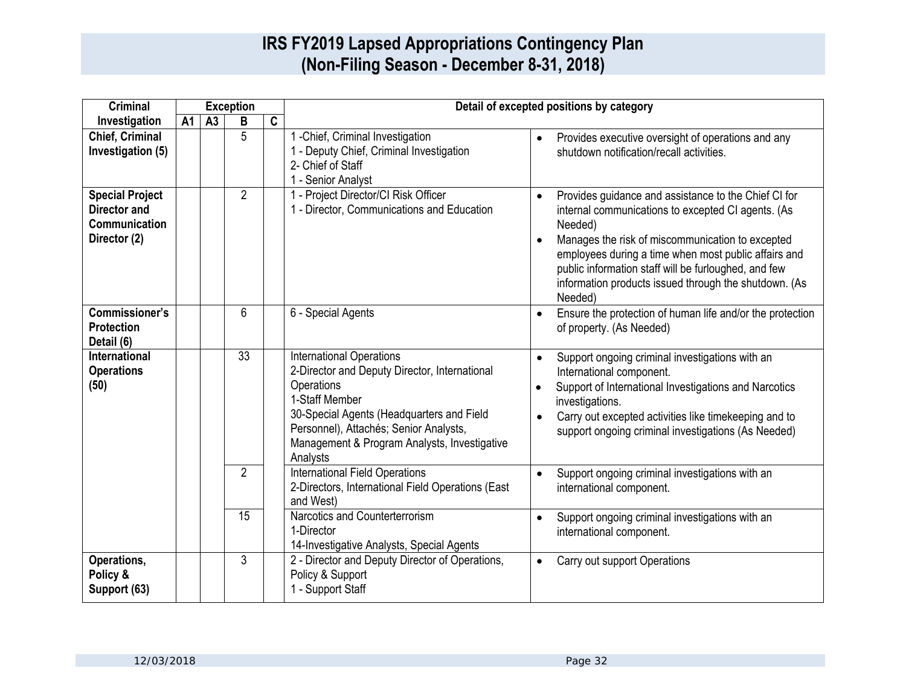# IRS FY2019 Lapsed Appropriations Contingency Plan
## (Non-Filing Season - December 8-31, 2018)

| Criminal Investigation | Exception | | | | Detail of excepted positions by category | |
|---|---|---|---|---|---|---|
| | A1 | A3 | B | C | | |
| **Chief, Criminal Investigation (5)** | | | 5 | | 1 -Chief, Criminal Investigation<br>1 - Deputy Chief, Criminal Investigation<br>2- Chief of Staff<br>1 - Senior Analyst | • Provides executive oversight of operations and any shutdown notification/recall activities. |
| **Special Project Director and Communication Director (2)** | | | 2 | | 1 - Project Director/CI Risk Officer<br>1 - Director, Communications and Education | • Provides guidance and assistance to the Chief CI for internal communications to excepted CI agents. (As Needed)<br>• Manages the risk of miscommunication to excepted employees during a time when most public affairs and public information staff will be furloughed, and few information products issued through the shutdown. (As Needed) |
| **Commissioner's Protection Detail (6)** | | | 6 | | 6 - Special Agents | • Ensure the protection of human life and/or the protection of property. (As Needed) |
| **International Operations (50)** | | | 33 | | International Operations<br>2-Director and Deputy Director, International Operations<br>1-Staff Member<br>30-Special Agents (Headquarters and Field Personnel), Attachés; Senior Analysts, Management & Program Analysts, Investigative Analysts | • Support ongoing criminal investigations with an International component.<br>• Support of International Investigations and Narcotics investigations.<br>• Carry out excepted activities like timekeeping and to support ongoing criminal investigations (As Needed) |
| | | | 2 | | International Field Operations<br>2-Directors, International Field Operations (East and West) | • Support ongoing criminal investigations with an international component. |
| | | | 15 | | Narcotics and Counterterrorism<br>1-Director<br>14-Investigative Analysts, Special Agents | • Support ongoing criminal investigations with an international component. |
| **Operations, Policy & Support (63)** | | | 3 | | 2 - Director and Deputy Director of Operations, Policy & Support<br>1 - Support Staff | • Carry out support Operations |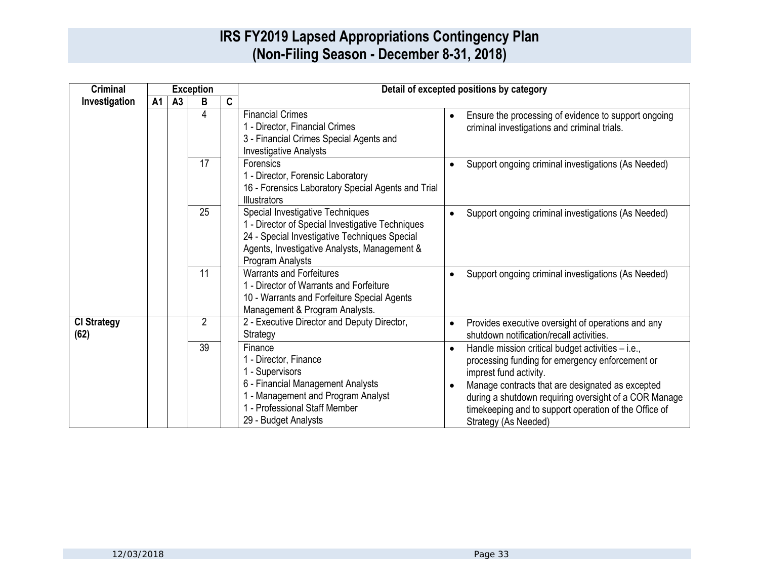# IRS FY2019 Lapsed Appropriations Contingency Plan (Non-Filing Season - December 8-31, 2018)

| Criminal Investigation | Exception | | | | Detail of excepted positions by category | |
|---|---|---|---|---|---|---|
| | A1 | A3 | B | C | | |
| | | | 4 | | Financial Crimes<br>1 - Director, Financial Crimes<br>3 - Financial Crimes Special Agents and Investigative Analysts | • Ensure the processing of evidence to support ongoing criminal investigations and criminal trials. |
| | | | 17 | | Forensics<br>1 - Director, Forensic Laboratory<br>16 - Forensics Laboratory Special Agents and Trial Illustrators | • Support ongoing criminal investigations (As Needed) |
| | | | 25 | | Special Investigative Techniques<br>1 - Director of Special Investigative Techniques<br>24 - Special Investigative Techniques Special Agents, Investigative Analysts, Management & Program Analysts | • Support ongoing criminal investigations (As Needed) |
| | | | 11 | | Warrants and Forfeitures<br>1 - Director of Warrants and Forfeiture<br>10 - Warrants and Forfeiture Special Agents Management & Program Analysts. | • Support ongoing criminal investigations (As Needed) |
| **CI Strategy (62)** | | | 2 | | 2 - Executive Director and Deputy Director, Strategy | • Provides executive oversight of operations and any shutdown notification/recall activities. |
| | | | 39 | | Finance<br>1 - Director, Finance<br>1 - Supervisors<br>6 - Financial Management Analysts<br>1 - Management and Program Analyst<br>1 - Professional Staff Member<br>29 - Budget Analysts | • Handle mission critical budget activities – i.e., processing funding for emergency enforcement or imprest fund activity.<br>• Manage contracts that are designated as excepted during a shutdown requiring oversight of a COR Manage timekeeping and to support operation of the Office of Strategy (As Needed) |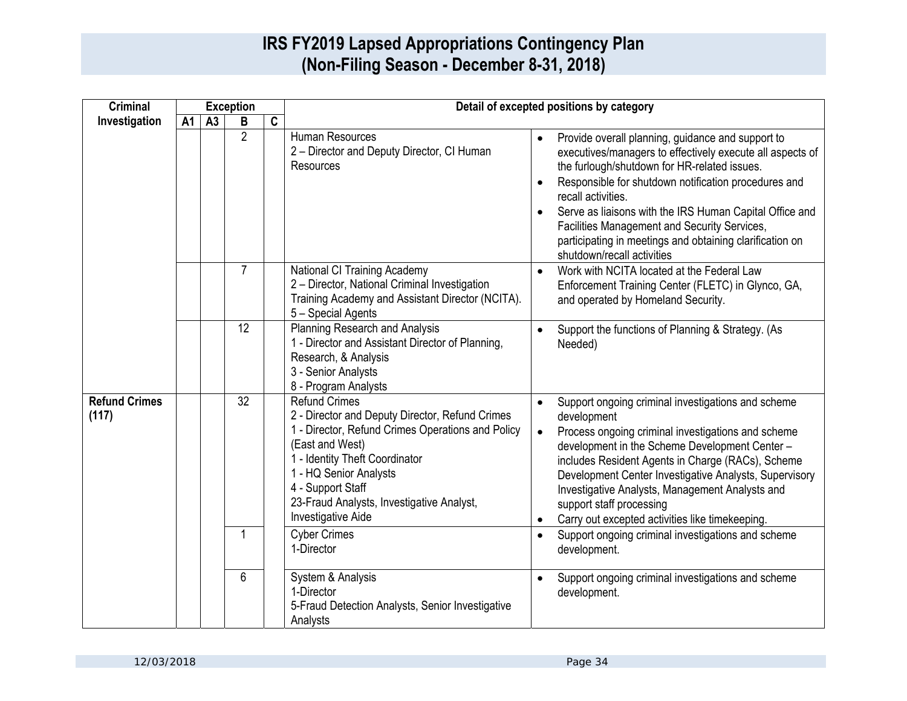# IRS FY2019 Lapsed Appropriations Contingency Plan (Non-Filing Season - December 8-31, 2018)

| Criminal Investigation | Exception | | | | Detail of excepted positions by category | |
|---|---|---|---|---|---|---|
| | A1 | A3 | B | C | | |
| | | | 2 | | Human Resources<br>2 – Director and Deputy Director, CI Human Resources | • Provide overall planning, guidance and support to executives/managers to effectively execute all aspects of the furlough/shutdown for HR-related issues.<br>• Responsible for shutdown notification procedures and recall activities.<br>• Serve as liaisons with the IRS Human Capital Office and Facilities Management and Security Services, participating in meetings and obtaining clarification on shutdown/recall activities |
| | | | 7 | | National CI Training Academy<br>2 – Director, National Criminal Investigation Training Academy and Assistant Director (NCITA).<br>5 – Special Agents | • Work with NCITA located at the Federal Law Enforcement Training Center (FLETC) in Glynco, GA, and operated by Homeland Security. |
| | | | 12 | | Planning Research and Analysis<br>1 - Director and Assistant Director of Planning, Research, & Analysis<br>3 - Senior Analysts<br>8 - Program Analysts | • Support the functions of Planning & Strategy. (As Needed) |
| **Refund Crimes (117)** | | | 32 | | Refund Crimes<br>2 - Director and Deputy Director, Refund Crimes<br>1 - Director, Refund Crimes Operations and Policy (East and West)<br>1 - Identity Theft Coordinator<br>1 - HQ Senior Analysts<br>4 - Support Staff<br>23-Fraud Analysts, Investigative Analyst, Investigative Aide | • Support ongoing criminal investigations and scheme development<br>• Process ongoing criminal investigations and scheme development in the Scheme Development Center – includes Resident Agents in Charge (RACs), Scheme Development Center Investigative Analysts, Supervisory Investigative Analysts, Management Analysts and support staff processing<br>• Carry out excepted activities like timekeeping. |
| | | | 1 | | Cyber Crimes<br>1-Director | • Support ongoing criminal investigations and scheme development. |
| | | | 6 | | System & Analysis<br>1-Director<br>5-Fraud Detection Analysts, Senior Investigative Analysts | • Support ongoing criminal investigations and scheme development. |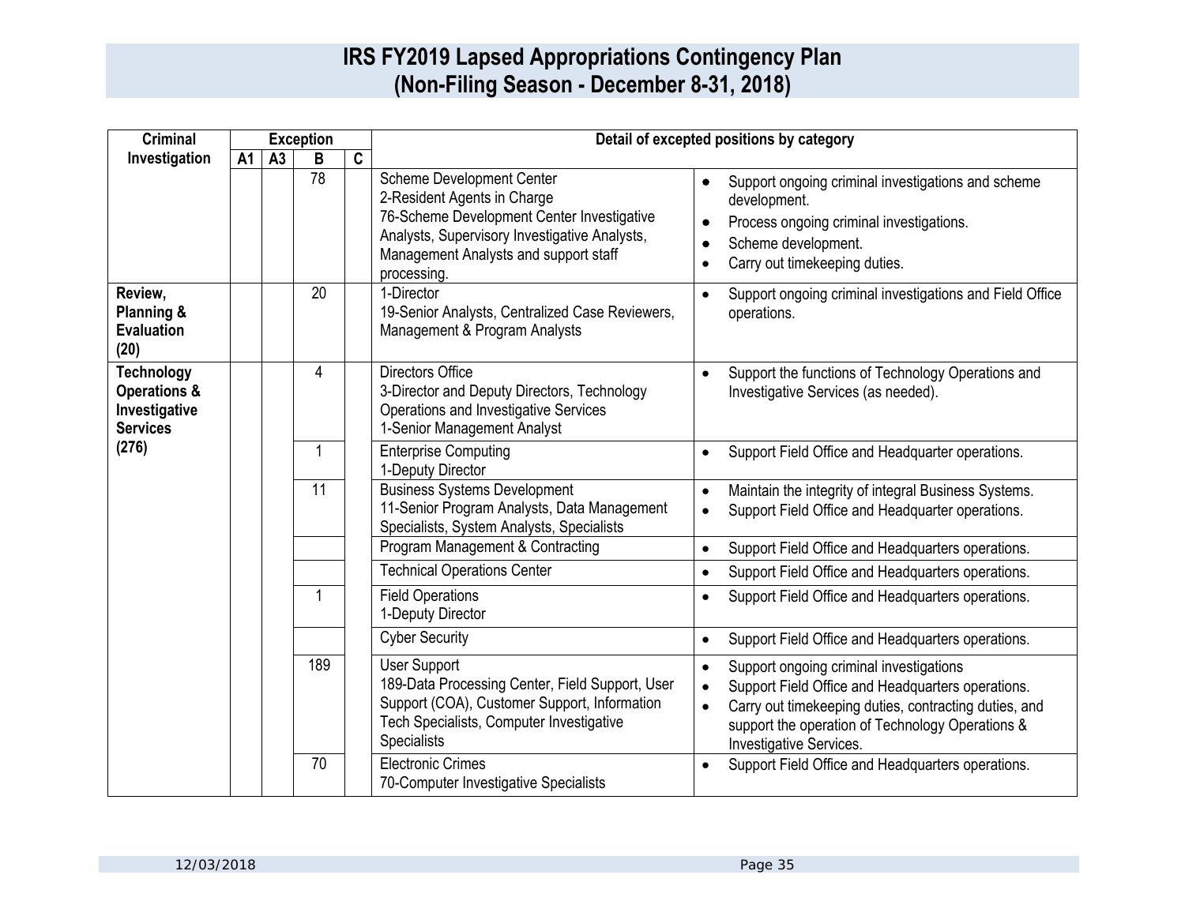# IRS FY2019 Lapsed Appropriations Contingency Plan
# (Non-Filing Season - December 8-31, 2018)

| Criminal Investigation | Exception | | | | Detail of excepted positions by category | |
|---|---|---|---|---|---|---|
| | A1 | A3 | B | C | | |
| | | | 78 | | Scheme Development Center<br>2-Resident Agents in Charge<br>76-Scheme Development Center Investigative Analysts, Supervisory Investigative Analysts, Management Analysts and support staff processing. | • Support ongoing criminal investigations and scheme development.<br>• Process ongoing criminal investigations.<br>• Scheme development.<br>• Carry out timekeeping duties. |
| **Review, Planning & Evaluation (20)** | | | 20 | | 1-Director<br>19-Senior Analysts, Centralized Case Reviewers, Management & Program Analysts | • Support ongoing criminal investigations and Field Office operations. |
| **Technology Operations & Investigative Services (276)** | | | 4 | | Directors Office<br>3-Director and Deputy Directors, Technology Operations and Investigative Services<br>1-Senior Management Analyst | • Support the functions of Technology Operations and Investigative Services (as needed). |
| | | | 1 | | Enterprise Computing<br>1-Deputy Director | • Support Field Office and Headquarter operations. |
| | | | 11 | | Business Systems Development<br>11-Senior Program Analysts, Data Management Specialists, System Analysts, Specialists | • Maintain the integrity of integral Business Systems.<br>• Support Field Office and Headquarter operations. |
| | | | | | Program Management & Contracting | • Support Field Office and Headquarters operations. |
| | | | | | Technical Operations Center | • Support Field Office and Headquarters operations. |
| | | | 1 | | Field Operations<br>1-Deputy Director | • Support Field Office and Headquarters operations. |
| | | | | | Cyber Security | • Support Field Office and Headquarters operations. |
| | | | 189 | | User Support<br>189-Data Processing Center, Field Support, User Support (COA), Customer Support, Information Tech Specialists, Computer Investigative Specialists | • Support ongoing criminal investigations<br>• Support Field Office and Headquarters operations.<br>• Carry out timekeeping duties, contracting duties, and support the operation of Technology Operations & Investigative Services. |
| | | | 70 | | Electronic Crimes<br>70-Computer Investigative Specialists | • Support Field Office and Headquarters operations. |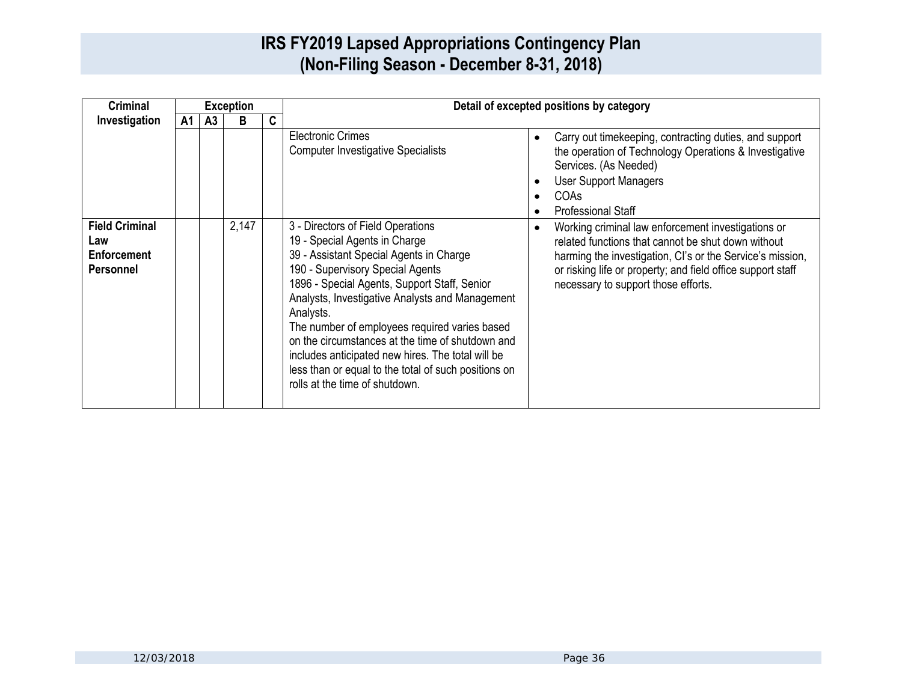# IRS FY2019 Lapsed Appropriations Contingency Plan
## (Non-Filing Season - December 8-31, 2018)

| Criminal Investigation | Exception | | | | Detail of excepted positions by category | |
|---|---|---|---|---|---|---|
| | A1 | A3 | B | C | | |
| | | | | | Electronic Crimes<br>Computer Investigative Specialists | • Carry out timekeeping, contracting duties, and support the operation of Technology Operations & Investigative Services. (As Needed)<br>• User Support Managers<br>• COAs<br>• Professional Staff |
| **Field Criminal Law Enforcement Personnel** | | | 2,147 | | 3 - Directors of Field Operations<br>19 - Special Agents in Charge<br>39 - Assistant Special Agents in Charge<br>190 - Supervisory Special Agents<br>1896 - Special Agents, Support Staff, Senior Analysts, Investigative Analysts and Management Analysts.<br>The number of employees required varies based on the circumstances at the time of shutdown and includes anticipated new hires. The total will be less than or equal to the total of such positions on rolls at the time of shutdown. | • Working criminal law enforcement investigations or related functions that cannot be shut down without harming the investigation, CI's or the Service's mission, or risking life or property; and field office support staff necessary to support those efforts. |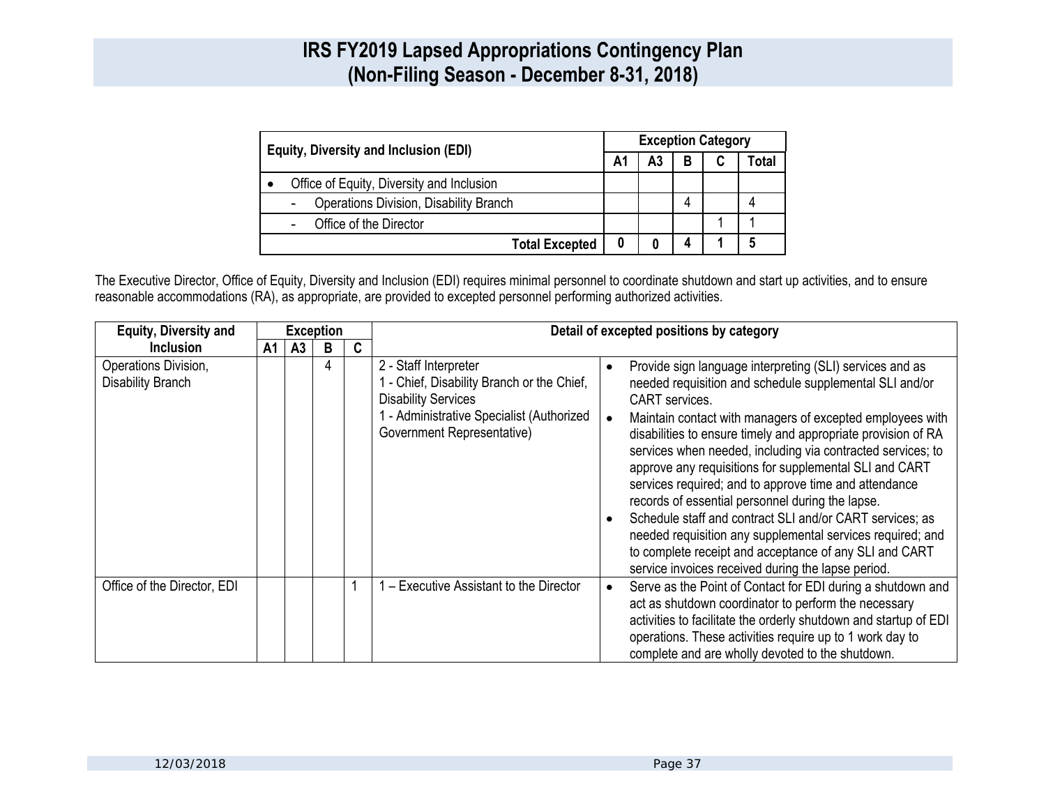# IRS FY2019 Lapsed Appropriations Contingency Plan (Non-Filing Season - December 8-31, 2018)

| Equity, Diversity and Inclusion (EDI) | Exception Category | | | | |
|---|---|---|---|---|---|
| | A1 | A3 | B | C | Total |
| • Office of Equity, Diversity and Inclusion | | | | | |
| - Operations Division, Disability Branch | | | 4 | | 4 |
| - Office of the Director | | | | 1 | 1 |
| **Total Excepted** | **0** | **0** | **4** | **1** | **5** |

The Executive Director, Office of Equity, Diversity and Inclusion (EDI) requires minimal personnel to coordinate shutdown and start up activities, and to ensure reasonable accommodations (RA), as appropriate, are provided to excepted personnel performing authorized activities.

| Equity, Diversity and Inclusion | Exception | | | | Detail of excepted positions by category | |
|---|---|---|---|---|---|---|
| | A1 | A3 | B | C | | |
| Operations Division, Disability Branch | | | 4 | | 2 - Staff Interpreter<br>1 - Chief, Disability Branch or the Chief, Disability Services<br>1 - Administrative Specialist (Authorized Government Representative) | • Provide sign language interpreting (SLI) services and as needed requisition and schedule supplemental SLI and/or CART services.<br>• Maintain contact with managers of excepted employees with disabilities to ensure timely and appropriate provision of RA services when needed, including via contracted services; to approve any requisitions for supplemental SLI and CART services required; and to approve time and attendance records of essential personnel during the lapse.<br>• Schedule staff and contract SLI and/or CART services; as needed requisition any supplemental services required; and to complete receipt and acceptance of any SLI and CART service invoices received during the lapse period. |
| Office of the Director, EDI | | | | 1 | 1 – Executive Assistant to the Director | • Serve as the Point of Contact for EDI during a shutdown and act as shutdown coordinator to perform the necessary activities to facilitate the orderly shutdown and startup of EDI operations. These activities require up to 1 work day to complete and are wholly devoted to the shutdown. |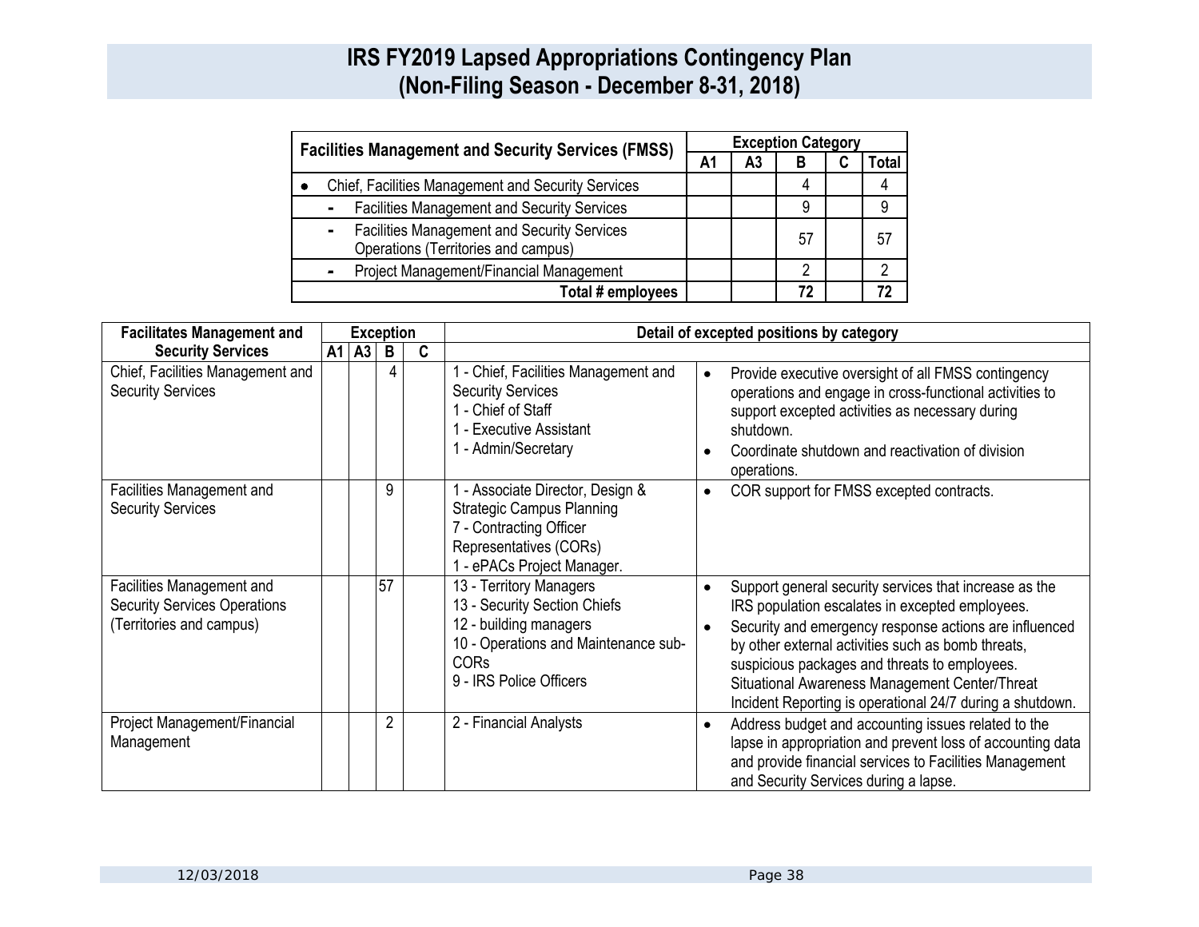# IRS FY2019 Lapsed Appropriations Contingency Plan (Non-Filing Season - December 8-31, 2018)

| Facilities Management and Security Services (FMSS) | Exception Category | | | | |
|---|---|---|---|---|---|
| | A1 | A3 | B | C | Total |
| • Chief, Facilities Management and Security Services | | | 4 | | 4 |
| - Facilities Management and Security Services | | | 9 | | 9 |
| - Facilities Management and Security Services Operations (Territories and campus) | | | 57 | | 57 |
| - Project Management/Financial Management | | | 2 | | 2 |
| Total # employees | | | 72 | | 72 |

| Facilitates Management and Security Services | Exception | | | | Detail of excepted positions by category | |
|---|---|---|---|---|---|---|
| | A1 | A3 | B | C | | |
| Chief, Facilities Management and Security Services | | | 4 | | 1 - Chief, Facilities Management and Security Services<br>1 - Chief of Staff<br>1 - Executive Assistant<br>1 - Admin/Secretary | • Provide executive oversight of all FMSS contingency operations and engage in cross-functional activities to support excepted activities as necessary during shutdown.<br>• Coordinate shutdown and reactivation of division operations. |
| Facilities Management and Security Services | | | 9 | | 1 - Associate Director, Design & Strategic Campus Planning<br>7 - Contracting Officer Representatives (CORs)<br>1 - ePACs Project Manager. | • COR support for FMSS excepted contracts. |
| Facilities Management and Security Services Operations (Territories and campus) | | | 57 | | 13 - Territory Managers<br>13 - Security Section Chiefs<br>12 - building managers<br>10 - Operations and Maintenance sub-CORs<br>9 - IRS Police Officers | • Support general security services that increase as the IRS population escalates in excepted employees.<br>• Security and emergency response actions are influenced by other external activities such as bomb threats, suspicious packages and threats to employees. Situational Awareness Management Center/Threat Incident Reporting is operational 24/7 during a shutdown. |
| Project Management/Financial Management | | | 2 | | 2 - Financial Analysts | • Address budget and accounting issues related to the lapse in appropriation and prevent loss of accounting data and provide financial services to Facilities Management and Security Services during a lapse. |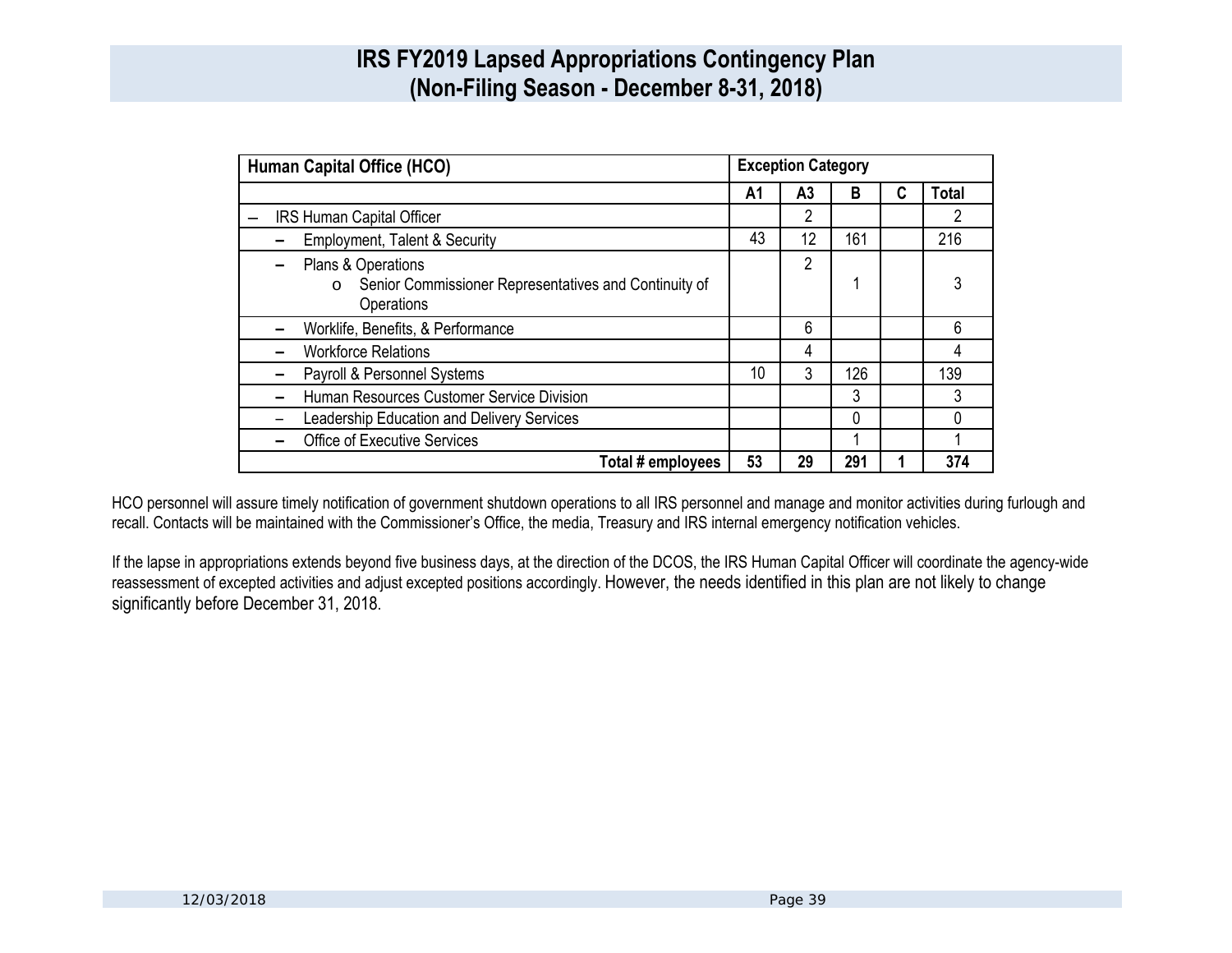# IRS FY2019 Lapsed Appropriations Contingency Plan
# (Non-Filing Season - December 8-31, 2018)

| Human Capital Office (HCO) | Exception Category | | | | |
|---|---|---|---|---|---|
| | A1 | A3 | B | C | Total |
| – IRS Human Capital Officer | | 2 | | | 2 |
| – Employment, Talent & Security | 43 | 12 | 161 | | 216 |
| – Plans & Operations<br>o Senior Commissioner Representatives and Continuity of Operations | | 2 | 1 | | 3 |
| – Worklife, Benefits, & Performance | | 6 | | | 6 |
| – Workforce Relations | | 4 | | | 4 |
| – Payroll & Personnel Systems | 10 | 3 | 126 | | 139 |
| – Human Resources Customer Service Division | | | 3 | | 3 |
| – Leadership Education and Delivery Services | | | 0 | | 0 |
| – Office of Executive Services | | | 1 | | 1 |
| **Total # employees** | **53** | **29** | **291** | **1** | **374** |

HCO personnel will assure timely notification of government shutdown operations to all IRS personnel and manage and monitor activities during furlough and recall. Contacts will be maintained with the Commissioner's Office, the media, Treasury and IRS internal emergency notification vehicles.

If the lapse in appropriations extends beyond five business days, at the direction of the DCOS, the IRS Human Capital Officer will coordinate the agency-wide reassessment of excepted activities and adjust excepted positions accordingly. However, the needs identified in this plan are not likely to change significantly before December 31, 2018.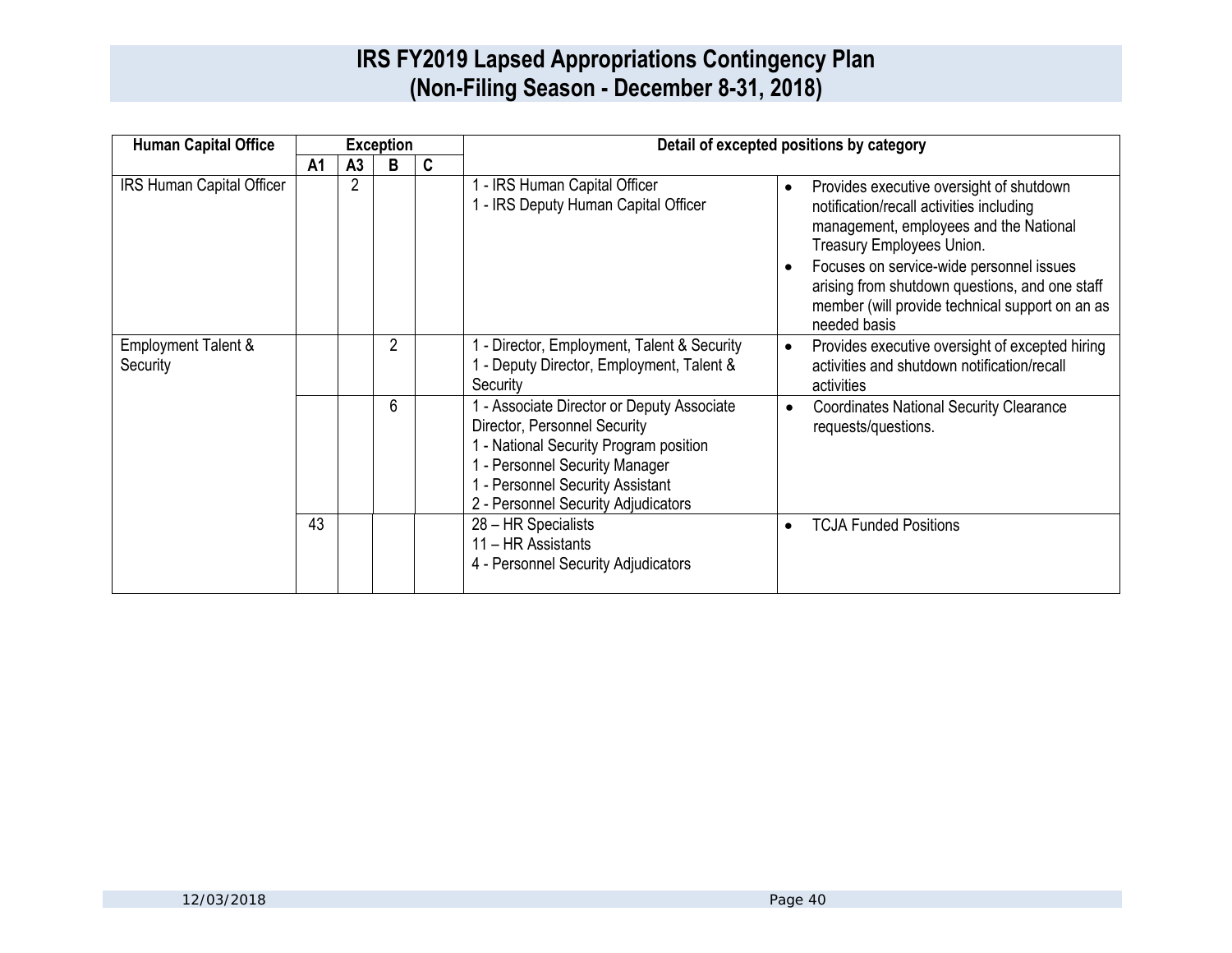# IRS FY2019 Lapsed Appropriations Contingency Plan
## (Non-Filing Season - December 8-31, 2018)

| Human Capital Office | Exception | | | | Detail of excepted positions by category | |
|---|---|---|---|---|---|---|
| | A1 | A3 | B | C | | |
| IRS Human Capital Officer | | 2 | | | 1 - IRS Human Capital Officer<br>1 - IRS Deputy Human Capital Officer | • Provides executive oversight of shutdown notification/recall activities including management, employees and the National Treasury Employees Union.<br>• Focuses on service-wide personnel issues arising from shutdown questions, and one staff member (will provide technical support on an as needed basis |
| Employment Talent & Security | | | 2 | | 1 - Director, Employment, Talent & Security<br>1 - Deputy Director, Employment, Talent & Security | • Provides executive oversight of excepted hiring activities and shutdown notification/recall activities |
| | | | 6 | | 1 - Associate Director or Deputy Associate Director, Personnel Security<br>1 - National Security Program position<br>1 - Personnel Security Manager<br>1 - Personnel Security Assistant<br>2 - Personnel Security Adjudicators | • Coordinates National Security Clearance requests/questions. |
| | 43 | | | | 28 – HR Specialists<br>11 – HR Assistants<br>4 - Personnel Security Adjudicators | • TCJA Funded Positions |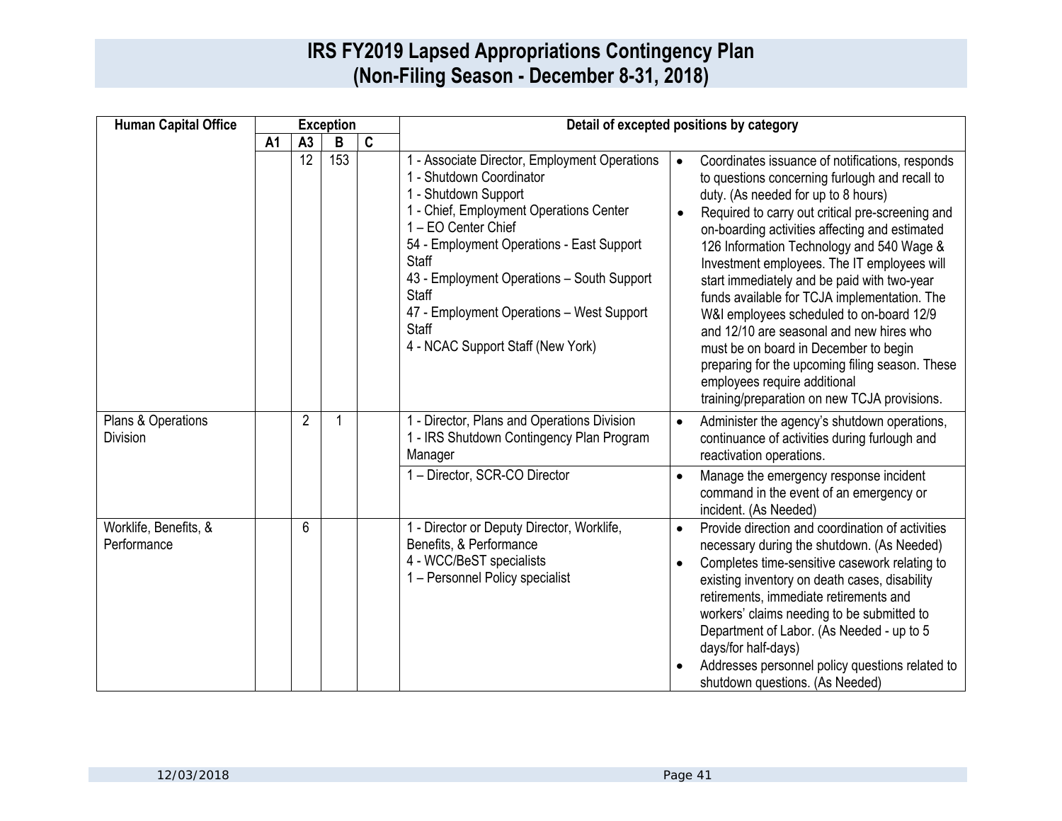# IRS FY2019 Lapsed Appropriations Contingency Plan
## (Non-Filing Season - December 8-31, 2018)

| Human Capital Office | Exception | | | | Detail of excepted positions by category | |
|---|---|---|---|---|---|---|
| | A1 | A3 | B | C | | |
| | | 12 | 153 | | 1 - Associate Director, Employment Operations<br>1 - Shutdown Coordinator<br>1 - Shutdown Support<br>1 - Chief, Employment Operations Center<br>1 – EO Center Chief<br>54 - Employment Operations - East Support Staff<br>43 - Employment Operations – South Support Staff<br>47 - Employment Operations – West Support Staff<br>4 - NCAC Support Staff (New York) | • Coordinates issuance of notifications, responds to questions concerning furlough and recall to duty. (As needed for up to 8 hours)<br>• Required to carry out critical pre-screening and on-boarding activities affecting and estimated 126 Information Technology and 540 Wage & Investment employees. The IT employees will start immediately and be paid with two-year funds available for TCJA implementation. The W&I employees scheduled to on-board 12/9 and 12/10 are seasonal and new hires who must be on board in December to begin preparing for the upcoming filing season. These employees require additional training/preparation on new TCJA provisions. |
| Plans & Operations Division | | 2 | 1 | | 1 - Director, Plans and Operations Division<br>1 - IRS Shutdown Contingency Plan Program Manager | • Administer the agency's shutdown operations, continuance of activities during furlough and reactivation operations. |
| | | | | | 1 – Director, SCR-CO Director | • Manage the emergency response incident command in the event of an emergency or incident. (As Needed) |
| Worklife, Benefits, & Performance | | 6 | | | 1 - Director or Deputy Director, Worklife, Benefits, & Performance<br>4 - WCC/BeST specialists<br>1 – Personnel Policy specialist | • Provide direction and coordination of activities necessary during the shutdown. (As Needed)<br>• Completes time-sensitive casework relating to existing inventory on death cases, disability retirements, immediate retirements and workers' claims needing to be submitted to Department of Labor. (As Needed - up to 5 days/for half-days)<br>• Addresses personnel policy questions related to shutdown questions. (As Needed) |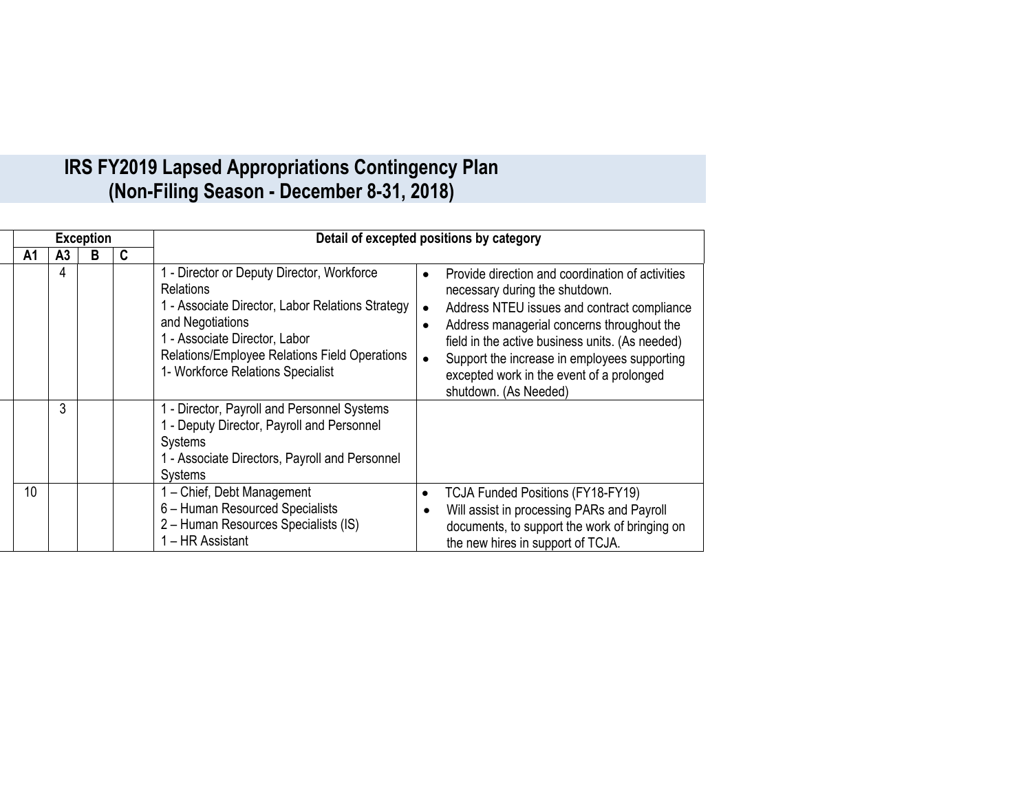# IRS FY2019 Lapsed Appropriations Contingency Plan (Non-Filing Season - December 8-31, 2018)

| Exception | | | | Detail of excepted positions by category | |
|---|---|---|---|---|---|
| A1 | A3 | B | C | | |
| | 4 | | | 1 - Director or Deputy Director, Workforce Relations<br>1 - Associate Director, Labor Relations Strategy and Negotiations<br>1 - Associate Director, Labor Relations/Employee Relations Field Operations<br>1- Workforce Relations Specialist | • Provide direction and coordination of activities necessary during the shutdown.<br>• Address NTEU issues and contract compliance<br>• Address managerial concerns throughout the field in the active business units. (As needed)<br>• Support the increase in employees supporting excepted work in the event of a prolonged shutdown. (As Needed) |
| | 3 | | | 1 - Director, Payroll and Personnel Systems<br>1 - Deputy Director, Payroll and Personnel Systems<br>1 - Associate Directors, Payroll and Personnel Systems | |
| 10 | | | | 1 – Chief, Debt Management<br>6 – Human Resourced Specialists<br>2 – Human Resources Specialists (IS)<br>1 – HR Assistant | • TCJA Funded Positions (FY18-FY19)<br>• Will assist in processing PARs and Payroll documents, to support the work of bringing on the new hires in support of TCJA. |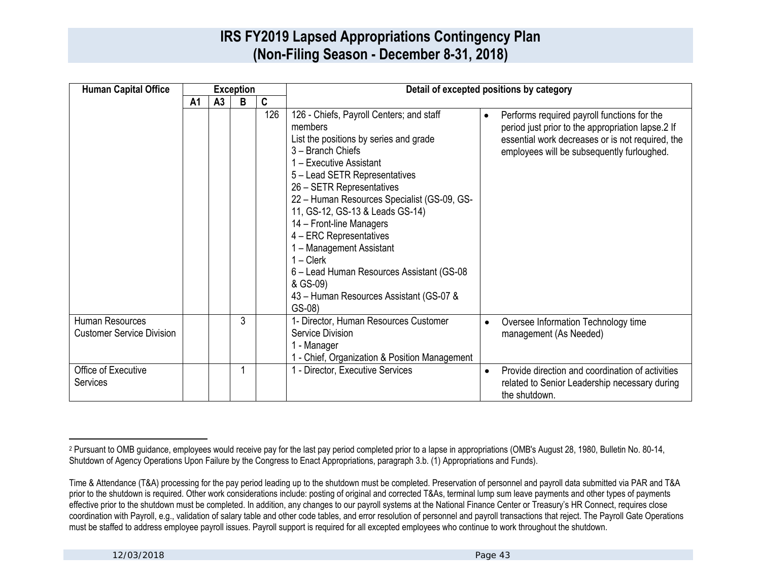# IRS FY2019 Lapsed Appropriations Contingency Plan
# (Non-Filing Season - December 8-31, 2018)

| Human Capital Office | Exception | | | | Detail of excepted positions by category | |
|---|---|---|---|---|---|---|
| | A1 | A3 | B | C | | |
| | | | | 126 | 126 - Chiefs, Payroll Centers; and staff members<br>List the positions by series and grade<br>3 – Branch Chiefs<br>1 – Executive Assistant<br>5 – Lead SETR Representatives<br>26 – SETR Representatives<br>22 – Human Resources Specialist (GS-09, GS-11, GS-12, GS-13 & Leads GS-14)<br>14 – Front-line Managers<br>4 – ERC Representatives<br>1 – Management Assistant<br>1 – Clerk<br>6 – Lead Human Resources Assistant (GS-08 & GS-09)<br>43 – Human Resources Assistant (GS-07 & GS-08) | • Performs required payroll functions for the period just prior to the appropriation lapse.[2] If essential work decreases or is not required, the employees will be subsequently furloughed. |
| Human Resources Customer Service Division | | | 3 | | 1- Director, Human Resources Customer Service Division<br>1 - Manager<br>1 - Chief, Organization & Position Management | • Oversee Information Technology time management (As Needed) |
| Office of Executive Services | | | 1 | | 1 - Director, Executive Services | • Provide direction and coordination of activities related to Senior Leadership necessary during the shutdown. |

[2] Pursuant to OMB guidance, employees would receive pay for the last pay period completed prior to a lapse in appropriations (OMB's August 28, 1980, Bulletin No. 80-14, Shutdown of Agency Operations Upon Failure by the Congress to Enact Appropriations, paragraph 3.b. (1) Appropriations and Funds).

Time & Attendance (T&A) processing for the pay period leading up to the shutdown must be completed. Preservation of personnel and payroll data submitted via PAR and T&A prior to the shutdown is required. Other work considerations include: posting of original and corrected T&As, terminal lump sum leave payments and other types of payments effective prior to the shutdown must be completed. In addition, any changes to our payroll systems at the National Finance Center or Treasury's HR Connect, requires close coordination with Payroll, e.g., validation of salary table and other code tables, and error resolution of personnel and payroll transactions that reject. The Payroll Gate Operations must be staffed to address employee payroll issues. Payroll support is required for all excepted employees who continue to work throughout the shutdown.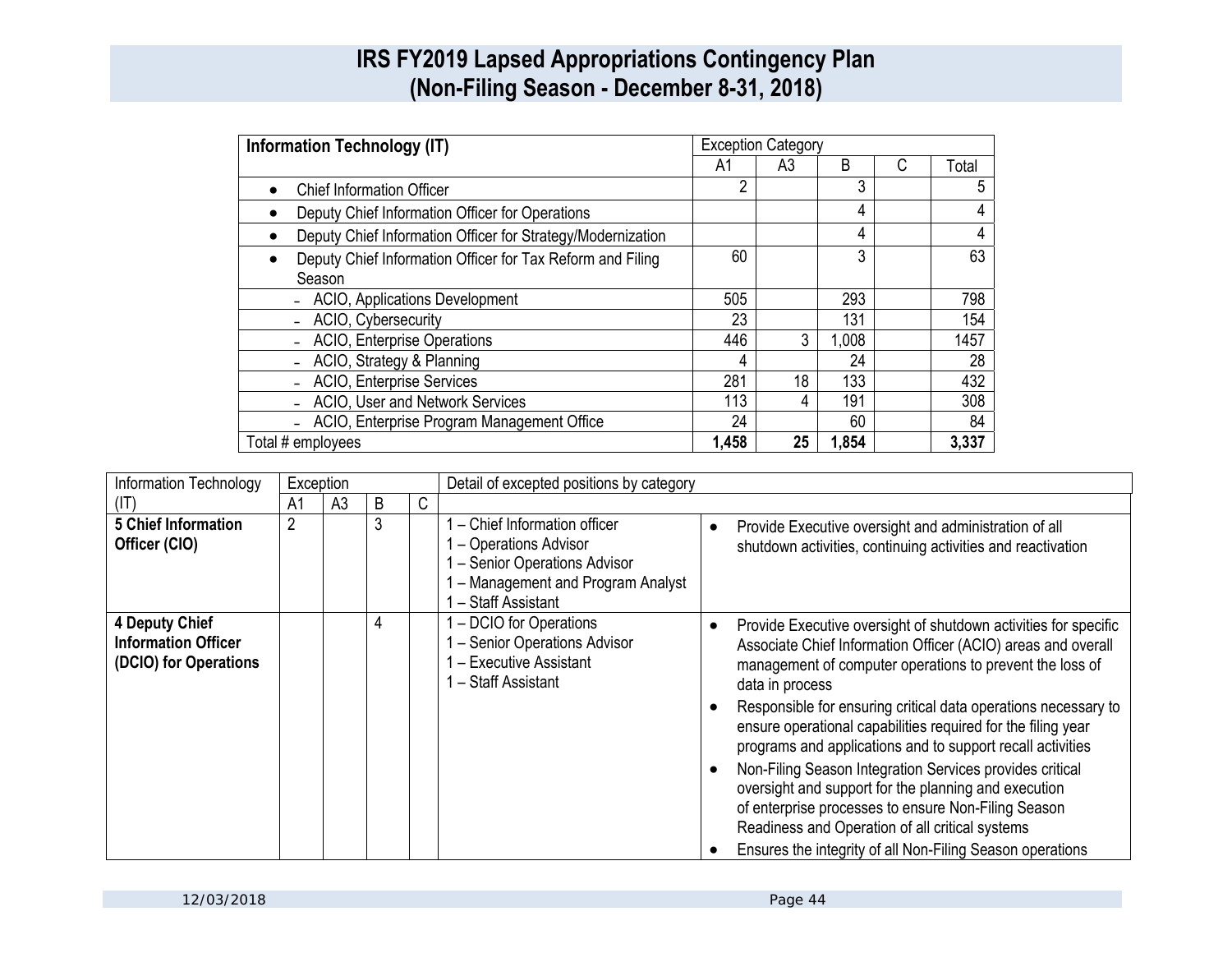# IRS FY2019 Lapsed Appropriations Contingency Plan (Non-Filing Season - December 8-31, 2018)

| Information Technology (IT) | Exception Category | | | | |
|---|---|---|---|---|---|
| | A1 | A3 | B | C | Total |
| • Chief Information Officer | 2 | | 3 | | 5 |
| • Deputy Chief Information Officer for Operations | | | 4 | | 4 |
| • Deputy Chief Information Officer for Strategy/Modernization | | | 4 | | 4 |
| • Deputy Chief Information Officer for Tax Reform and Filing Season | 60 | | 3 | | 63 |
| – ACIO, Applications Development | 505 | | 293 | | 798 |
| – ACIO, Cybersecurity | 23 | | 131 | | 154 |
| – ACIO, Enterprise Operations | 446 | 3 | 1,008 | | 1457 |
| – ACIO, Strategy & Planning | 4 | | 24 | | 28 |
| – ACIO, Enterprise Services | 281 | 18 | 133 | | 432 |
| – ACIO, User and Network Services | 113 | 4 | 191 | | 308 |
| – ACIO, Enterprise Program Management Office | 24 | | 60 | | 84 |
| Total # employees | **1,458** | **25** | **1,854** | | **3,337** |

| Information Technology (IT) | Exception | | | | Detail of excepted positions by category | |
|---|---|---|---|---|---|---|
| | A1 | A3 | B | C | | |
| **5 Chief Information Officer (CIO)** | 2 | | 3 | | 1 – Chief Information officer<br>1 – Operations Advisor<br>1 – Senior Operations Advisor<br>1 – Management and Program Analyst<br>1 – Staff Assistant | • Provide Executive oversight and administration of all shutdown activities, continuing activities and reactivation |
| **4 Deputy Chief Information Officer (DCIO) for Operations** | | | 4 | | 1 – DCIO for Operations<br>1 – Senior Operations Advisor<br>1 – Executive Assistant<br>1 – Staff Assistant | • Provide Executive oversight of shutdown activities for specific Associate Chief Information Officer (ACIO) areas and overall management of computer operations to prevent the loss of data in process<br>• Responsible for ensuring critical data operations necessary to ensure operational capabilities required for the filing year programs and applications and to support recall activities<br>• Non-Filing Season Integration Services provides critical oversight and support for the planning and execution of enterprise processes to ensure Non-Filing Season Readiness and Operation of all critical systems<br>• Ensures the integrity of all Non-Filing Season operations |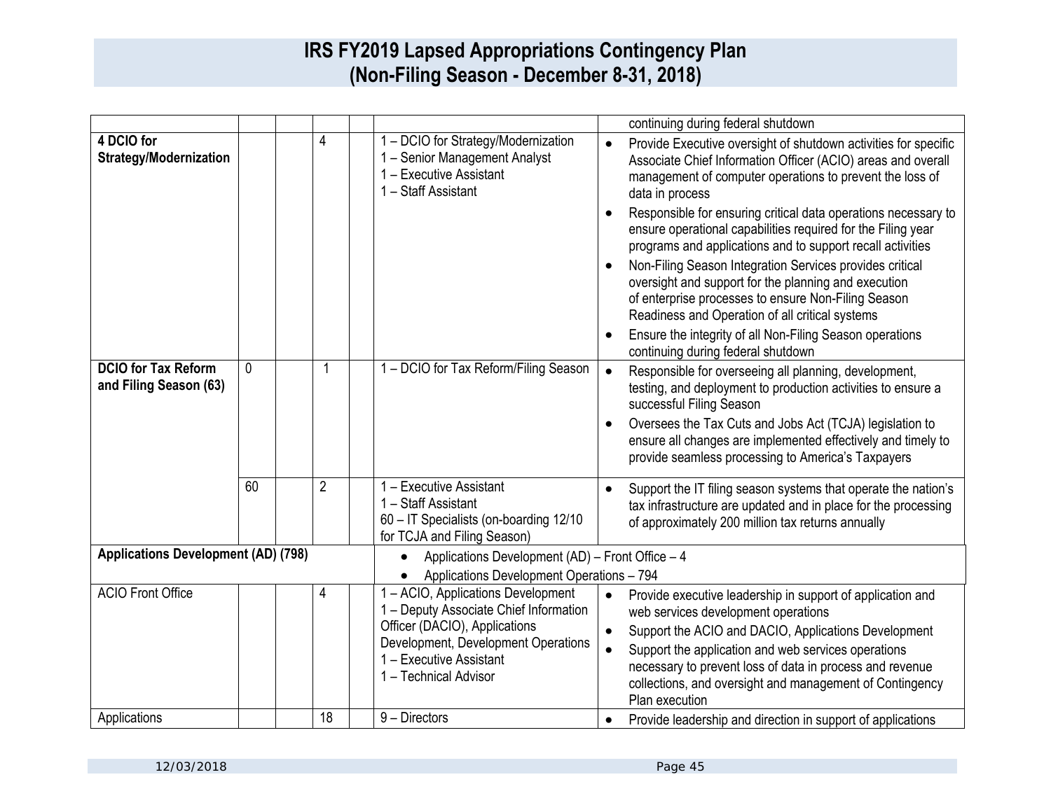# IRS FY2019 Lapsed Appropriations Contingency Plan
# (Non-Filing Season - December 8-31, 2018)

| | | | | | | |
|---|---|---|---|---|---|---|
| | | | | | | continuing during federal shutdown |
| **4 DCIO for Strategy/Modernization** | | | 4 | | 1 – DCIO for Strategy/Modernization<br>1 – Senior Management Analyst<br>1 – Executive Assistant<br>1 – Staff Assistant | • Provide Executive oversight of shutdown activities for specific Associate Chief Information Officer (ACIO) areas and overall management of computer operations to prevent the loss of data in process<br>• Responsible for ensuring critical data operations necessary to ensure operational capabilities required for the Filing year programs and applications and to support recall activities<br>• Non-Filing Season Integration Services provides critical oversight and support for the planning and execution of enterprise processes to ensure Non-Filing Season Readiness and Operation of all critical systems<br>• Ensure the integrity of all Non-Filing Season operations continuing during federal shutdown |
| **DCIO for Tax Reform and Filing Season (63)** | 0 | | 1 | | 1 – DCIO for Tax Reform/Filing Season | • Responsible for overseeing all planning, development, testing, and deployment to production activities to ensure a successful Filing Season<br>• Oversees the Tax Cuts and Jobs Act (TCJA) legislation to ensure all changes are implemented effectively and timely to provide seamless processing to America's Taxpayers |
| | 60 | | 2 | | 1 – Executive Assistant<br>1 – Staff Assistant<br>60 – IT Specialists (on-boarding 12/10 for TCJA and Filing Season) | • Support the IT filing season systems that operate the nation's tax infrastructure are updated and in place for the processing of approximately 200 million tax returns annually |
| **Applications Development (AD) (798)** | | | | | • Applications Development (AD) – Front Office – 4<br>• Applications Development Operations – 794 | |
| ACIO Front Office | | | 4 | | 1 – ACIO, Applications Development<br>1 – Deputy Associate Chief Information Officer (DACIO), Applications Development, Development Operations<br>1 – Executive Assistant<br>1 – Technical Advisor | • Provide executive leadership in support of application and web services development operations<br>• Support the ACIO and DACIO, Applications Development<br>• Support the application and web services operations necessary to prevent loss of data in process and revenue collections, and oversight and management of Contingency Plan execution |
| Applications | | | 18 | | 9 – Directors | • Provide leadership and direction in support of applications |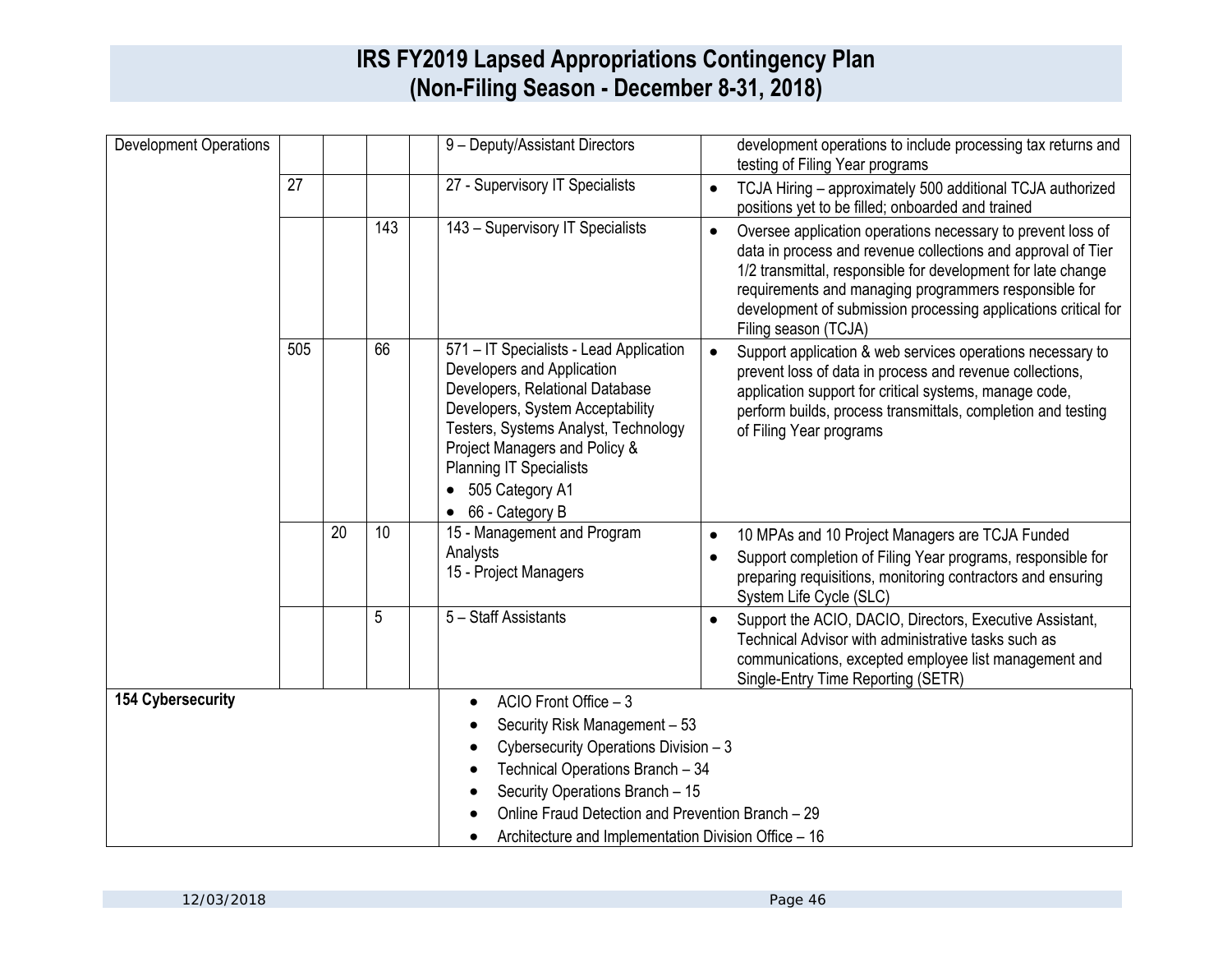# IRS FY2019 Lapsed Appropriations Contingency Plan
## (Non-Filing Season - December 8-31, 2018)

| | | | | | | |
|---|---|---|---|---|---|---|
| Development Operations | | | | | 9 – Deputy/Assistant Directors | development operations to include processing tax returns and testing of Filing Year programs |
| | 27 | | | | 27 - Supervisory IT Specialists | • TCJA Hiring – approximately 500 additional TCJA authorized positions yet to be filled; onboarded and trained |
| | | | 143 | | 143 – Supervisory IT Specialists | • Oversee application operations necessary to prevent loss of data in process and revenue collections and approval of Tier 1/2 transmittal, responsible for development for late change requirements and managing programmers responsible for development of submission processing applications critical for Filing season (TCJA) |
| | 505 | | 66 | | 571 – IT Specialists - Lead Application Developers and Application Developers, Relational Database Developers, System Acceptability Testers, Systems Analyst, Technology Project Managers and Policy & Planning IT Specialists<br>• 505 Category A1<br>• 66 - Category B | • Support application & web services operations necessary to prevent loss of data in process and revenue collections, application support for critical systems, manage code, perform builds, process transmittals, completion and testing of Filing Year programs |
| | | 20 | 10 | | 15 - Management and Program Analysts<br>15 - Project Managers | • 10 MPAs and 10 Project Managers are TCJA Funded<br>• Support completion of Filing Year programs, responsible for preparing requisitions, monitoring contractors and ensuring System Life Cycle (SLC) |
| | | | 5 | | 5 – Staff Assistants | • Support the ACIO, DACIO, Directors, Executive Assistant, Technical Advisor with administrative tasks such as communications, excepted employee list management and Single-Entry Time Reporting (SETR) |
| **154 Cybersecurity** | | | | | • ACIO Front Office – 3<br>• Security Risk Management – 53<br>• Cybersecurity Operations Division – 3<br>• Technical Operations Branch – 34<br>• Security Operations Branch – 15<br>• Online Fraud Detection and Prevention Branch – 29<br>• Architecture and Implementation Division Office – 16 | |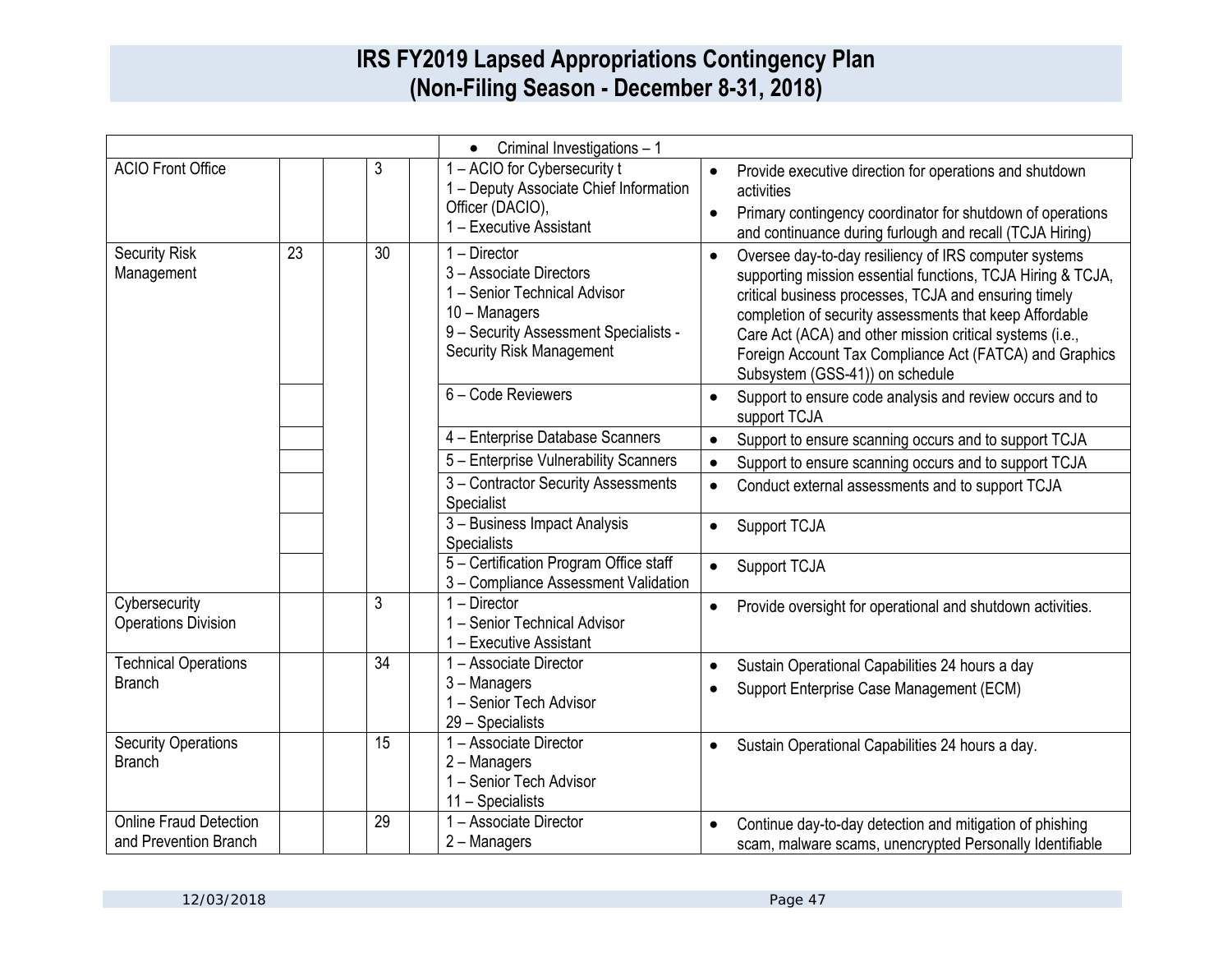# IRS FY2019 Lapsed Appropriations Contingency Plan
# (Non-Filing Season - December 8-31, 2018)

| | | | | | | |
|---|---|---|---|---|---|---|
| | | | | | • Criminal Investigations – 1 | |
| ACIO Front Office | | | 3 | | 1 – ACIO for Cybersecurity t<br>1 – Deputy Associate Chief Information Officer (DACIO),<br>1 – Executive Assistant | • Provide executive direction for operations and shutdown activities<br>• Primary contingency coordinator for shutdown of operations and continuance during furlough and recall (TCJA Hiring) |
| Security Risk Management | 23 | | 30 | | 1 – Director<br>3 – Associate Directors<br>1 – Senior Technical Advisor<br>10 – Managers<br>9 – Security Assessment Specialists - Security Risk Management | • Oversee day-to-day resiliency of IRS computer systems supporting mission essential functions, TCJA Hiring & TCJA, critical business processes, TCJA and ensuring timely completion of security assessments that keep Affordable Care Act (ACA) and other mission critical systems (i.e., Foreign Account Tax Compliance Act (FATCA) and Graphics Subsystem (GSS-41)) on schedule |
| | | | | | 6 – Code Reviewers | • Support to ensure code analysis and review occurs and to support TCJA |
| | | | | | 4 – Enterprise Database Scanners | • Support to ensure scanning occurs and to support TCJA |
| | | | | | 5 – Enterprise Vulnerability Scanners | • Support to ensure scanning occurs and to support TCJA |
| | | | | | 3 – Contractor Security Assessments Specialist | • Conduct external assessments and to support TCJA |
| | | | | | 3 – Business Impact Analysis Specialists | • Support TCJA |
| | | | | | 5 – Certification Program Office staff<br>3 – Compliance Assessment Validation | • Support TCJA |
| Cybersecurity Operations Division | | | 3 | | 1 – Director<br>1 – Senior Technical Advisor<br>1 – Executive Assistant | • Provide oversight for operational and shutdown activities. |
| Technical Operations Branch | | | 34 | | 1 – Associate Director<br>3 – Managers<br>1 – Senior Tech Advisor<br>29 – Specialists | • Sustain Operational Capabilities 24 hours a day<br>• Support Enterprise Case Management (ECM) |
| Security Operations Branch | | | 15 | | 1 – Associate Director<br>2 – Managers<br>1 – Senior Tech Advisor<br>11 – Specialists | • Sustain Operational Capabilities 24 hours a day. |
| Online Fraud Detection and Prevention Branch | | | 29 | | 1 – Associate Director<br>2 – Managers | • Continue day-to-day detection and mitigation of phishing scam, malware scams, unencrypted Personally Identifiable |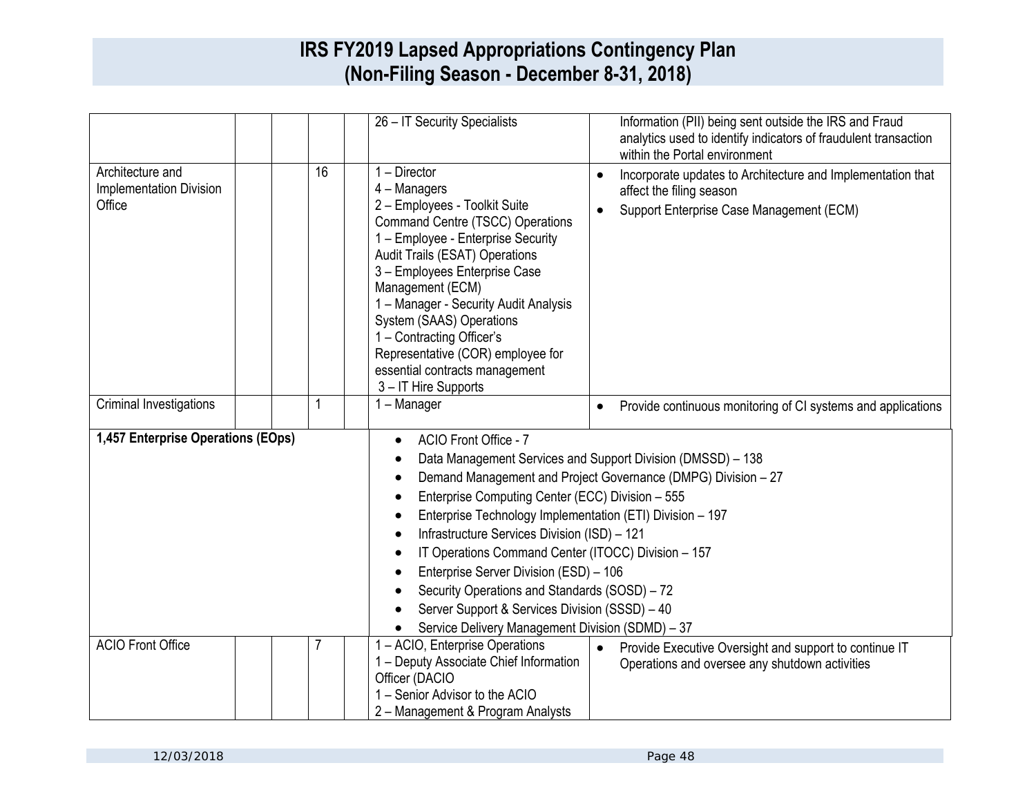# IRS FY2019 Lapsed Appropriations Contingency Plan
# (Non-Filing Season - December 8-31, 2018)

| | | | | | | |
|---|---|---|---|---|---|---|
| | | | | | 26 – IT Security Specialists | Information (PII) being sent outside the IRS and Fraud analytics used to identify indicators of fraudulent transaction within the Portal environment |
| Architecture and Implementation Division Office | | | 16 | | 1 – Director<br>4 – Managers<br>2 – Employees - Toolkit Suite Command Centre (TSCC) Operations<br>1 – Employee - Enterprise Security Audit Trails (ESAT) Operations<br>3 – Employees Enterprise Case Management (ECM)<br>1 – Manager - Security Audit Analysis System (SAAS) Operations<br>1 – Contracting Officer's Representative (COR) employee for essential contracts management<br>3 – IT Hire Supports | • Incorporate updates to Architecture and Implementation that affect the filing season<br>• Support Enterprise Case Management (ECM) |
| Criminal Investigations | | | 1 | | 1 – Manager | • Provide continuous monitoring of CI systems and applications |
| **1,457 Enterprise Operations (EOps)** | | | | | • ACIO Front Office - 7<br>• Data Management Services and Support Division (DMSSD) – 138<br>• Demand Management and Project Governance (DMPG) Division – 27<br>• Enterprise Computing Center (ECC) Division – 555<br>• Enterprise Technology Implementation (ETI) Division – 197<br>• Infrastructure Services Division (ISD) – 121<br>• IT Operations Command Center (ITOCC) Division – 157<br>• Enterprise Server Division (ESD) – 106<br>• Security Operations and Standards (SOSD) – 72<br>• Server Support & Services Division (SSSD) – 40<br>• Service Delivery Management Division (SDMD) – 37 | |
| ACIO Front Office | | | 7 | | 1 – ACIO, Enterprise Operations<br>1 – Deputy Associate Chief Information Officer (DACIO<br>1 – Senior Advisor to the ACIO<br>2 – Management & Program Analysts | • Provide Executive Oversight and support to continue IT Operations and oversee any shutdown activities |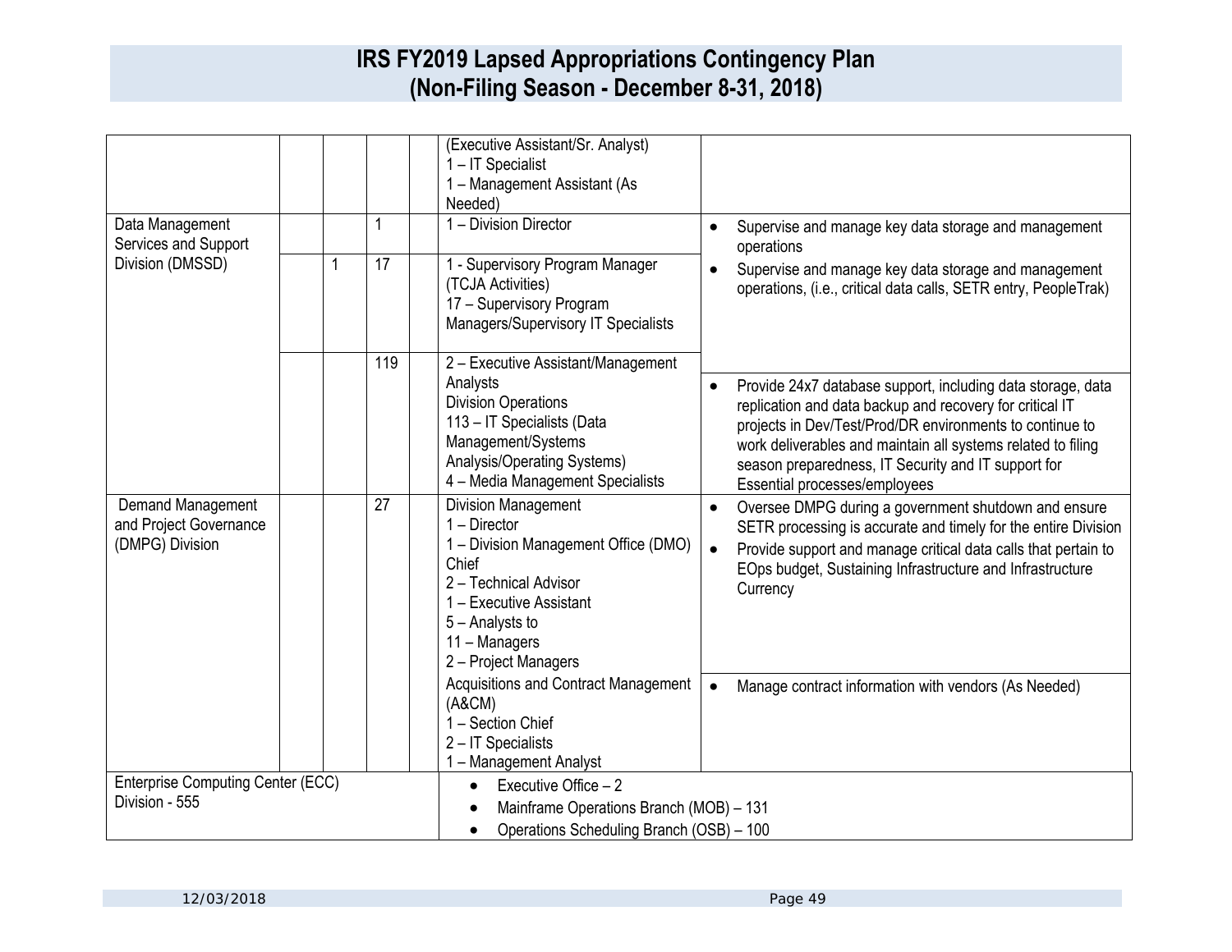# IRS FY2019 Lapsed Appropriations Contingency Plan (Non-Filing Season - December 8-31, 2018)

| | | | | | | |
|---|---|---|---|---|---|---|
| | | | | | (Executive Assistant/Sr. Analyst)<br>1 – IT Specialist<br>1 – Management Assistant (As Needed) | |
| Data Management Services and Support Division (DMSSD) | | | 1 | | 1 – Division Director | • Supervise and manage key data storage and management operations |
| | | 1 | 17 | | 1 - Supervisory Program Manager (TCJA Activities)<br>17 – Supervisory Program Managers/Supervisory IT Specialists | • Supervise and manage key data storage and management operations, (i.e., critical data calls, SETR entry, PeopleTrak) |
| | | | 119 | | 2 – Executive Assistant/Management Analysts<br>Division Operations<br>113 – IT Specialists (Data Management/Systems Analysis/Operating Systems)<br>4 – Media Management Specialists | • Provide 24x7 database support, including data storage, data replication and data backup and recovery for critical IT projects in Dev/Test/Prod/DR environments to continue to work deliverables and maintain all systems related to filing season preparedness, IT Security and IT support for Essential processes/employees |
| Demand Management and Project Governance (DMPG) Division | | | 27 | | Division Management<br>1 – Director<br>1 – Division Management Office (DMO) Chief<br>2 – Technical Advisor<br>1 – Executive Assistant<br>5 – Analysts to<br>11 – Managers<br>2 – Project Managers | • Oversee DMPG during a government shutdown and ensure SETR processing is accurate and timely for the entire Division<br>• Provide support and manage critical data calls that pertain to EOps budget, Sustaining Infrastructure and Infrastructure Currency |
| | | | | | Acquisitions and Contract Management (A&CM)<br>1 – Section Chief<br>2 – IT Specialists<br>1 – Management Analyst | • Manage contract information with vendors (As Needed) |
| Enterprise Computing Center (ECC) Division - 555 | | | | | • Executive Office – 2<br>• Mainframe Operations Branch (MOB) – 131<br>• Operations Scheduling Branch (OSB) – 100 | |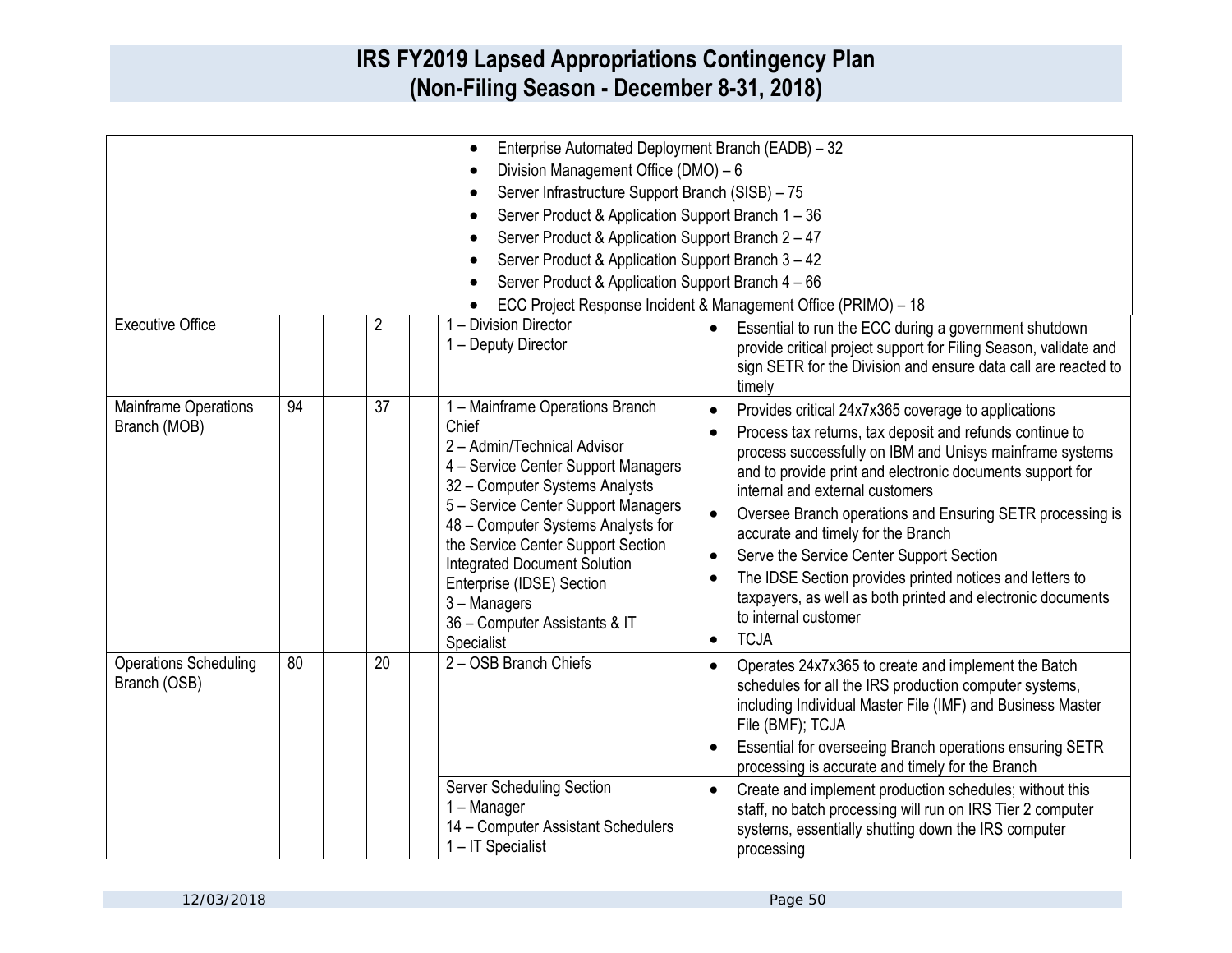# IRS FY2019 Lapsed Appropriations Contingency Plan
# (Non-Filing Season - December 8-31, 2018)

| | | | | | | |
|---|---|---|---|---|---|---|
| | | | | | • Enterprise Automated Deployment Branch (EADB) – 32<br>• Division Management Office (DMO) – 6<br>• Server Infrastructure Support Branch (SISB) – 75<br>• Server Product & Application Support Branch 1 – 36<br>• Server Product & Application Support Branch 2 – 47<br>• Server Product & Application Support Branch 3 – 42<br>• Server Product & Application Support Branch 4 – 66<br>• ECC Project Response Incident & Management Office (PRIMO) – 18 | |
| Executive Office | | | 2 | | 1 – Division Director<br>1 – Deputy Director | • Essential to run the ECC during a government shutdown provide critical project support for Filing Season, validate and sign SETR for the Division and ensure data call are reacted to timely |
| Mainframe Operations Branch (MOB) | 94 | | 37 | | 1 – Mainframe Operations Branch Chief<br>2 – Admin/Technical Advisor<br>4 – Service Center Support Managers<br>32 – Computer Systems Analysts<br>5 – Service Center Support Managers<br>48 – Computer Systems Analysts for the Service Center Support Section<br>Integrated Document Solution Enterprise (IDSE) Section<br>3 – Managers<br>36 – Computer Assistants & IT Specialist | • Provides critical 24x7x365 coverage to applications<br>• Process tax returns, tax deposit and refunds continue to process successfully on IBM and Unisys mainframe systems and to provide print and electronic documents support for internal and external customers<br>• Oversee Branch operations and Ensuring SETR processing is accurate and timely for the Branch<br>• Serve the Service Center Support Section<br>• The IDSE Section provides printed notices and letters to taxpayers, as well as both printed and electronic documents to internal customer<br>• TCJA |
| Operations Scheduling Branch (OSB) | 80 | | 20 | | 2 – OSB Branch Chiefs | • Operates 24x7x365 to create and implement the Batch schedules for all the IRS production computer systems, including Individual Master File (IMF) and Business Master File (BMF); TCJA<br>• Essential for overseeing Branch operations ensuring SETR processing is accurate and timely for the Branch |
| | | | | | Server Scheduling Section<br>1 – Manager<br>14 – Computer Assistant Schedulers<br>1 – IT Specialist | • Create and implement production schedules; without this staff, no batch processing will run on IRS Tier 2 computer systems, essentially shutting down the IRS computer processing |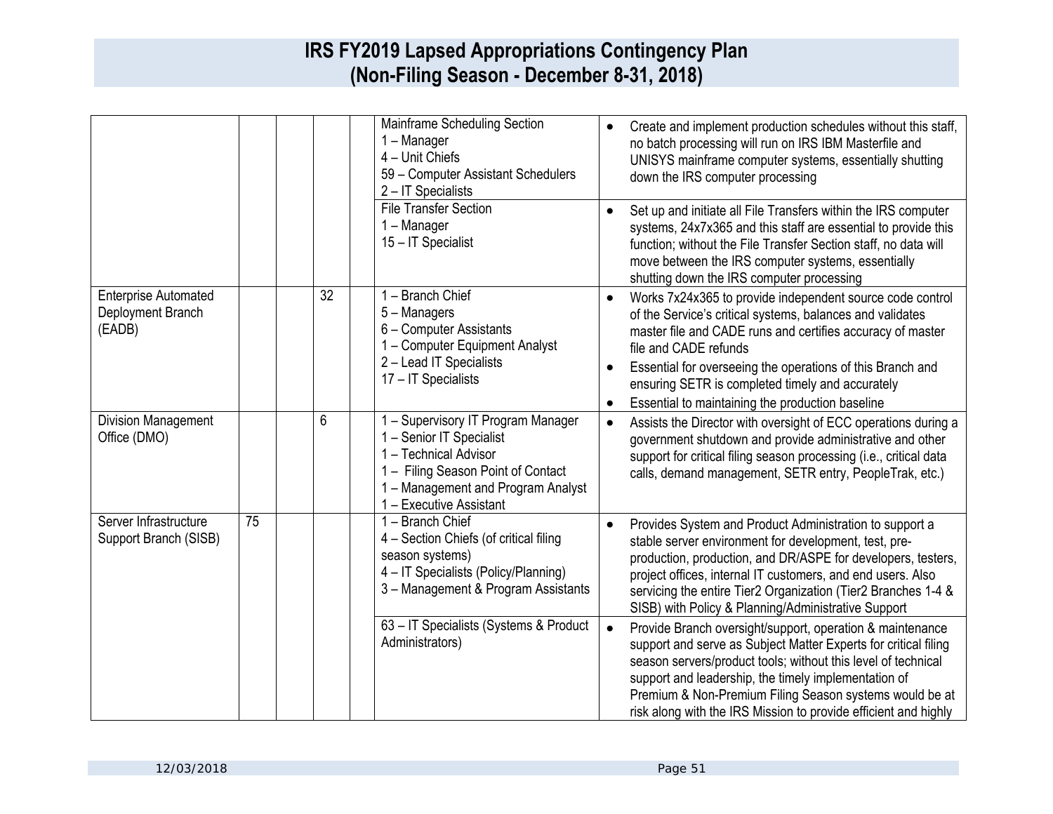| | | | | | | |
|---|---|---|---|---|---|---|
| | | | | | Mainframe Scheduling Section<br>1 – Manager<br>4 – Unit Chiefs<br>59 – Computer Assistant Schedulers<br>2 – IT Specialists | • Create and implement production schedules without this staff, no batch processing will run on IRS IBM Masterfile and UNISYS mainframe computer systems, essentially shutting down the IRS computer processing |
| | | | | | File Transfer Section<br>1 – Manager<br>15 – IT Specialist | • Set up and initiate all File Transfers within the IRS computer systems, 24x7x365 and this staff are essential to provide this function; without the File Transfer Section staff, no data will move between the IRS computer systems, essentially shutting down the IRS computer processing |
| Enterprise Automated Deployment Branch (EADB) | | | 32 | | 1 – Branch Chief<br>5 – Managers<br>6 – Computer Assistants<br>1 – Computer Equipment Analyst<br>2 – Lead IT Specialists<br>17 – IT Specialists | • Works 7x24x365 to provide independent source code control of the Service's critical systems, balances and validates master file and CADE runs and certifies accuracy of master file and CADE refunds<br>• Essential for overseeing the operations of this Branch and ensuring SETR is completed timely and accurately<br>• Essential to maintaining the production baseline |
| Division Management Office (DMO) | | | 6 | | 1 – Supervisory IT Program Manager<br>1 – Senior IT Specialist<br>1 – Technical Advisor<br>1 – Filing Season Point of Contact<br>1 – Management and Program Analyst<br>1 – Executive Assistant | • Assists the Director with oversight of ECC operations during a government shutdown and provide administrative and other support for critical filing season processing (i.e., critical data calls, demand management, SETR entry, PeopleTrak, etc.) |
| Server Infrastructure Support Branch (SISB) | 75 | | | | 1 – Branch Chief<br>4 – Section Chiefs (of critical filing season systems)<br>4 – IT Specialists (Policy/Planning)<br>3 – Management & Program Assistants | • Provides System and Product Administration to support a stable server environment for development, test, pre-production, production, and DR/ASPE for developers, testers, project offices, internal IT customers, and end users. Also servicing the entire Tier2 Organization (Tier2 Branches 1-4 & SISB) with Policy & Planning/Administrative Support |
| | | | | | 63 – IT Specialists (Systems & Product Administrators) | • Provide Branch oversight/support, operation & maintenance support and serve as Subject Matter Experts for critical filing season servers/product tools; without this level of technical support and leadership, the timely implementation of Premium & Non-Premium Filing Season systems would be at risk along with the IRS Mission to provide efficient and highly |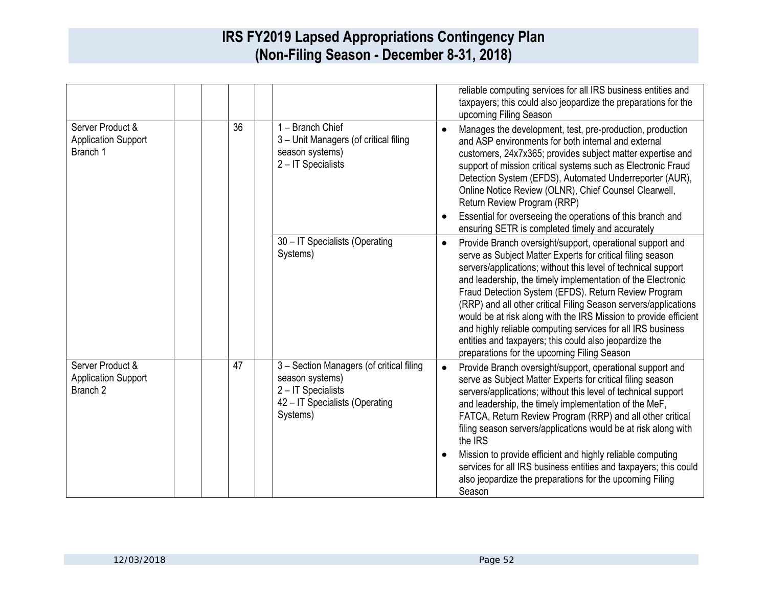# IRS FY2019 Lapsed Appropriations Contingency Plan (Non-Filing Season - December 8-31, 2018)

| | | | | | | |
|---|---|---|---|---|---|---|
| | | | | | | reliable computing services for all IRS business entities and taxpayers; this could also jeopardize the preparations for the upcoming Filing Season |
| Server Product & Application Support Branch 1 | | | 36 | | 1 – Branch Chief<br>3 – Unit Managers (of critical filing season systems)<br>2 – IT Specialists | • Manages the development, test, pre-production, production and ASP environments for both internal and external customers, 24x7x365; provides subject matter expertise and support of mission critical systems such as Electronic Fraud Detection System (EFDS), Automated Underreporter (AUR), Online Notice Review (OLNR), Chief Counsel Clearwell, Return Review Program (RRP)<br>• Essential for overseeing the operations of this branch and ensuring SETR is completed timely and accurately |
| | | | | | 30 – IT Specialists (Operating Systems) | • Provide Branch oversight/support, operational support and serve as Subject Matter Experts for critical filing season servers/applications; without this level of technical support and leadership, the timely implementation of the Electronic Fraud Detection System (EFDS). Return Review Program (RRP) and all other critical Filing Season servers/applications would be at risk along with the IRS Mission to provide efficient and highly reliable computing services for all IRS business entities and taxpayers; this could also jeopardize the preparations for the upcoming Filing Season |
| Server Product & Application Support Branch 2 | | | 47 | | 3 – Section Managers (of critical filing season systems)<br>2 – IT Specialists<br>42 – IT Specialists (Operating Systems) | • Provide Branch oversight/support, operational support and serve as Subject Matter Experts for critical filing season servers/applications; without this level of technical support and leadership, the timely implementation of the MeF, FATCA, Return Review Program (RRP) and all other critical filing season servers/applications would be at risk along with the IRS<br>• Mission to provide efficient and highly reliable computing services for all IRS business entities and taxpayers; this could also jeopardize the preparations for the upcoming Filing Season |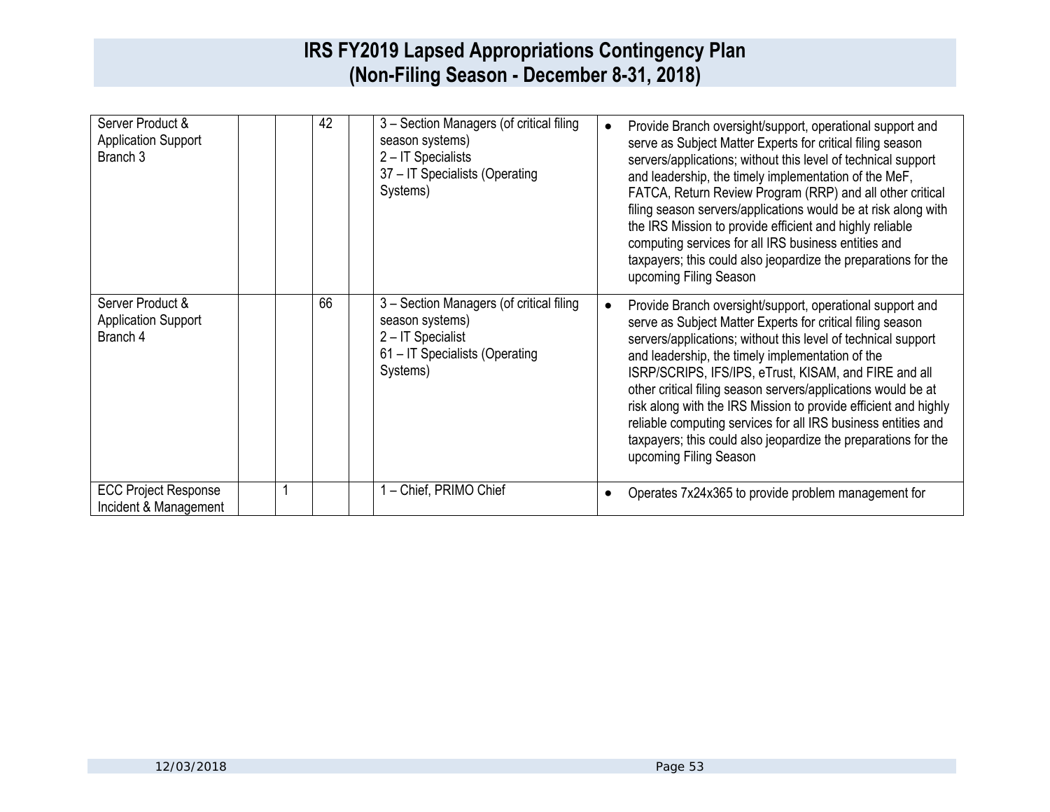# IRS FY2019 Lapsed Appropriations Contingency Plan
# (Non-Filing Season - December 8-31, 2018)

| | | | | | | |
|---|---|---|---|---|---|---|
| Server Product & Application Support Branch 3 | | | 42 | | 3 – Section Managers (of critical filing season systems)<br>2 – IT Specialists<br>37 – IT Specialists (Operating Systems) | • Provide Branch oversight/support, operational support and serve as Subject Matter Experts for critical filing season servers/applications; without this level of technical support and leadership, the timely implementation of the MeF, FATCA, Return Review Program (RRP) and all other critical filing season servers/applications would be at risk along with the IRS Mission to provide efficient and highly reliable computing services for all IRS business entities and taxpayers; this could also jeopardize the preparations for the upcoming Filing Season |
| Server Product & Application Support Branch 4 | | | 66 | | 3 – Section Managers (of critical filing season systems)<br>2 – IT Specialist<br>61 – IT Specialists (Operating Systems) | • Provide Branch oversight/support, operational support and serve as Subject Matter Experts for critical filing season servers/applications; without this level of technical support and leadership, the timely implementation of the ISRP/SCRIPS, IFS/IPS, eTrust, KISAM, and FIRE and all other critical filing season servers/applications would be at risk along with the IRS Mission to provide efficient and highly reliable computing services for all IRS business entities and taxpayers; this could also jeopardize the preparations for the upcoming Filing Season |
| ECC Project Response Incident & Management | | 1 | | | 1 – Chief, PRIMO Chief | • Operates 7x24x365 to provide problem management for |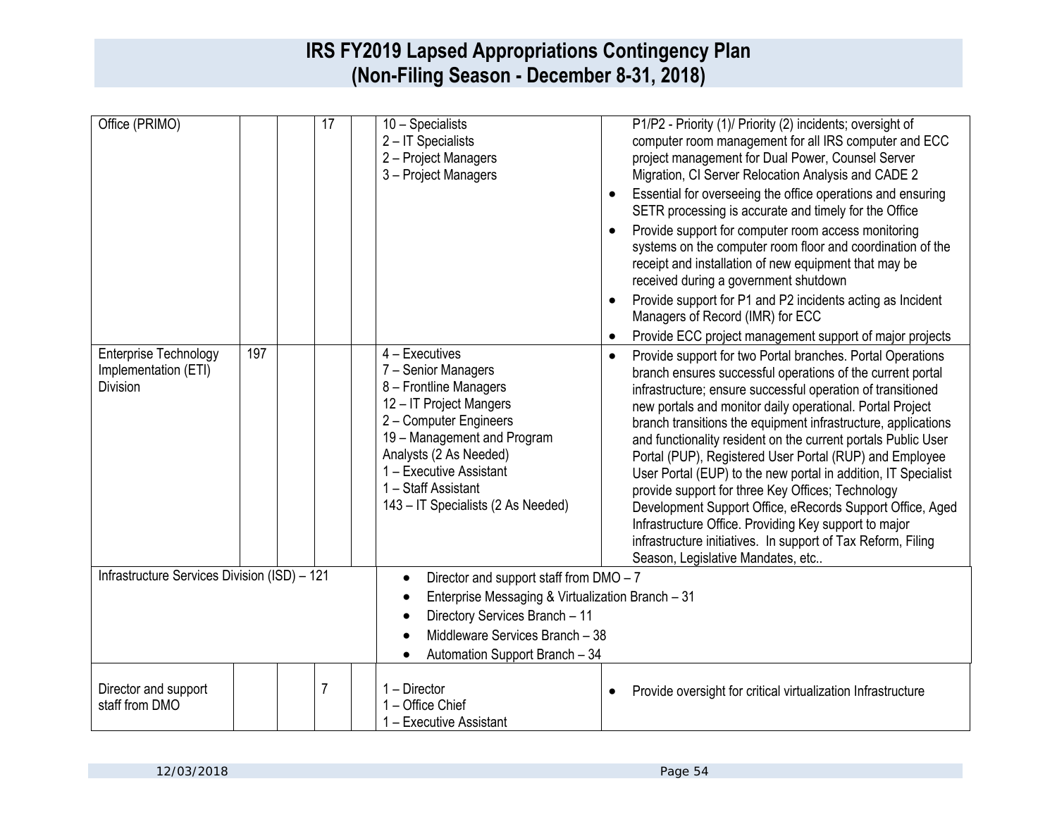| Office (PRIMO) | | | 17 | | 10 – Specialists<br>2 – IT Specialists<br>2 – Project Managers<br>3 – Project Managers | P1/P2 - Priority (1)/ Priority (2) incidents; oversight of computer room management for all IRS computer and ECC project management for Dual Power, Counsel Server Migration, CI Server Relocation Analysis and CADE 2<br>• Essential for overseeing the office operations and ensuring SETR processing is accurate and timely for the Office<br>• Provide support for computer room access monitoring systems on the computer room floor and coordination of the receipt and installation of new equipment that may be received during a government shutdown<br>• Provide support for P1 and P2 incidents acting as Incident Managers of Record (IMR) for ECC<br>• Provide ECC project management support of major projects |
|---|---|---|---|---|---|---|
| Enterprise Technology Implementation (ETI) Division | 197 | | | | 4 – Executives<br>7 – Senior Managers<br>8 – Frontline Managers<br>12 – IT Project Mangers<br>2 – Computer Engineers<br>19 – Management and Program Analysts (2 As Needed)<br>1 – Executive Assistant<br>1 – Staff Assistant<br>143 – IT Specialists (2 As Needed) | • Provide support for two Portal branches. Portal Operations branch ensures successful operations of the current portal infrastructure; ensure successful operation of transitioned new portals and monitor daily operational. Portal Project branch transitions the equipment infrastructure, applications and functionality resident on the current portals Public User Portal (PUP), Registered User Portal (RUP) and Employee User Portal (EUP) to the new portal in addition, IT Specialist provide support for three Key Offices; Technology Development Support Office, eRecords Support Office, Aged Infrastructure Office. Providing Key support to major infrastructure initiatives. In support of Tax Reform, Filing Season, Legislative Mandates, etc.. |
| Infrastructure Services Division (ISD) – 121 | | | | | • Director and support staff from DMO – 7<br>• Enterprise Messaging & Virtualization Branch – 31<br>• Directory Services Branch – 11<br>• Middleware Services Branch – 38<br>• Automation Support Branch – 34 | |
| Director and support staff from DMO | | | 7 | | 1 – Director<br>1 – Office Chief<br>1 – Executive Assistant | • Provide oversight for critical virtualization Infrastructure |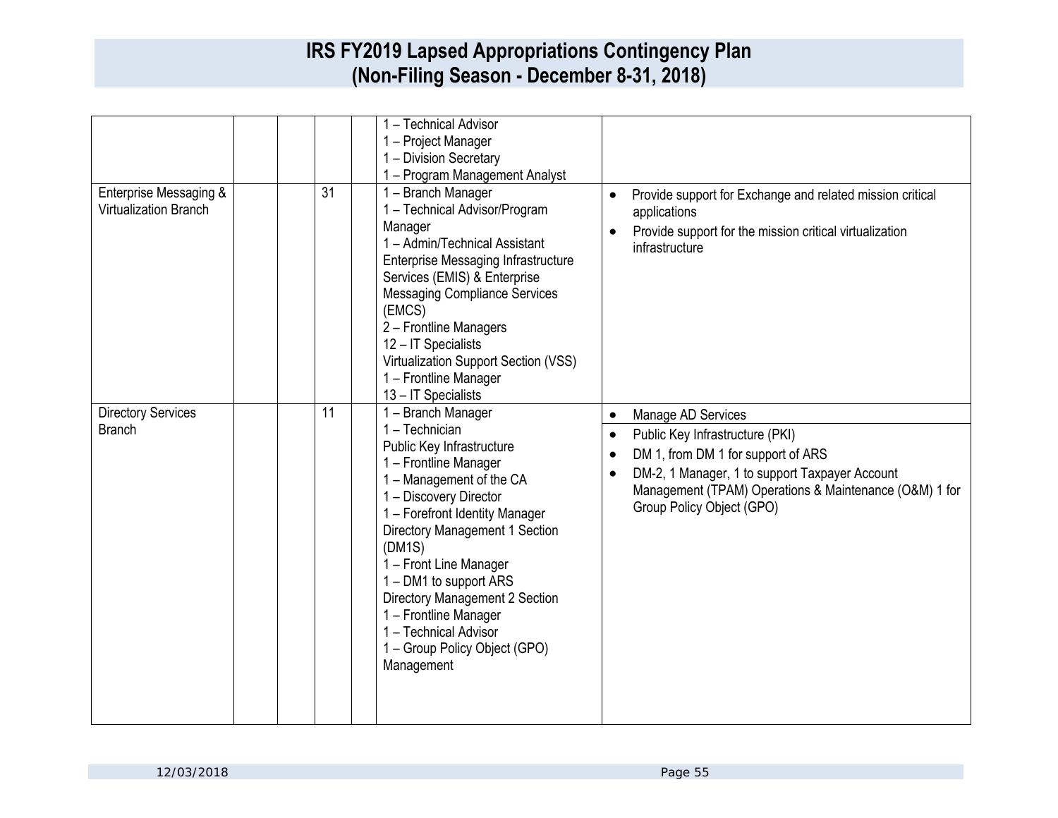# IRS FY2019 Lapsed Appropriations Contingency Plan
# (Non-Filing Season - December 8-31, 2018)

| | | | | | | |
|---|---|---|---|---|---|---|
| | | | | | 1 – Technical Advisor<br>1 – Project Manager<br>1 – Division Secretary<br>1 – Program Management Analyst | |
| Enterprise Messaging & Virtualization Branch | | | 31 | | 1 – Branch Manager<br>1 – Technical Advisor/Program Manager<br>1 – Admin/Technical Assistant<br>Enterprise Messaging Infrastructure Services (EMIS) & Enterprise Messaging Compliance Services (EMCS)<br>2 – Frontline Managers<br>12 – IT Specialists<br>Virtualization Support Section (VSS)<br>1 – Frontline Manager<br>13 – IT Specialists | • Provide support for Exchange and related mission critical applications<br>• Provide support for the mission critical virtualization infrastructure |
| Directory Services Branch | | | 11 | | 1 – Branch Manager<br>1 – Technician<br>Public Key Infrastructure<br>1 – Frontline Manager<br>1 – Management of the CA<br>1 – Discovery Director<br>1 – Forefront Identity Manager<br>Directory Management 1 Section (DM1S)<br>1 – Front Line Manager<br>1 – DM1 to support ARS<br>Directory Management 2 Section<br>1 – Frontline Manager<br>1 – Technical Advisor<br>1 – Group Policy Object (GPO) Management | • Manage AD Services<br>• Public Key Infrastructure (PKI)<br>• DM 1, from DM 1 for support of ARS<br>• DM-2, 1 Manager, 1 to support Taxpayer Account Management (TPAM) Operations & Maintenance (O&M) 1 for Group Policy Object (GPO) |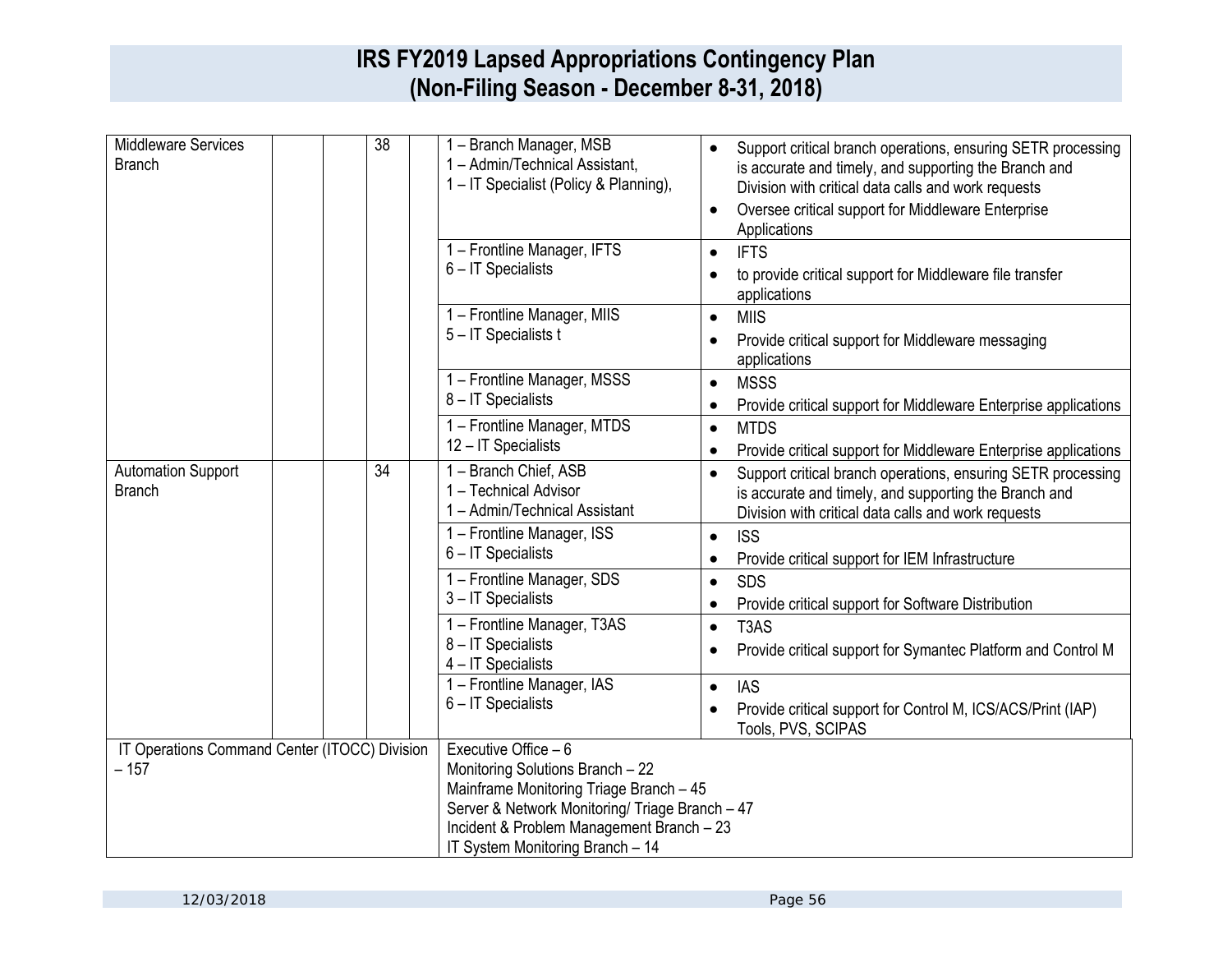# IRS FY2019 Lapsed Appropriations Contingency Plan
# (Non-Filing Season - December 8-31, 2018)

| | | | | | | |
|---|---|---|---|---|---|---|
| Middleware Services Branch | | | 38 | | 1 – Branch Manager, MSB<br>1 – Admin/Technical Assistant,<br>1 – IT Specialist (Policy & Planning), | • Support critical branch operations, ensuring SETR processing is accurate and timely, and supporting the Branch and Division with critical data calls and work requests<br>• Oversee critical support for Middleware Enterprise Applications |
| | | | | | 1 – Frontline Manager, IFTS<br>6 – IT Specialists | • IFTS<br>• to provide critical support for Middleware file transfer applications |
| | | | | | 1 – Frontline Manager, MIIS<br>5 – IT Specialists t | • MIIS<br>• Provide critical support for Middleware messaging applications |
| | | | | | 1 – Frontline Manager, MSSS<br>8 – IT Specialists | • MSSS<br>• Provide critical support for Middleware Enterprise applications |
| | | | | | 1 – Frontline Manager, MTDS<br>12 – IT Specialists | • MTDS<br>• Provide critical support for Middleware Enterprise applications |
| Automation Support Branch | | | 34 | | 1 – Branch Chief, ASB<br>1 – Technical Advisor<br>1 – Admin/Technical Assistant | • Support critical branch operations, ensuring SETR processing is accurate and timely, and supporting the Branch and Division with critical data calls and work requests |
| | | | | | 1 – Frontline Manager, ISS<br>6 – IT Specialists | • ISS<br>• Provide critical support for IEM Infrastructure |
| | | | | | 1 – Frontline Manager, SDS<br>3 – IT Specialists | • SDS<br>• Provide critical support for Software Distribution |
| | | | | | 1 – Frontline Manager, T3AS<br>8 – IT Specialists<br>4 – IT Specialists | • T3AS<br>• Provide critical support for Symantec Platform and Control M |
| | | | | | 1 – Frontline Manager, IAS<br>6 – IT Specialists | • IAS<br>• Provide critical support for Control M, ICS/ACS/Print (IAP) Tools, PVS, SCIPAS |
| IT Operations Command Center (ITOCC) Division – 157 | | | | | Executive Office – 6<br>Monitoring Solutions Branch – 22<br>Mainframe Monitoring Triage Branch – 45<br>Server & Network Monitoring/ Triage Branch – 47<br>Incident & Problem Management Branch – 23<br>IT System Monitoring Branch – 14 | |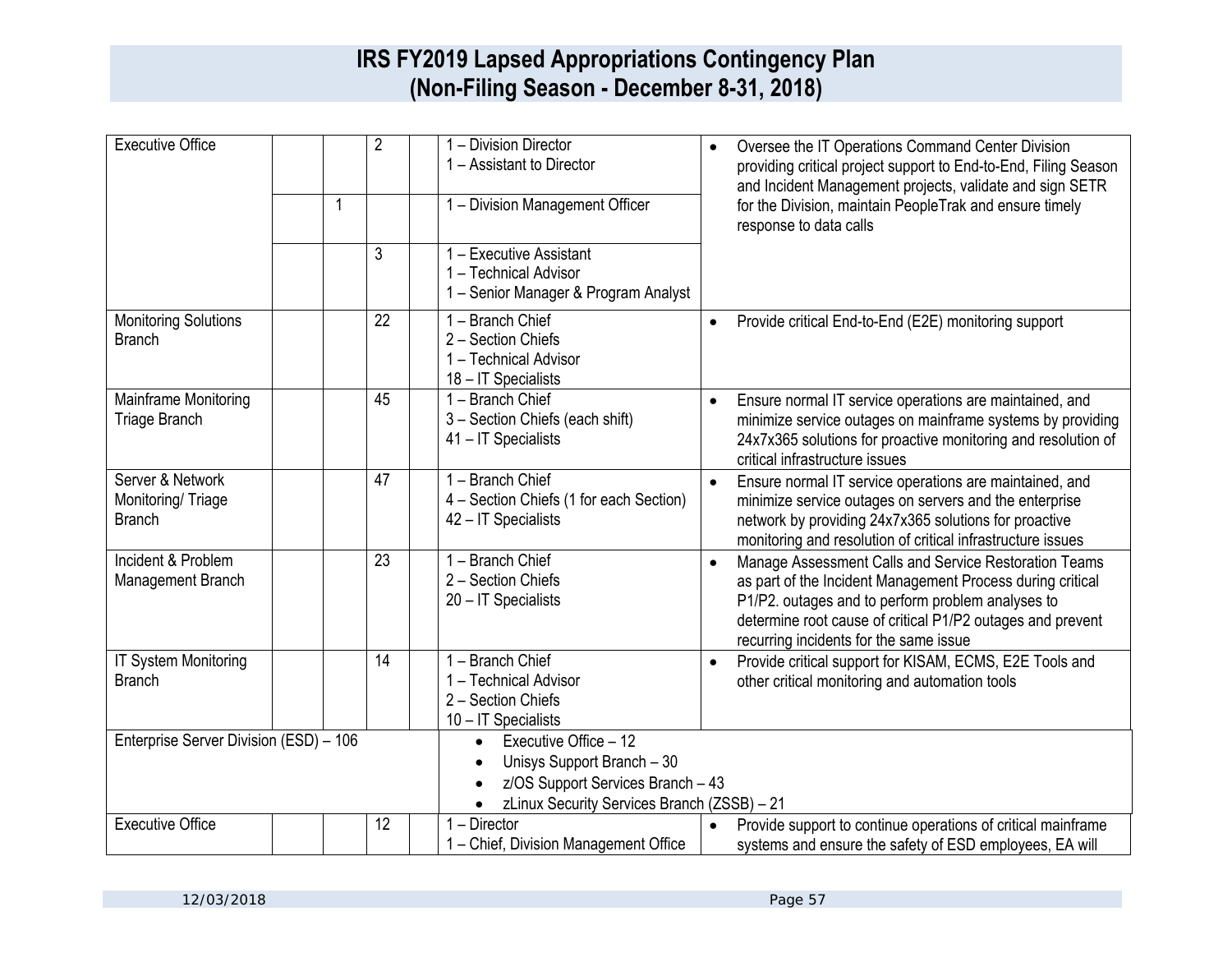| | | | | | | |
|---|---|---|---|---|---|---|
| Executive Office | | | 2 | | 1 – Division Director<br>1 – Assistant to Director | • Oversee the IT Operations Command Center Division providing critical project support to End-to-End, Filing Season and Incident Management projects, validate and sign SETR for the Division, maintain PeopleTrak and ensure timely response to data calls |
| | | 1 | | | 1 – Division Management Officer | |
| | | | 3 | | 1 – Executive Assistant<br>1 – Technical Advisor<br>1 – Senior Manager & Program Analyst | |
| Monitoring Solutions Branch | | | 22 | | 1 – Branch Chief<br>2 – Section Chiefs<br>1 – Technical Advisor<br>18 – IT Specialists | • Provide critical End-to-End (E2E) monitoring support |
| Mainframe Monitoring Triage Branch | | | 45 | | 1 – Branch Chief<br>3 – Section Chiefs (each shift)<br>41 – IT Specialists | • Ensure normal IT service operations are maintained, and minimize service outages on mainframe systems by providing 24x7x365 solutions for proactive monitoring and resolution of critical infrastructure issues |
| Server & Network Monitoring/ Triage Branch | | | 47 | | 1 – Branch Chief<br>4 – Section Chiefs (1 for each Section)<br>42 – IT Specialists | • Ensure normal IT service operations are maintained, and minimize service outages on servers and the enterprise network by providing 24x7x365 solutions for proactive monitoring and resolution of critical infrastructure issues |
| Incident & Problem Management Branch | | | 23 | | 1 – Branch Chief<br>2 – Section Chiefs<br>20 – IT Specialists | • Manage Assessment Calls and Service Restoration Teams as part of the Incident Management Process during critical P1/P2. outages and to perform problem analyses to determine root cause of critical P1/P2 outages and prevent recurring incidents for the same issue |
| IT System Monitoring Branch | | | 14 | | 1 – Branch Chief<br>1 – Technical Advisor<br>2 – Section Chiefs<br>10 – IT Specialists | • Provide critical support for KISAM, ECMS, E2E Tools and other critical monitoring and automation tools |
| Enterprise Server Division (ESD) – 106 | | | | | • Executive Office – 12<br>• Unisys Support Branch – 30<br>• z/OS Support Services Branch – 43<br>• zLinux Security Services Branch (ZSSB) – 21 | |
| Executive Office | | | 12 | | 1 – Director<br>1 – Chief, Division Management Office | • Provide support to continue operations of critical mainframe systems and ensure the safety of ESD employees, EA will |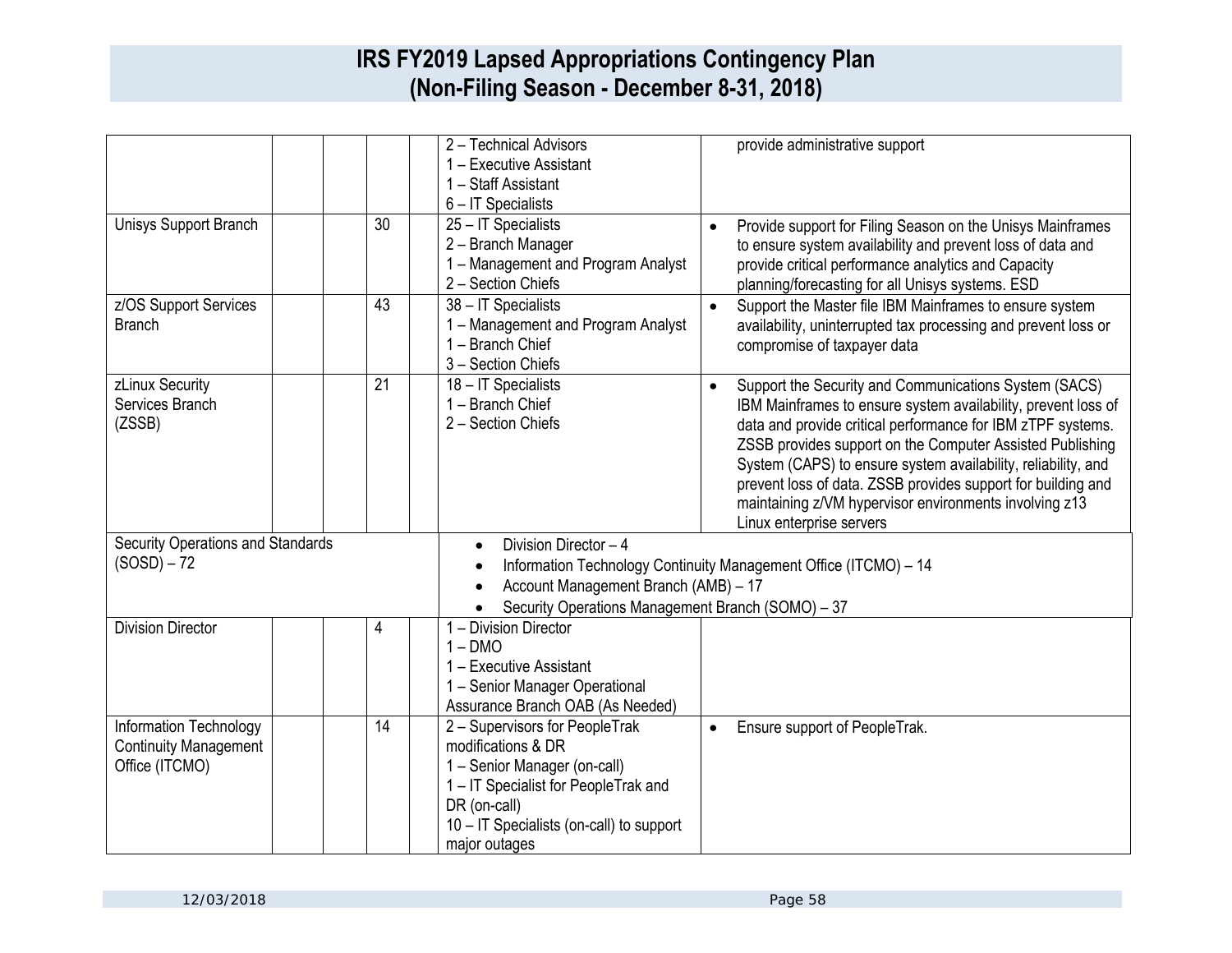# IRS FY2019 Lapsed Appropriations Contingency Plan
# (Non-Filing Season - December 8-31, 2018)

| | | | | | | |
|---|---|---|---|---|---|---|
| | | | | | 2 – Technical Advisors<br>1 – Executive Assistant<br>1 – Staff Assistant<br>6 – IT Specialists | provide administrative support |
| Unisys Support Branch | | | 30 | | 25 – IT Specialists<br>2 – Branch Manager<br>1 – Management and Program Analyst<br>2 – Section Chiefs | • Provide support for Filing Season on the Unisys Mainframes to ensure system availability and prevent loss of data and provide critical performance analytics and Capacity planning/forecasting for all Unisys systems. ESD |
| z/OS Support Services Branch | | | 43 | | 38 – IT Specialists<br>1 – Management and Program Analyst<br>1 – Branch Chief<br>3 – Section Chiefs | • Support the Master file IBM Mainframes to ensure system availability, uninterrupted tax processing and prevent loss or compromise of taxpayer data |
| zLinux Security Services Branch (ZSSB) | | | 21 | | 18 – IT Specialists<br>1 – Branch Chief<br>2 – Section Chiefs | • Support the Security and Communications System (SACS) IBM Mainframes to ensure system availability, prevent loss of data and provide critical performance for IBM zTPF systems. ZSSB provides support on the Computer Assisted Publishing System (CAPS) to ensure system availability, reliability, and prevent loss of data. ZSSB provides support for building and maintaining z/VM hypervisor environments involving z13 Linux enterprise servers |
| Security Operations and Standards (SOSD) – 72 | | | | | • Division Director – 4<br>• Information Technology Continuity Management Office (ITCMO) – 14<br>• Account Management Branch (AMB) – 17<br>• Security Operations Management Branch (SOMO) – 37 | |
| Division Director | | | 4 | | 1 – Division Director<br>1 – DMO<br>1 – Executive Assistant<br>1 – Senior Manager Operational Assurance Branch OAB (As Needed) | |
| Information Technology Continuity Management Office (ITCMO) | | | 14 | | 2 – Supervisors for PeopleTrak modifications & DR<br>1 – Senior Manager (on-call)<br>1 – IT Specialist for PeopleTrak and DR (on-call)<br>10 – IT Specialists (on-call) to support major outages | • Ensure support of PeopleTrak. |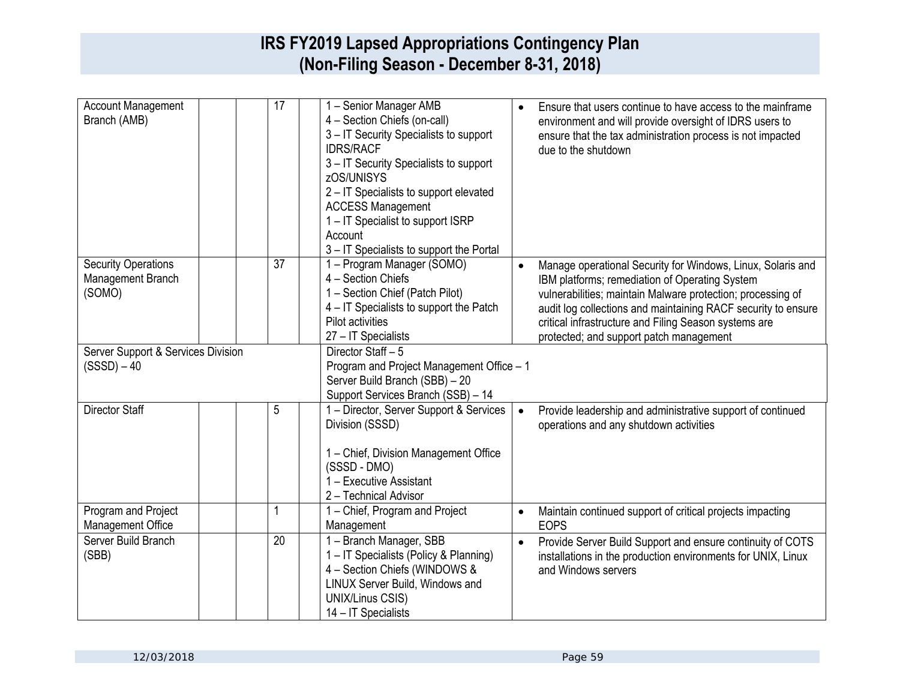| | | | | | | |
|---|---|---|---|---|---|---|
| Account Management Branch (AMB) | | | 17 | | 1 – Senior Manager AMB<br>4 – Section Chiefs (on-call)<br>3 – IT Security Specialists to support IDRS/RACF<br>3 – IT Security Specialists to support zOS/UNISYS<br>2 – IT Specialists to support elevated ACCESS Management<br>1 – IT Specialist to support ISRP Account<br>3 – IT Specialists to support the Portal | • Ensure that users continue to have access to the mainframe environment and will provide oversight of IDRS users to ensure that the tax administration process is not impacted due to the shutdown |
| Security Operations Management Branch (SOMO) | | | 37 | | 1 – Program Manager (SOMO)<br>4 – Section Chiefs<br>1 – Section Chief (Patch Pilot)<br>4 – IT Specialists to support the Patch Pilot activities<br>27 – IT Specialists | • Manage operational Security for Windows, Linux, Solaris and IBM platforms; remediation of Operating System vulnerabilities; maintain Malware protection; processing of audit log collections and maintaining RACF security to ensure critical infrastructure and Filing Season systems are protected; and support patch management |
| Server Support & Services Division (SSSD) – 40 | | | | | Director Staff – 5<br>Program and Project Management Office – 1<br>Server Build Branch (SBB) – 20<br>Support Services Branch (SSB) – 14 | |
| Director Staff | | | 5 | | 1 – Director, Server Support & Services Division (SSSD)<br><br>1 – Chief, Division Management Office (SSSD - DMO)<br>1 – Executive Assistant<br>2 – Technical Advisor | • Provide leadership and administrative support of continued operations and any shutdown activities |
| Program and Project Management Office | | | 1 | | 1 – Chief, Program and Project Management | • Maintain continued support of critical projects impacting EOPS |
| Server Build Branch (SBB) | | | 20 | | 1 – Branch Manager, SBB<br>1 – IT Specialists (Policy & Planning)<br>4 – Section Chiefs (WINDOWS & LINUX Server Build, Windows and UNIX/Linus CSIS)<br>14 – IT Specialists | • Provide Server Build Support and ensure continuity of COTS installations in the production environments for UNIX, Linux and Windows servers |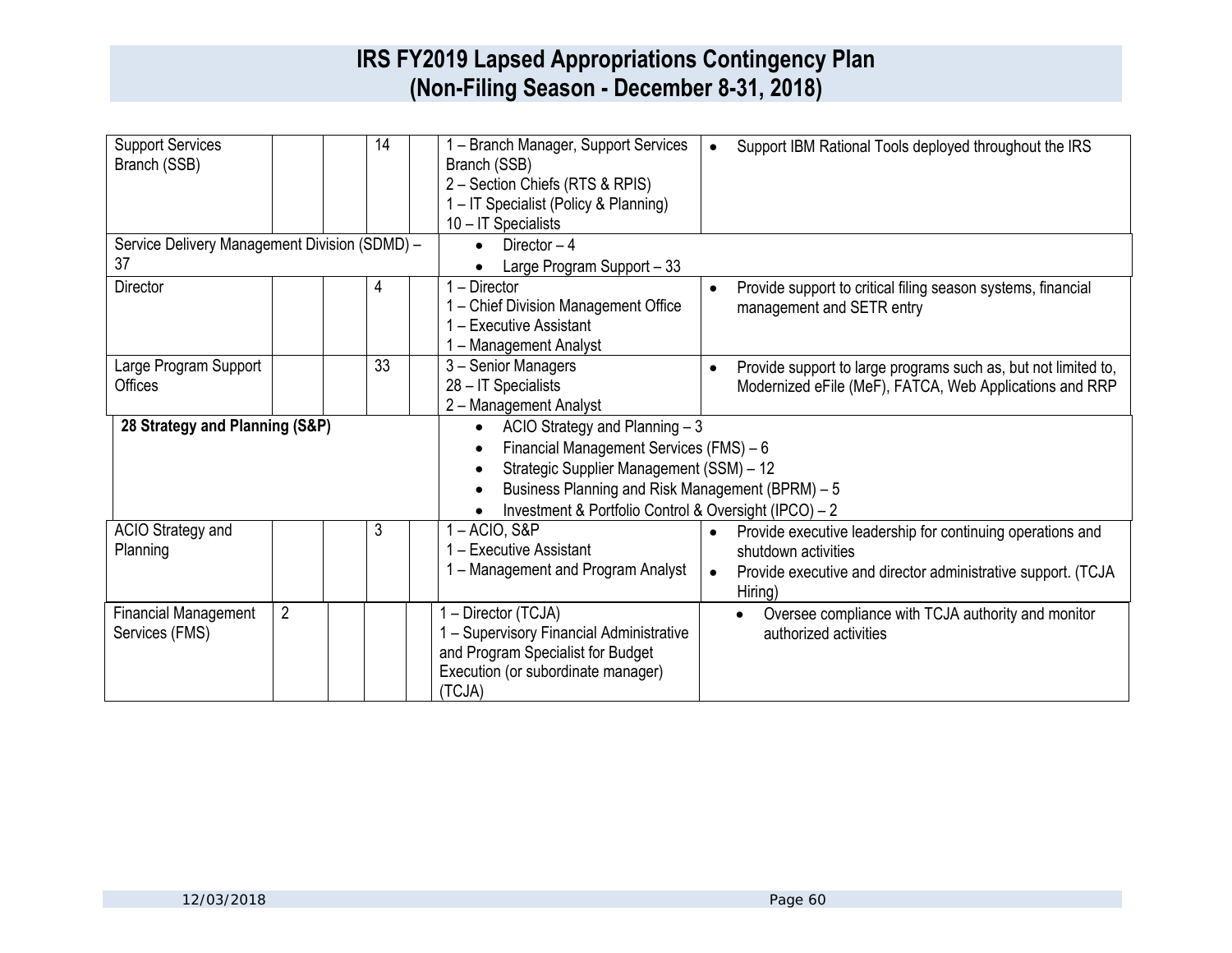# IRS FY2019 Lapsed Appropriations Contingency Plan (Non-Filing Season - December 8-31, 2018)

| | | | | | | |
|---|---|---|---|---|---|---|
| Support Services Branch (SSB) | | | 14 | | 1 – Branch Manager, Support Services Branch (SSB)<br>2 – Section Chiefs (RTS & RPIS)<br>1 – IT Specialist (Policy & Planning)<br>10 – IT Specialists | • Support IBM Rational Tools deployed throughout the IRS |
| Service Delivery Management Division (SDMD) – 37 | | | | | • Director – 4<br>• Large Program Support – 33 | |
| Director | | | 4 | | 1 – Director<br>1 – Chief Division Management Office<br>1 – Executive Assistant<br>1 – Management Analyst | • Provide support to critical filing season systems, financial management and SETR entry |
| Large Program Support Offices | | | 33 | | 3 – Senior Managers<br>28 – IT Specialists<br>2 – Management Analyst | • Provide support to large programs such as, but not limited to, Modernized eFile (MeF), FATCA, Web Applications and RRP |
| **28 Strategy and Planning (S&P)** | | | | | • ACIO Strategy and Planning – 3<br>• Financial Management Services (FMS) – 6<br>• Strategic Supplier Management (SSM) – 12<br>• Business Planning and Risk Management (BPRM) – 5<br>• Investment & Portfolio Control & Oversight (IPCO) – 2 | |
| ACIO Strategy and Planning | | | 3 | | 1 – ACIO, S&P<br>1 – Executive Assistant<br>1 – Management and Program Analyst | • Provide executive leadership for continuing operations and shutdown activities<br>• Provide executive and director administrative support. (TCJA Hiring) |
| Financial Management Services (FMS) | 2 | | | | 1 – Director (TCJA)<br>1 – Supervisory Financial Administrative and Program Specialist for Budget Execution (or subordinate manager) (TCJA) | • Oversee compliance with TCJA authority and monitor authorized activities |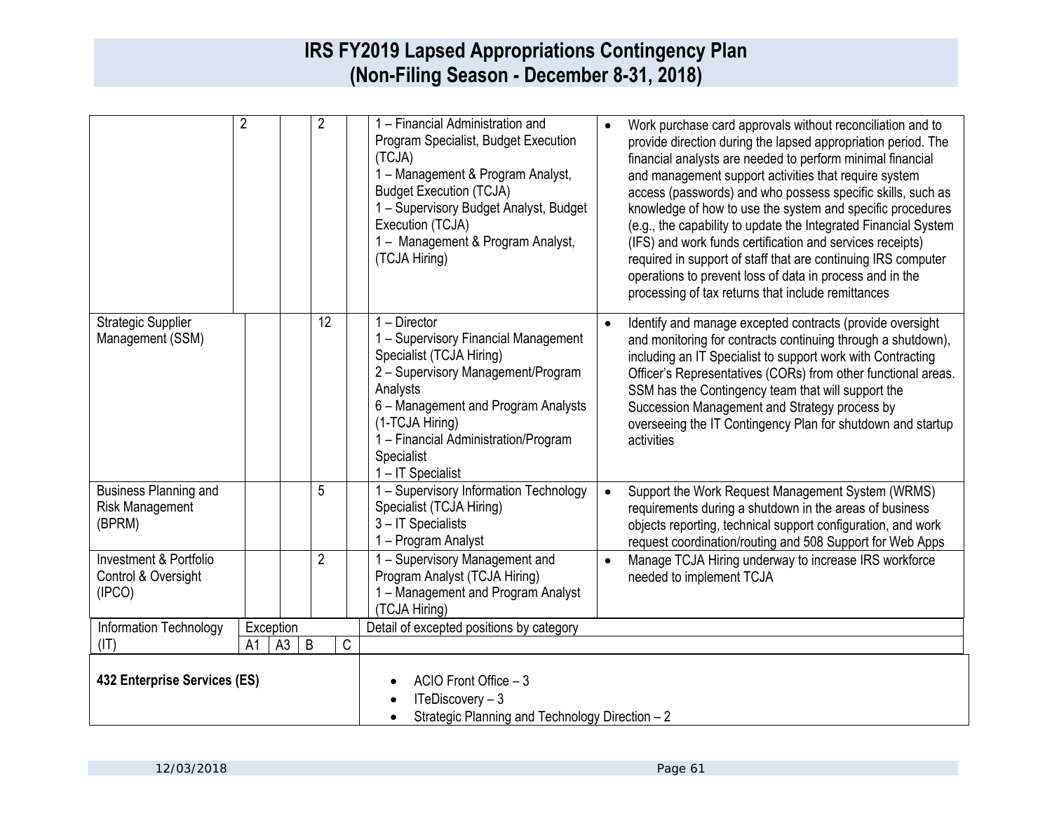# IRS FY2019 Lapsed Appropriations Contingency Plan (Non-Filing Season - December 8-31, 2018)

| | | | | | | |
|---|---|---|---|---|---|---|
| | 2 | | 2 | | 1 – Financial Administration and Program Specialist, Budget Execution (TCJA)<br>1 – Management & Program Analyst, Budget Execution (TCJA)<br>1 – Supervisory Budget Analyst, Budget Execution (TCJA)<br>1 – Management & Program Analyst, (TCJA Hiring) | • Work purchase card approvals without reconciliation and to provide direction during the lapsed appropriation period. The financial analysts are needed to perform minimal financial and management support activities that require system access (passwords) and who possess specific skills, such as knowledge of how to use the system and specific procedures (e.g., the capability to update the Integrated Financial System (IFS) and work funds certification and services receipts) required in support of staff that are continuing IRS computer operations to prevent loss of data in process and in the processing of tax returns that include remittances |
| Strategic Supplier Management (SSM) | | | 12 | | 1 – Director<br>1 – Supervisory Financial Management Specialist (TCJA Hiring)<br>2 – Supervisory Management/Program Analysts<br>6 – Management and Program Analysts (1-TCJA Hiring)<br>1 – Financial Administration/Program Specialist<br>1 – IT Specialist | • Identify and manage excepted contracts (provide oversight and monitoring for contracts continuing through a shutdown), including an IT Specialist to support work with Contracting Officer's Representatives (CORs) from other functional areas. SSM has the Contingency team that will support the Succession Management and Strategy process by overseeing the IT Contingency Plan for shutdown and startup activities |
| Business Planning and Risk Management (BPRM) | | | 5 | | 1 – Supervisory Information Technology Specialist (TCJA Hiring)<br>3 – IT Specialists<br>1 – Program Analyst | • Support the Work Request Management System (WRMS) requirements during a shutdown in the areas of business objects reporting, technical support configuration, and work request coordination/routing and 508 Support for Web Apps |
| Investment & Portfolio Control & Oversight (IPCO) | | | 2 | | 1 – Supervisory Management and Program Analyst (TCJA Hiring)<br>1 – Management and Program Analyst (TCJA Hiring) | • Manage TCJA Hiring underway to increase IRS workforce needed to implement TCJA |

| Information Technology (IT) | Exception | | | | Detail of excepted positions by category |
|---|---|---|---|---|---|
| | A1 | A3 | B | C | |
| **432 Enterprise Services (ES)** | | | | | • ACIO Front Office – 3<br>• ITeDiscovery – 3<br>• Strategic Planning and Technology Direction – 2 |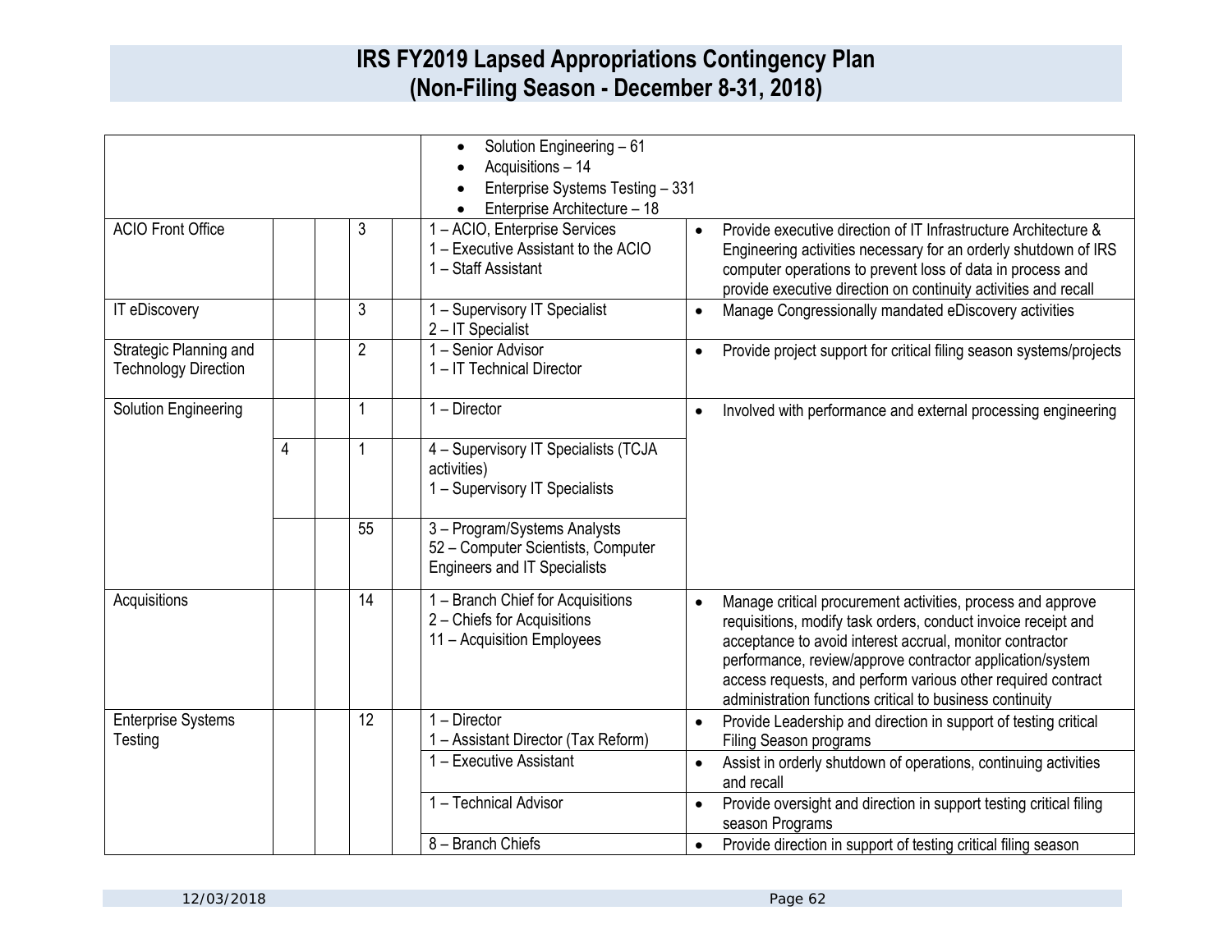| | | | | | | |
|---|---|---|---|---|---|---|
| | | | | | • Solution Engineering – 61<br>• Acquisitions – 14<br>• Enterprise Systems Testing – 331<br>• Enterprise Architecture – 18 | |
| ACIO Front Office | | | 3 | | 1 – ACIO, Enterprise Services<br>1 – Executive Assistant to the ACIO<br>1 – Staff Assistant | • Provide executive direction of IT Infrastructure Architecture & Engineering activities necessary for an orderly shutdown of IRS computer operations to prevent loss of data in process and provide executive direction on continuity activities and recall |
| IT eDiscovery | | | 3 | | 1 – Supervisory IT Specialist<br>2 – IT Specialist | • Manage Congressionally mandated eDiscovery activities |
| Strategic Planning and Technology Direction | | | 2 | | 1 – Senior Advisor<br>1 – IT Technical Director | • Provide project support for critical filing season systems/projects |
| Solution Engineering | | | 1 | | 1 – Director | • Involved with performance and external processing engineering |
| | 4 | | 1 | | 4 – Supervisory IT Specialists (TCJA activities)<br>1 – Supervisory IT Specialists | |
| | | | 55 | | 3 – Program/Systems Analysts<br>52 – Computer Scientists, Computer Engineers and IT Specialists | |
| Acquisitions | | | 14 | | 1 – Branch Chief for Acquisitions<br>2 – Chiefs for Acquisitions<br>11 – Acquisition Employees | • Manage critical procurement activities, process and approve requisitions, modify task orders, conduct invoice receipt and acceptance to avoid interest accrual, monitor contractor performance, review/approve contractor application/system access requests, and perform various other required contract administration functions critical to business continuity |
| Enterprise Systems Testing | | | 12 | | 1 – Director<br>1 – Assistant Director (Tax Reform) | • Provide Leadership and direction in support of testing critical Filing Season programs |
| | | | | | 1 – Executive Assistant | • Assist in orderly shutdown of operations, continuing activities and recall |
| | | | | | 1 – Technical Advisor | • Provide oversight and direction in support testing critical filing season Programs |
| | | | | | 8 – Branch Chiefs | • Provide direction in support of testing critical filing season |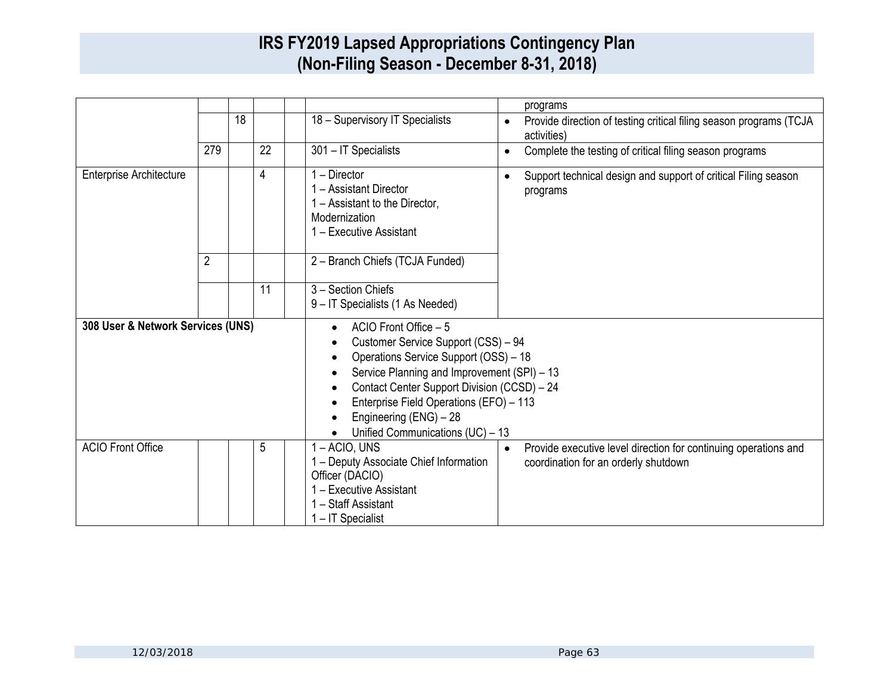# IRS FY2019 Lapsed Appropriations Contingency Plan
# (Non-Filing Season - December 8-31, 2018)

| | | | | | | |
|---|---|---|---|---|---|---|
| | | | | | | programs |
| | | 18 | | | 18 – Supervisory IT Specialists | • Provide direction of testing critical filing season programs (TCJA activities) |
| | 279 | | 22 | | 301 – IT Specialists | • Complete the testing of critical filing season programs |
| Enterprise Architecture | | | 4 | | 1 – Director<br>1 – Assistant Director<br>1 – Assistant to the Director, Modernization<br>1 – Executive Assistant | • Support technical design and support of critical Filing season programs |
| | 2 | | | | 2 – Branch Chiefs (TCJA Funded) | |
| | | | 11 | | 3 – Section Chiefs<br>9 – IT Specialists (1 As Needed) | |
| **308 User & Network Services (UNS)** | | | | | • ACIO Front Office – 5<br>• Customer Service Support (CSS) – 94<br>• Operations Service Support (OSS) – 18<br>• Service Planning and Improvement (SPI) – 13<br>• Contact Center Support Division (CCSD) – 24<br>• Enterprise Field Operations (EFO) – 113<br>• Engineering (ENG) – 28<br>• Unified Communications (UC) – 13 | |
| ACIO Front Office | | | 5 | | 1 – ACIO, UNS<br>1 – Deputy Associate Chief Information Officer (DACIO)<br>1 – Executive Assistant<br>1 – Staff Assistant<br>1 – IT Specialist | • Provide executive level direction for continuing operations and coordination for an orderly shutdown |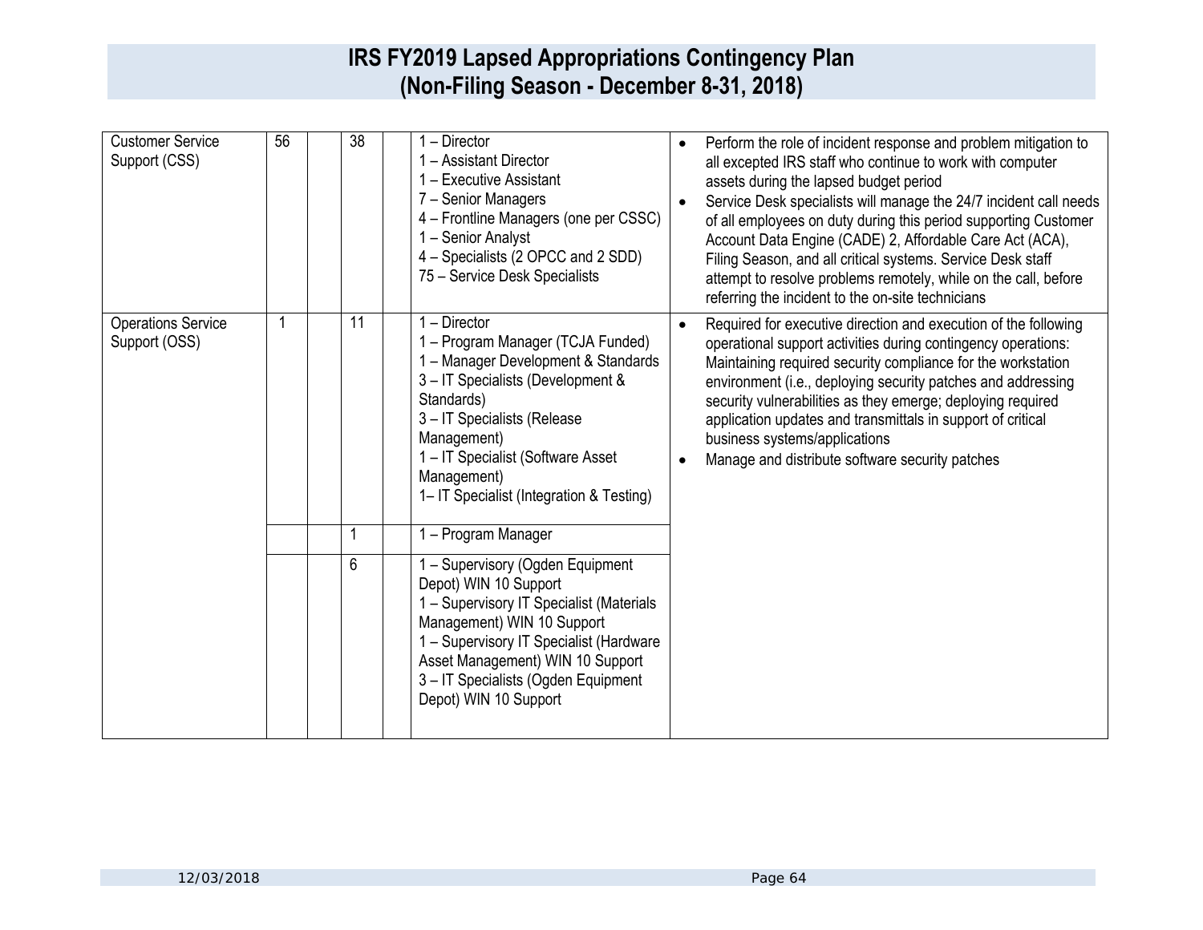# IRS FY2019 Lapsed Appropriations Contingency Plan
# (Non-Filing Season - December 8-31, 2018)

| | | | | | | |
|---|---|---|---|---|---|---|
| Customer Service Support (CSS) | 56 | | 38 | | 1 – Director<br>1 – Assistant Director<br>1 – Executive Assistant<br>7 – Senior Managers<br>4 – Frontline Managers (one per CSSC)<br>1 – Senior Analyst<br>4 – Specialists (2 OPCC and 2 SDD)<br>75 – Service Desk Specialists | • Perform the role of incident response and problem mitigation to all excepted IRS staff who continue to work with computer assets during the lapsed budget period<br>• Service Desk specialists will manage the 24/7 incident call needs of all employees on duty during this period supporting Customer Account Data Engine (CADE) 2, Affordable Care Act (ACA), Filing Season, and all critical systems. Service Desk staff attempt to resolve problems remotely, while on the call, before referring the incident to the on-site technicians |
| Operations Service Support (OSS) | 1 | | 11 | | 1 – Director<br>1 – Program Manager (TCJA Funded)<br>1 – Manager Development & Standards<br>3 – IT Specialists (Development & Standards)<br>3 – IT Specialists (Release Management)<br>1 – IT Specialist (Software Asset Management)<br>1– IT Specialist (Integration & Testing) | • Required for executive direction and execution of the following operational support activities during contingency operations: Maintaining required security compliance for the workstation environment (i.e., deploying security patches and addressing security vulnerabilities as they emerge; deploying required application updates and transmittals in support of critical business systems/applications<br>• Manage and distribute software security patches |
| | | | 1 | | 1 – Program Manager | |
| | | | 6 | | 1 – Supervisory (Ogden Equipment Depot) WIN 10 Support<br>1 – Supervisory IT Specialist (Materials Management) WIN 10 Support<br>1 – Supervisory IT Specialist (Hardware Asset Management) WIN 10 Support<br>3 – IT Specialists (Ogden Equipment Depot) WIN 10 Support | |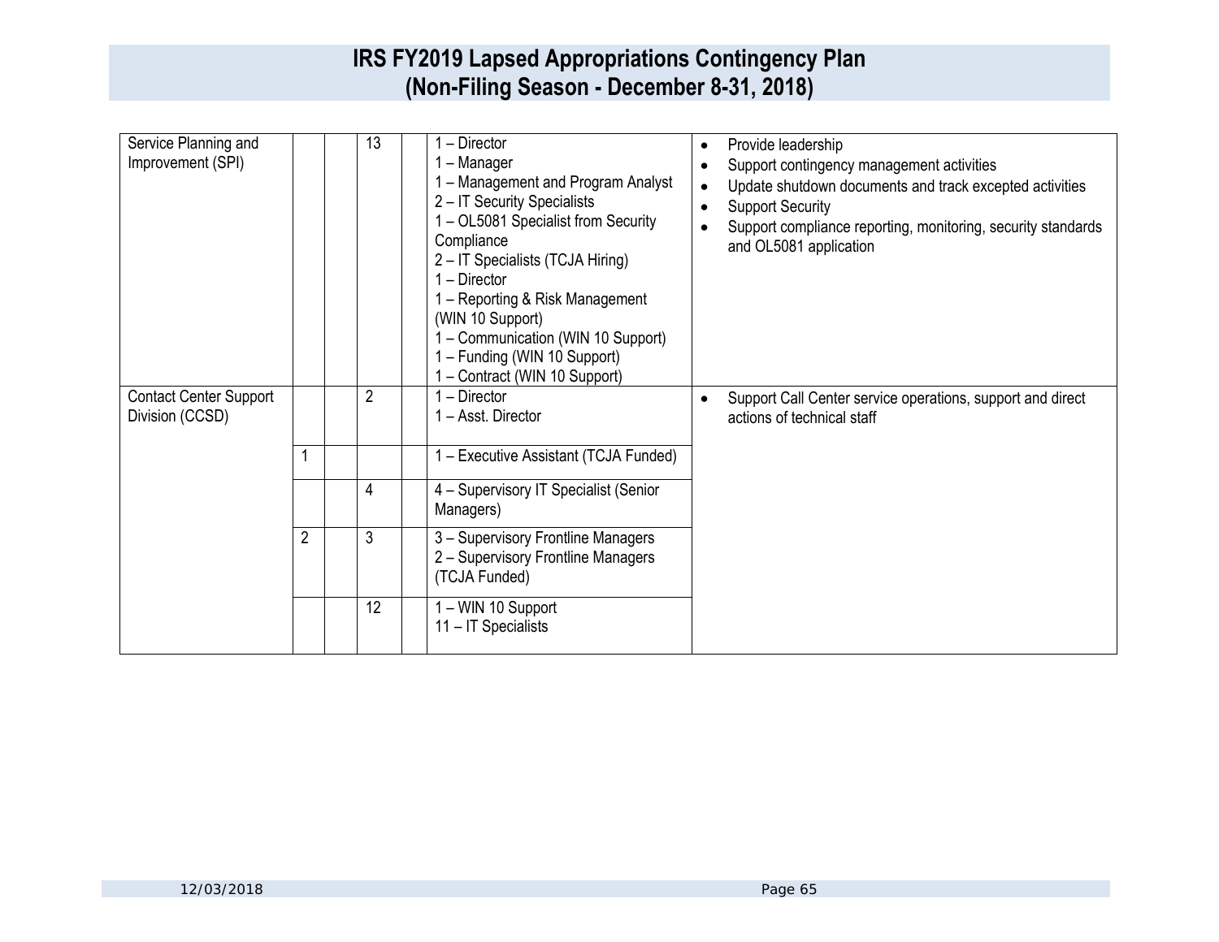# IRS FY2019 Lapsed Appropriations Contingency Plan (Non-Filing Season - December 8-31, 2018)

| | | | | | | |
|---|---|---|---|---|---|---|
| Service Planning and Improvement (SPI) | | | 13 | | 1 – Director<br>1 – Manager<br>1 – Management and Program Analyst<br>2 – IT Security Specialists<br>1 – OL5081 Specialist from Security Compliance<br>2 – IT Specialists (TCJA Hiring)<br>1 – Director<br>1 – Reporting & Risk Management (WIN 10 Support)<br>1 – Communication (WIN 10 Support)<br>1 – Funding (WIN 10 Support)<br>1 – Contract (WIN 10 Support) | • Provide leadership<br>• Support contingency management activities<br>• Update shutdown documents and track excepted activities<br>• Support Security<br>• Support compliance reporting, monitoring, security standards and OL5081 application |
| Contact Center Support Division (CCSD) | | | 2 | | 1 – Director<br>1 – Asst. Director | • Support Call Center service operations, support and direct actions of technical staff |
| | 1 | | | | 1 – Executive Assistant (TCJA Funded) | |
| | | | 4 | | 4 – Supervisory IT Specialist (Senior Managers) | |
| | 2 | | 3 | | 3 – Supervisory Frontline Managers<br>2 – Supervisory Frontline Managers (TCJA Funded) | |
| | | | 12 | | 1 – WIN 10 Support<br>11 – IT Specialists | |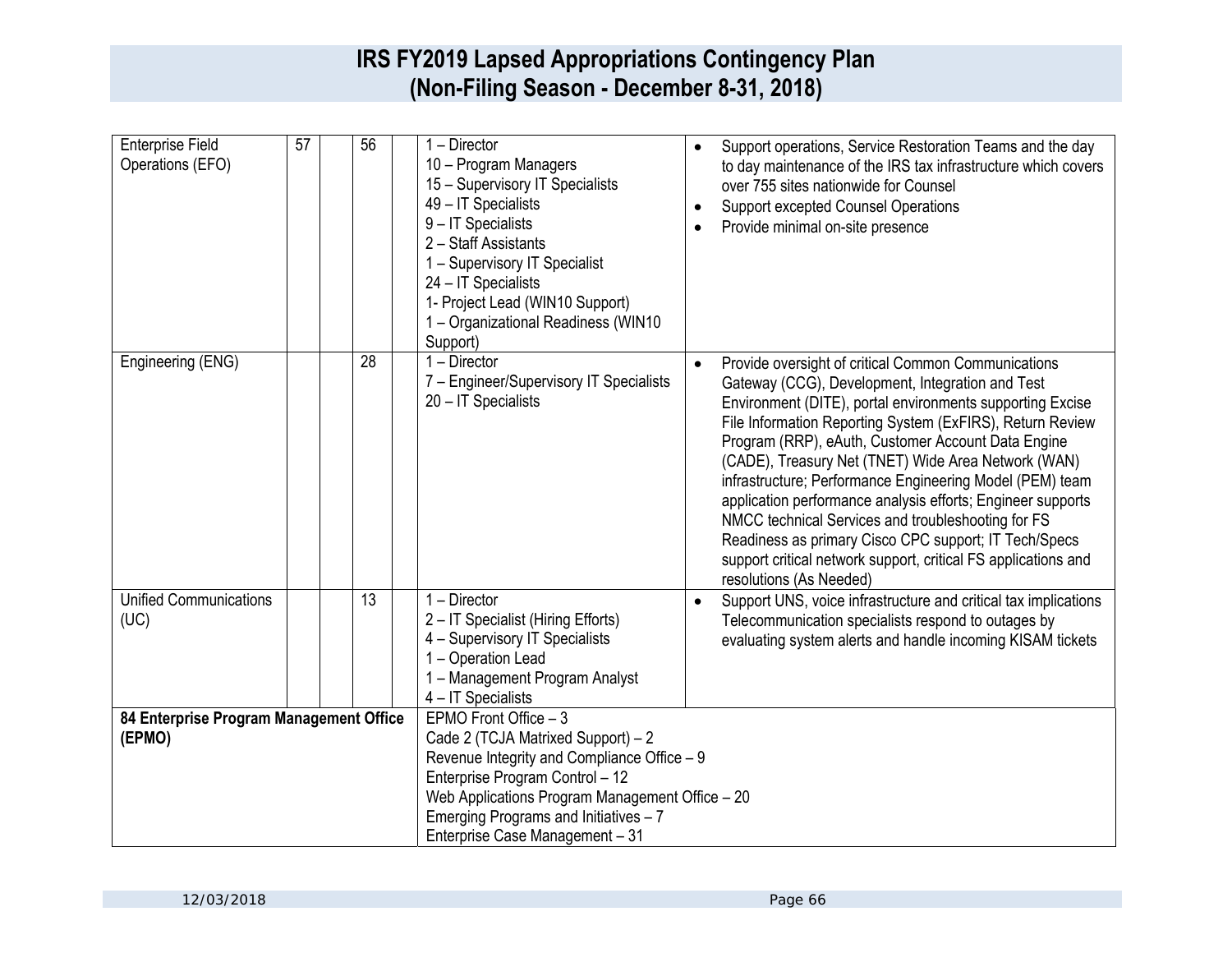# IRS FY2019 Lapsed Appropriations Contingency Plan
## (Non-Filing Season - December 8-31, 2018)

| | | | | | | |
|---|---|---|---|---|---|---|
| Enterprise Field Operations (EFO) | 57 | | 56 | | 1 – Director<br>10 – Program Managers<br>15 – Supervisory IT Specialists<br>49 – IT Specialists<br>9 – IT Specialists<br>2 – Staff Assistants<br>1 – Supervisory IT Specialist<br>24 – IT Specialists<br>1- Project Lead (WIN10 Support)<br>1 – Organizational Readiness (WIN10 Support) | • Support operations, Service Restoration Teams and the day to day maintenance of the IRS tax infrastructure which covers over 755 sites nationwide for Counsel<br>• Support excepted Counsel Operations<br>• Provide minimal on-site presence |
| Engineering (ENG) | | | 28 | | 1 – Director<br>7 – Engineer/Supervisory IT Specialists<br>20 – IT Specialists | • Provide oversight of critical Common Communications Gateway (CCG), Development, Integration and Test Environment (DITE), portal environments supporting Excise File Information Reporting System (ExFIRS), Return Review Program (RRP), eAuth, Customer Account Data Engine (CADE), Treasury Net (TNET) Wide Area Network (WAN) infrastructure; Performance Engineering Model (PEM) team application performance analysis efforts; Engineer supports NMCC technical Services and troubleshooting for FS Readiness as primary Cisco CPC support; IT Tech/Specs support critical network support, critical FS applications and resolutions (As Needed) |
| Unified Communications (UC) | | | 13 | | 1 – Director<br>2 – IT Specialist (Hiring Efforts)<br>4 – Supervisory IT Specialists<br>1 – Operation Lead<br>1 – Management Program Analyst<br>4 – IT Specialists | • Support UNS, voice infrastructure and critical tax implications Telecommunication specialists respond to outages by evaluating system alerts and handle incoming KISAM tickets |
| **84 Enterprise Program Management Office (EPMO)** | | | | | EPMO Front Office – 3<br>Cade 2 (TCJA Matrixed Support) – 2<br>Revenue Integrity and Compliance Office – 9<br>Enterprise Program Control – 12<br>Web Applications Program Management Office – 20<br>Emerging Programs and Initiatives – 7<br>Enterprise Case Management – 31 | |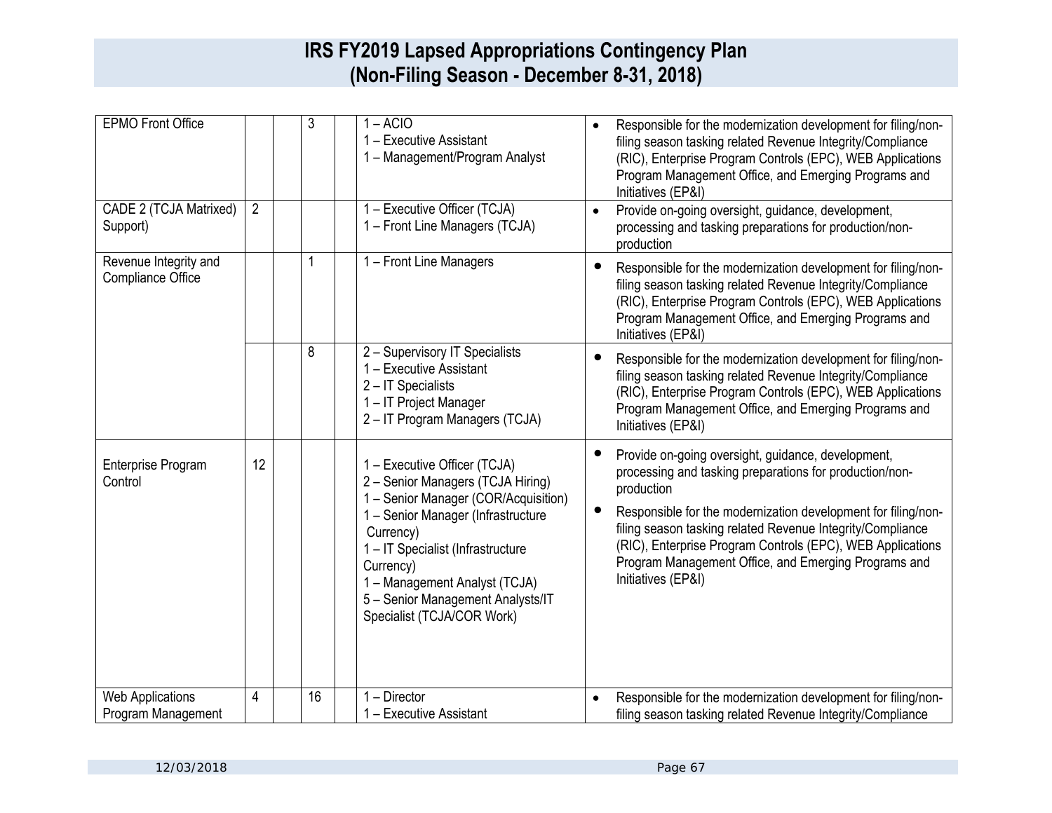# IRS FY2019 Lapsed Appropriations Contingency Plan
# (Non-Filing Season - December 8-31, 2018)

| | | | | | | |
|---|---|---|---|---|---|---|
| EPMO Front Office | | | 3 | | 1 – ACIO<br>1 – Executive Assistant<br>1 – Management/Program Analyst | • Responsible for the modernization development for filing/non-filing season tasking related Revenue Integrity/Compliance (RIC), Enterprise Program Controls (EPC), WEB Applications Program Management Office, and Emerging Programs and Initiatives (EP&I) |
| CADE 2 (TCJA Matrixed) Support) | 2 | | | | 1 – Executive Officer (TCJA)<br>1 – Front Line Managers (TCJA) | • Provide on-going oversight, guidance, development, processing and tasking preparations for production/non-production |
| Revenue Integrity and Compliance Office | | | 1 | | 1 – Front Line Managers | • Responsible for the modernization development for filing/non-filing season tasking related Revenue Integrity/Compliance (RIC), Enterprise Program Controls (EPC), WEB Applications Program Management Office, and Emerging Programs and Initiatives (EP&I) |
| | | | 8 | | 2 – Supervisory IT Specialists<br>1 – Executive Assistant<br>2 – IT Specialists<br>1 – IT Project Manager<br>2 – IT Program Managers (TCJA) | • Responsible for the modernization development for filing/non-filing season tasking related Revenue Integrity/Compliance (RIC), Enterprise Program Controls (EPC), WEB Applications Program Management Office, and Emerging Programs and Initiatives (EP&I) |
| Enterprise Program Control | 12 | | | | 1 – Executive Officer (TCJA)<br>2 – Senior Managers (TCJA Hiring)<br>1 – Senior Manager (COR/Acquisition)<br>1 – Senior Manager (Infrastructure Currency)<br>1 – IT Specialist (Infrastructure Currency)<br>1 – Management Analyst (TCJA)<br>5 – Senior Management Analysts/IT Specialist (TCJA/COR Work) | • Provide on-going oversight, guidance, development, processing and tasking preparations for production/non-production<br>• Responsible for the modernization development for filing/non-filing season tasking related Revenue Integrity/Compliance (RIC), Enterprise Program Controls (EPC), WEB Applications Program Management Office, and Emerging Programs and Initiatives (EP&I) |
| Web Applications Program Management | 4 | | 16 | | 1 – Director<br>1 – Executive Assistant | • Responsible for the modernization development for filing/non-filing season tasking related Revenue Integrity/Compliance |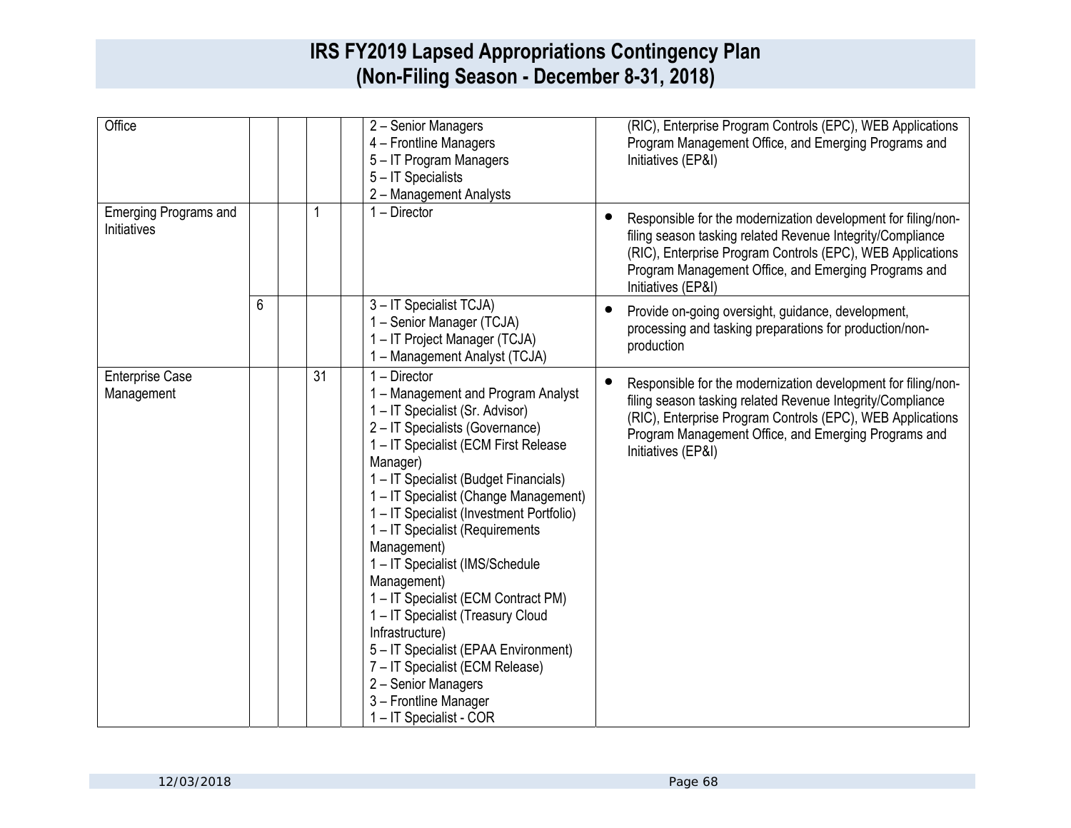# IRS FY2019 Lapsed Appropriations Contingency Plan
# (Non-Filing Season - December 8-31, 2018)

| | | | | | | |
|---|---|---|---|---|---|---|
| Office | | | | | 2 – Senior Managers<br>4 – Frontline Managers<br>5 – IT Program Managers<br>5 – IT Specialists<br>2 – Management Analysts | (RIC), Enterprise Program Controls (EPC), WEB Applications Program Management Office, and Emerging Programs and Initiatives (EP&I) |
| Emerging Programs and Initiatives | | | 1 | | 1 – Director | • Responsible for the modernization development for filing/non-filing season tasking related Revenue Integrity/Compliance (RIC), Enterprise Program Controls (EPC), WEB Applications Program Management Office, and Emerging Programs and Initiatives (EP&I) |
| | 6 | | | | 3 – IT Specialist TCJA)<br>1 – Senior Manager (TCJA)<br>1 – IT Project Manager (TCJA)<br>1 – Management Analyst (TCJA) | • Provide on-going oversight, guidance, development, processing and tasking preparations for production/non-production |
| Enterprise Case Management | | | 31 | | 1 – Director<br>1 – Management and Program Analyst<br>1 – IT Specialist (Sr. Advisor)<br>2 – IT Specialists (Governance)<br>1 – IT Specialist (ECM First Release Manager)<br>1 – IT Specialist (Budget Financials)<br>1 – IT Specialist (Change Management)<br>1 – IT Specialist (Investment Portfolio)<br>1 – IT Specialist (Requirements Management)<br>1 – IT Specialist (IMS/Schedule Management)<br>1 – IT Specialist (ECM Contract PM)<br>1 – IT Specialist (Treasury Cloud Infrastructure)<br>5 – IT Specialist (EPAA Environment)<br>7 – IT Specialist (ECM Release)<br>2 – Senior Managers<br>3 – Frontline Manager<br>1 – IT Specialist - COR | • Responsible for the modernization development for filing/non-filing season tasking related Revenue Integrity/Compliance (RIC), Enterprise Program Controls (EPC), WEB Applications Program Management Office, and Emerging Programs and Initiatives (EP&I) |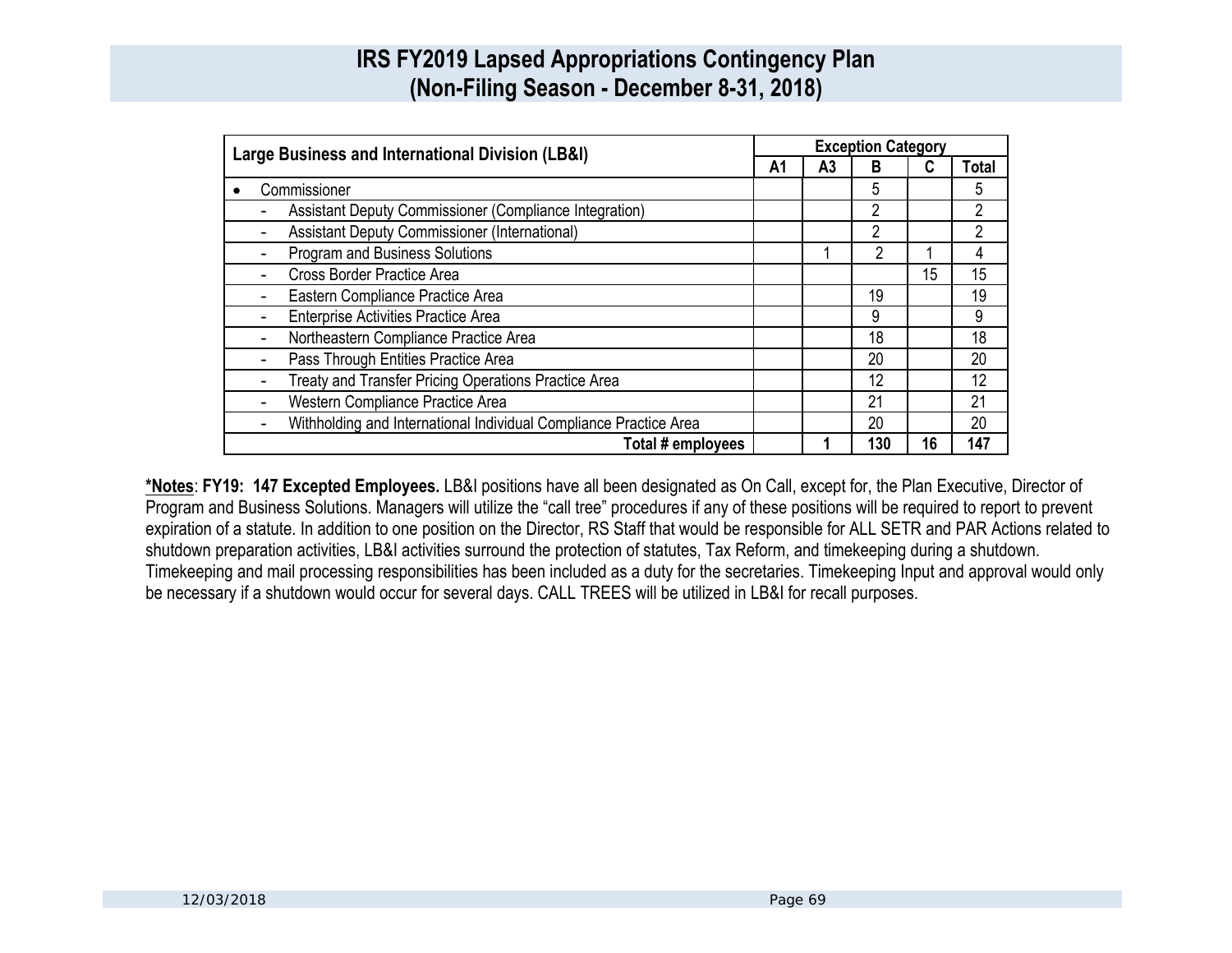# IRS FY2019 Lapsed Appropriations Contingency Plan
## (Non-Filing Season - December 8-31, 2018)

| Large Business and International Division (LB&I) | Exception Category | | | | |
|---|---|---|---|---|---|
| | A1 | A3 | B | C | Total |
| • Commissioner | | | 5 | | 5 |
| - Assistant Deputy Commissioner (Compliance Integration) | | | 2 | | 2 |
| - Assistant Deputy Commissioner (International) | | | 2 | | 2 |
| - Program and Business Solutions | | 1 | 2 | 1 | 4 |
| - Cross Border Practice Area | | | | 15 | 15 |
| - Eastern Compliance Practice Area | | | 19 | | 19 |
| - Enterprise Activities Practice Area | | | 9 | | 9 |
| - Northeastern Compliance Practice Area | | | 18 | | 18 |
| - Pass Through Entities Practice Area | | | 20 | | 20 |
| - Treaty and Transfer Pricing Operations Practice Area | | | 12 | | 12 |
| - Western Compliance Practice Area | | | 21 | | 21 |
| - Withholding and International Individual Compliance Practice Area | | | 20 | | 20 |
| **Total # employees** | | **1** | **130** | **16** | **147** |

**\*Notes**: **FY19: 147 Excepted Employees.** LB&I positions have all been designated as On Call, except for, the Plan Executive, Director of Program and Business Solutions. Managers will utilize the "call tree" procedures if any of these positions will be required to report to prevent expiration of a statute. In addition to one position on the Director, RS Staff that would be responsible for ALL SETR and PAR Actions related to shutdown preparation activities, LB&I activities surround the protection of statutes, Tax Reform, and timekeeping during a shutdown. Timekeeping and mail processing responsibilities has been included as a duty for the secretaries. Timekeeping Input and approval would only be necessary if a shutdown would occur for several days. CALL TREES will be utilized in LB&I for recall purposes.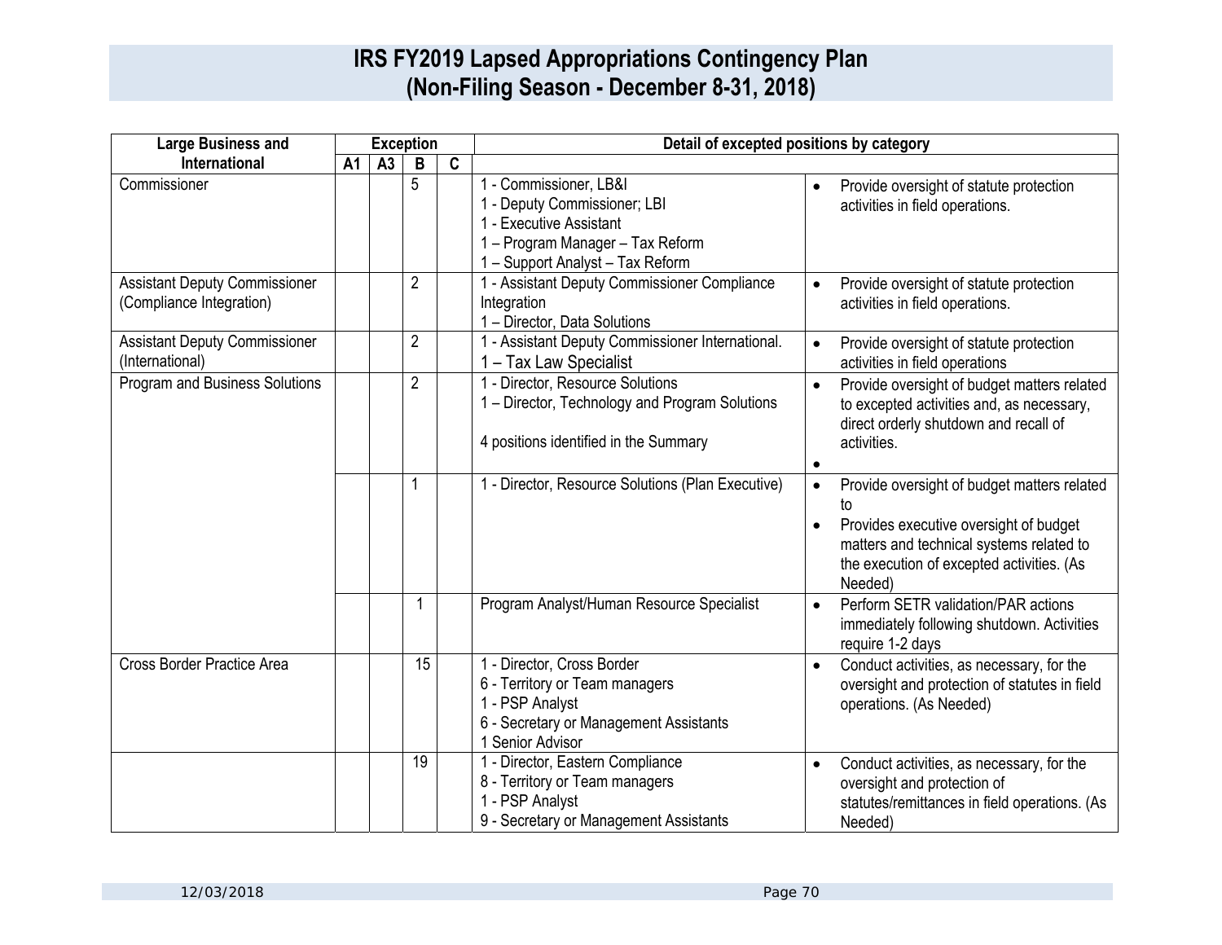# IRS FY2019 Lapsed Appropriations Contingency Plan
# (Non-Filing Season - December 8-31, 2018)

| Large Business and International | Exception | | | | Detail of excepted positions by category | |
|---|---|---|---|---|---|---|
| | A1 | A3 | B | C | | |
| Commissioner | | | 5 | | 1 - Commissioner, LB&I<br>1 - Deputy Commissioner; LBI<br>1 - Executive Assistant<br>1 – Program Manager – Tax Reform<br>1 – Support Analyst – Tax Reform | • Provide oversight of statute protection activities in field operations. |
| Assistant Deputy Commissioner (Compliance Integration) | | | 2 | | 1 - Assistant Deputy Commissioner Compliance Integration<br>1 – Director, Data Solutions | • Provide oversight of statute protection activities in field operations. |
| Assistant Deputy Commissioner (International) | | | 2 | | 1 - Assistant Deputy Commissioner International.<br>1 – Tax Law Specialist | • Provide oversight of statute protection activities in field operations |
| Program and Business Solutions | | | 2 | | 1 - Director, Resource Solutions<br>1 – Director, Technology and Program Solutions<br><br>4 positions identified in the Summary | • Provide oversight of budget matters related to excepted activities and, as necessary, direct orderly shutdown and recall of activities.<br>• |
| | | | 1 | | 1 - Director, Resource Solutions (Plan Executive) | • Provide oversight of budget matters related to<br>• Provides executive oversight of budget matters and technical systems related to the execution of excepted activities. (As Needed) |
| | | | 1 | | Program Analyst/Human Resource Specialist | • Perform SETR validation/PAR actions immediately following shutdown. Activities require 1-2 days |
| Cross Border Practice Area | | | 15 | | 1 - Director, Cross Border<br>6 - Territory or Team managers<br>1 - PSP Analyst<br>6 - Secretary or Management Assistants<br>1 Senior Advisor | • Conduct activities, as necessary, for the oversight and protection of statutes in field operations. (As Needed) |
| | | | 19 | | 1 - Director, Eastern Compliance<br>8 - Territory or Team managers<br>1 - PSP Analyst<br>9 - Secretary or Management Assistants | • Conduct activities, as necessary, for the oversight and protection of statutes/remittances in field operations. (As Needed) |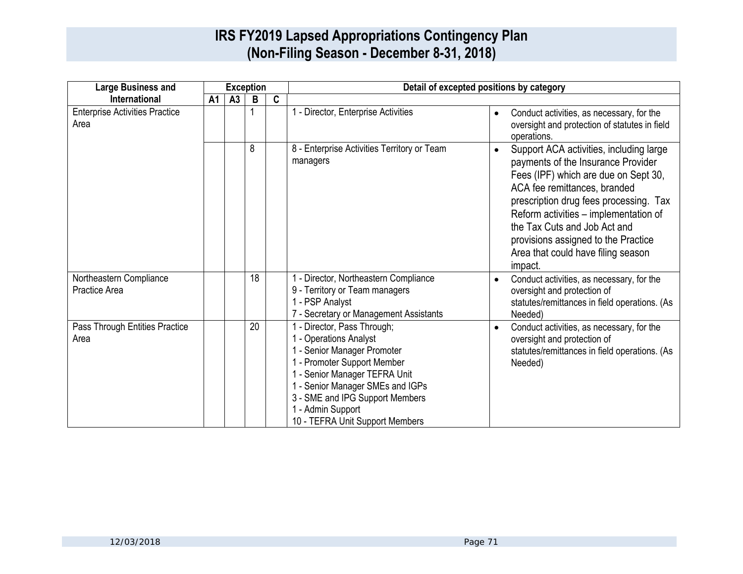# IRS FY2019 Lapsed Appropriations Contingency Plan (Non-Filing Season - December 8-31, 2018)

| Large Business and International | Exception | | | | Detail of excepted positions by category | |
|---|---|---|---|---|---|---|
| | A1 | A3 | B | C | | |
| Enterprise Activities Practice Area | | | 1 | | 1 - Director, Enterprise Activities | • Conduct activities, as necessary, for the oversight and protection of statutes in field operations. |
| | | | 8 | | 8 - Enterprise Activities Territory or Team managers | • Support ACA activities, including large payments of the Insurance Provider Fees (IPF) which are due on Sept 30, ACA fee remittances, branded prescription drug fees processing. Tax Reform activities – implementation of the Tax Cuts and Job Act and provisions assigned to the Practice Area that could have filing season impact. |
| Northeastern Compliance Practice Area | | | 18 | | 1 - Director, Northeastern Compliance<br>9 - Territory or Team managers<br>1 - PSP Analyst<br>7 - Secretary or Management Assistants | • Conduct activities, as necessary, for the oversight and protection of statutes/remittances in field operations. (As Needed) |
| Pass Through Entities Practice Area | | | 20 | | 1 - Director, Pass Through;<br>1 - Operations Analyst<br>1 - Senior Manager Promoter<br>1 - Promoter Support Member<br>1 - Senior Manager TEFRA Unit<br>1 - Senior Manager SMEs and IGPs<br>3 - SME and IPG Support Members<br>1 - Admin Support<br>10 - TEFRA Unit Support Members | • Conduct activities, as necessary, for the oversight and protection of statutes/remittances in field operations. (As Needed) |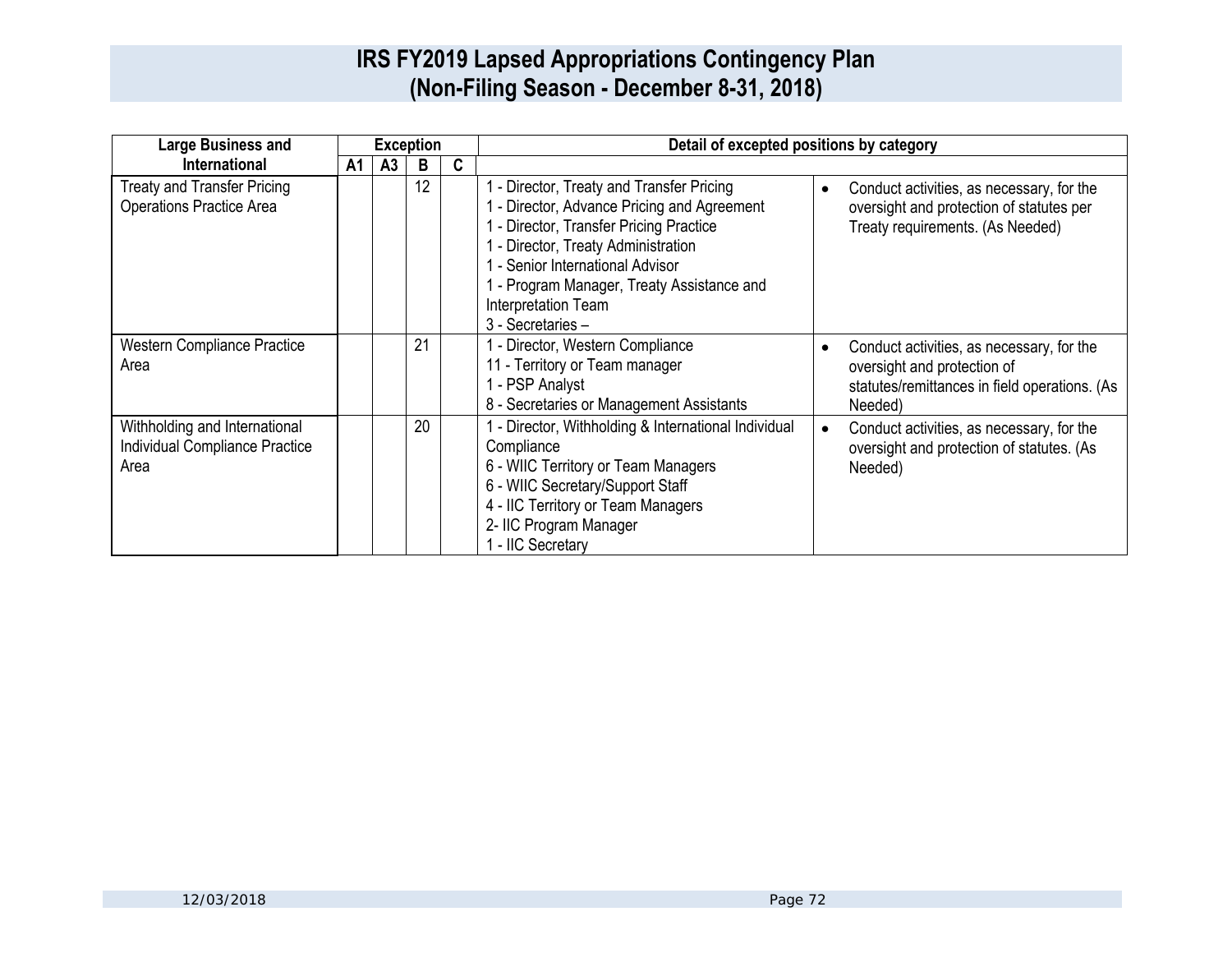# IRS FY2019 Lapsed Appropriations Contingency Plan
## (Non-Filing Season - December 8-31, 2018)

| Large Business and International | Exception | | | | Detail of excepted positions by category | |
|---|---|---|---|---|---|---|
| | A1 | A3 | B | C | | |
| Treaty and Transfer Pricing Operations Practice Area | | | 12 | | 1 - Director, Treaty and Transfer Pricing<br>1 - Director, Advance Pricing and Agreement<br>1 - Director, Transfer Pricing Practice<br>1 - Director, Treaty Administration<br>1 - Senior International Advisor<br>1 - Program Manager, Treaty Assistance and Interpretation Team<br>3 - Secretaries – | • Conduct activities, as necessary, for the oversight and protection of statutes per Treaty requirements. (As Needed) |
| Western Compliance Practice Area | | | 21 | | 1 - Director, Western Compliance<br>11 - Territory or Team manager<br>1 - PSP Analyst<br>8 - Secretaries or Management Assistants | • Conduct activities, as necessary, for the oversight and protection of statutes/remittances in field operations. (As Needed) |
| Withholding and International Individual Compliance Practice Area | | | 20 | | 1 - Director, Withholding & International Individual Compliance<br>6 - WIIC Territory or Team Managers<br>6 - WIIC Secretary/Support Staff<br>4 - IIC Territory or Team Managers<br>2- IIC Program Manager<br>1 - IIC Secretary | • Conduct activities, as necessary, for the oversight and protection of statutes. (As Needed) |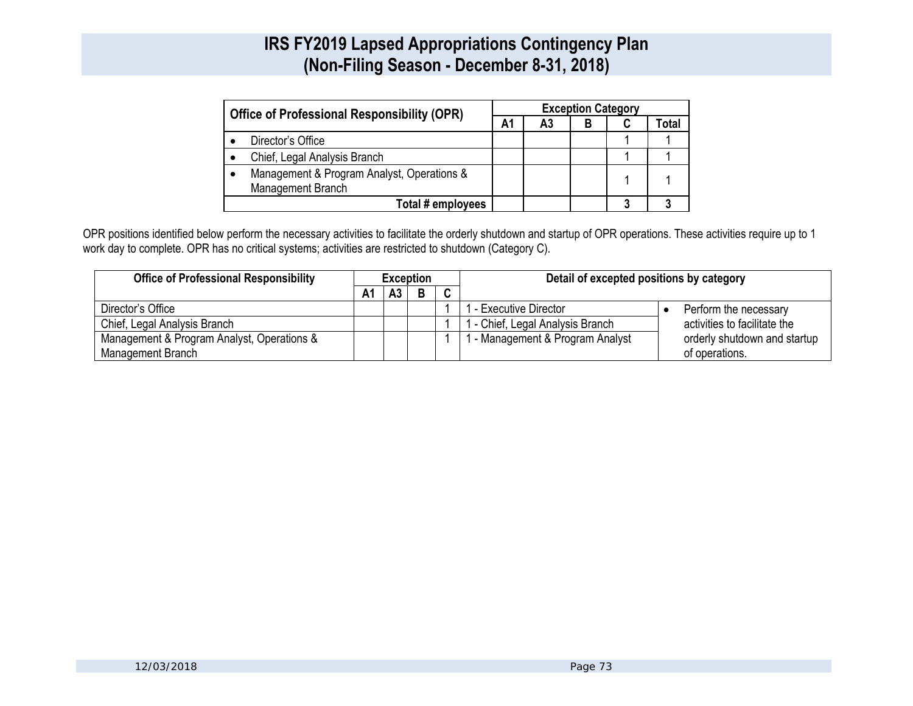# IRS FY2019 Lapsed Appropriations Contingency Plan
# (Non-Filing Season - December 8-31, 2018)

| Office of Professional Responsibility (OPR) | Exception Category | | | | |
|---|---|---|---|---|---|
| | A1 | A3 | B | C | Total |
| • Director's Office | | | | 1 | 1 |
| • Chief, Legal Analysis Branch | | | | 1 | 1 |
| • Management & Program Analyst, Operations & Management Branch | | | | 1 | 1 |
| **Total # employees** | | | | **3** | **3** |

OPR positions identified below perform the necessary activities to facilitate the orderly shutdown and startup of OPR operations. These activities require up to 1 work day to complete. OPR has no critical systems; activities are restricted to shutdown (Category C).

| Office of Professional Responsibility | Exception | | | | Detail of excepted positions by category | |
|---|---|---|---|---|---|---|
| | A1 | A3 | B | C | | |
| Director's Office | | | | 1 | 1 - Executive Director | • Perform the necessary activities to facilitate the orderly shutdown and startup of operations. |
| Chief, Legal Analysis Branch | | | | 1 | 1 - Chief, Legal Analysis Branch | |
| Management & Program Analyst, Operations & Management Branch | | | | 1 | 1 - Management & Program Analyst | |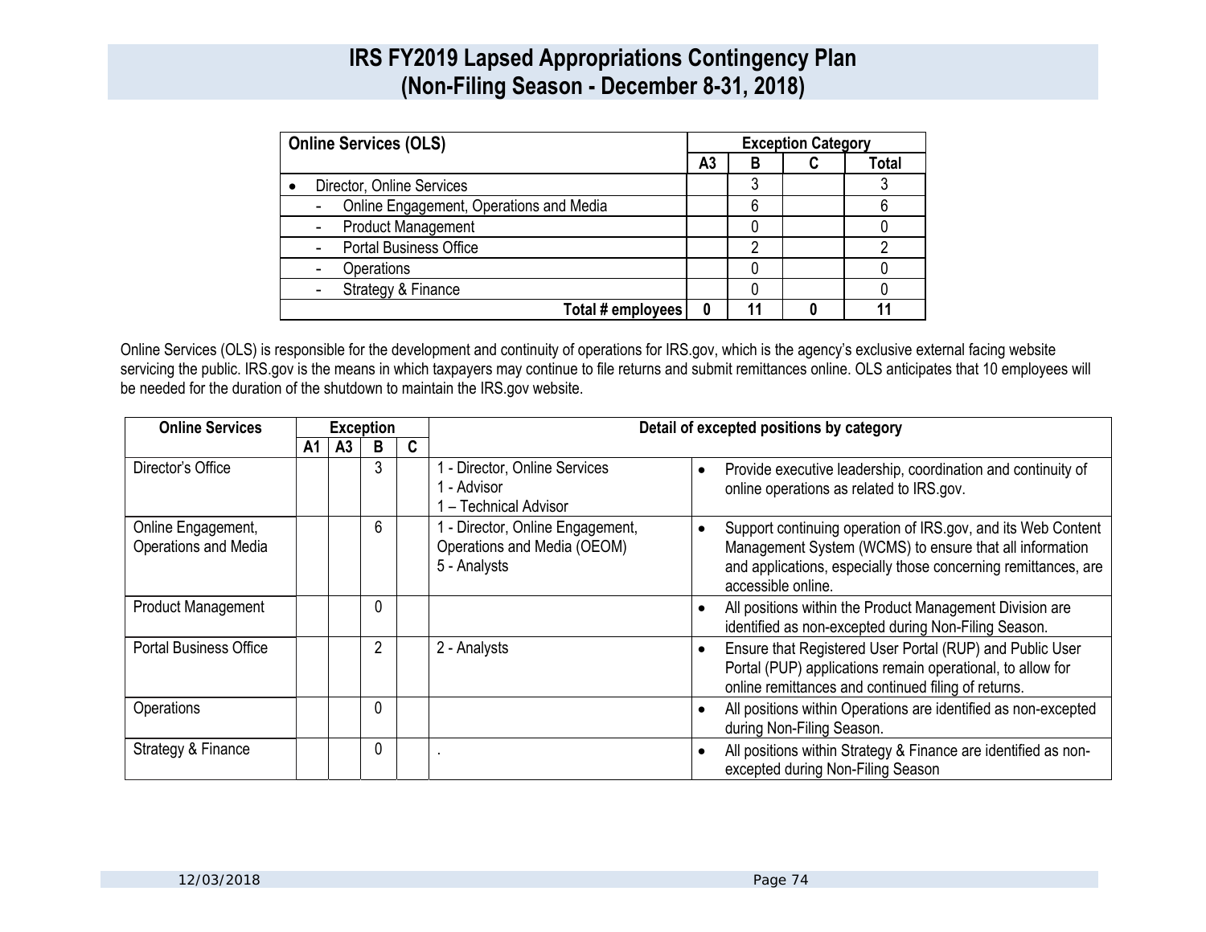# IRS FY2019 Lapsed Appropriations Contingency Plan
# (Non-Filing Season - December 8-31, 2018)

| Online Services (OLS) | Exception Category | | | |
|---|---|---|---|---|
| | A3 | B | C | Total |
| • Director, Online Services | | 3 | | 3 |
| - Online Engagement, Operations and Media | | 6 | | 6 |
| - Product Management | | 0 | | 0 |
| - Portal Business Office | | 2 | | 2 |
| - Operations | | 0 | | 0 |
| - Strategy & Finance | | 0 | | 0 |
| Total # employees | 0 | 11 | 0 | 11 |

Online Services (OLS) is responsible for the development and continuity of operations for IRS.gov, which is the agency's exclusive external facing website servicing the public. IRS.gov is the means in which taxpayers may continue to file returns and submit remittances online. OLS anticipates that 10 employees will be needed for the duration of the shutdown to maintain the IRS.gov website.

| Online Services | Exception | | | | Detail of excepted positions by category | |
|---|---|---|---|---|---|---|
| | A1 | A3 | B | C | | |
| Director's Office | | | 3 | | 1 - Director, Online Services<br>1 - Advisor<br>1 – Technical Advisor | • Provide executive leadership, coordination and continuity of online operations as related to IRS.gov. |
| Online Engagement, Operations and Media | | | 6 | | 1 - Director, Online Engagement, Operations and Media (OEOM)<br>5 - Analysts | • Support continuing operation of IRS.gov, and its Web Content Management System (WCMS) to ensure that all information and applications, especially those concerning remittances, are accessible online. |
| Product Management | | | 0 | | | • All positions within the Product Management Division are identified as non-excepted during Non-Filing Season. |
| Portal Business Office | | | 2 | | 2 - Analysts | • Ensure that Registered User Portal (RUP) and Public User Portal (PUP) applications remain operational, to allow for online remittances and continued filing of returns. |
| Operations | | | 0 | | | • All positions within Operations are identified as non-excepted during Non-Filing Season. |
| Strategy & Finance | | | 0 | | . | • All positions within Strategy & Finance are identified as non-excepted during Non-Filing Season |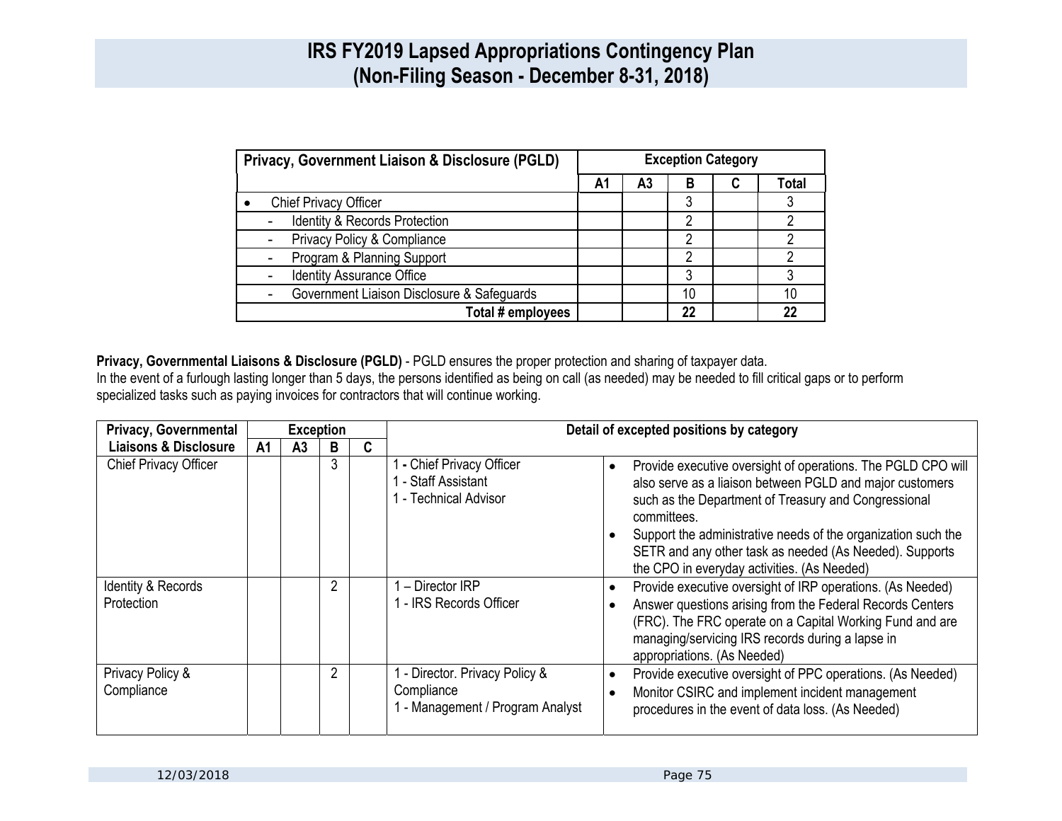# IRS FY2019 Lapsed Appropriations Contingency Plan (Non-Filing Season - December 8-31, 2018)

| Privacy, Government Liaison & Disclosure (PGLD) | Exception Category | | | | |
|---|---|---|---|---|---|
| | A1 | A3 | B | C | Total |
| • Chief Privacy Officer | | | 3 | | 3 |
| - Identity & Records Protection | | | 2 | | 2 |
| - Privacy Policy & Compliance | | | 2 | | 2 |
| - Program & Planning Support | | | 2 | | 2 |
| - Identity Assurance Office | | | 3 | | 3 |
| - Government Liaison Disclosure & Safeguards | | | 10 | | 10 |
| **Total # employees** | | | **22** | | **22** |

**Privacy, Governmental Liaisons & Disclosure (PGLD)** - PGLD ensures the proper protection and sharing of taxpayer data.
In the event of a furlough lasting longer than 5 days, the persons identified as being on call (as needed) may be needed to fill critical gaps or to perform specialized tasks such as paying invoices for contractors that will continue working.

| Privacy, Governmental Liaisons & Disclosure | Exception | | | | Detail of excepted positions by category | |
|---|---|---|---|---|---|---|
| | A1 | A3 | B | C | | |
| Chief Privacy Officer | | | 3 | | 1 - Chief Privacy Officer<br>1 - Staff Assistant<br>1 - Technical Advisor | • Provide executive oversight of operations. The PGLD CPO will also serve as a liaison between PGLD and major customers such as the Department of Treasury and Congressional committees.<br>• Support the administrative needs of the organization such the SETR and any other task as needed (As Needed). Supports the CPO in everyday activities. (As Needed) |
| Identity & Records Protection | | | 2 | | 1 – Director IRP<br>1 - IRS Records Officer | • Provide executive oversight of IRP operations. (As Needed)<br>• Answer questions arising from the Federal Records Centers (FRC). The FRC operate on a Capital Working Fund and are managing/servicing IRS records during a lapse in appropriations. (As Needed) |
| Privacy Policy & Compliance | | | 2 | | 1 - Director. Privacy Policy & Compliance<br>1 - Management / Program Analyst | • Provide executive oversight of PPC operations. (As Needed)<br>• Monitor CSIRC and implement incident management procedures in the event of data loss. (As Needed) |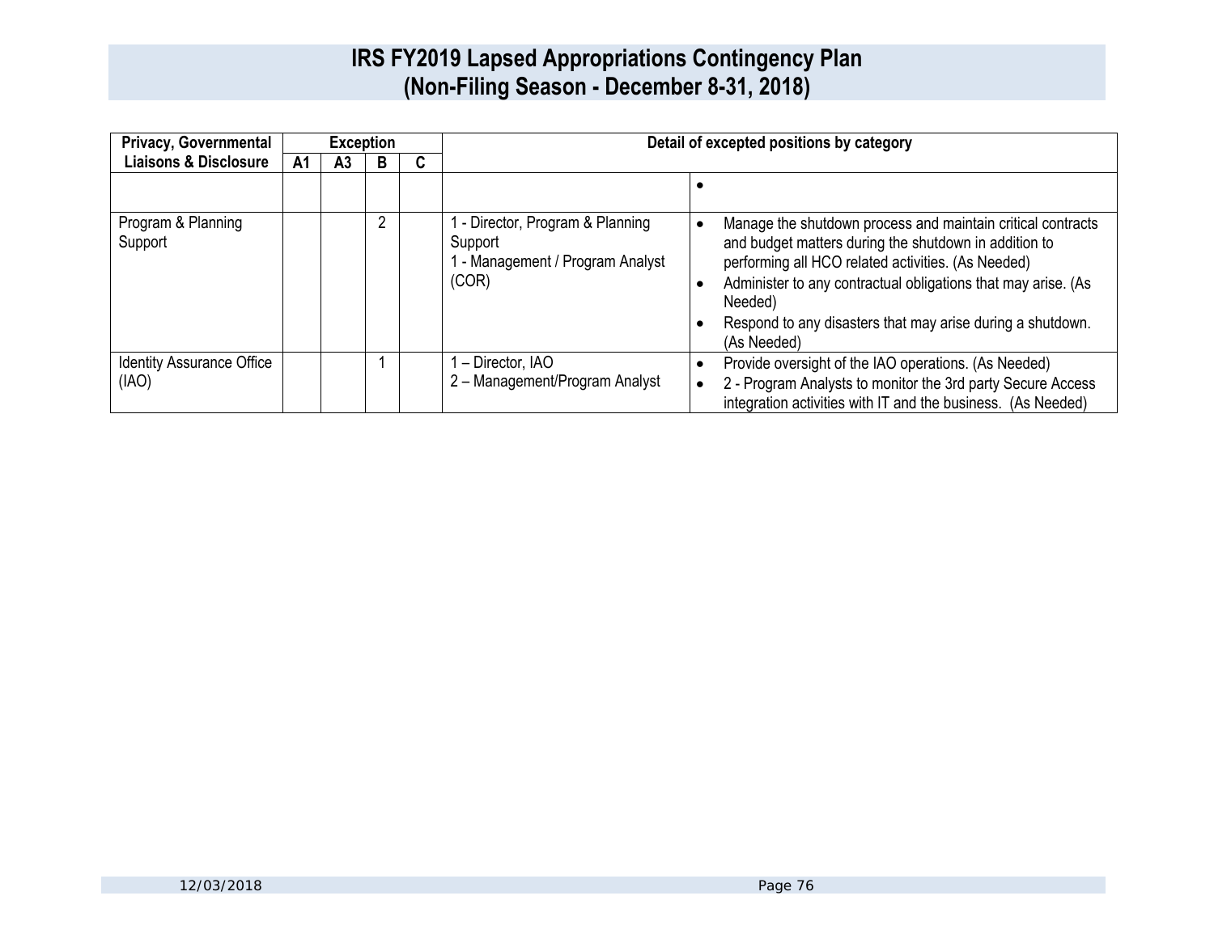# IRS FY2019 Lapsed Appropriations Contingency Plan
# (Non-Filing Season - December 8-31, 2018)

| Privacy, Governmental Liaisons & Disclosure | Exception | | | | Detail of excepted positions by category | |
|---|---|---|---|---|---|---|
| | A1 | A3 | B | C | | |
| | | | | | | • |
| Program & Planning Support | | | 2 | | 1 - Director, Program & Planning Support<br>1 - Management / Program Analyst (COR) | • Manage the shutdown process and maintain critical contracts and budget matters during the shutdown in addition to performing all HCO related activities. (As Needed)<br>• Administer to any contractual obligations that may arise. (As Needed)<br>• Respond to any disasters that may arise during a shutdown. (As Needed) |
| Identity Assurance Office (IAO) | | | 1 | | 1 – Director, IAO<br>2 – Management/Program Analyst | • Provide oversight of the IAO operations. (As Needed)<br>• 2 - Program Analysts to monitor the 3rd party Secure Access integration activities with IT and the business. (As Needed) |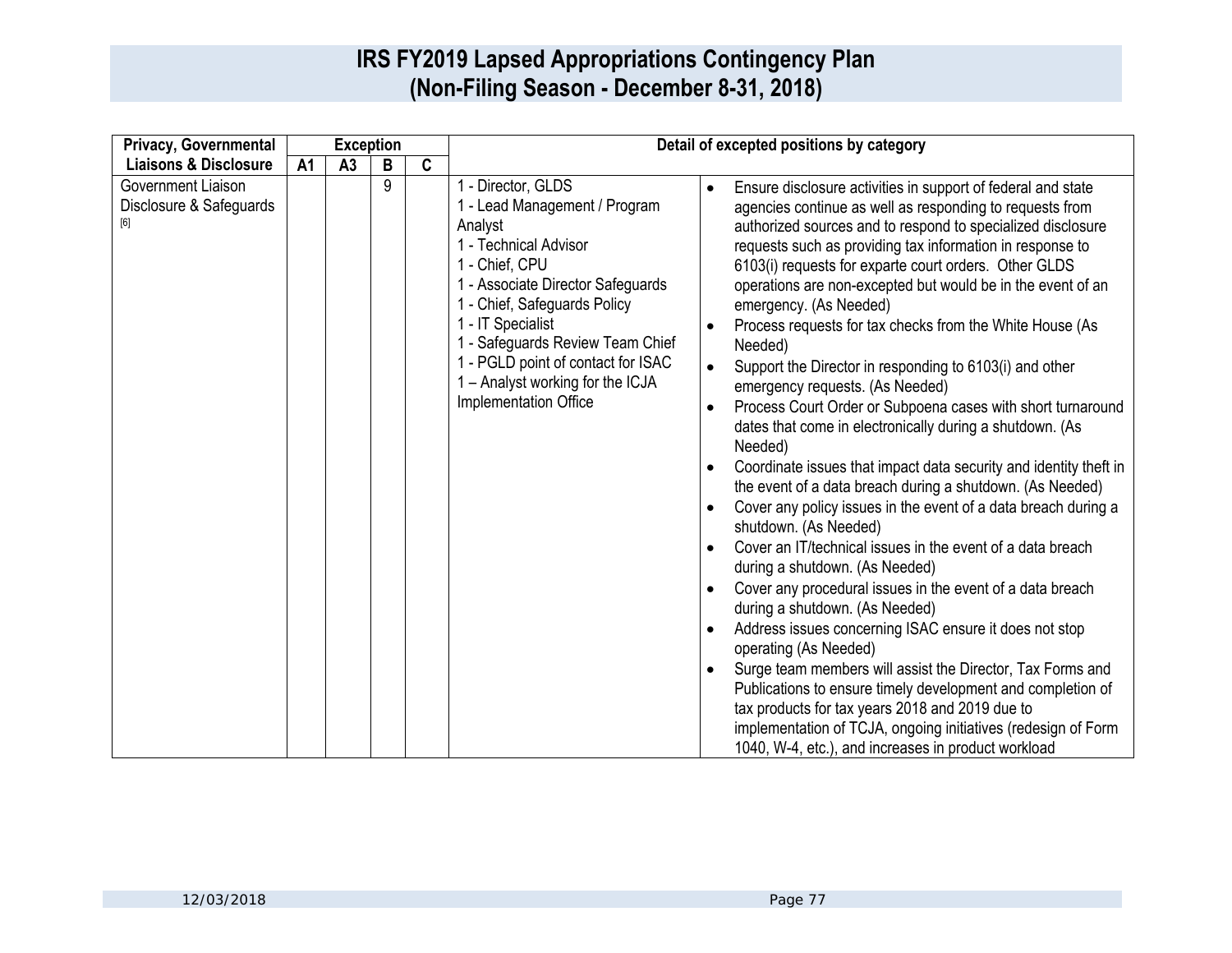# IRS FY2019 Lapsed Appropriations Contingency Plan (Non-Filing Season - December 8-31, 2018)

| Privacy, Governmental Liaisons & Disclosure | Exception | | | | Detail of excepted positions by category | |
|---|---|---|---|---|---|---|
| | A1 | A3 | B | C | | |
| Government Liaison Disclosure & Safeguards [6] | | | 9 | | 1 - Director, GLDS<br>1 - Lead Management / Program Analyst<br>1 - Technical Advisor<br>1 - Chief, CPU<br>1 - Associate Director Safeguards<br>1 - Chief, Safeguards Policy<br>1 - IT Specialist<br>1 - Safeguards Review Team Chief<br>1 - PGLD point of contact for ISAC<br>1 – Analyst working for the ICJA Implementation Office | • Ensure disclosure activities in support of federal and state agencies continue as well as responding to requests from authorized sources and to respond to specialized disclosure requests such as providing tax information in response to 6103(i) requests for exparte court orders. Other GLDS operations are non-excepted but would be in the event of an emergency. (As Needed)<br>• Process requests for tax checks from the White House (As Needed)<br>• Support the Director in responding to 6103(i) and other emergency requests. (As Needed)<br>• Process Court Order or Subpoena cases with short turnaround dates that come in electronically during a shutdown. (As Needed)<br>• Coordinate issues that impact data security and identity theft in the event of a data breach during a shutdown. (As Needed)<br>• Cover any policy issues in the event of a data breach during a shutdown. (As Needed)<br>• Cover an IT/technical issues in the event of a data breach during a shutdown. (As Needed)<br>• Cover any procedural issues in the event of a data breach during a shutdown. (As Needed)<br>• Address issues concerning ISAC ensure it does not stop operating (As Needed)<br>• Surge team members will assist the Director, Tax Forms and Publications to ensure timely development and completion of tax products for tax years 2018 and 2019 due to implementation of TCJA, ongoing initiatives (redesign of Form 1040, W-4, etc.), and increases in product workload |

12/03/2018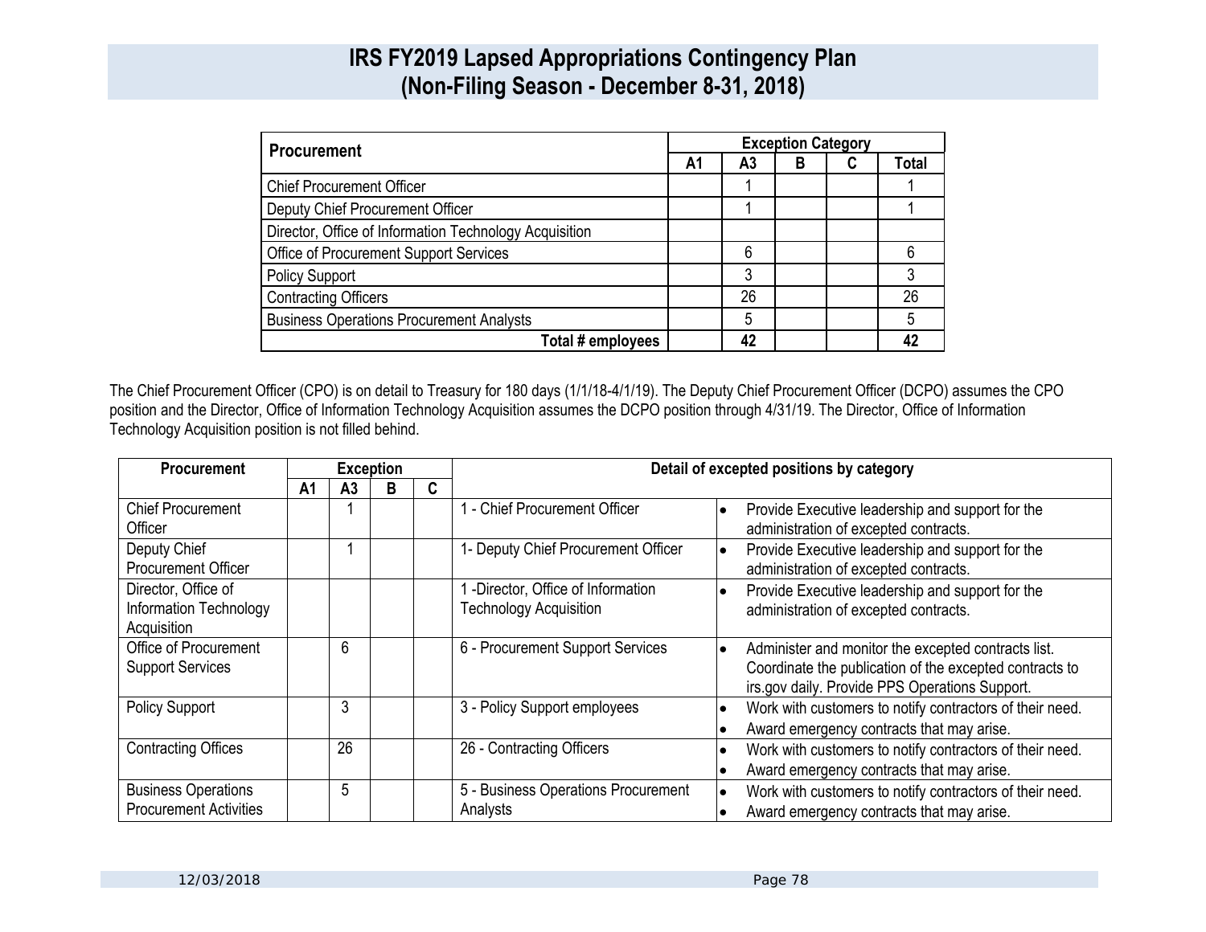# IRS FY2019 Lapsed Appropriations Contingency Plan
# (Non-Filing Season - December 8-31, 2018)

| Procurement | Exception Category | | | | |
|---|---|---|---|---|---|
| | A1 | A3 | B | C | Total |
| Chief Procurement Officer | | 1 | | | 1 |
| Deputy Chief Procurement Officer | | 1 | | | 1 |
| Director, Office of Information Technology Acquisition | | | | | |
| Office of Procurement Support Services | | 6 | | | 6 |
| Policy Support | | 3 | | | 3 |
| Contracting Officers | | 26 | | | 26 |
| Business Operations Procurement Analysts | | 5 | | | 5 |
| **Total # employees** | | **42** | | | **42** |

The Chief Procurement Officer (CPO) is on detail to Treasury for 180 days (1/1/18-4/1/19). The Deputy Chief Procurement Officer (DCPO) assumes the CPO position and the Director, Office of Information Technology Acquisition assumes the DCPO position through 4/31/19. The Director, Office of Information Technology Acquisition position is not filled behind.

| Procurement | Exception | | | | Detail of excepted positions by category | |
|---|---|---|---|---|---|---|
| | A1 | A3 | B | C | | |
| Chief Procurement Officer | | 1 | | | 1 - Chief Procurement Officer | • Provide Executive leadership and support for the administration of excepted contracts. |
| Deputy Chief Procurement Officer | | 1 | | | 1- Deputy Chief Procurement Officer | • Provide Executive leadership and support for the administration of excepted contracts. |
| Director, Office of Information Technology Acquisition | | | | | 1 -Director, Office of Information Technology Acquisition | • Provide Executive leadership and support for the administration of excepted contracts. |
| Office of Procurement Support Services | | 6 | | | 6 - Procurement Support Services | • Administer and monitor the excepted contracts list. Coordinate the publication of the excepted contracts to irs.gov daily. Provide PPS Operations Support. |
| Policy Support | | 3 | | | 3 - Policy Support employees | • Work with customers to notify contractors of their need. • Award emergency contracts that may arise. |
| Contracting Offices | | 26 | | | 26 - Contracting Officers | • Work with customers to notify contractors of their need. • Award emergency contracts that may arise. |
| Business Operations Procurement Activities | | 5 | | | 5 - Business Operations Procurement Analysts | • Work with customers to notify contractors of their need. • Award emergency contracts that may arise. |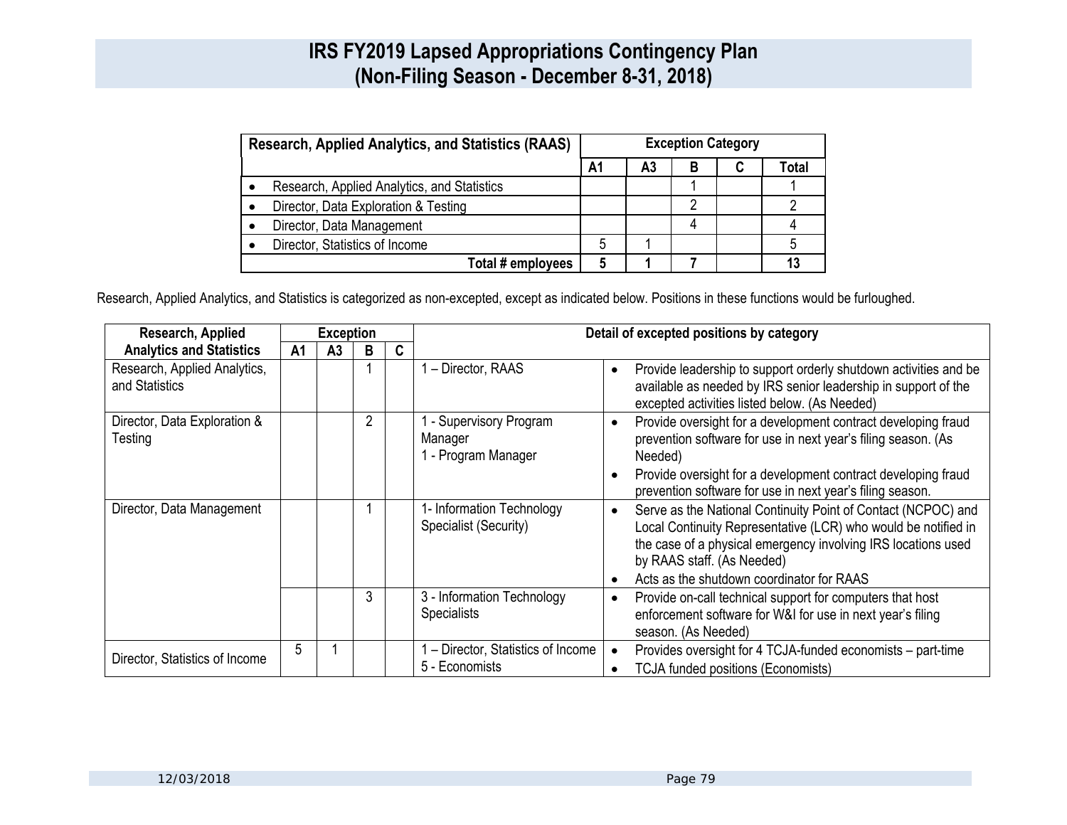# IRS FY2019 Lapsed Appropriations Contingency Plan
# (Non-Filing Season - December 8-31, 2018)

| Research, Applied Analytics, and Statistics (RAAS) | Exception Category | | | | |
|---|---|---|---|---|---|
| | A1 | A3 | B | C | Total |
| • Research, Applied Analytics, and Statistics | | | 1 | | 1 |
| • Director, Data Exploration & Testing | | | 2 | | 2 |
| • Director, Data Management | | | 4 | | 4 |
| • Director, Statistics of Income | 5 | 1 | | | 5 |
| Total # employees | 5 | 1 | 7 | | 13 |

Research, Applied Analytics, and Statistics is categorized as non-excepted, except as indicated below. Positions in these functions would be furloughed.

| Research, Applied Analytics and Statistics | Exception | | | | Detail of excepted positions by category | |
|---|---|---|---|---|---|---|
| | A1 | A3 | B | C | | |
| Research, Applied Analytics, and Statistics | | | 1 | | 1 – Director, RAAS | • Provide leadership to support orderly shutdown activities and be available as needed by IRS senior leadership in support of the excepted activities listed below. (As Needed) |
| Director, Data Exploration & Testing | | | 2 | | 1 - Supervisory Program Manager<br>1 - Program Manager | • Provide oversight for a development contract developing fraud prevention software for use in next year's filing season. (As Needed)<br>• Provide oversight for a development contract developing fraud prevention software for use in next year's filing season. |
| Director, Data Management | | | 1 | | 1- Information Technology Specialist (Security) | • Serve as the National Continuity Point of Contact (NCPOC) and Local Continuity Representative (LCR) who would be notified in the case of a physical emergency involving IRS locations used by RAAS staff. (As Needed)<br>• Acts as the shutdown coordinator for RAAS |
| | | | 3 | | 3 - Information Technology Specialists | • Provide on-call technical support for computers that host enforcement software for W&I for use in next year's filing season. (As Needed) |
| Director, Statistics of Income | 5 | 1 | | | 1 – Director, Statistics of Income<br>5 - Economists | • Provides oversight for 4 TCJA-funded economists – part-time<br>• TCJA funded positions (Economists) |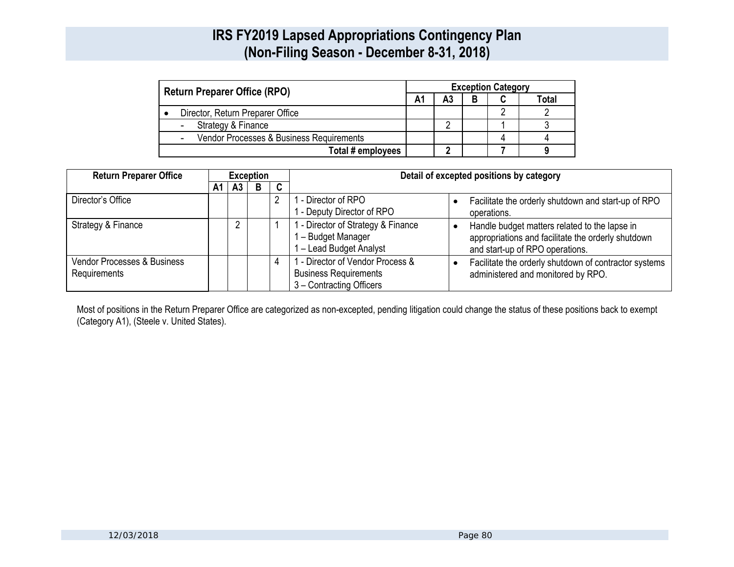# IRS FY2019 Lapsed Appropriations Contingency Plan
## (Non-Filing Season - December 8-31, 2018)

| Return Preparer Office (RPO) | Exception Category | | | | |
|---|---|---|---|---|---|
| | A1 | A3 | B | C | Total |
| • Director, Return Preparer Office | | | | 2 | 2 |
| - Strategy & Finance | | 2 | | 1 | 3 |
| - Vendor Processes & Business Requirements | | | | 4 | 4 |
| **Total # employees** | | **2** | | **7** | **9** |

| Return Preparer Office | Exception | | | | Detail of excepted positions by category | |
|---|---|---|---|---|---|---|
| | A1 | A3 | B | C | | |
| Director's Office | | | | 2 | 1 - Director of RPO<br>1 - Deputy Director of RPO | • Facilitate the orderly shutdown and start-up of RPO operations. |
| Strategy & Finance | | 2 | | 1 | 1 - Director of Strategy & Finance<br>1 – Budget Manager<br>1 – Lead Budget Analyst | • Handle budget matters related to the lapse in appropriations and facilitate the orderly shutdown and start-up of RPO operations. |
| Vendor Processes & Business Requirements | | | | 4 | 1 - Director of Vendor Process & Business Requirements<br>3 – Contracting Officers | • Facilitate the orderly shutdown of contractor systems administered and monitored by RPO. |

Most of positions in the Return Preparer Office are categorized as non-excepted, pending litigation could change the status of these positions back to exempt (Category A1), (Steele v. United States).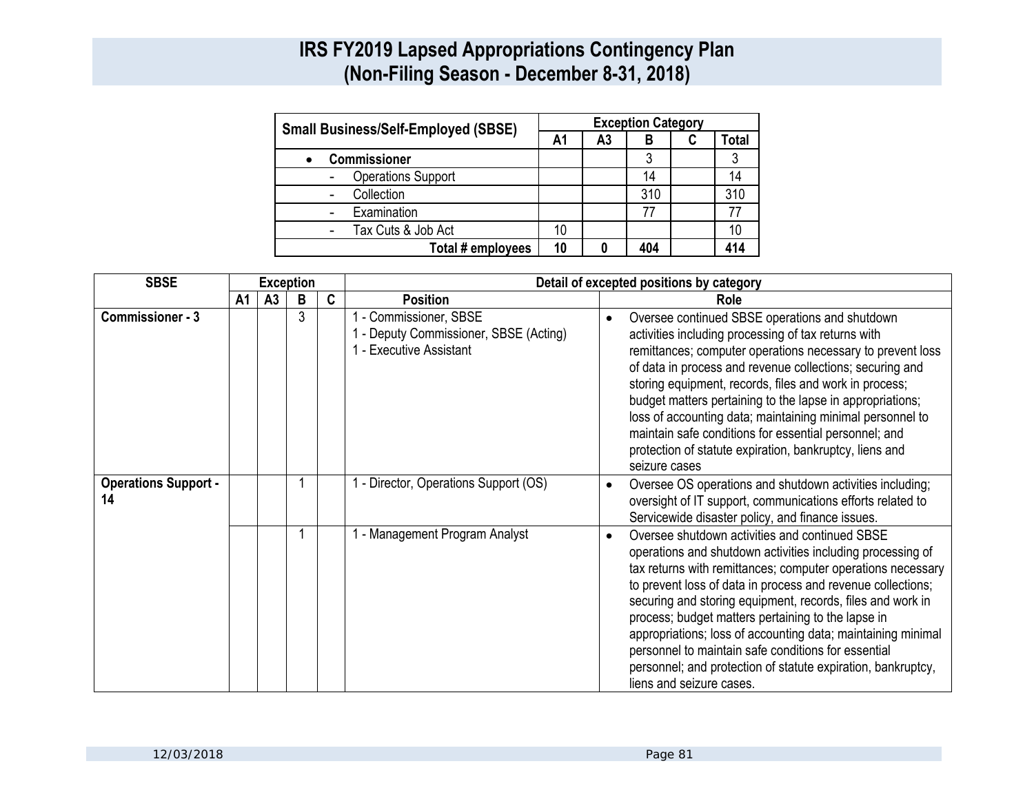# IRS FY2019 Lapsed Appropriations Contingency Plan
## (Non-Filing Season - December 8-31, 2018)

| Small Business/Self-Employed (SBSE) | Exception Category | | | | |
|---|---|---|---|---|---|
| | A1 | A3 | B | C | Total |
| • **Commissioner** | | | 3 | | 3 |
| - Operations Support | | | 14 | | 14 |
| - Collection | | | 310 | | 310 |
| - Examination | | | 77 | | 77 |
| - Tax Cuts & Job Act | 10 | | | | 10 |
| **Total # employees** | **10** | **0** | **404** | | **414** |

| SBSE | Exception | | | | Detail of excepted positions by category | |
|---|---|---|---|---|---|---|
| | A1 | A3 | B | C | Position | Role |
| **Commissioner - 3** | | | 3 | | 1 - Commissioner, SBSE<br>1 - Deputy Commissioner, SBSE (Acting)<br>1 - Executive Assistant | • Oversee continued SBSE operations and shutdown activities including processing of tax returns with remittances; computer operations necessary to prevent loss of data in process and revenue collections; securing and storing equipment, records, files and work in process; budget matters pertaining to the lapse in appropriations; loss of accounting data; maintaining minimal personnel to maintain safe conditions for essential personnel; and protection of statute expiration, bankruptcy, liens and seizure cases |
| **Operations Support - 14** | | | 1 | | 1 - Director, Operations Support (OS) | • Oversee OS operations and shutdown activities including; oversight of IT support, communications efforts related to Servicewide disaster policy, and finance issues. |
| | | | 1 | | 1 - Management Program Analyst | • Oversee shutdown activities and continued SBSE operations and shutdown activities including processing of tax returns with remittances; computer operations necessary to prevent loss of data in process and revenue collections; securing and storing equipment, records, files and work in process; budget matters pertaining to the lapse in appropriations; loss of accounting data; maintaining minimal personnel to maintain safe conditions for essential personnel; and protection of statute expiration, bankruptcy, liens and seizure cases. |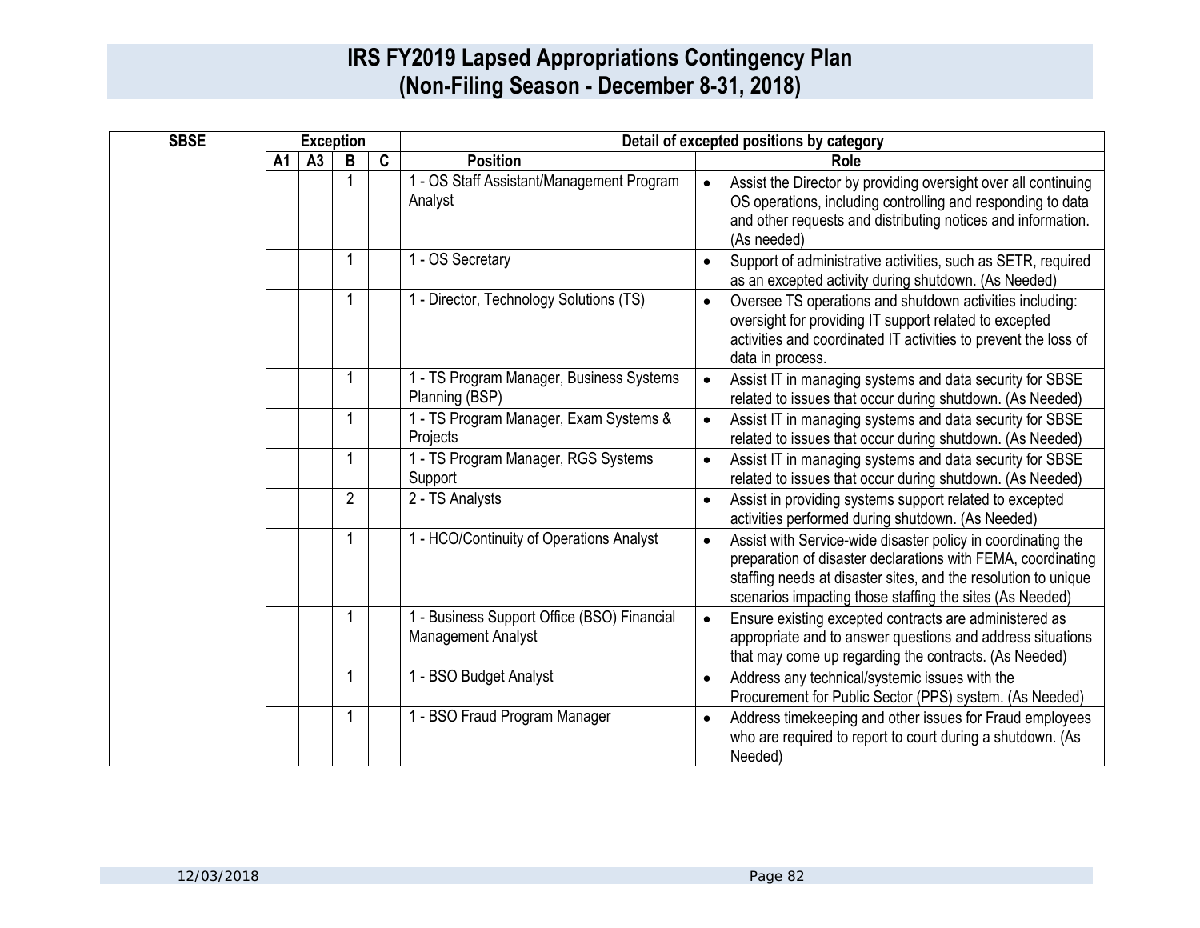# IRS FY2019 Lapsed Appropriations Contingency Plan
## (Non-Filing Season - December 8-31, 2018)

| SBSE | Exception | | | | Detail of excepted positions by category | |
|---|---|---|---|---|---|---|
| | A1 | A3 | B | C | Position | Role |
| | | | 1 | | 1 - OS Staff Assistant/Management Program Analyst | • Assist the Director by providing oversight over all continuing OS operations, including controlling and responding to data and other requests and distributing notices and information. (As needed) |
| | | | 1 | | 1 - OS Secretary | • Support of administrative activities, such as SETR, required as an excepted activity during shutdown. (As Needed) |
| | | | 1 | | 1 - Director, Technology Solutions (TS) | • Oversee TS operations and shutdown activities including: oversight for providing IT support related to excepted activities and coordinated IT activities to prevent the loss of data in process. |
| | | | 1 | | 1 - TS Program Manager, Business Systems Planning (BSP) | • Assist IT in managing systems and data security for SBSE related to issues that occur during shutdown. (As Needed) |
| | | | 1 | | 1 - TS Program Manager, Exam Systems & Projects | • Assist IT in managing systems and data security for SBSE related to issues that occur during shutdown. (As Needed) |
| | | | 1 | | 1 - TS Program Manager, RGS Systems Support | • Assist IT in managing systems and data security for SBSE related to issues that occur during shutdown. (As Needed) |
| | | | 2 | | 2 - TS Analysts | • Assist in providing systems support related to excepted activities performed during shutdown. (As Needed) |
| | | | 1 | | 1 - HCO/Continuity of Operations Analyst | • Assist with Service-wide disaster policy in coordinating the preparation of disaster declarations with FEMA, coordinating staffing needs at disaster sites, and the resolution to unique scenarios impacting those staffing the sites (As Needed) |
| | | | 1 | | 1 - Business Support Office (BSO) Financial Management Analyst | • Ensure existing excepted contracts are administered as appropriate and to answer questions and address situations that may come up regarding the contracts. (As Needed) |
| | | | 1 | | 1 - BSO Budget Analyst | • Address any technical/systemic issues with the Procurement for Public Sector (PPS) system. (As Needed) |
| | | | 1 | | 1 - BSO Fraud Program Manager | • Address timekeeping and other issues for Fraud employees who are required to report to court during a shutdown. (As Needed) |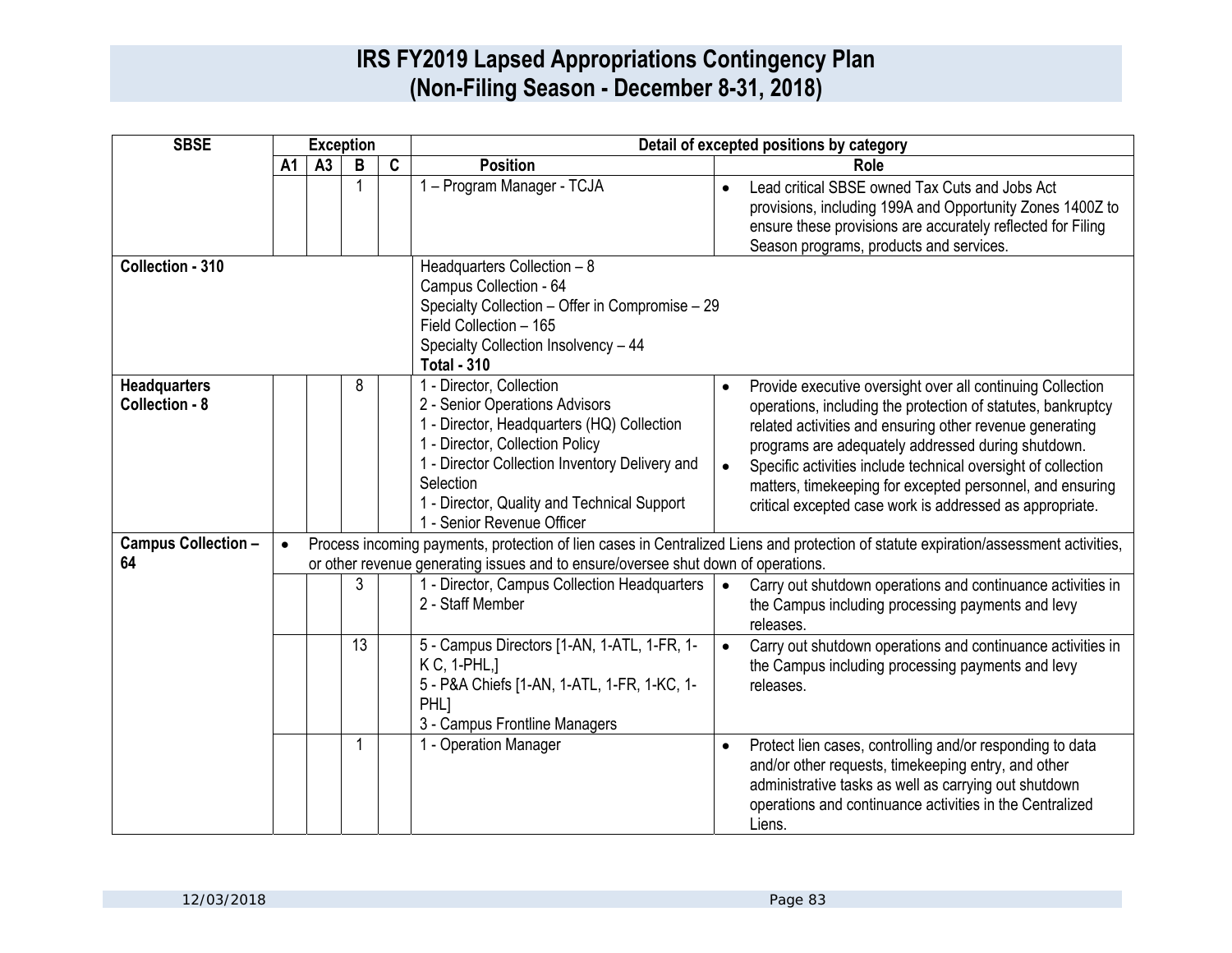# IRS FY2019 Lapsed Appropriations Contingency Plan (Non-Filing Season - December 8-31, 2018)

| SBSE | Exception | | | | Detail of excepted positions by category | |
|---|---|---|---|---|---|---|
| | A1 | A3 | B | C | Position | Role |
| | | | 1 | | 1 – Program Manager - TCJA | • Lead critical SBSE owned Tax Cuts and Jobs Act provisions, including 199A and Opportunity Zones 1400Z to ensure these provisions are accurately reflected for Filing Season programs, products and services. |
| **Collection - 310** | | | | | Headquarters Collection – 8<br>Campus Collection - 64<br>Specialty Collection – Offer in Compromise – 29<br>Field Collection – 165<br>Specialty Collection Insolvency – 44<br>**Total - 310** | |
| **Headquarters Collection - 8** | | | 8 | | 1 - Director, Collection<br>2 - Senior Operations Advisors<br>1 - Director, Headquarters (HQ) Collection<br>1 - Director, Collection Policy<br>1 - Director Collection Inventory Delivery and Selection<br>1 - Director, Quality and Technical Support<br>1 - Senior Revenue Officer | • Provide executive oversight over all continuing Collection operations, including the protection of statutes, bankruptcy related activities and ensuring other revenue generating programs are adequately addressed during shutdown.<br>• Specific activities include technical oversight of collection matters, timekeeping for excepted personnel, and ensuring critical excepted case work is addressed as appropriate. |
| **Campus Collection – 64** | • Process incoming payments, protection of lien cases in Centralized Liens and protection of statute expiration/assessment activities, or other revenue generating issues and to ensure/oversee shut down of operations. | | | | | |
| | | | 3 | | 1 - Director, Campus Collection Headquarters<br>2 - Staff Member | • Carry out shutdown operations and continuance activities in the Campus including processing payments and levy releases. |
| | | | 13 | | 5 - Campus Directors [1-AN, 1-ATL, 1-FR, 1-K C, 1-PHL,]<br>5 - P&A Chiefs [1-AN, 1-ATL, 1-FR, 1-KC, 1-PHL]<br>3 - Campus Frontline Managers | • Carry out shutdown operations and continuance activities in the Campus including processing payments and levy releases. |
| | | | 1 | | 1 - Operation Manager | • Protect lien cases, controlling and/or responding to data and/or other requests, timekeeping entry, and other administrative tasks as well as carrying out shutdown operations and continuance activities in the Centralized Liens. |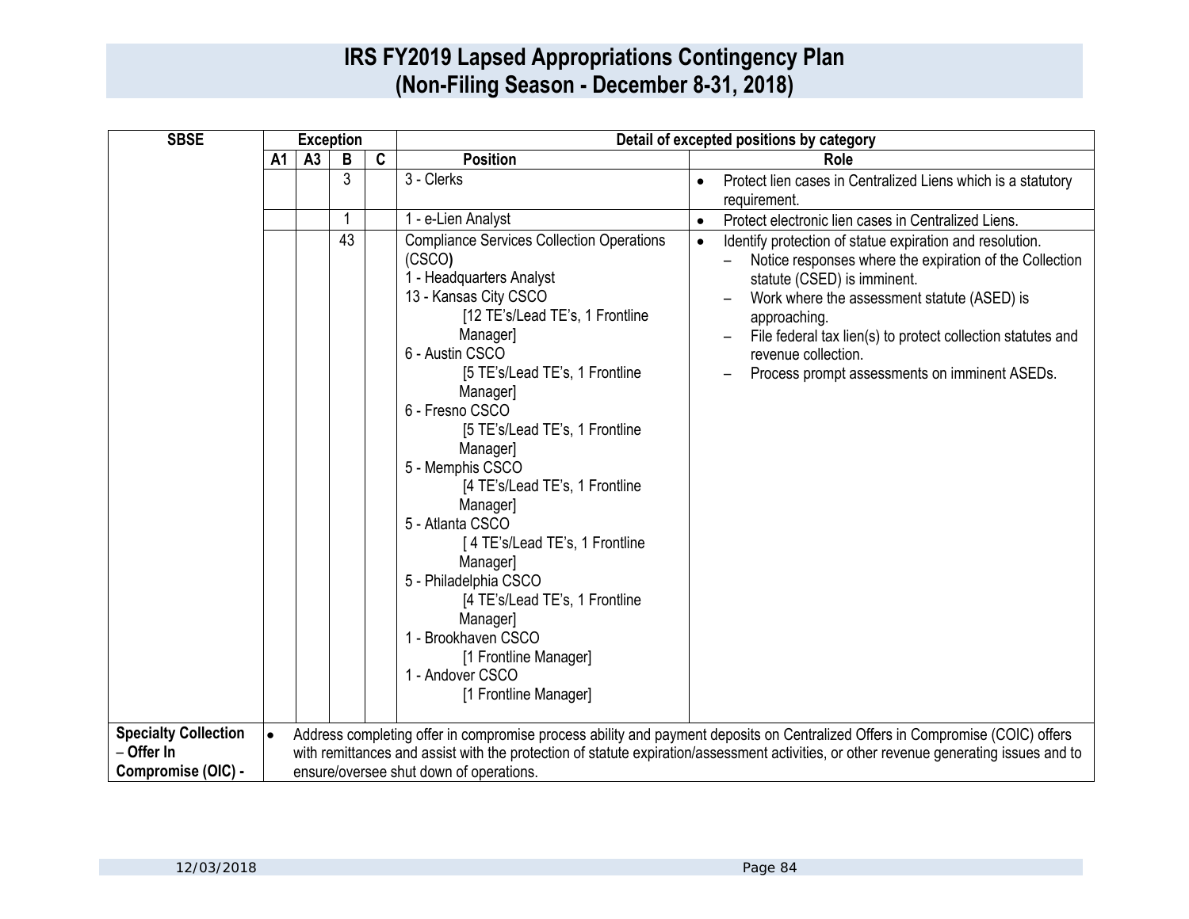# IRS FY2019 Lapsed Appropriations Contingency Plan
## (Non-Filing Season - December 8-31, 2018)

| SBSE | Exception | | | | Detail of excepted positions by category | |
|---|---|---|---|---|---|---|
| | A1 | A3 | B | C | Position | Role |
| | | | 3 | | 3 - Clerks | • Protect lien cases in Centralized Liens which is a statutory requirement. |
| | | | 1 | | 1 - e-Lien Analyst | • Protect electronic lien cases in Centralized Liens. |
| | | | 43 | | Compliance Services Collection Operations (CSCO)<br>1 - Headquarters Analyst<br>13 - Kansas City CSCO<br>[12 TE's/Lead TE's, 1 Frontline Manager]<br>6 - Austin CSCO<br>[5 TE's/Lead TE's, 1 Frontline Manager]<br>6 - Fresno CSCO<br>[5 TE's/Lead TE's, 1 Frontline Manager]<br>5 - Memphis CSCO<br>[4 TE's/Lead TE's, 1 Frontline Manager]<br>5 - Atlanta CSCO<br>[ 4 TE's/Lead TE's, 1 Frontline Manager]<br>5 - Philadelphia CSCO<br>[4 TE's/Lead TE's, 1 Frontline Manager]<br>1 - Brookhaven CSCO<br>[1 Frontline Manager]<br>1 - Andover CSCO<br>[1 Frontline Manager] | • Identify protection of statue expiration and resolution.<br>– Notice responses where the expiration of the Collection statute (CSED) is imminent.<br>– Work where the assessment statute (ASED) is approaching.<br>– File federal tax lien(s) to protect collection statutes and revenue collection.<br>– Process prompt assessments on imminent ASEDs. |
| **Specialty Collection – Offer In Compromise (OIC) -** | • Address completing offer in compromise process ability and payment deposits on Centralized Offers in Compromise (COIC) offers with remittances and assist with the protection of statute expiration/assessment activities, or other revenue generating issues and to ensure/oversee shut down of operations. | | | | | |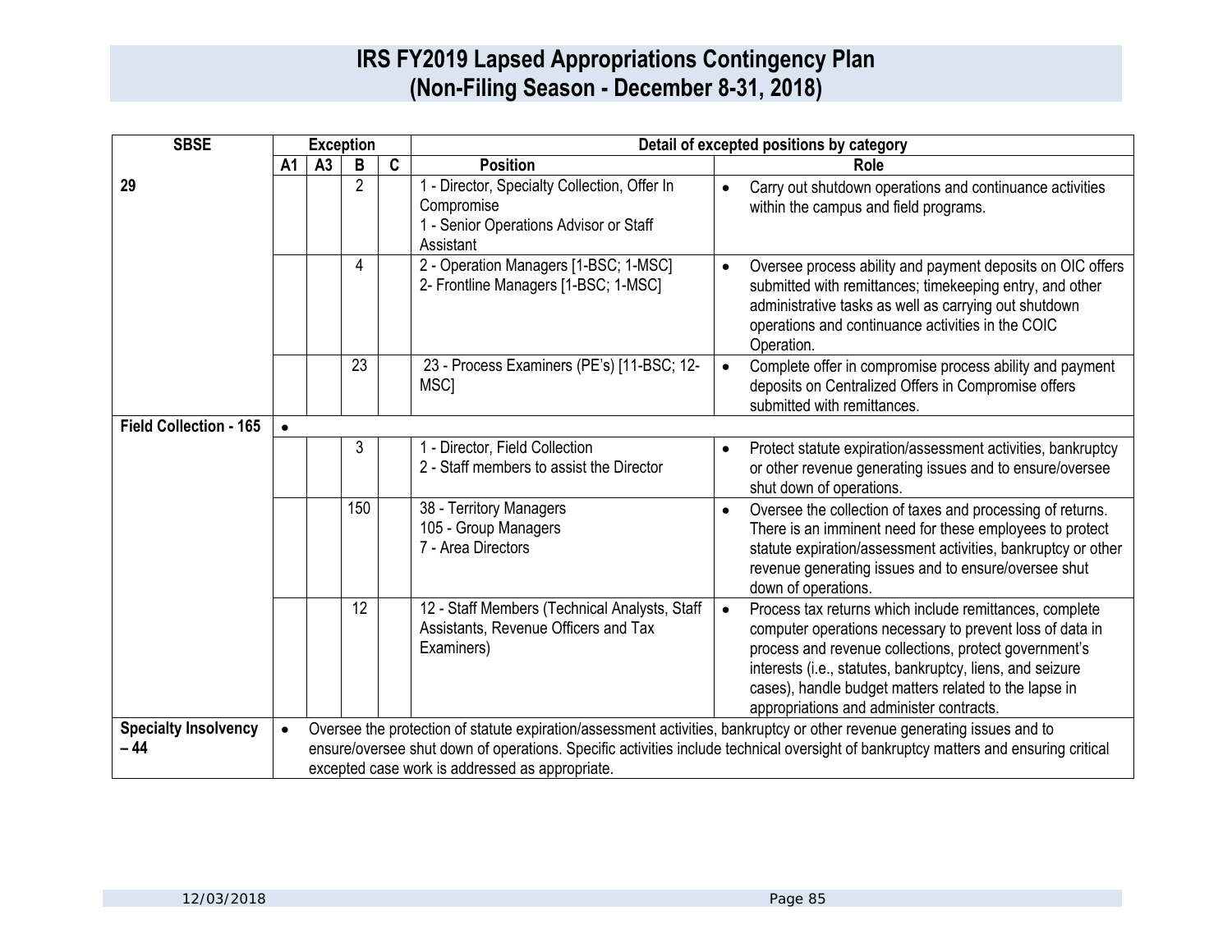# IRS FY2019 Lapsed Appropriations Contingency Plan (Non-Filing Season - December 8-31, 2018)

| SBSE | Exception | | | | Detail of excepted positions by category | |
|---|---|---|---|---|---|---|
| | A1 | A3 | B | C | Position | Role |
| 29 | | | 2 | | 1 - Director, Specialty Collection, Offer In Compromise<br>1 - Senior Operations Advisor or Staff Assistant | • Carry out shutdown operations and continuance activities within the campus and field programs. |
| | | | 4 | | 2 - Operation Managers [1-BSC; 1-MSC]<br>2- Frontline Managers [1-BSC; 1-MSC] | • Oversee process ability and payment deposits on OIC offers submitted with remittances; timekeeping entry, and other administrative tasks as well as carrying out shutdown operations and continuance activities in the COIC Operation. |
| | | | 23 | | 23 - Process Examiners (PE's) [11-BSC; 12-MSC] | • Complete offer in compromise process ability and payment deposits on Centralized Offers in Compromise offers submitted with remittances. |
| **Field Collection - 165** | • | | | | | |
| | | | 3 | | 1 - Director, Field Collection<br>2 - Staff members to assist the Director | • Protect statute expiration/assessment activities, bankruptcy or other revenue generating issues and to ensure/oversee shut down of operations. |
| | | | 150 | | 38 - Territory Managers<br>105 - Group Managers<br>7 - Area Directors | • Oversee the collection of taxes and processing of returns. There is an imminent need for these employees to protect statute expiration/assessment activities, bankruptcy or other revenue generating issues and to ensure/oversee shut down of operations. |
| | | | 12 | | 12 - Staff Members (Technical Analysts, Staff Assistants, Revenue Officers and Tax Examiners) | • Process tax returns which include remittances, complete computer operations necessary to prevent loss of data in process and revenue collections, protect government's interests (i.e., statutes, bankruptcy, liens, and seizure cases), handle budget matters related to the lapse in appropriations and administer contracts. |
| **Specialty Insolvency – 44** | • Oversee the protection of statute expiration/assessment activities, bankruptcy or other revenue generating issues and to ensure/oversee shut down of operations. Specific activities include technical oversight of bankruptcy matters and ensuring critical excepted case work is addressed as appropriate. | | | | | |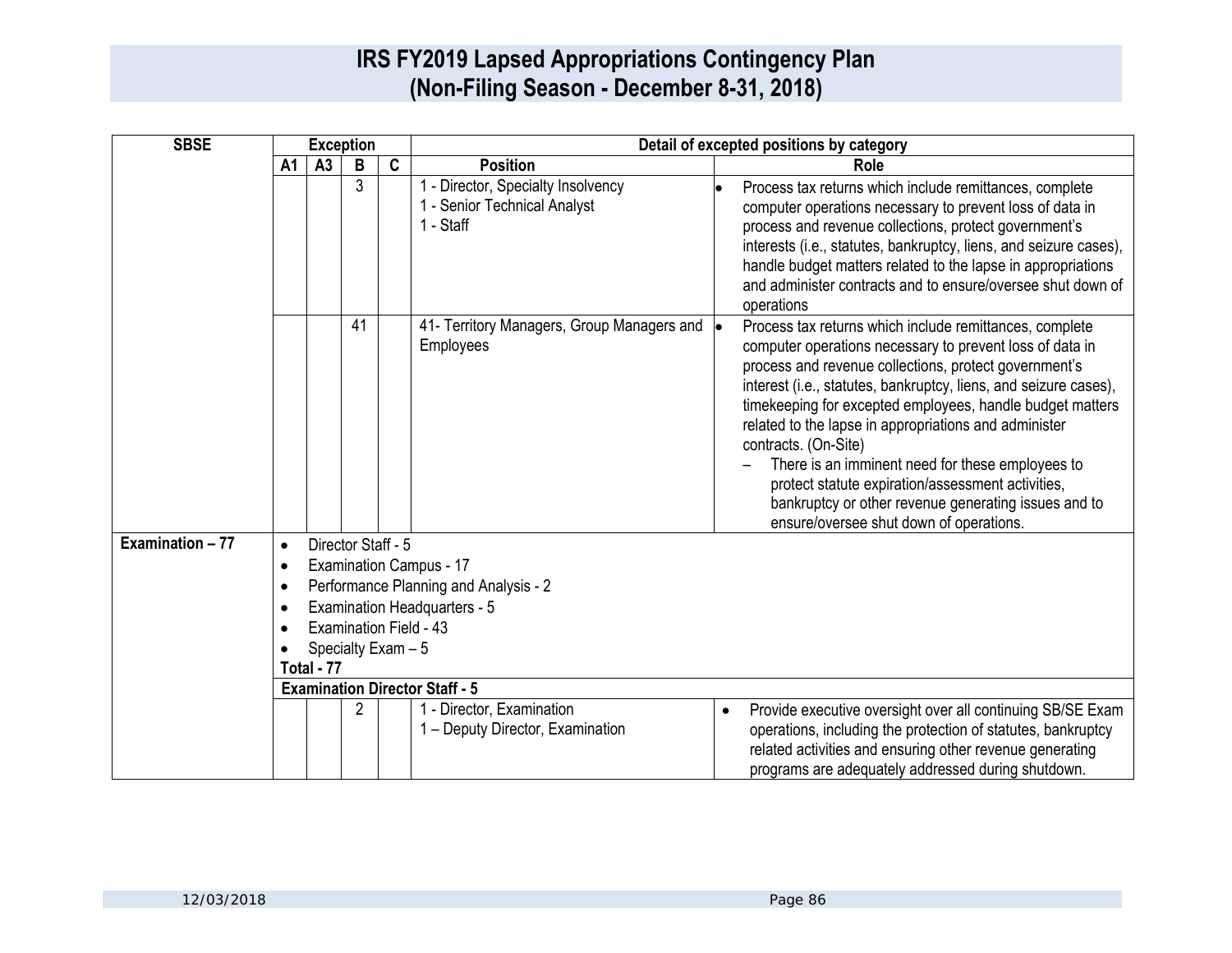# IRS FY2019 Lapsed Appropriations Contingency Plan (Non-Filing Season - December 8-31, 2018)

| SBSE | Exception | | | | Detail of excepted positions by category | |
|---|---|---|---|---|---|---|
| | A1 | A3 | B | C | Position | Role |
| | | | 3 | | 1 - Director, Specialty Insolvency<br>1 - Senior Technical Analyst<br>1 - Staff | • Process tax returns which include remittances, complete computer operations necessary to prevent loss of data in process and revenue collections, protect government's interests (i.e., statutes, bankruptcy, liens, and seizure cases), handle budget matters related to the lapse in appropriations and administer contracts and to ensure/oversee shut down of operations |
| | | | 41 | | 41- Territory Managers, Group Managers and Employees | • Process tax returns which include remittances, complete computer operations necessary to prevent loss of data in process and revenue collections, protect government's interest (i.e., statutes, bankruptcy, liens, and seizure cases), timekeeping for excepted employees, handle budget matters related to the lapse in appropriations and administer contracts. (On-Site)<br>– There is an imminent need for these employees to protect statute expiration/assessment activities, bankruptcy or other revenue generating issues and to ensure/oversee shut down of operations. |
| **Examination – 77** | • Director Staff - 5<br>• Examination Campus - 17<br>• Performance Planning and Analysis - 2<br>• Examination Headquarters - 5<br>• Examination Field - 43<br>• Specialty Exam – 5<br>**Total - 77** | | | | | |
| | **Examination Director Staff - 5** | | | | | |
| | | | 2 | | 1 - Director, Examination<br>1 – Deputy Director, Examination | • Provide executive oversight over all continuing SB/SE Exam operations, including the protection of statutes, bankruptcy related activities and ensuring other revenue generating programs are adequately addressed during shutdown. |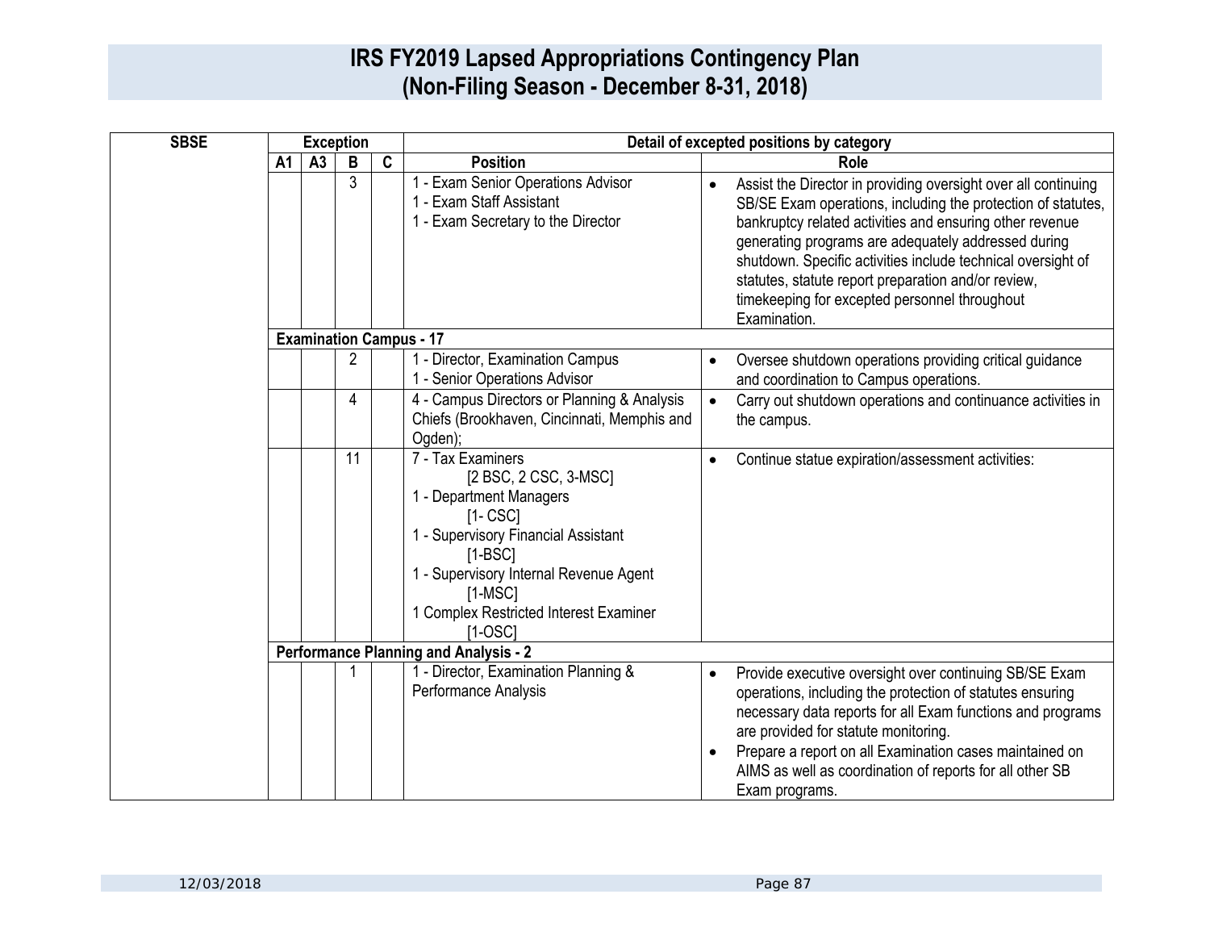# IRS FY2019 Lapsed Appropriations Contingency Plan
## (Non-Filing Season - December 8-31, 2018)

| SBSE | Exception | | | | Detail of excepted positions by category | |
|---|---|---|---|---|---|---|
| | A1 | A3 | B | C | Position | Role |
| | | | 3 | | 1 - Exam Senior Operations Advisor<br>1 - Exam Staff Assistant<br>1 - Exam Secretary to the Director | • Assist the Director in providing oversight over all continuing SB/SE Exam operations, including the protection of statutes, bankruptcy related activities and ensuring other revenue generating programs are adequately addressed during shutdown. Specific activities include technical oversight of statutes, statute report preparation and/or review, timekeeping for excepted personnel throughout Examination. |
| | **Examination Campus - 17** | | | | | |
| | | | 2 | | 1 - Director, Examination Campus<br>1 - Senior Operations Advisor | • Oversee shutdown operations providing critical guidance and coordination to Campus operations. |
| | | | 4 | | 4 - Campus Directors or Planning & Analysis Chiefs (Brookhaven, Cincinnati, Memphis and Ogden); | • Carry out shutdown operations and continuance activities in the campus. |
| | | | 11 | | 7 - Tax Examiners<br>[2 BSC, 2 CSC, 3-MSC]<br>1 - Department Managers<br>[1- CSC]<br>1 - Supervisory Financial Assistant<br>[1-BSC]<br>1 - Supervisory Internal Revenue Agent<br>[1-MSC]<br>1 Complex Restricted Interest Examiner<br>[1-OSC] | • Continue statue expiration/assessment activities: |
| | **Performance Planning and Analysis - 2** | | | | | |
| | | | 1 | | 1 - Director, Examination Planning & Performance Analysis | • Provide executive oversight over continuing SB/SE Exam operations, including the protection of statutes ensuring necessary data reports for all Exam functions and programs are provided for statute monitoring.<br>• Prepare a report on all Examination cases maintained on AIMS as well as coordination of reports for all other SB Exam programs. |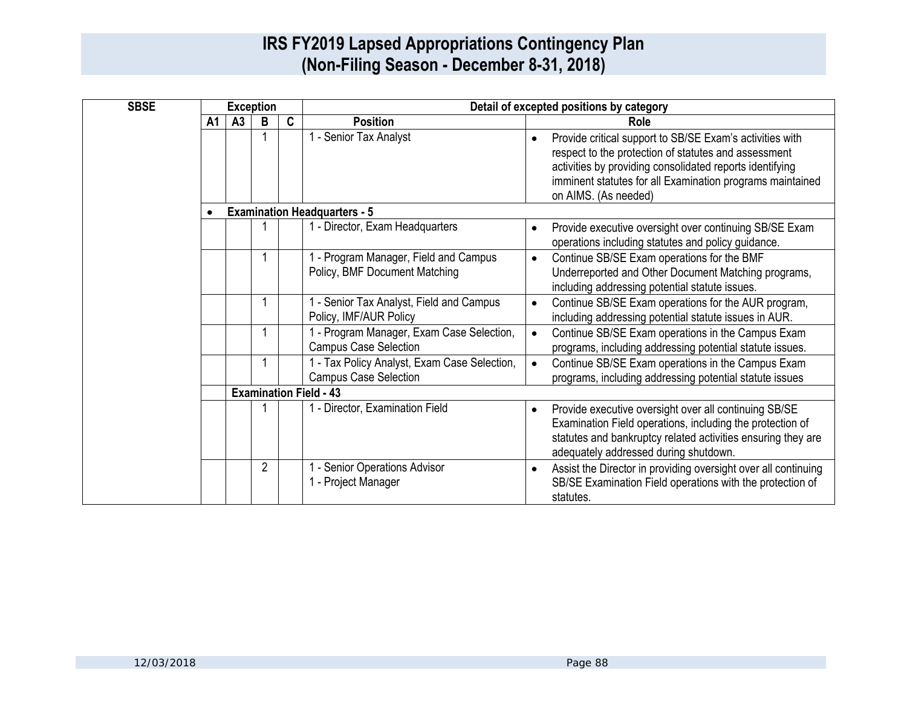# IRS FY2019 Lapsed Appropriations Contingency Plan
# (Non-Filing Season - December 8-31, 2018)

| SBSE | Exception | | | | Detail of excepted positions by category | |
|---|---|---|---|---|---|---|
| | A1 | A3 | B | C | Position | Role |
| | | | 1 | | 1 - Senior Tax Analyst | • Provide critical support to SB/SE Exam's activities with respect to the protection of statutes and assessment activities by providing consolidated reports identifying imminent statutes for all Examination programs maintained on AIMS. (As needed) |
| | • **Examination Headquarters - 5** | | | | | |
| | | | 1 | | 1 - Director, Exam Headquarters | • Provide executive oversight over continuing SB/SE Exam operations including statutes and policy guidance. |
| | | | 1 | | 1 - Program Manager, Field and Campus Policy, BMF Document Matching | • Continue SB/SE Exam operations for the BMF Underreported and Other Document Matching programs, including addressing potential statute issues. |
| | | | 1 | | 1 - Senior Tax Analyst, Field and Campus Policy, IMF/AUR Policy | • Continue SB/SE Exam operations for the AUR program, including addressing potential statute issues in AUR. |
| | | | 1 | | 1 - Program Manager, Exam Case Selection, Campus Case Selection | • Continue SB/SE Exam operations in the Campus Exam programs, including addressing potential statute issues. |
| | | | 1 | | 1 - Tax Policy Analyst, Exam Case Selection, Campus Case Selection | • Continue SB/SE Exam operations in the Campus Exam programs, including addressing potential statute issues |
| | | **Examination Field - 43** | | | | |
| | | | 1 | | 1 - Director, Examination Field | • Provide executive oversight over all continuing SB/SE Examination Field operations, including the protection of statutes and bankruptcy related activities ensuring they are adequately addressed during shutdown. |
| | | | 2 | | 1 - Senior Operations Advisor<br>1 - Project Manager | • Assist the Director in providing oversight over all continuing SB/SE Examination Field operations with the protection of statutes. |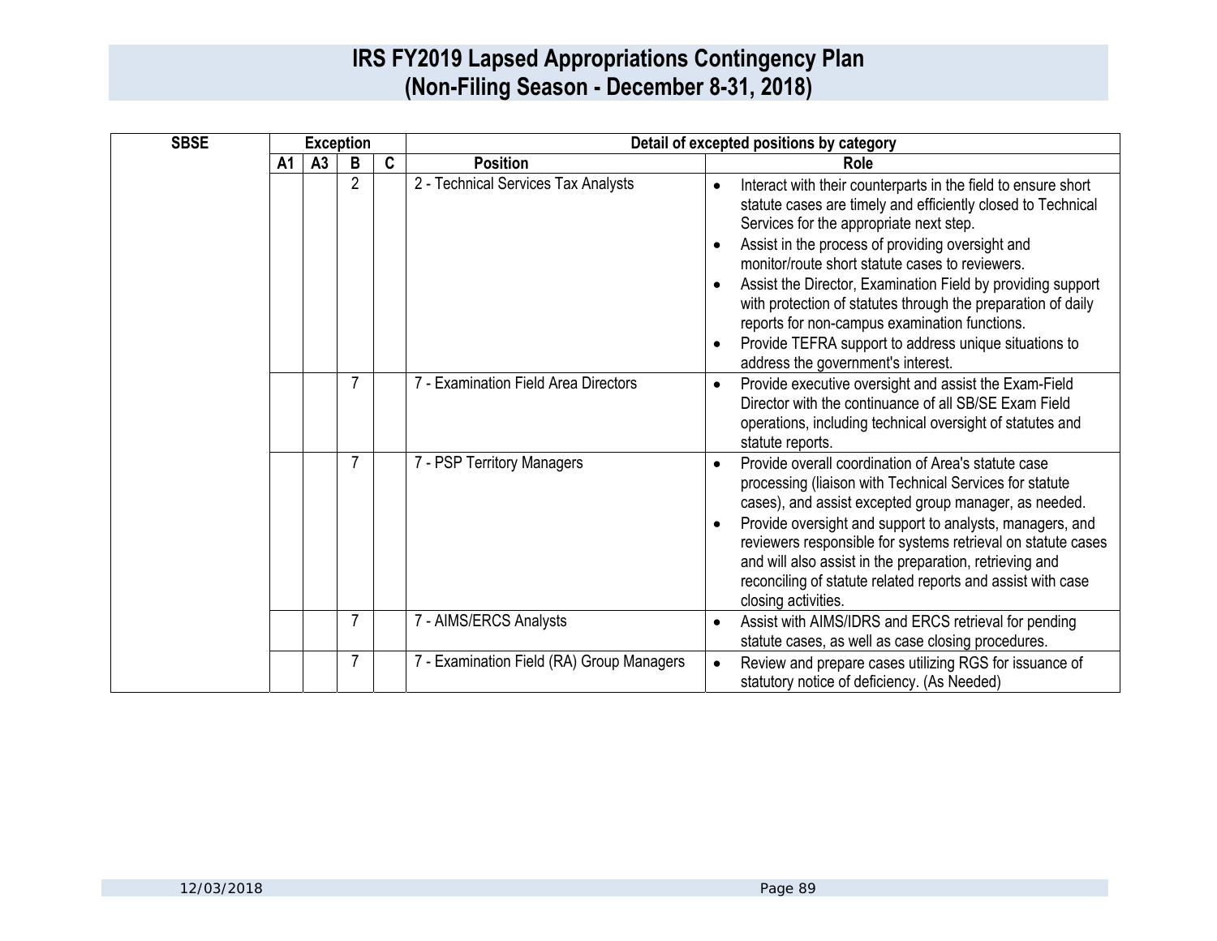# IRS FY2019 Lapsed Appropriations Contingency Plan (Non-Filing Season - December 8-31, 2018)

| SBSE | Exception | | | | Detail of excepted positions by category | |
|---|---|---|---|---|---|---|
| | A1 | A3 | B | C | Position | Role |
| | | | 2 | | 2 - Technical Services Tax Analysts | • Interact with their counterparts in the field to ensure short statute cases are timely and efficiently closed to Technical Services for the appropriate next step.<br>• Assist in the process of providing oversight and monitor/route short statute cases to reviewers.<br>• Assist the Director, Examination Field by providing support with protection of statutes through the preparation of daily reports for non-campus examination functions.<br>• Provide TEFRA support to address unique situations to address the government's interest. |
| | | | 7 | | 7 - Examination Field Area Directors | • Provide executive oversight and assist the Exam-Field Director with the continuance of all SB/SE Exam Field operations, including technical oversight of statutes and statute reports. |
| | | | 7 | | 7 - PSP Territory Managers | • Provide overall coordination of Area's statute case processing (liaison with Technical Services for statute cases), and assist excepted group manager, as needed.<br>• Provide oversight and support to analysts, managers, and reviewers responsible for systems retrieval on statute cases and will also assist in the preparation, retrieving and reconciling of statute related reports and assist with case closing activities. |
| | | | 7 | | 7 - AIMS/ERCS Analysts | • Assist with AIMS/IDRS and ERCS retrieval for pending statute cases, as well as case closing procedures. |
| | | | 7 | | 7 - Examination Field (RA) Group Managers | • Review and prepare cases utilizing RGS for issuance of statutory notice of deficiency. (As Needed) |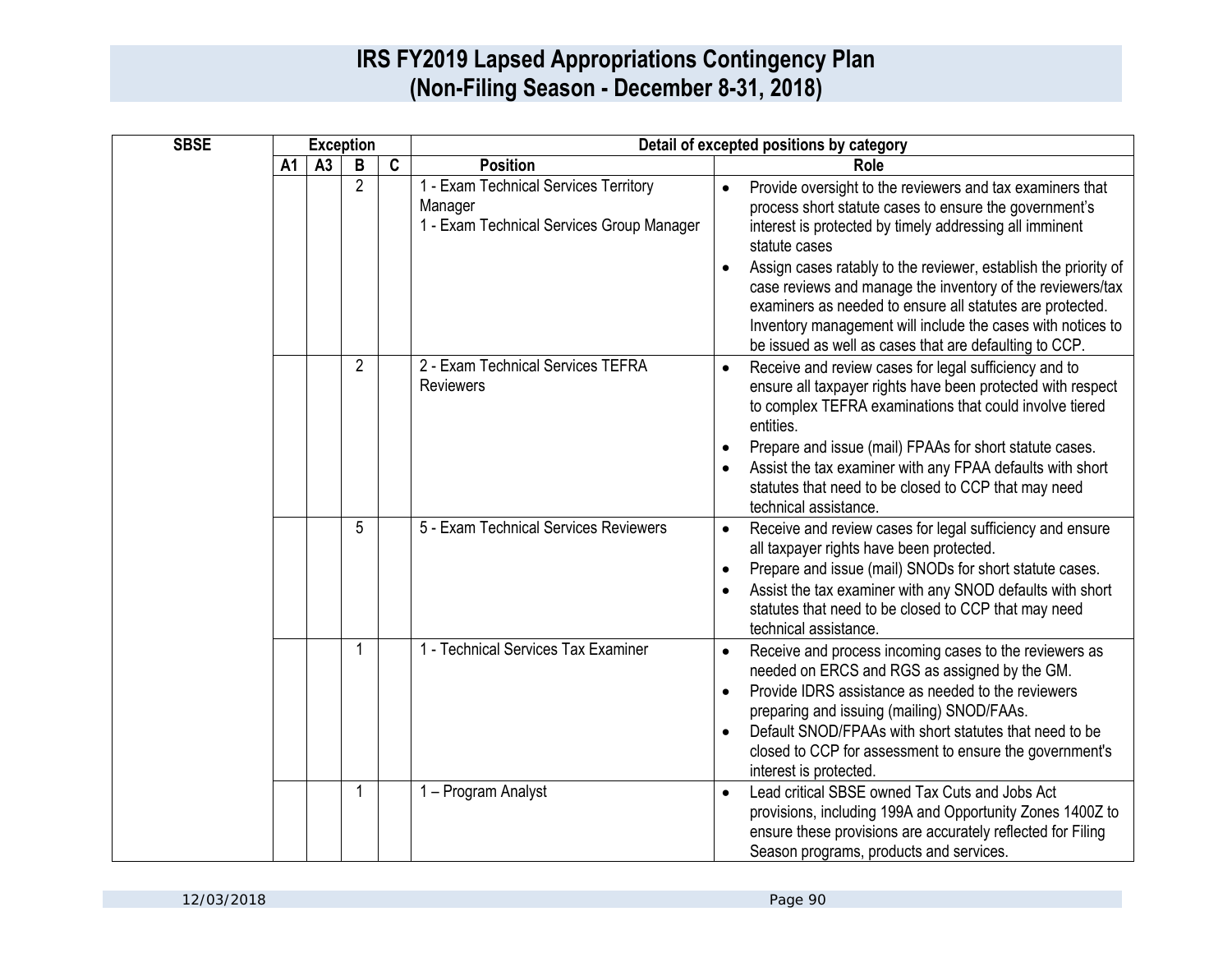# IRS FY2019 Lapsed Appropriations Contingency Plan
# (Non-Filing Season - December 8-31, 2018)

| SBSE | Exception | | | | Detail of excepted positions by category | |
|---|---|---|---|---|---|---|
| | A1 | A3 | B | C | Position | Role |
| | | | 2 | | 1 - Exam Technical Services Territory Manager<br>1 - Exam Technical Services Group Manager | • Provide oversight to the reviewers and tax examiners that process short statute cases to ensure the government's interest is protected by timely addressing all imminent statute cases<br>• Assign cases ratably to the reviewer, establish the priority of case reviews and manage the inventory of the reviewers/tax examiners as needed to ensure all statutes are protected. Inventory management will include the cases with notices to be issued as well as cases that are defaulting to CCP. |
| | | | 2 | | 2 - Exam Technical Services TEFRA Reviewers | • Receive and review cases for legal sufficiency and to ensure all taxpayer rights have been protected with respect to complex TEFRA examinations that could involve tiered entities.<br>• Prepare and issue (mail) FPAAs for short statute cases.<br>• Assist the tax examiner with any FPAA defaults with short statutes that need to be closed to CCP that may need technical assistance. |
| | | | 5 | | 5 - Exam Technical Services Reviewers | • Receive and review cases for legal sufficiency and ensure all taxpayer rights have been protected.<br>• Prepare and issue (mail) SNODs for short statute cases.<br>• Assist the tax examiner with any SNOD defaults with short statutes that need to be closed to CCP that may need technical assistance. |
| | | | 1 | | 1 - Technical Services Tax Examiner | • Receive and process incoming cases to the reviewers as needed on ERCS and RGS as assigned by the GM.<br>• Provide IDRS assistance as needed to the reviewers preparing and issuing (mailing) SNOD/FAAs.<br>• Default SNOD/FPAAs with short statutes that need to be closed to CCP for assessment to ensure the government's interest is protected. |
| | | | 1 | | 1 – Program Analyst | • Lead critical SBSE owned Tax Cuts and Jobs Act provisions, including 199A and Opportunity Zones 1400Z to ensure these provisions are accurately reflected for Filing Season programs, products and services. |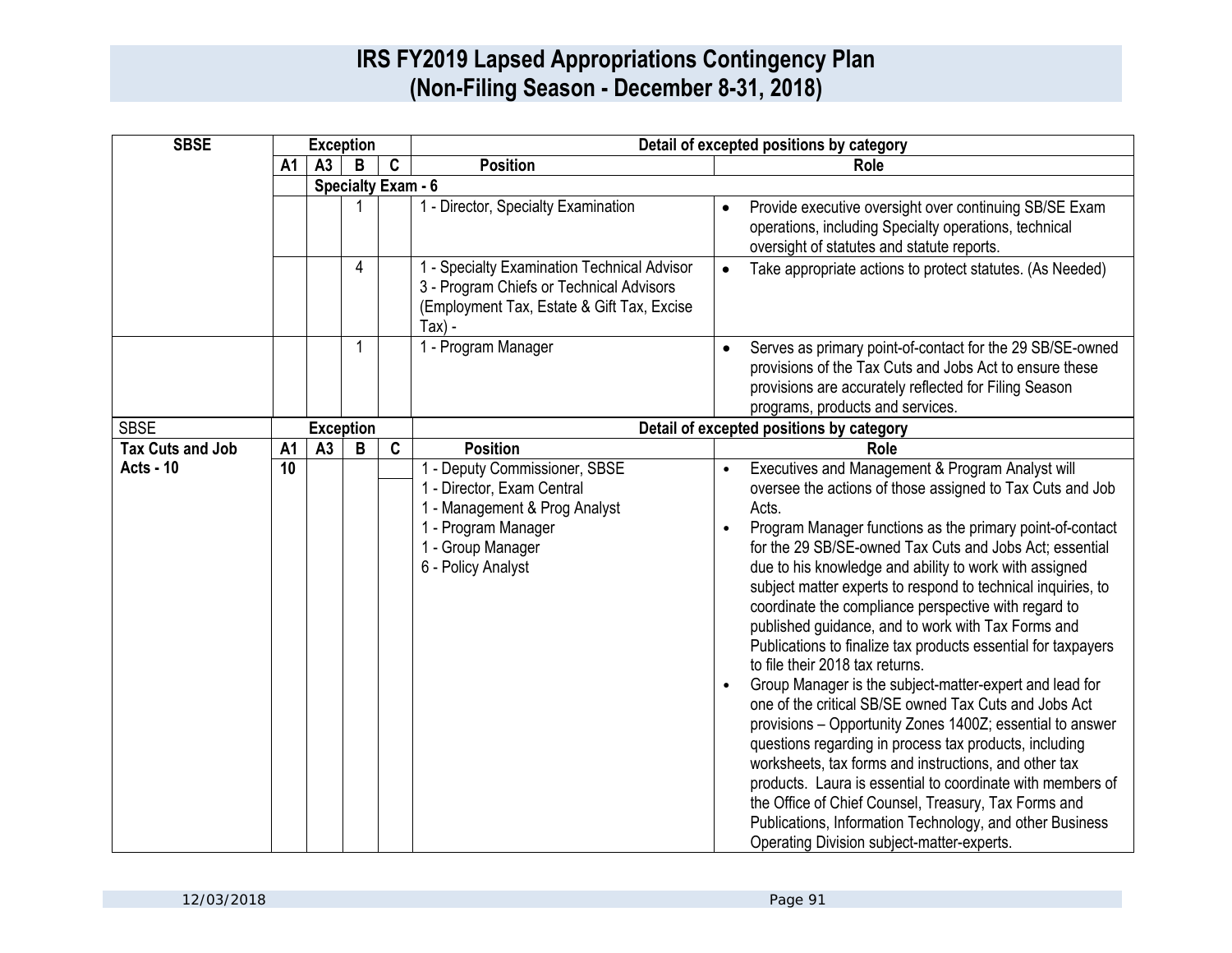# IRS FY2019 Lapsed Appropriations Contingency Plan
## (Non-Filing Season - December 8-31, 2018)

| SBSE | Exception | | | | Detail of excepted positions by category | |
|---|---|---|---|---|---|---|
| | A1 | A3 | B | C | Position | Role |
| | | **Specialty Exam - 6** | | | | |
| | | | 1 | | 1 - Director, Specialty Examination | • Provide executive oversight over continuing SB/SE Exam operations, including Specialty operations, technical oversight of statutes and statute reports. |
| | | | 4 | | 1 - Specialty Examination Technical Advisor<br>3 - Program Chiefs or Technical Advisors (Employment Tax, Estate & Gift Tax, Excise Tax) - | • Take appropriate actions to protect statutes. (As Needed) |
| | | | 1 | | 1 - Program Manager | • Serves as primary point-of-contact for the 29 SB/SE-owned provisions of the Tax Cuts and Jobs Act to ensure these provisions are accurately reflected for Filing Season programs, products and services. |

| SBSE | Exception | | | | Detail of excepted positions by category | |
|---|---|---|---|---|---|---|
| **Tax Cuts and Job Acts - 10** | **A1** | **A3** | **B** | **C** | **Position** | **Role** |
| | **10** | | | | 1 - Deputy Commissioner, SBSE<br>1 - Director, Exam Central<br>1 - Management & Prog Analyst<br>1 - Program Manager<br>1 - Group Manager<br>6 - Policy Analyst | • Executives and Management & Program Analyst will oversee the actions of those assigned to Tax Cuts and Job Acts.<br>• Program Manager functions as the primary point-of-contact for the 29 SB/SE-owned Tax Cuts and Jobs Act; essential due to his knowledge and ability to work with assigned subject matter experts to respond to technical inquiries, to coordinate the compliance perspective with regard to published guidance, and to work with Tax Forms and Publications to finalize tax products essential for taxpayers to file their 2018 tax returns.<br>• Group Manager is the subject-matter-expert and lead for one of the critical SB/SE owned Tax Cuts and Jobs Act provisions – Opportunity Zones 1400Z; essential to answer questions regarding in process tax products, including worksheets, tax forms and instructions, and other tax products. Laura is essential to coordinate with members of the Office of Chief Counsel, Treasury, Tax Forms and Publications, Information Technology, and other Business Operating Division subject-matter-experts. |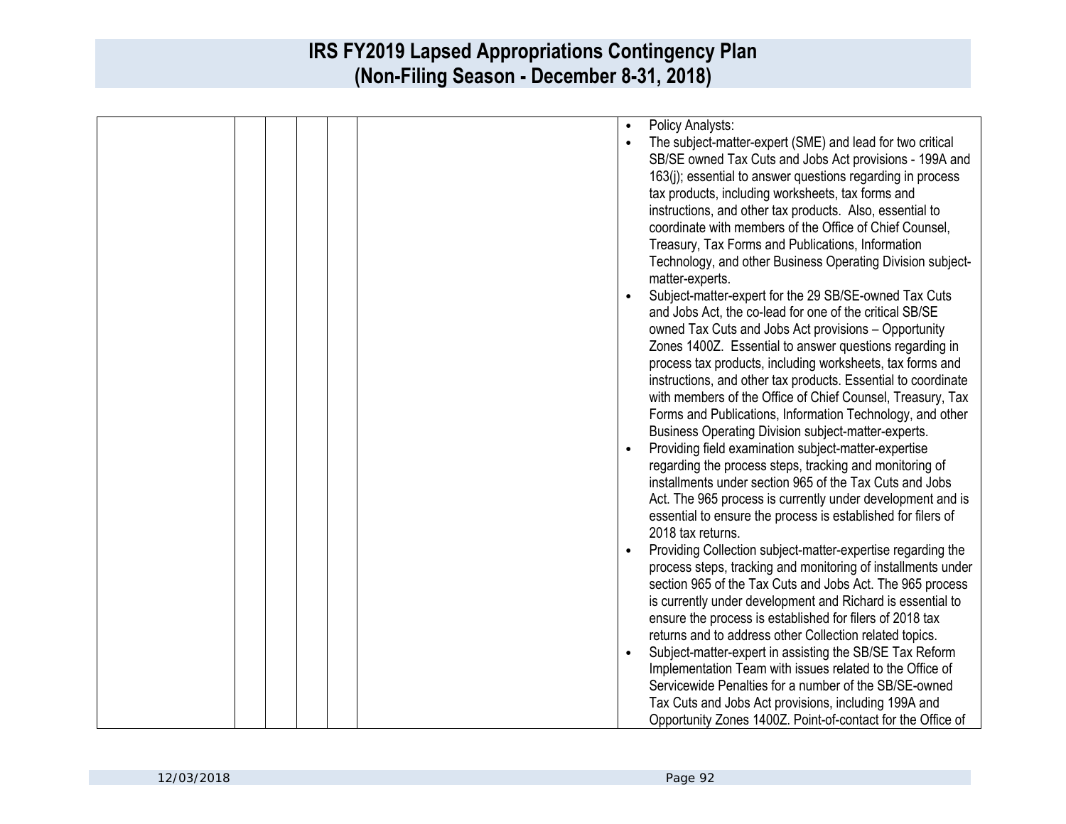| | | | | | | |
|---|---|---|---|---|---|---|
| | | | | | | • Policy Analysts:<br>• The subject-matter-expert (SME) and lead for two critical SB/SE owned Tax Cuts and Jobs Act provisions - 199A and 163(j); essential to answer questions regarding in process tax products, including worksheets, tax forms and instructions, and other tax products. Also, essential to coordinate with members of the Office of Chief Counsel, Treasury, Tax Forms and Publications, Information Technology, and other Business Operating Division subject-matter-experts.<br>• Subject-matter-expert for the 29 SB/SE-owned Tax Cuts and Jobs Act, the co-lead for one of the critical SB/SE owned Tax Cuts and Jobs Act provisions – Opportunity Zones 1400Z. Essential to answer questions regarding in process tax products, including worksheets, tax forms and instructions, and other tax products. Essential to coordinate with members of the Office of Chief Counsel, Treasury, Tax Forms and Publications, Information Technology, and other Business Operating Division subject-matter-experts.<br>• Providing field examination subject-matter-expertise regarding the process steps, tracking and monitoring of installments under section 965 of the Tax Cuts and Jobs Act. The 965 process is currently under development and is essential to ensure the process is established for filers of 2018 tax returns.<br>• Providing Collection subject-matter-expertise regarding the process steps, tracking and monitoring of installments under section 965 of the Tax Cuts and Jobs Act. The 965 process is currently under development and Richard is essential to ensure the process is established for filers of 2018 tax returns and to address other Collection related topics.<br>• Subject-matter-expert in assisting the SB/SE Tax Reform Implementation Team with issues related to the Office of Servicewide Penalties for a number of the SB/SE-owned Tax Cuts and Jobs Act provisions, including 199A and Opportunity Zones 1400Z. Point-of-contact for the Office of |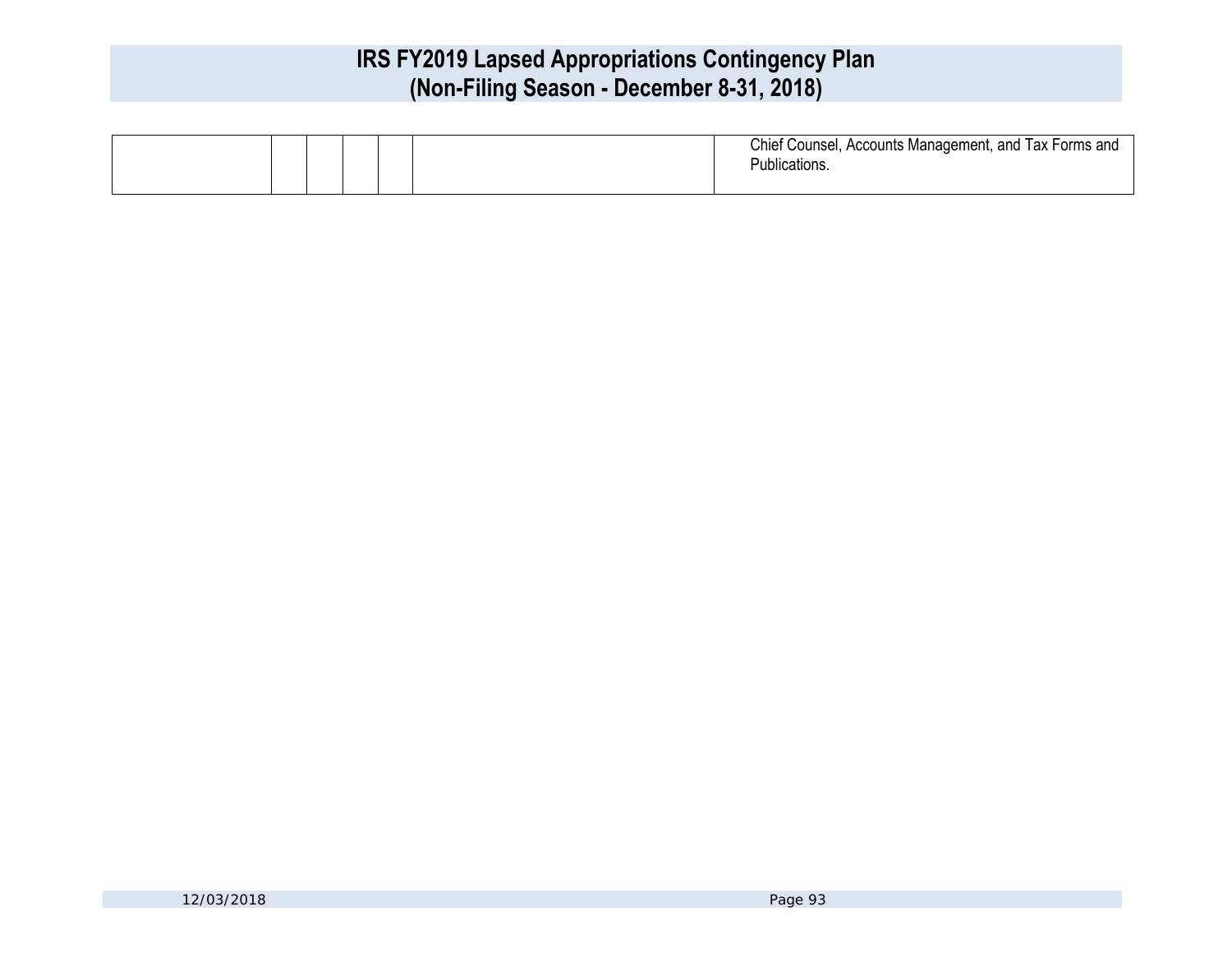|  |  |  |  |  |  |  |
|---|---|---|---|---|---|---|
|  |  |  |  |  |  | Chief Counsel, Accounts Management, and Tax Forms and Publications. |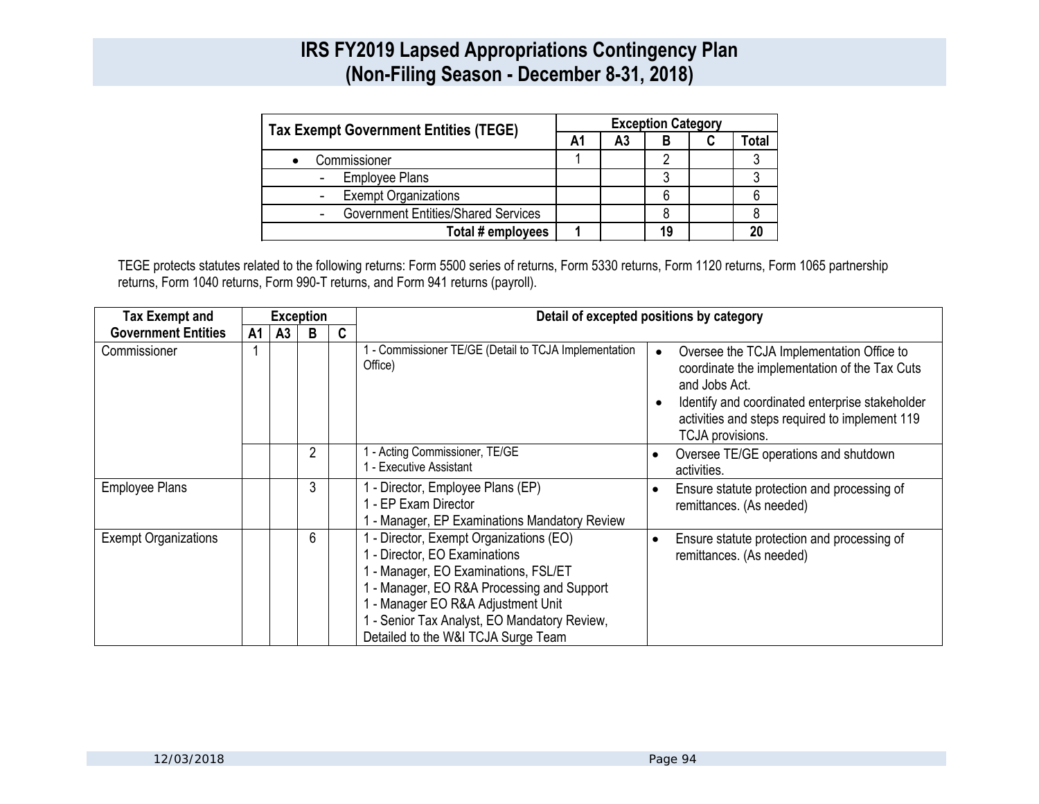# IRS FY2019 Lapsed Appropriations Contingency Plan
# (Non-Filing Season - December 8-31, 2018)

| Tax Exempt Government Entities (TEGE) | Exception Category | | | | |
|---|---|---|---|---|---|
| | A1 | A3 | B | C | Total |
| • Commissioner | 1 | | 2 | | 3 |
| - Employee Plans | | | 3 | | 3 |
| - Exempt Organizations | | | 6 | | 6 |
| - Government Entities/Shared Services | | | 8 | | 8 |
| **Total # employees** | **1** | | **19** | | **20** |

TEGE protects statutes related to the following returns: Form 5500 series of returns, Form 5330 returns, Form 1120 returns, Form 1065 partnership returns, Form 1040 returns, Form 990-T returns, and Form 941 returns (payroll).

| Tax Exempt and Government Entities | Exception | | | | Detail of excepted positions by category | |
|---|---|---|---|---|---|---|
| | A1 | A3 | B | C | | |
| Commissioner | 1 | | | | 1 - Commissioner TE/GE (Detail to TCJA Implementation Office) | • Oversee the TCJA Implementation Office to coordinate the implementation of the Tax Cuts and Jobs Act.<br>• Identify and coordinated enterprise stakeholder activities and steps required to implement 119 TCJA provisions. |
| | | | 2 | | 1 - Acting Commissioner, TE/GE<br>1 - Executive Assistant | • Oversee TE/GE operations and shutdown activities. |
| Employee Plans | | | 3 | | 1 - Director, Employee Plans (EP)<br>1 - EP Exam Director<br>1 - Manager, EP Examinations Mandatory Review | • Ensure statute protection and processing of remittances. (As needed) |
| Exempt Organizations | | | 6 | | 1 - Director, Exempt Organizations (EO)<br>1 - Director, EO Examinations<br>1 - Manager, EO Examinations, FSL/ET<br>1 - Manager, EO R&A Processing and Support<br>1 - Manager EO R&A Adjustment Unit<br>1 - Senior Tax Analyst, EO Mandatory Review, Detailed to the W&I TCJA Surge Team | • Ensure statute protection and processing of remittances. (As needed) |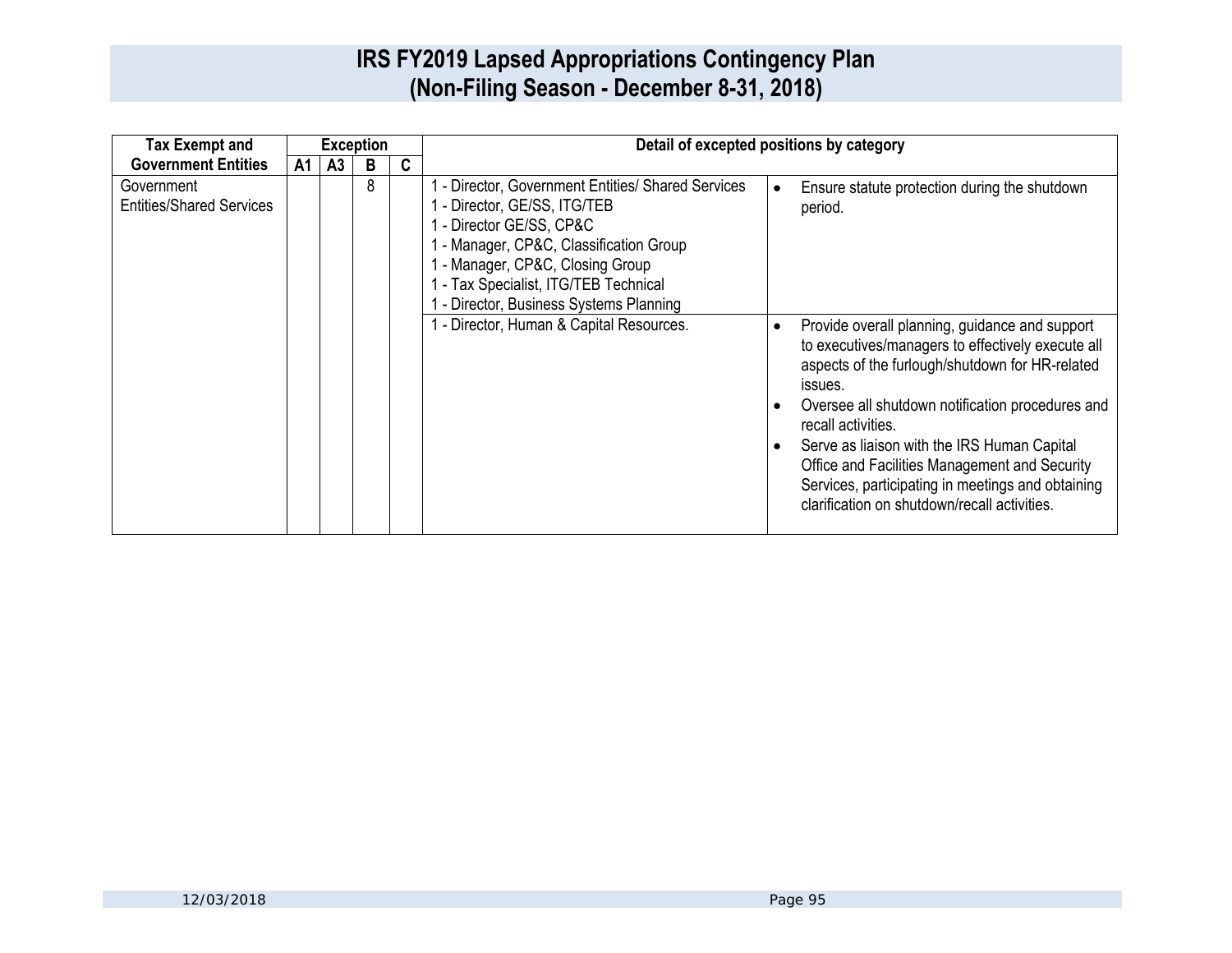# IRS FY2019 Lapsed Appropriations Contingency Plan
## (Non-Filing Season - December 8-31, 2018)

| Tax Exempt and Government Entities | Exception | | | | Detail of excepted positions by category | |
|---|---|---|---|---|---|---|
| | A1 | A3 | B | C | | |
| Government Entities/Shared Services | | | 8 | | 1 - Director, Government Entities/ Shared Services<br>1 - Director, GE/SS, ITG/TEB<br>1 - Director GE/SS, CP&C<br>1 - Manager, CP&C, Classification Group<br>1 - Manager, CP&C, Closing Group<br>1 - Tax Specialist, ITG/TEB Technical<br>1 - Director, Business Systems Planning | • Ensure statute protection during the shutdown period. |
| | | | | | 1 - Director, Human & Capital Resources. | • Provide overall planning, guidance and support to executives/managers to effectively execute all aspects of the furlough/shutdown for HR-related issues.<br>• Oversee all shutdown notification procedures and recall activities.<br>• Serve as liaison with the IRS Human Capital Office and Facilities Management and Security Services, participating in meetings and obtaining clarification on shutdown/recall activities. |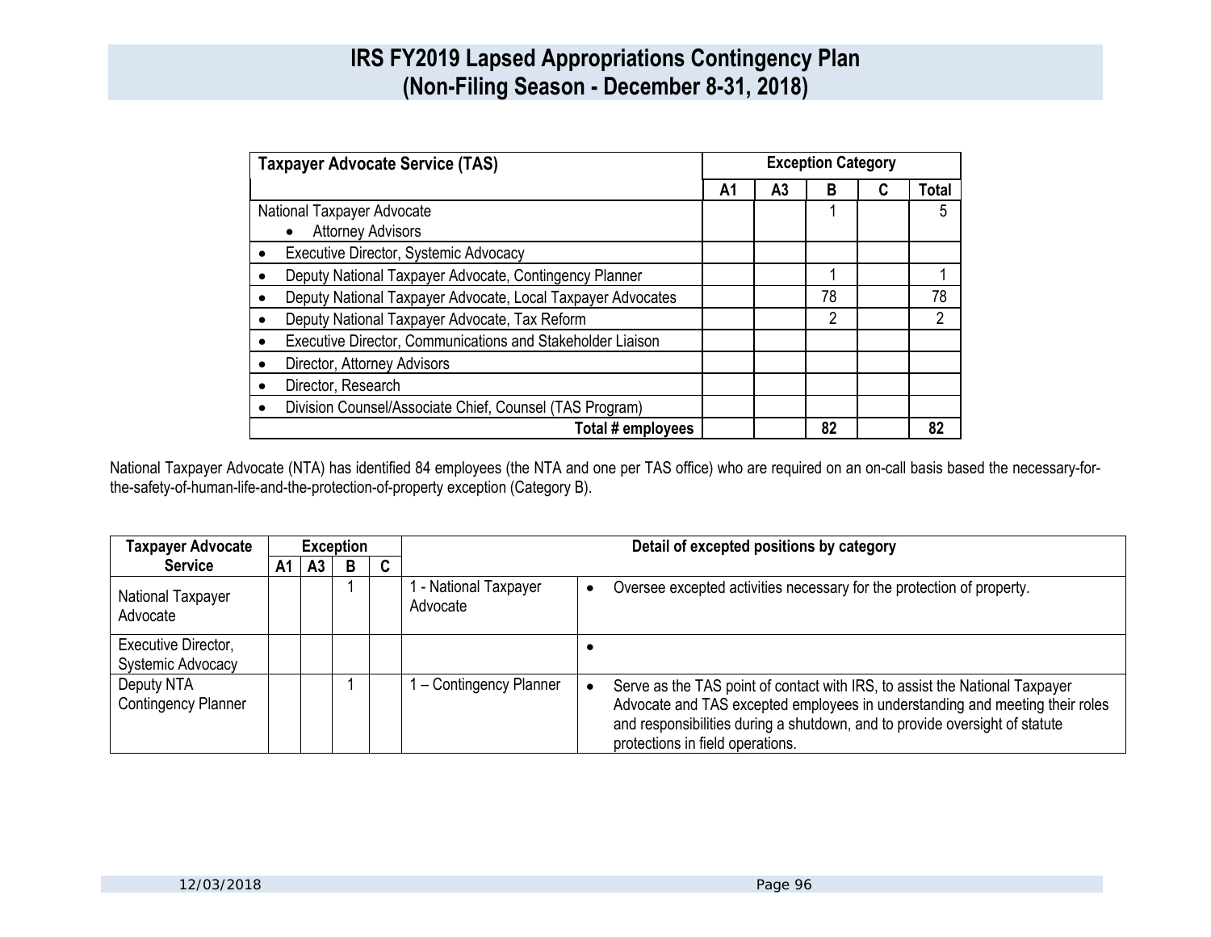# IRS FY2019 Lapsed Appropriations Contingency Plan
## (Non-Filing Season - December 8-31, 2018)

| Taxpayer Advocate Service (TAS) | Exception Category | | | | |
|---|---|---|---|---|---|
| | A1 | A3 | B | C | Total |
| National Taxpayer Advocate<br>• Attorney Advisors | | | 1 | | 5 |
| • Executive Director, Systemic Advocacy | | | | | |
| • Deputy National Taxpayer Advocate, Contingency Planner | | | 1 | | 1 |
| • Deputy National Taxpayer Advocate, Local Taxpayer Advocates | | | 78 | | 78 |
| • Deputy National Taxpayer Advocate, Tax Reform | | | 2 | | 2 |
| • Executive Director, Communications and Stakeholder Liaison | | | | | |
| • Director, Attorney Advisors | | | | | |
| • Director, Research | | | | | |
| • Division Counsel/Associate Chief, Counsel (TAS Program) | | | | | |
| **Total # employees** | | | **82** | | **82** |

National Taxpayer Advocate (NTA) has identified 84 employees (the NTA and one per TAS office) who are required on an on-call basis based the necessary-for-the-safety-of-human-life-and-the-protection-of-property exception (Category B).

| Taxpayer Advocate Service | Exception | | | | Detail of excepted positions by category | |
|---|---|---|---|---|---|---|
| | A1 | A3 | B | C | | |
| National Taxpayer Advocate | | | 1 | | 1 - National Taxpayer Advocate | • Oversee excepted activities necessary for the protection of property. |
| Executive Director, Systemic Advocacy | | | | | | • |
| Deputy NTA Contingency Planner | | | 1 | | 1 – Contingency Planner | • Serve as the TAS point of contact with IRS, to assist the National Taxpayer Advocate and TAS excepted employees in understanding and meeting their roles and responsibilities during a shutdown, and to provide oversight of statute protections in field operations. |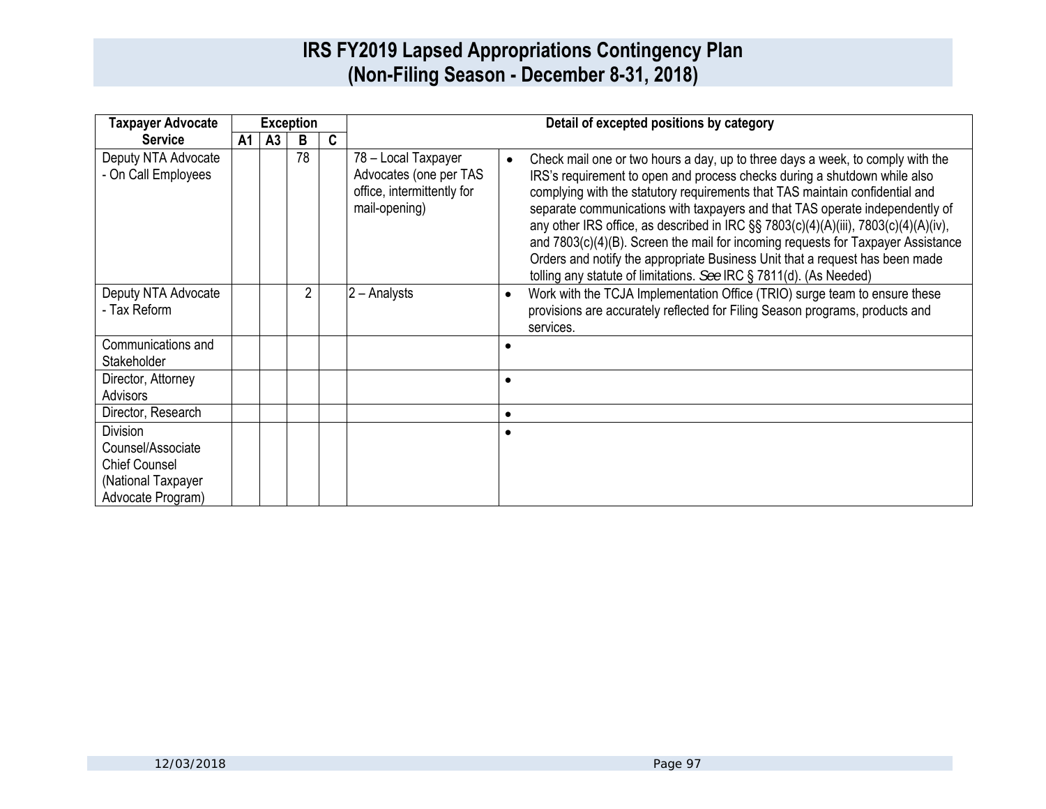# IRS FY2019 Lapsed Appropriations Contingency Plan
# (Non-Filing Season - December 8-31, 2018)

| Taxpayer Advocate Service | Exception | | | | Detail of excepted positions by category | |
|---|---|---|---|---|---|---|
| | A1 | A3 | B | C | | |
| Deputy NTA Advocate - On Call Employees | | | 78 | | 78 – Local Taxpayer Advocates (one per TAS office, intermittently for mail-opening) | • Check mail one or two hours a day, up to three days a week, to comply with the IRS's requirement to open and process checks during a shutdown while also complying with the statutory requirements that TAS maintain confidential and separate communications with taxpayers and that TAS operate independently of any other IRS office, as described in IRC §§ 7803(c)(4)(A)(iii), 7803(c)(4)(A)(iv), and 7803(c)(4)(B). Screen the mail for incoming requests for Taxpayer Assistance Orders and notify the appropriate Business Unit that a request has been made tolling any statute of limitations. *See* IRC § 7811(d). (As Needed) |
| Deputy NTA Advocate - Tax Reform | | | 2 | | 2 – Analysts | • Work with the TCJA Implementation Office (TRIO) surge team to ensure these provisions are accurately reflected for Filing Season programs, products and services. |
| Communications and Stakeholder | | | | | | • |
| Director, Attorney Advisors | | | | | | • |
| Director, Research | | | | | | • |
| Division Counsel/Associate Chief Counsel (National Taxpayer Advocate Program) | | | | | | • |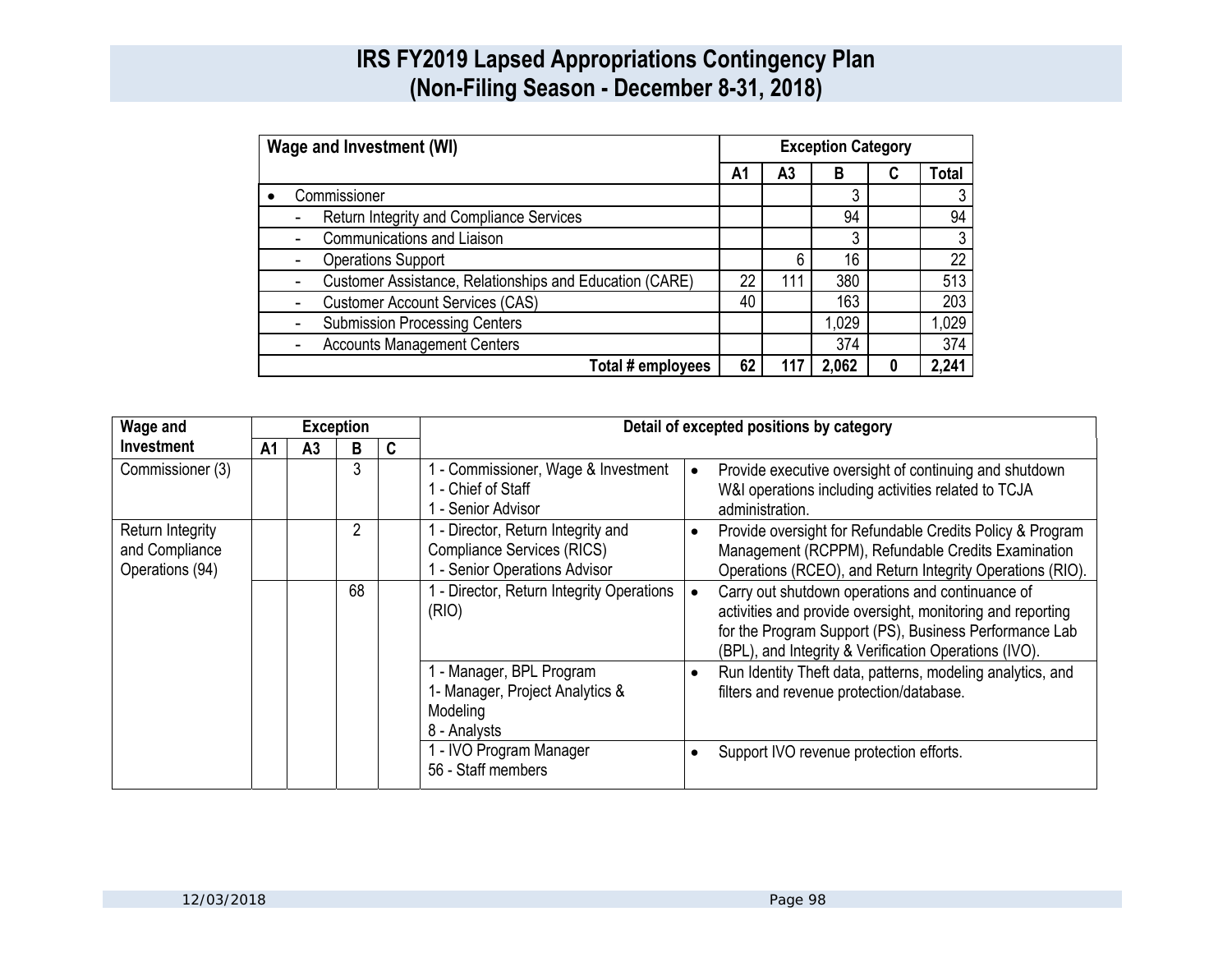# IRS FY2019 Lapsed Appropriations Contingency Plan
# (Non-Filing Season - December 8-31, 2018)

| Wage and Investment (WI) | Exception Category | | | | |
|---|---|---|---|---|---|
| | A1 | A3 | B | C | Total |
| • Commissioner | | | 3 | | 3 |
| - Return Integrity and Compliance Services | | | 94 | | 94 |
| - Communications and Liaison | | | 3 | | 3 |
| - Operations Support | | 6 | 16 | | 22 |
| - Customer Assistance, Relationships and Education (CARE) | 22 | 111 | 380 | | 513 |
| - Customer Account Services (CAS) | 40 | | 163 | | 203 |
| - Submission Processing Centers | | | 1,029 | | 1,029 |
| - Accounts Management Centers | | | 374 | | 374 |
| **Total # employees** | **62** | **117** | **2,062** | **0** | **2,241** |

| Wage and Investment | Exception | | | | Detail of excepted positions by category | |
|---|---|---|---|---|---|---|
| | A1 | A3 | B | C | | |
| Commissioner (3) | | | 3 | | 1 - Commissioner, Wage & Investment<br>1 - Chief of Staff<br>1 - Senior Advisor | • Provide executive oversight of continuing and shutdown W&I operations including activities related to TCJA administration. |
| Return Integrity and Compliance Operations (94) | | | 2 | | 1 - Director, Return Integrity and Compliance Services (RICS)<br>1 - Senior Operations Advisor | • Provide oversight for Refundable Credits Policy & Program Management (RCPPM), Refundable Credits Examination Operations (RCEO), and Return Integrity Operations (RIO). |
| | | | 68 | | 1 - Director, Return Integrity Operations (RIO) | • Carry out shutdown operations and continuance of activities and provide oversight, monitoring and reporting for the Program Support (PS), Business Performance Lab (BPL), and Integrity & Verification Operations (IVO). |
| | | | | | 1 - Manager, BPL Program<br>1- Manager, Project Analytics & Modeling<br>8 - Analysts | • Run Identity Theft data, patterns, modeling analytics, and filters and revenue protection/database. |
| | | | | | 1 - IVO Program Manager<br>56 - Staff members | • Support IVO revenue protection efforts. |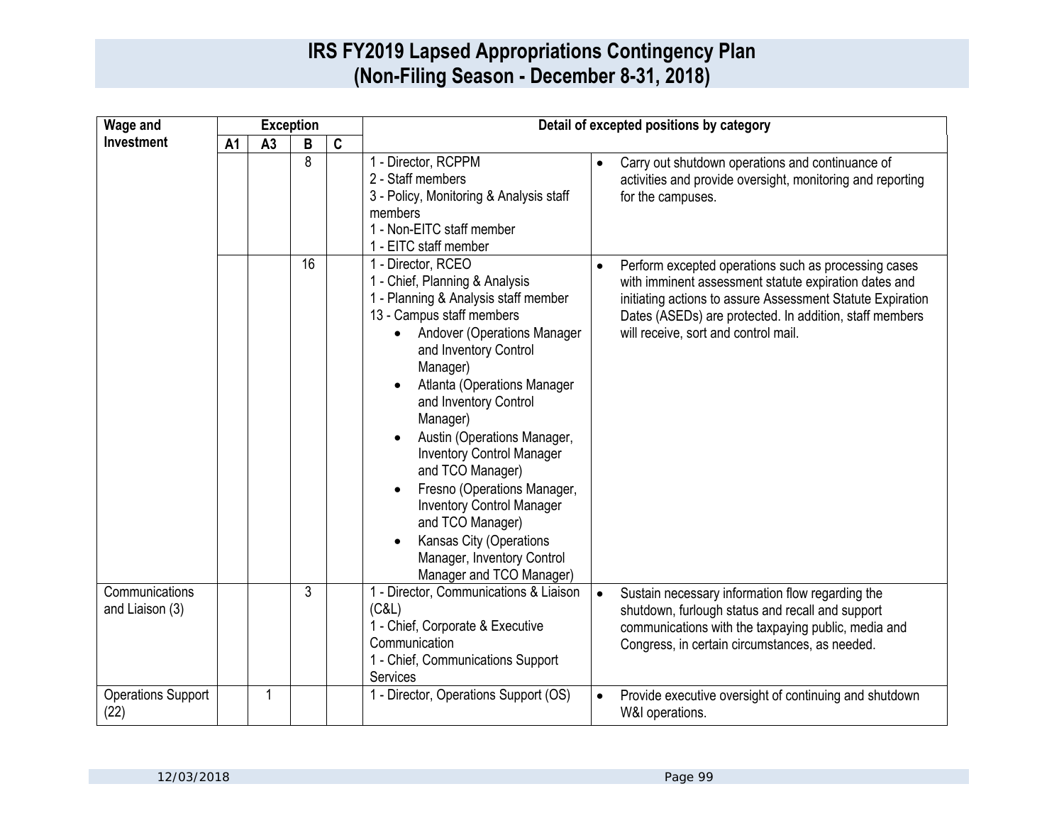# IRS FY2019 Lapsed Appropriations Contingency Plan
# (Non-Filing Season - December 8-31, 2018)

| Wage and Investment | Exception | | | | Detail of excepted positions by category | |
|---|---|---|---|---|---|---|
| | A1 | A3 | B | C | | |
| | | | 8 | | 1 - Director, RCPPM<br>2 - Staff members<br>3 - Policy, Monitoring & Analysis staff members<br>1 - Non-EITC staff member<br>1 - EITC staff member | • Carry out shutdown operations and continuance of activities and provide oversight, monitoring and reporting for the campuses. |
| | | | 16 | | 1 - Director, RCEO<br>1 - Chief, Planning & Analysis<br>1 - Planning & Analysis staff member<br>13 - Campus staff members<br>• Andover (Operations Manager and Inventory Control Manager)<br>• Atlanta (Operations Manager and Inventory Control Manager)<br>• Austin (Operations Manager, Inventory Control Manager and TCO Manager)<br>• Fresno (Operations Manager, Inventory Control Manager and TCO Manager)<br>• Kansas City (Operations Manager, Inventory Control Manager and TCO Manager) | • Perform excepted operations such as processing cases with imminent assessment statute expiration dates and initiating actions to assure Assessment Statute Expiration Dates (ASEDs) are protected. In addition, staff members will receive, sort and control mail. |
| Communications and Liaison (3) | | | 3 | | 1 - Director, Communications & Liaison (C&L)<br>1 - Chief, Corporate & Executive Communication<br>1 - Chief, Communications Support Services | • Sustain necessary information flow regarding the shutdown, furlough status and recall and support communications with the taxpaying public, media and Congress, in certain circumstances, as needed. |
| Operations Support (22) | | 1 | | | 1 - Director, Operations Support (OS) | • Provide executive oversight of continuing and shutdown W&I operations. |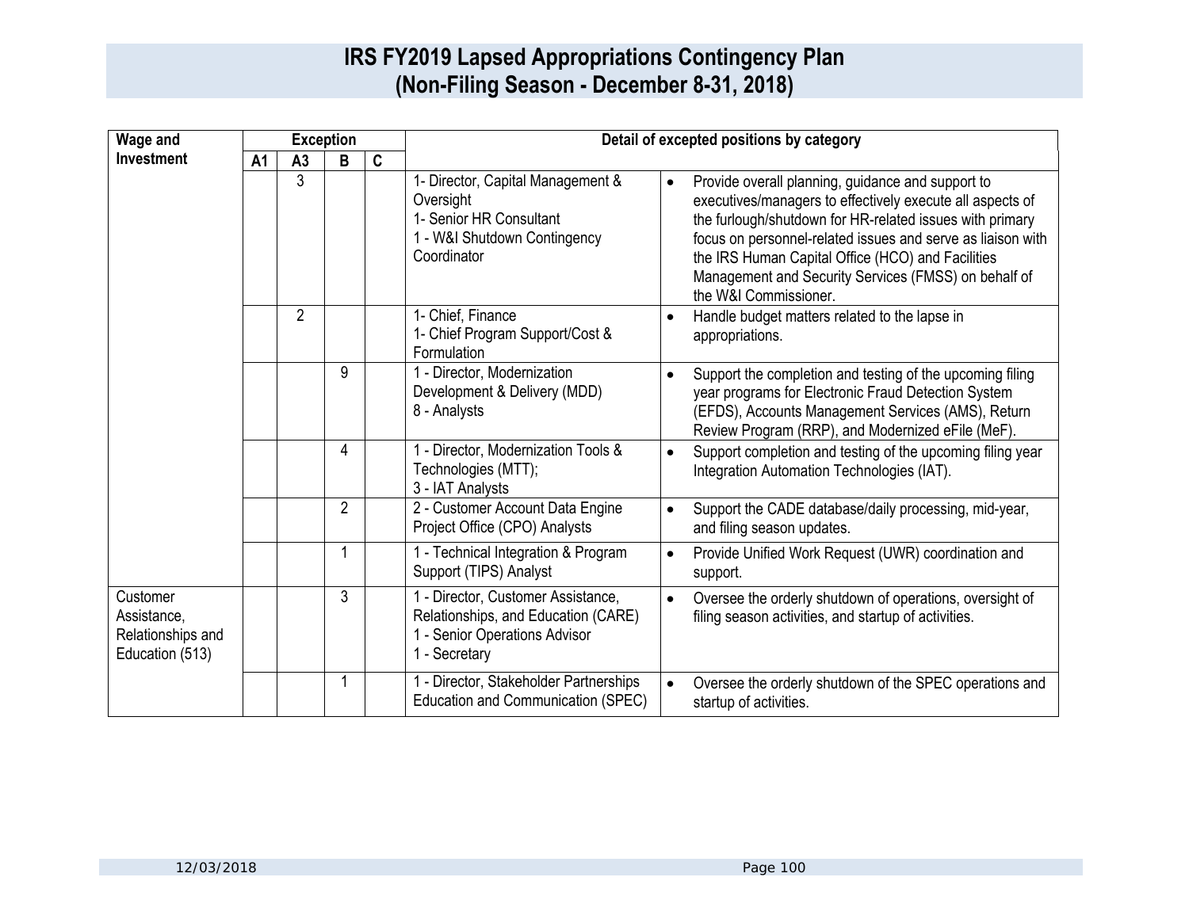# IRS FY2019 Lapsed Appropriations Contingency Plan
## (Non-Filing Season - December 8-31, 2018)

| Wage and Investment | Exception | | | | Detail of excepted positions by category | |
|---|---|---|---|---|---|---|
| | A1 | A3 | B | C | | |
| | | 3 | | | 1- Director, Capital Management & Oversight<br>1- Senior HR Consultant<br>1 - W&I Shutdown Contingency Coordinator | • Provide overall planning, guidance and support to executives/managers to effectively execute all aspects of the furlough/shutdown for HR-related issues with primary focus on personnel-related issues and serve as liaison with the IRS Human Capital Office (HCO) and Facilities Management and Security Services (FMSS) on behalf of the W&I Commissioner. |
| | | 2 | | | 1- Chief, Finance<br>1- Chief Program Support/Cost & Formulation | • Handle budget matters related to the lapse in appropriations. |
| | | | 9 | | 1 - Director, Modernization Development & Delivery (MDD)<br>8 - Analysts | • Support the completion and testing of the upcoming filing year programs for Electronic Fraud Detection System (EFDS), Accounts Management Services (AMS), Return Review Program (RRP), and Modernized eFile (MeF). |
| | | | 4 | | 1 - Director, Modernization Tools & Technologies (MTT);<br>3 - IAT Analysts | • Support completion and testing of the upcoming filing year Integration Automation Technologies (IAT). |
| | | | 2 | | 2 - Customer Account Data Engine Project Office (CPO) Analysts | • Support the CADE database/daily processing, mid-year, and filing season updates. |
| | | | 1 | | 1 - Technical Integration & Program Support (TIPS) Analyst | • Provide Unified Work Request (UWR) coordination and support. |
| Customer Assistance, Relationships and Education (513) | | | 3 | | 1 - Director, Customer Assistance, Relationships, and Education (CARE)<br>1 - Senior Operations Advisor<br>1 - Secretary | • Oversee the orderly shutdown of operations, oversight of filing season activities, and startup of activities. |
| | | | 1 | | 1 - Director, Stakeholder Partnerships Education and Communication (SPEC) | • Oversee the orderly shutdown of the SPEC operations and startup of activities. |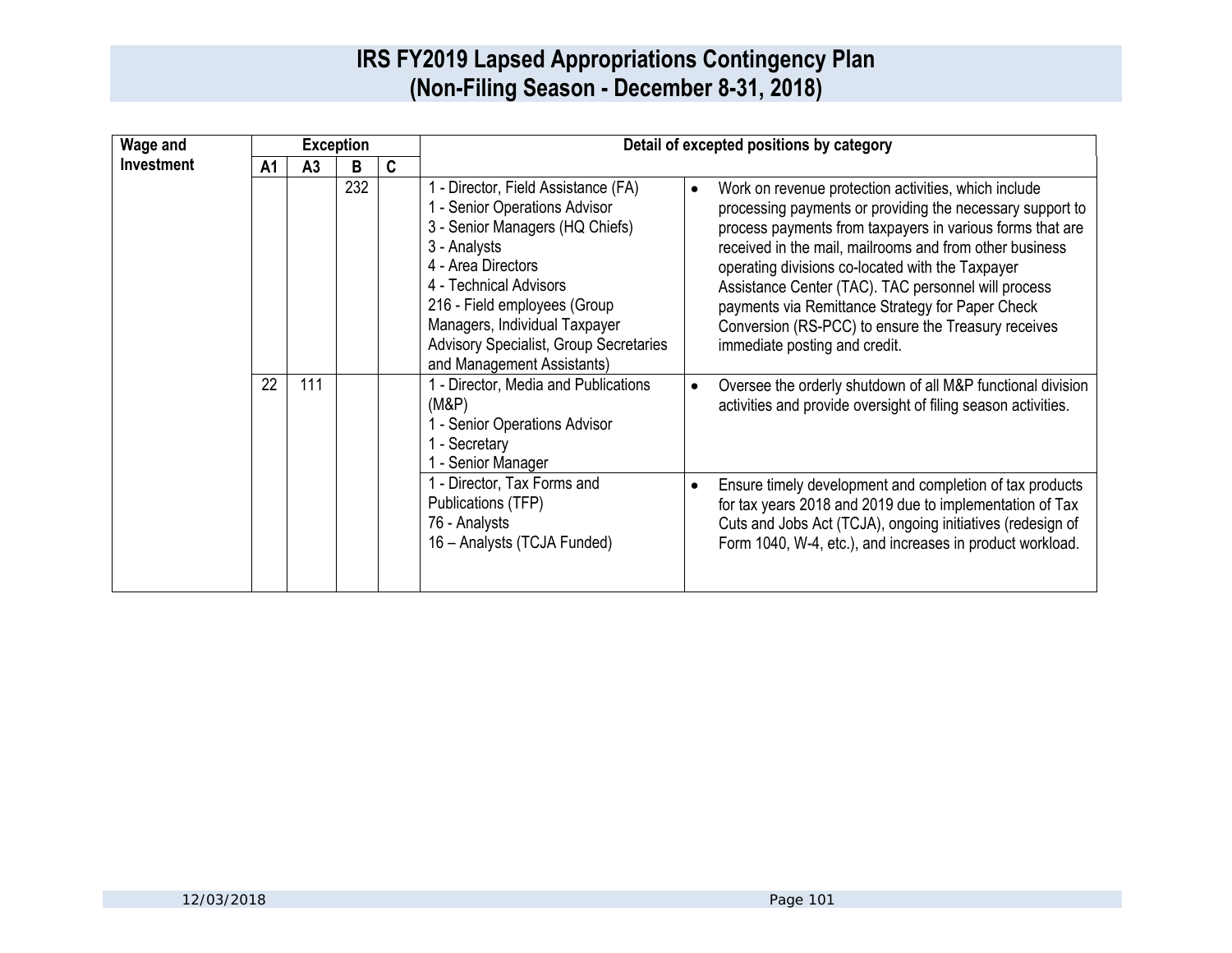# IRS FY2019 Lapsed Appropriations Contingency Plan (Non-Filing Season - December 8-31, 2018)

| Wage and Investment | Exception | | | | Detail of excepted positions by category | |
|---|---|---|---|---|---|---|
| | A1 | A3 | B | C | | |
| | | | 232 | | 1 - Director, Field Assistance (FA)<br>1 - Senior Operations Advisor<br>3 - Senior Managers (HQ Chiefs)<br>3 - Analysts<br>4 - Area Directors<br>4 - Technical Advisors<br>216 - Field employees (Group Managers, Individual Taxpayer Advisory Specialist, Group Secretaries and Management Assistants) | • Work on revenue protection activities, which include processing payments or providing the necessary support to process payments from taxpayers in various forms that are received in the mail, mailrooms and from other business operating divisions co-located with the Taxpayer Assistance Center (TAC). TAC personnel will process payments via Remittance Strategy for Paper Check Conversion (RS-PCC) to ensure the Treasury receives immediate posting and credit. |
| | 22 | 111 | | | 1 - Director, Media and Publications (M&P)<br>1 - Senior Operations Advisor<br>1 - Secretary<br>1 - Senior Manager | • Oversee the orderly shutdown of all M&P functional division activities and provide oversight of filing season activities. |
| | | | | | 1 - Director, Tax Forms and Publications (TFP)<br>76 - Analysts<br>16 – Analysts (TCJA Funded) | • Ensure timely development and completion of tax products for tax years 2018 and 2019 due to implementation of Tax Cuts and Jobs Act (TCJA), ongoing initiatives (redesign of Form 1040, W-4, etc.), and increases in product workload. |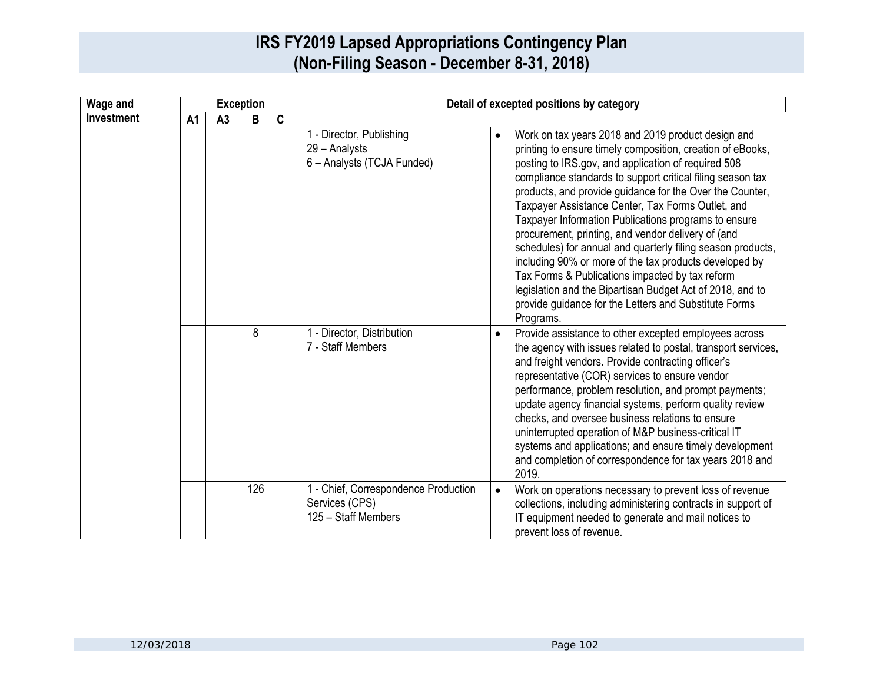# IRS FY2019 Lapsed Appropriations Contingency Plan
## (Non-Filing Season - December 8-31, 2018)

| Wage and Investment | Exception | | | | Detail of excepted positions by category | |
|---|---|---|---|---|---|---|
| | A1 | A3 | B | C | | |
| | | | | | 1 - Director, Publishing<br>29 – Analysts<br>6 – Analysts (TCJA Funded) | • Work on tax years 2018 and 2019 product design and printing to ensure timely composition, creation of eBooks, posting to IRS.gov, and application of required 508 compliance standards to support critical filing season tax products, and provide guidance for the Over the Counter, Taxpayer Assistance Center, Tax Forms Outlet, and Taxpayer Information Publications programs to ensure procurement, printing, and vendor delivery of (and schedules) for annual and quarterly filing season products, including 90% or more of the tax products developed by Tax Forms & Publications impacted by tax reform legislation and the Bipartisan Budget Act of 2018, and to provide guidance for the Letters and Substitute Forms Programs. |
| | | | 8 | | 1 - Director, Distribution<br>7 - Staff Members | • Provide assistance to other excepted employees across the agency with issues related to postal, transport services, and freight vendors. Provide contracting officer's representative (COR) services to ensure vendor performance, problem resolution, and prompt payments; update agency financial systems, perform quality review checks, and oversee business relations to ensure uninterrupted operation of M&P business-critical IT systems and applications; and ensure timely development and completion of correspondence for tax years 2018 and 2019. |
| | | | 126 | | 1 - Chief, Correspondence Production Services (CPS)<br>125 – Staff Members | • Work on operations necessary to prevent loss of revenue collections, including administering contracts in support of IT equipment needed to generate and mail notices to prevent loss of revenue. |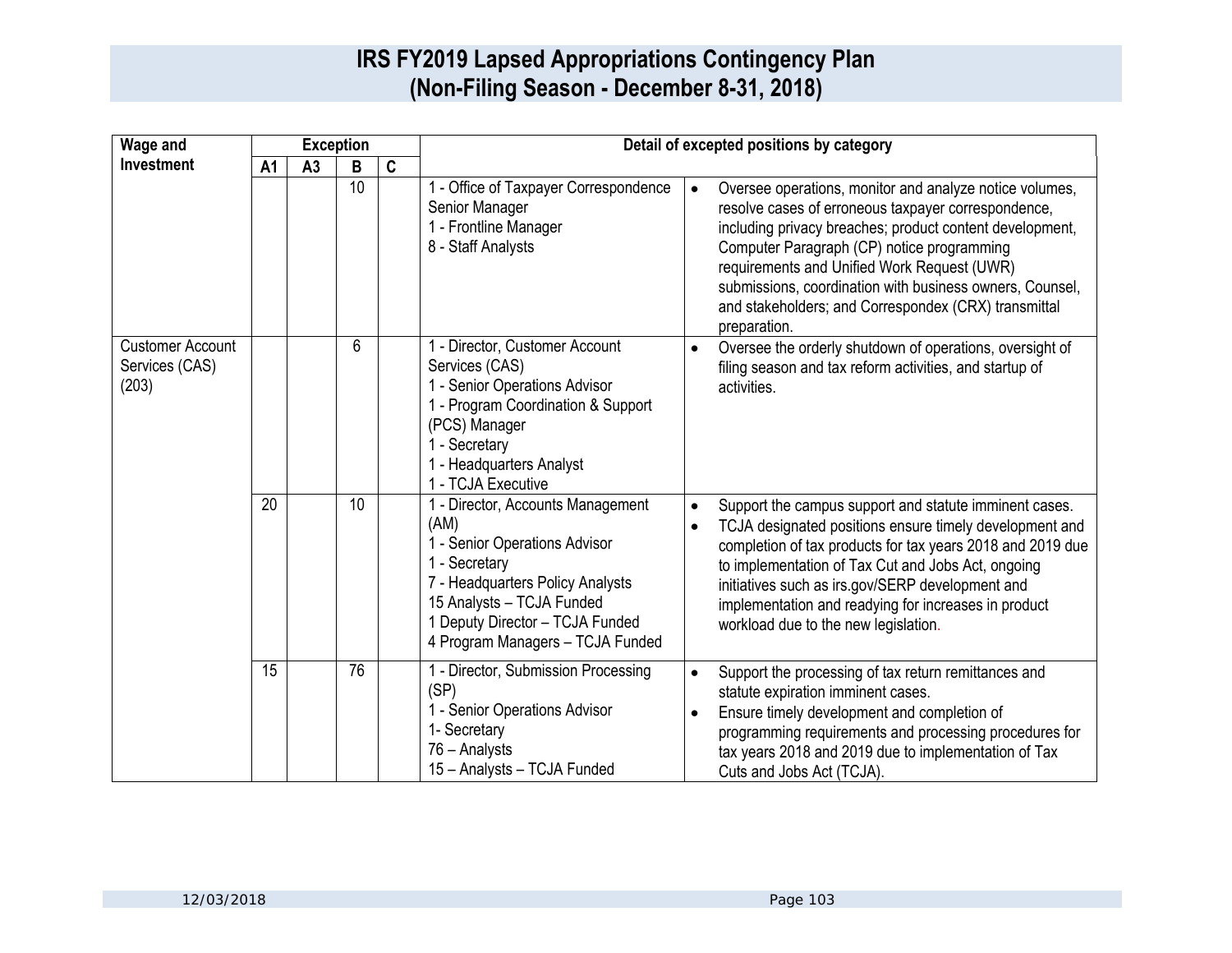# IRS FY2019 Lapsed Appropriations Contingency Plan
# (Non-Filing Season - December 8-31, 2018)

| Wage and Investment | Exception | | | | Detail of excepted positions by category | |
|---|---|---|---|---|---|---|
| | A1 | A3 | B | C | | |
| | | | 10 | | 1 - Office of Taxpayer Correspondence Senior Manager<br>1 - Frontline Manager<br>8 - Staff Analysts | • Oversee operations, monitor and analyze notice volumes, resolve cases of erroneous taxpayer correspondence, including privacy breaches; product content development, Computer Paragraph (CP) notice programming requirements and Unified Work Request (UWR) submissions, coordination with business owners, Counsel, and stakeholders; and Correspondex (CRX) transmittal preparation. |
| Customer Account Services (CAS) (203) | | | 6 | | 1 - Director, Customer Account Services (CAS)<br>1 - Senior Operations Advisor<br>1 - Program Coordination & Support (PCS) Manager<br>1 - Secretary<br>1 - Headquarters Analyst<br>1 - TCJA Executive | • Oversee the orderly shutdown of operations, oversight of filing season and tax reform activities, and startup of activities. |
| | 20 | | 10 | | 1 - Director, Accounts Management (AM)<br>1 - Senior Operations Advisor<br>1 - Secretary<br>7 - Headquarters Policy Analysts<br>15 Analysts – TCJA Funded<br>1 Deputy Director – TCJA Funded<br>4 Program Managers – TCJA Funded | • Support the campus support and statute imminent cases.<br>• TCJA designated positions ensure timely development and completion of tax products for tax years 2018 and 2019 due to implementation of Tax Cut and Jobs Act, ongoing initiatives such as irs.gov/SERP development and implementation and readying for increases in product workload due to the new legislation. |
| | 15 | | 76 | | 1 - Director, Submission Processing (SP)<br>1 - Senior Operations Advisor<br>1- Secretary<br>76 – Analysts<br>15 – Analysts – TCJA Funded | • Support the processing of tax return remittances and statute expiration imminent cases.<br>• Ensure timely development and completion of programming requirements and processing procedures for tax years 2018 and 2019 due to implementation of Tax Cuts and Jobs Act (TCJA). |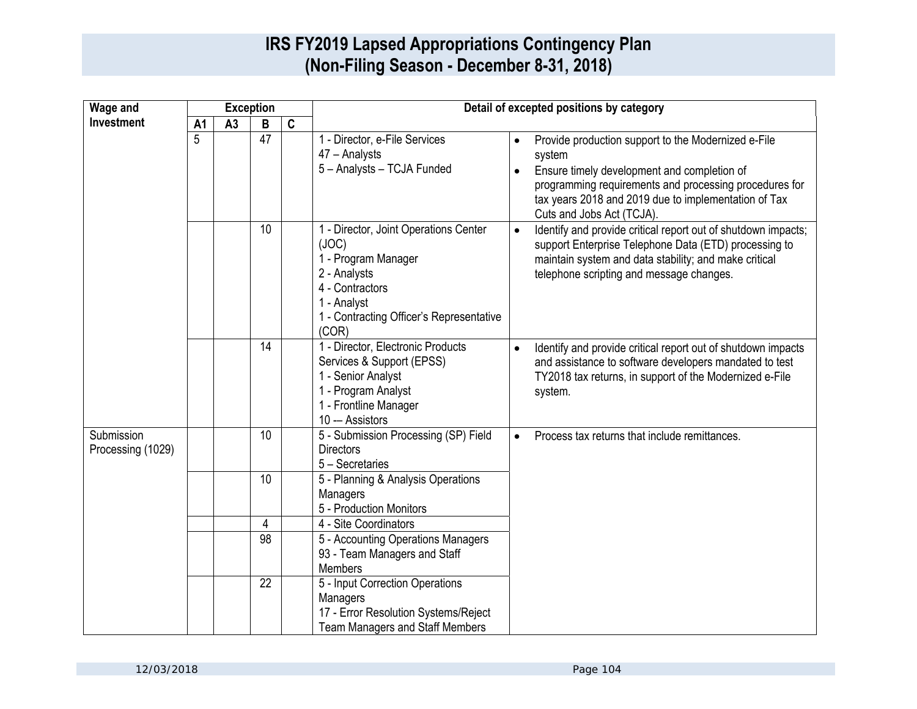# IRS FY2019 Lapsed Appropriations Contingency Plan
# (Non-Filing Season - December 8-31, 2018)

| Wage and Investment | Exception | | | | Detail of excepted positions by category | |
|---|---|---|---|---|---|---|
| | A1 | A3 | B | C | | |
| | 5 | | 47 | | 1 - Director, e-File Services<br>47 – Analysts<br>5 – Analysts – TCJA Funded | • Provide production support to the Modernized e-File system<br>• Ensure timely development and completion of programming requirements and processing procedures for tax years 2018 and 2019 due to implementation of Tax Cuts and Jobs Act (TCJA). |
| | | | 10 | | 1 - Director, Joint Operations Center (JOC)<br>1 - Program Manager<br>2 - Analysts<br>4 - Contractors<br>1 - Analyst<br>1 - Contracting Officer's Representative (COR) | • Identify and provide critical report out of shutdown impacts; support Enterprise Telephone Data (ETD) processing to maintain system and data stability; and make critical telephone scripting and message changes. |
| | | | 14 | | 1 - Director, Electronic Products Services & Support (EPSS)<br>1 - Senior Analyst<br>1 - Program Analyst<br>1 - Frontline Manager<br>10 -– Assistors | • Identify and provide critical report out of shutdown impacts and assistance to software developers mandated to test TY2018 tax returns, in support of the Modernized e-File system. |
| Submission Processing (1029) | | | 10 | | 5 - Submission Processing (SP) Field Directors<br>5 – Secretaries | • Process tax returns that include remittances. |
| | | | 10 | | 5 - Planning & Analysis Operations Managers<br>5 - Production Monitors | |
| | | | 4 | | 4 - Site Coordinators | |
| | | | 98 | | 5 - Accounting Operations Managers<br>93 - Team Managers and Staff Members | |
| | | | 22 | | 5 - Input Correction Operations Managers<br>17 - Error Resolution Systems/Reject Team Managers and Staff Members | |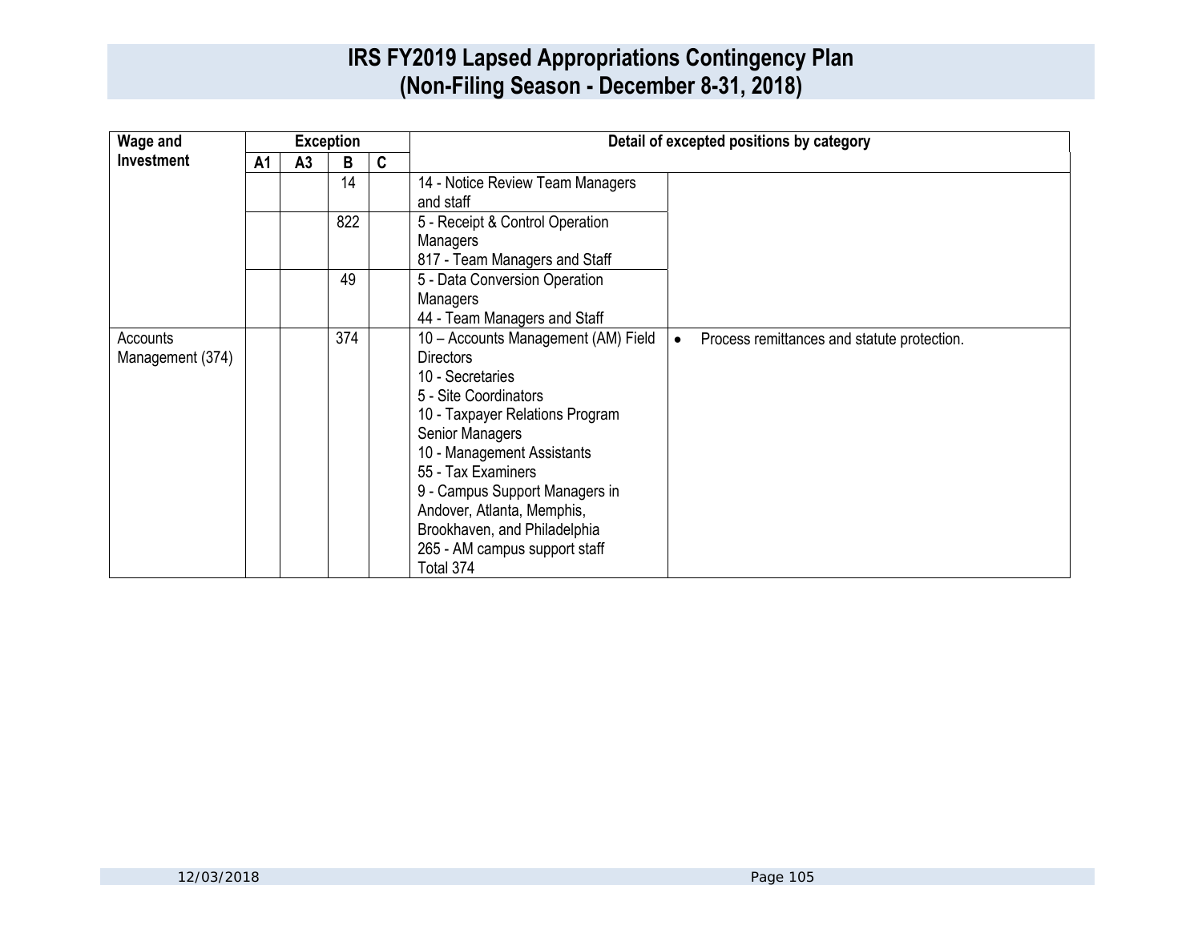# IRS FY2019 Lapsed Appropriations Contingency Plan
## (Non-Filing Season - December 8-31, 2018)

| Wage and Investment | Exception | | | | Detail of excepted positions by category | |
|---|---|---|---|---|---|---|
| | A1 | A3 | B | C | | |
| | | | 14 | | 14 - Notice Review Team Managers and staff | |
| | | | 822 | | 5 - Receipt & Control Operation Managers<br>817 - Team Managers and Staff | |
| | | | 49 | | 5 - Data Conversion Operation Managers<br>44 - Team Managers and Staff | |
| Accounts Management (374) | | | 374 | | 10 – Accounts Management (AM) Field Directors<br>10 - Secretaries<br>5 - Site Coordinators<br>10 - Taxpayer Relations Program Senior Managers<br>10 - Management Assistants<br>55 - Tax Examiners<br>9 - Campus Support Managers in Andover, Atlanta, Memphis, Brookhaven, and Philadelphia<br>265 - AM campus support staff<br>Total 374 | • Process remittances and statute protection. |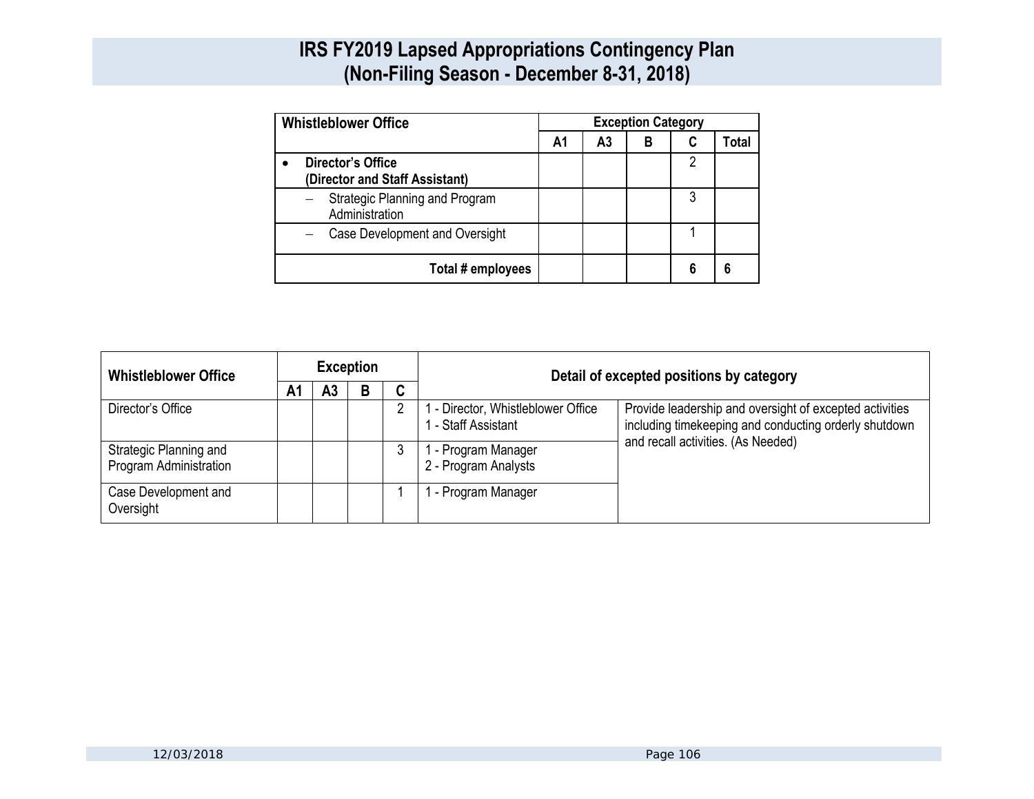# IRS FY2019 Lapsed Appropriations Contingency Plan (Non-Filing Season - December 8-31, 2018)

| Whistleblower Office | Exception Category | | | | |
|---|---|---|---|---|---|
| | A1 | A3 | B | C | Total |
| • **Director's Office (Director and Staff Assistant)** | | | | 2 | |
| – Strategic Planning and Program Administration | | | | 3 | |
| – Case Development and Oversight | | | | 1 | |
| **Total # employees** | | | | **6** | **6** |

| Whistleblower Office | Exception | | | | Detail of excepted positions by category | |
|---|---|---|---|---|---|---|
| | A1 | A3 | B | C | | |
| Director's Office | | | | 2 | 1 - Director, Whistleblower Office<br>1 - Staff Assistant | Provide leadership and oversight of excepted activities including timekeeping and conducting orderly shutdown and recall activities. (As Needed) |
| Strategic Planning and Program Administration | | | | 3 | 1 - Program Manager<br>2 - Program Analysts | |
| Case Development and Oversight | | | | 1 | 1 - Program Manager | |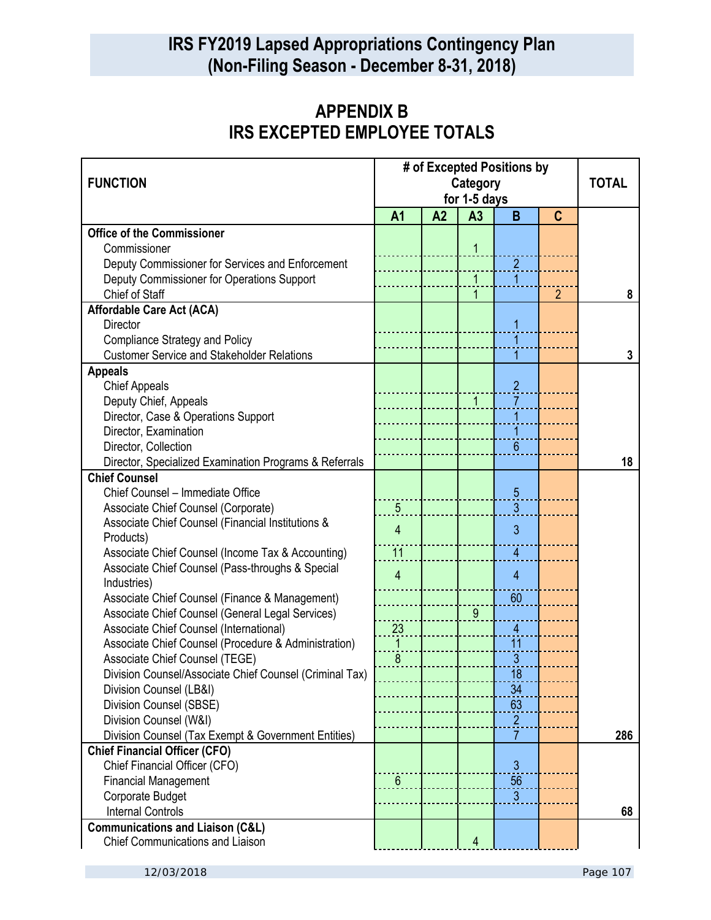# IRS FY2019 Lapsed Appropriations Contingency Plan (Non-Filing Season - December 8-31, 2018)

## APPENDIX B
## IRS EXCEPTED EMPLOYEE TOTALS

| FUNCTION | # of Excepted Positions by Category for 1-5 days | | | | | TOTAL |
|---|---|---|---|---|---|---|
| | A1 | A2 | A3 | B | C | |
| **Office of the Commissioner** | | | | | | |
| Commissioner | | | 1 | | | |
| Deputy Commissioner for Services and Enforcement | | | | 2 | | |
| Deputy Commissioner for Operations Support | | | 1 | 1 | | |
| Chief of Staff | | | 1 | | 2 | 8 |
| **Affordable Care Act (ACA)** | | | | | | |
| Director | | | | 1 | | |
| Compliance Strategy and Policy | | | | 1 | | |
| Customer Service and Stakeholder Relations | | | | 1 | | 3 |
| **Appeals** | | | | | | |
| Chief Appeals | | | | 2 | | |
| Deputy Chief, Appeals | | | 1 | 7 | | |
| Director, Case & Operations Support | | | | 1 | | |
| Director, Examination | | | | 1 | | |
| Director, Collection | | | | 6 | | |
| Director, Specialized Examination Programs & Referrals | | | | | | 18 |
| **Chief Counsel** | | | | | | |
| Chief Counsel – Immediate Office | | | | 5 | | |
| Associate Chief Counsel (Corporate) | 5 | | | 3 | | |
| Associate Chief Counsel (Financial Institutions & Products) | 4 | | | 3 | | |
| Associate Chief Counsel (Income Tax & Accounting) | 11 | | | 4 | | |
| Associate Chief Counsel (Pass-throughs & Special Industries) | 4 | | | 4 | | |
| Associate Chief Counsel (Finance & Management) | | | | 60 | | |
| Associate Chief Counsel (General Legal Services) | | | 9 | | | |
| Associate Chief Counsel (International) | 23 | | | 4 | | |
| Associate Chief Counsel (Procedure & Administration) | 1 | | | 11 | | |
| Associate Chief Counsel (TEGE) | 8 | | | 3 | | |
| Division Counsel/Associate Chief Counsel (Criminal Tax) | | | | 18 | | |
| Division Counsel (LB&I) | | | | 34 | | |
| Division Counsel (SBSE) | | | | 63 | | |
| Division Counsel (W&I) | | | | 2 | | |
| Division Counsel (Tax Exempt & Government Entities) | | | | 7 | | 286 |
| **Chief Financial Officer (CFO)** | | | | | | |
| Chief Financial Officer (CFO) | | | | 3 | | |
| Financial Management | 6 | | | 56 | | |
| Corporate Budget | | | | 3 | | |
| Internal Controls | | | | | | 68 |
| **Communications and Liaison (C&L)** | | | | | | |
| Chief Communications and Liaison | | | 4 | | | |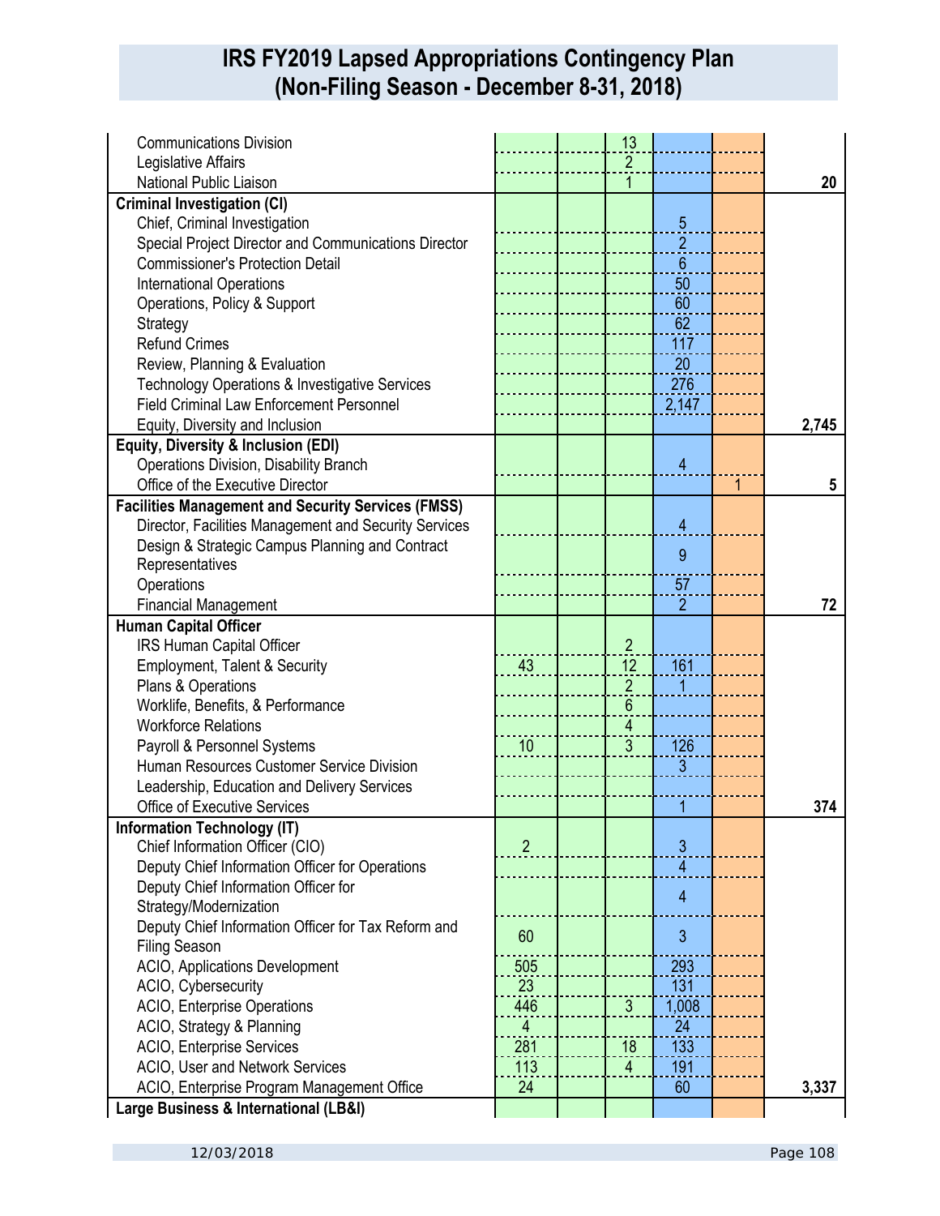# IRS FY2019 Lapsed Appropriations Contingency Plan
## (Non-Filing Season - December 8-31, 2018)

| | | | | | | |
|---|---|---|---|---|---|---|
| Communications Division | | | 13 | | | |
| Legislative Affairs | | | 2 | | | |
| National Public Liaison | | | 1 | | | **20** |
| **Criminal Investigation (CI)** | | | | | | |
| Chief, Criminal Investigation | | | | 5 | | |
| Special Project Director and Communications Director | | | | 2 | | |
| Commissioner's Protection Detail | | | | 6 | | |
| International Operations | | | | 50 | | |
| Operations, Policy & Support | | | | 60 | | |
| Strategy | | | | 62 | | |
| Refund Crimes | | | | 117 | | |
| Review, Planning & Evaluation | | | | 20 | | |
| Technology Operations & Investigative Services | | | | 276 | | |
| Field Criminal Law Enforcement Personnel | | | | 2,147 | | |
| Equity, Diversity and Inclusion | | | | | | **2,745** |
| **Equity, Diversity & Inclusion (EDI)** | | | | | | |
| Operations Division, Disability Branch | | | | 4 | | |
| Office of the Executive Director | | | | | 1 | **5** |
| **Facilities Management and Security Services (FMSS)** | | | | | | |
| Director, Facilities Management and Security Services | | | | 4 | | |
| Design & Strategic Campus Planning and Contract Representatives | | | | 9 | | |
| Operations | | | | 57 | | |
| Financial Management | | | | 2 | | **72** |
| **Human Capital Officer** | | | | | | |
| IRS Human Capital Officer | | | 2 | | | |
| Employment, Talent & Security | 43 | | 12 | 161 | | |
| Plans & Operations | | | 2 | 1 | | |
| Worklife, Benefits, & Performance | | | 6 | | | |
| Workforce Relations | | | 4 | | | |
| Payroll & Personnel Systems | 10 | | 3 | 126 | | |
| Human Resources Customer Service Division | | | | 3 | | |
| Leadership, Education and Delivery Services | | | | | | |
| Office of Executive Services | | | | 1 | | **374** |
| **Information Technology (IT)** | | | | | | |
| Chief Information Officer (CIO) | 2 | | | 3 | | |
| Deputy Chief Information Officer for Operations | | | | 4 | | |
| Deputy Chief Information Officer for Strategy/Modernization | | | | 4 | | |
| Deputy Chief Information Officer for Tax Reform and Filing Season | 60 | | | 3 | | |
| ACIO, Applications Development | 505 | | | 293 | | |
| ACIO, Cybersecurity | 23 | | | 131 | | |
| ACIO, Enterprise Operations | 446 | | 3 | 1,008 | | |
| ACIO, Strategy & Planning | 4 | | | 24 | | |
| ACIO, Enterprise Services | 281 | | 18 | 133 | | |
| ACIO, User and Network Services | 113 | | 4 | 191 | | |
| ACIO, Enterprise Program Management Office | 24 | | | 60 | | **3,337** |
| **Large Business & International (LB&I)** | | | | | | |

12/03/2018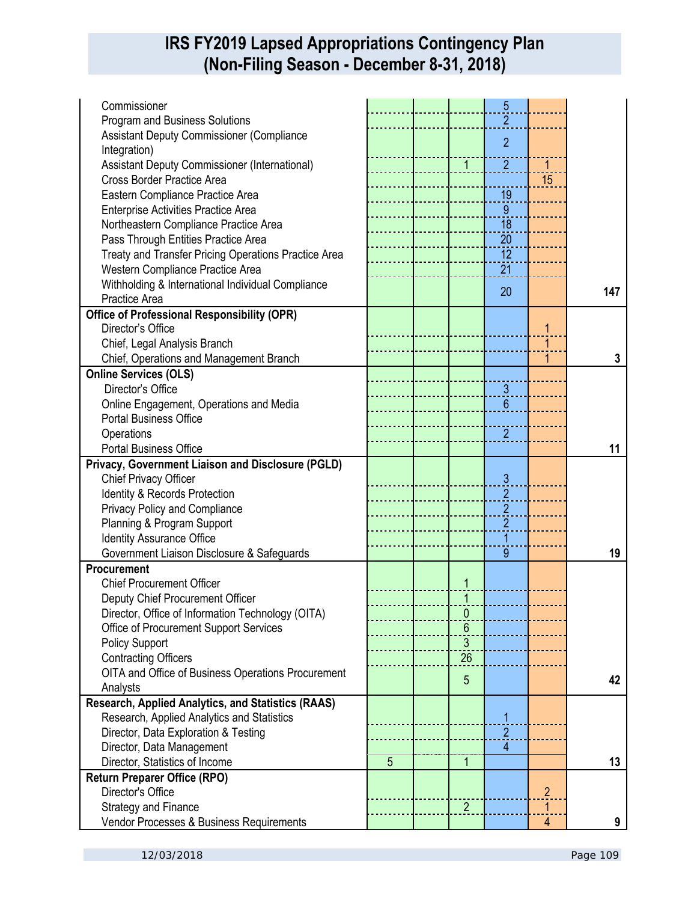# IRS FY2019 Lapsed Appropriations Contingency Plan (Non-Filing Season - December 8-31, 2018)

| | | | | | | |
|---|---|---|---|---|---|---|
| Commissioner | | | | 5 | | |
| Program and Business Solutions | | | | 2 | | |
| Assistant Deputy Commissioner (Compliance Integration) | | | | 2 | | |
| Assistant Deputy Commissioner (International) | | | 1 | 2 | 1 | |
| Cross Border Practice Area | | | | | 15 | |
| Eastern Compliance Practice Area | | | | 19 | | |
| Enterprise Activities Practice Area | | | | 9 | | |
| Northeastern Compliance Practice Area | | | | 18 | | |
| Pass Through Entities Practice Area | | | | 20 | | |
| Treaty and Transfer Pricing Operations Practice Area | | | | 12 | | |
| Western Compliance Practice Area | | | | 21 | | |
| Withholding & International Individual Compliance Practice Area | | | | 20 | | **147** |
| **Office of Professional Responsibility (OPR)** | | | | | | |
| Director's Office | | | | | 1 | |
| Chief, Legal Analysis Branch | | | | | 1 | |
| Chief, Operations and Management Branch | | | | | 1 | **3** |
| **Online Services (OLS)** | | | | | | |
| Director's Office | | | | 3 | | |
| Online Engagement, Operations and Media | | | | 6 | | |
| Portal Business Office | | | | | | |
| Operations | | | | 2 | | |
| Portal Business Office | | | | | | **11** |
| **Privacy, Government Liaison and Disclosure (PGLD)** | | | | | | |
| Chief Privacy Officer | | | | 3 | | |
| Identity & Records Protection | | | | 2 | | |
| Privacy Policy and Compliance | | | | 2 | | |
| Planning & Program Support | | | | 2 | | |
| Identity Assurance Office | | | | 1 | | |
| Government Liaison Disclosure & Safeguards | | | | 9 | | **19** |
| **Procurement** | | | | | | |
| Chief Procurement Officer | | | 1 | | | |
| Deputy Chief Procurement Officer | | | 1 | | | |
| Director, Office of Information Technology (OITA) | | | 0 | | | |
| Office of Procurement Support Services | | | 6 | | | |
| Policy Support | | | 3 | | | |
| Contracting Officers | | | 26 | | | |
| OITA and Office of Business Operations Procurement Analysts | | | 5 | | | **42** |
| **Research, Applied Analytics, and Statistics (RAAS)** | | | | | | |
| Research, Applied Analytics and Statistics | | | | 1 | | |
| Director, Data Exploration & Testing | | | | 2 | | |
| Director, Data Management | | | | 4 | | |
| Director, Statistics of Income | 5 | | 1 | | | **13** |
| **Return Preparer Office (RPO)** | | | | | | |
| Director's Office | | | | | 2 | |
| Strategy and Finance | | | 2 | | 1 | |
| Vendor Processes & Business Requirements | | | | | 4 | **9** |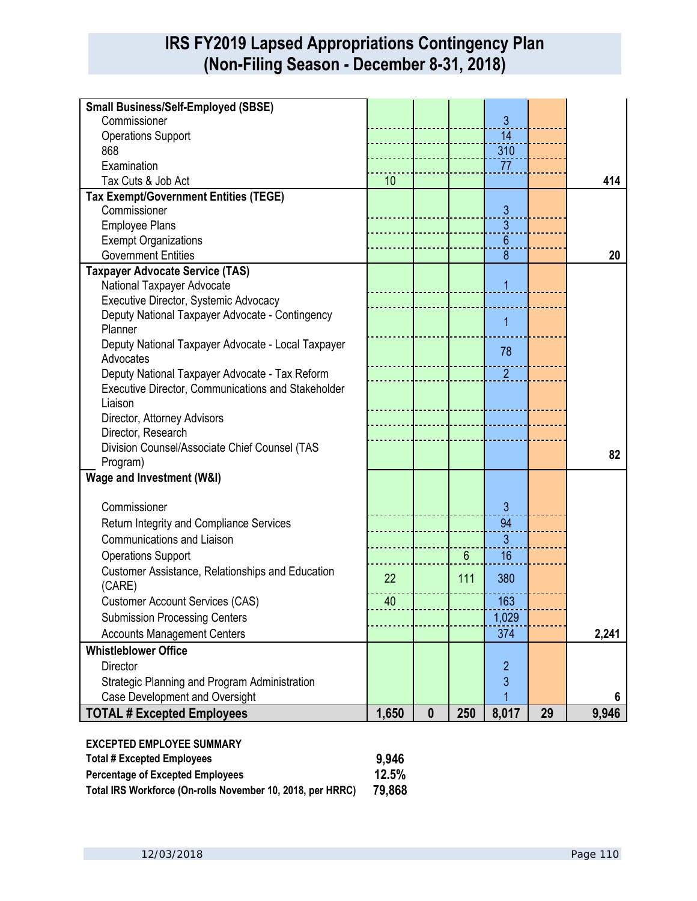# IRS FY2019 Lapsed Appropriations Contingency Plan (Non-Filing Season - December 8-31, 2018)

| | | | | | | |
|---|---|---|---|---|---|---|
| **Small Business/Self-Employed (SBSE)** | | | | | | |
| Commissioner | | | | 3 | | |
| Operations Support | | | | 14 | | |
| 868 | | | | 310 | | |
| Examination | | | | 77 | | |
| Tax Cuts & Job Act | 10 | | | | | **414** |
| **Tax Exempt/Government Entities (TEGE)** | | | | | | |
| Commissioner | | | | 3 | | |
| Employee Plans | | | | 3 | | |
| Exempt Organizations | | | | 6 | | |
| Government Entities | | | | 8 | | **20** |
| **Taxpayer Advocate Service (TAS)** | | | | | | |
| National Taxpayer Advocate | | | | 1 | | |
| Executive Director, Systemic Advocacy | | | | | | |
| Deputy National Taxpayer Advocate - Contingency Planner | | | | 1 | | |
| Deputy National Taxpayer Advocate - Local Taxpayer Advocates | | | | 78 | | |
| Deputy National Taxpayer Advocate - Tax Reform | | | | 2 | | |
| Executive Director, Communications and Stakeholder Liaison | | | | | | |
| Director, Attorney Advisors | | | | | | |
| Director, Research | | | | | | |
| Division Counsel/Associate Chief Counsel (TAS Program) | | | | | | **82** |
| **Wage and Investment (W&I)** | | | | | | |
| Commissioner | | | | 3 | | |
| Return Integrity and Compliance Services | | | | 94 | | |
| Communications and Liaison | | | | 3 | | |
| Operations Support | | | 6 | 16 | | |
| Customer Assistance, Relationships and Education (CARE) | 22 | | 111 | 380 | | |
| Customer Account Services (CAS) | 40 | | | 163 | | |
| Submission Processing Centers | | | | 1,029 | | |
| Accounts Management Centers | | | | 374 | | **2,241** |
| **Whistleblower Office** | | | | | | |
| Director | | | | 2 | | |
| Strategic Planning and Program Administration | | | | 3 | | |
| Case Development and Oversight | | | | 1 | | **6** |
| **TOTAL # Excepted Employees** | **1,650** | **0** | **250** | **8,017** | **29** | **9,946** |

**EXCEPTED EMPLOYEE SUMMARY**

| | |
|---|---|
| **Total # Excepted Employees** | **9,946** |
| **Percentage of Excepted Employees** | **12.5%** |
| **Total IRS Workforce (On-rolls November 10, 2018, per HRRC)** | **79,868** |

12/03/2018